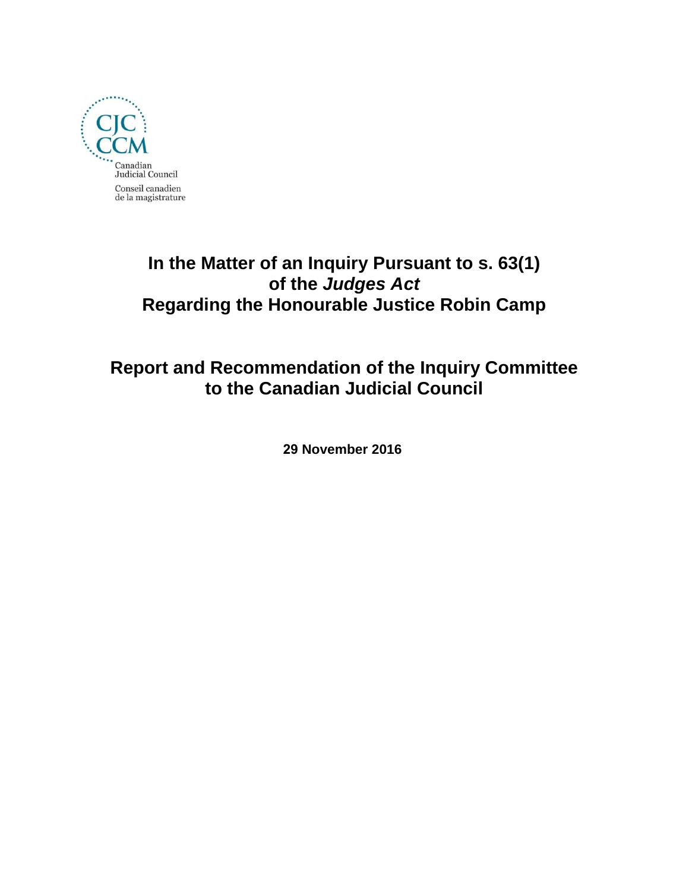CJC
CCM
Canadian
Judicial Council
Conseil canadien
de la magistrature

# In the Matter of an Inquiry Pursuant to s. 63(1) of the *Judges Act* Regarding the Honourable Justice Robin Camp

## Report and Recommendation of the Inquiry Committee to the Canadian Judicial Council

**29 November 2016**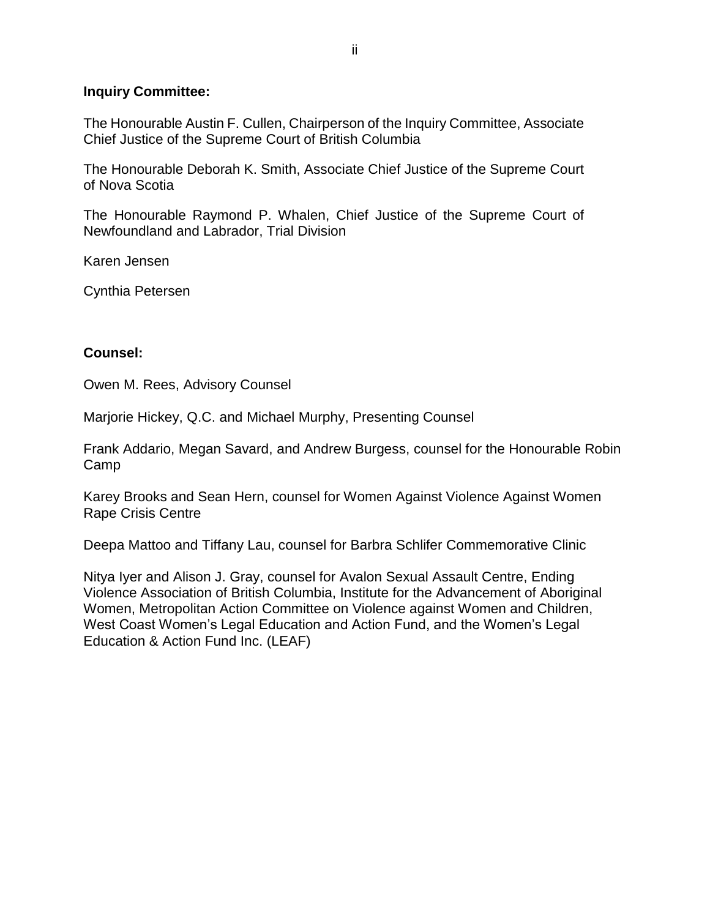**Inquiry Committee:**

The Honourable Austin F. Cullen, Chairperson of the Inquiry Committee, Associate Chief Justice of the Supreme Court of British Columbia

The Honourable Deborah K. Smith, Associate Chief Justice of the Supreme Court of Nova Scotia

The Honourable Raymond P. Whalen, Chief Justice of the Supreme Court of Newfoundland and Labrador, Trial Division

Karen Jensen

Cynthia Petersen

**Counsel:**

Owen M. Rees, Advisory Counsel

Marjorie Hickey, Q.C. and Michael Murphy, Presenting Counsel

Frank Addario, Megan Savard, and Andrew Burgess, counsel for the Honourable Robin Camp

Karey Brooks and Sean Hern, counsel for Women Against Violence Against Women Rape Crisis Centre

Deepa Mattoo and Tiffany Lau, counsel for Barbra Schlifer Commemorative Clinic

Nitya Iyer and Alison J. Gray, counsel for Avalon Sexual Assault Centre, Ending Violence Association of British Columbia, Institute for the Advancement of Aboriginal Women, Metropolitan Action Committee on Violence against Women and Children, West Coast Women's Legal Education and Action Fund, and the Women's Legal Education & Action Fund Inc. (LEAF)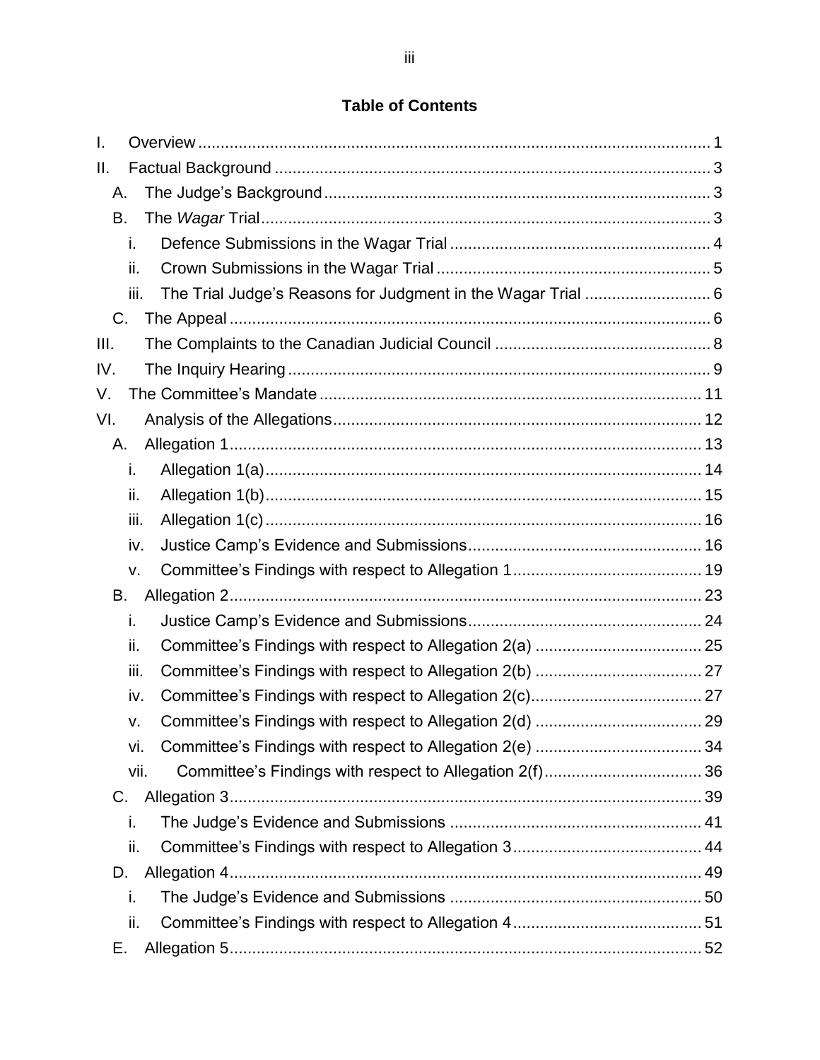**Table of Contents**

I. Overview ........................................................................................................ 1

II. Factual Background ........................................................................................ 3

A. The Judge's Background ................................................................................ 3

B. The *Wagar* Trial ........................................................................................... 3

i. Defence Submissions in the Wagar Trial ........................................................ 4

ii. Crown Submissions in the Wagar Trial .......................................................... 5

iii. The Trial Judge's Reasons for Judgment in the Wagar Trial ......................... 6

C. The Appeal ..................................................................................................... 6

III. The Complaints to the Canadian Judicial Council ........................................... 8

IV. The Inquiry Hearing ........................................................................................ 9

V. The Committee's Mandate ............................................................................. 11

VI. Analysis of the Allegations ............................................................................. 12

A. Allegation 1 ................................................................................................... 13

i. Allegation 1(a) ............................................................................................... 14

ii. Allegation 1(b) .............................................................................................. 15

iii. Allegation 1(c) .............................................................................................. 16

iv. Justice Camp's Evidence and Submissions ................................................... 16

v. Committee's Findings with respect to Allegation 1 ......................................... 19

B. Allegation 2 ................................................................................................... 23

i. Justice Camp's Evidence and Submissions .................................................... 24

ii. Committee's Findings with respect to Allegation 2(a) ..................................... 25

iii. Committee's Findings with respect to Allegation 2(b) .................................... 27

iv. Committee's Findings with respect to Allegation 2(c) ..................................... 27

v. Committee's Findings with respect to Allegation 2(d) ..................................... 29

vi. Committee's Findings with respect to Allegation 2(e) .................................... 34

vii. Committee's Findings with respect to Allegation 2(f) .................................... 36

C. Allegation 3 ................................................................................................... 39

i. The Judge's Evidence and Submissions ........................................................ 41

ii. Committee's Findings with respect to Allegation 3 ......................................... 44

D. Allegation 4 ................................................................................................... 49

i. The Judge's Evidence and Submissions ........................................................ 50

ii. Committee's Findings with respect to Allegation 4 ......................................... 51

E. Allegation 5 ................................................................................................... 52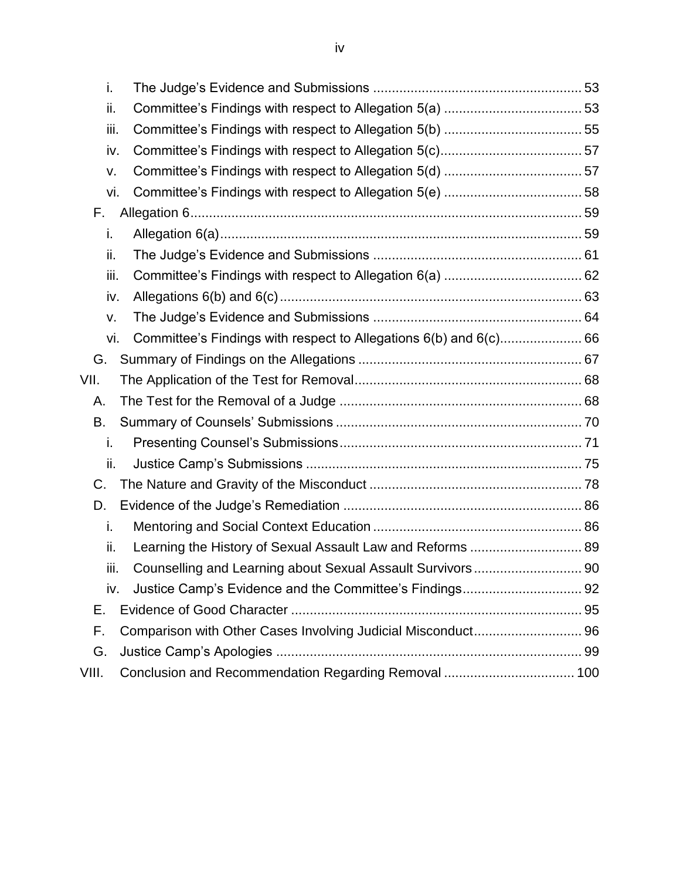- i. The Judge's Evidence and Submissions ........................................................ 53
- ii. Committee's Findings with respect to Allegation 5(a) ..................................... 53
- iii. Committee's Findings with respect to Allegation 5(b) ..................................... 55
- iv. Committee's Findings with respect to Allegation 5(c)...................................... 57
- v. Committee's Findings with respect to Allegation 5(d) ..................................... 57
- vi. Committee's Findings with respect to Allegation 5(e) ..................................... 58

F. Allegation 6........................................................................................................ 59

- i. Allegation 6(a)................................................................................................. 59
- ii. The Judge's Evidence and Submissions ........................................................ 61
- iii. Committee's Findings with respect to Allegation 6(a) ..................................... 62
- iv. Allegations 6(b) and 6(c)................................................................................. 63
- v. The Judge's Evidence and Submissions ........................................................ 64
- vi. Committee's Findings with respect to Allegations 6(b) and 6(c)...................... 66

G. Summary of Findings on the Allegations ............................................................ 67

VII. The Application of the Test for Removal............................................................. 68

A. The Test for the Removal of a Judge ................................................................. 68

B. Summary of Counsels' Submissions .................................................................. 70

- i. Presenting Counsel's Submissions................................................................. 71
- ii. Justice Camp's Submissions .......................................................................... 75

C. The Nature and Gravity of the Misconduct ......................................................... 78

D. Evidence of the Judge's Remediation ................................................................ 86

- i. Mentoring and Social Context Education ........................................................ 86
- ii. Learning the History of Sexual Assault Law and Reforms .............................. 89
- iii. Counselling and Learning about Sexual Assault Survivors............................. 90
- iv. Justice Camp's Evidence and the Committee's Findings................................ 92

E. Evidence of Good Character .............................................................................. 95

F. Comparison with Other Cases Involving Judicial Misconduct............................. 96

G. Justice Camp's Apologies .................................................................................. 99

VIII. Conclusion and Recommendation Regarding Removal .................................. 100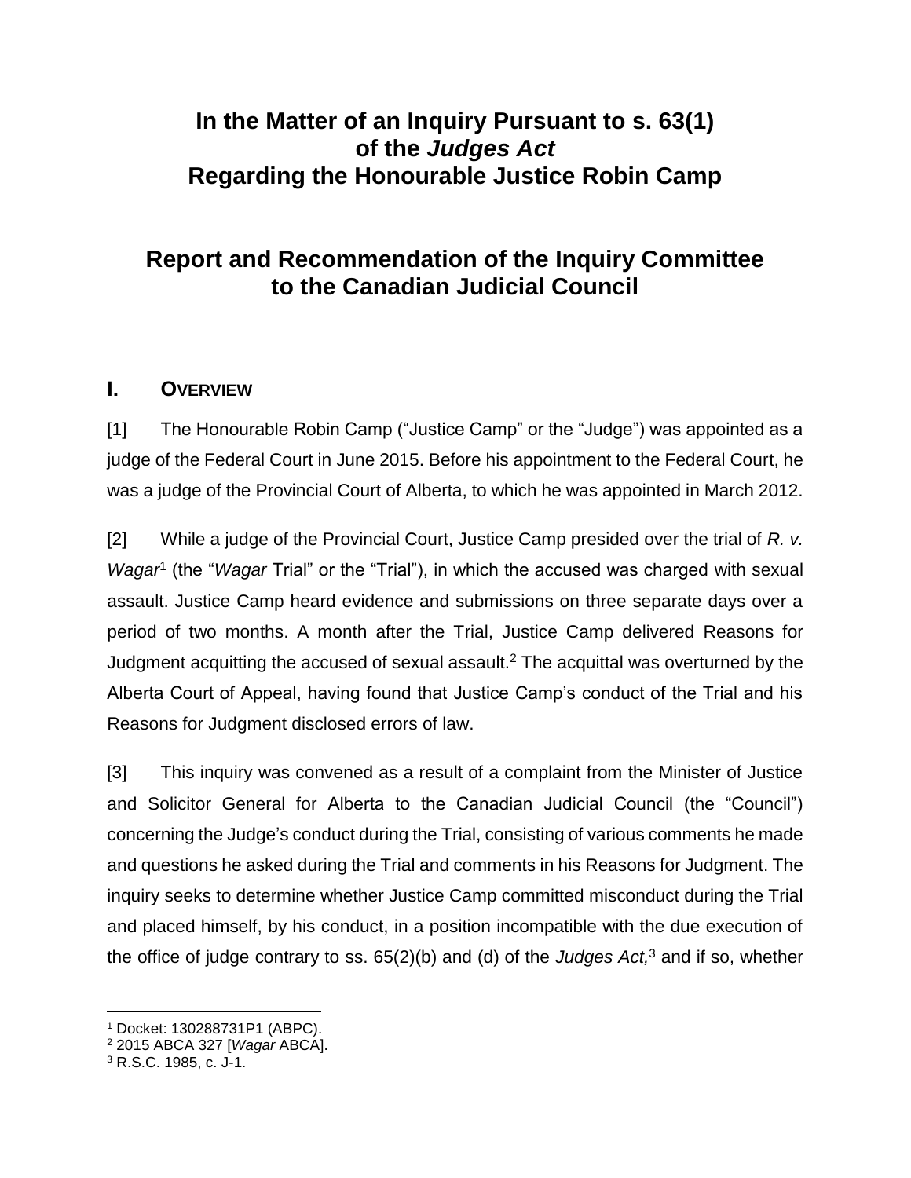# In the Matter of an Inquiry Pursuant to s. 63(1) of the *Judges Act* Regarding the Honourable Justice Robin Camp

# Report and Recommendation of the Inquiry Committee to the Canadian Judicial Council

## I. Overview

[1] The Honourable Robin Camp ("Justice Camp" or the "Judge") was appointed as a judge of the Federal Court in June 2015. Before his appointment to the Federal Court, he was a judge of the Provincial Court of Alberta, to which he was appointed in March 2012.

[2] While a judge of the Provincial Court, Justice Camp presided over the trial of *R. v. Wagar*[1] (the "*Wagar* Trial" or the "Trial"), in which the accused was charged with sexual assault. Justice Camp heard evidence and submissions on three separate days over a period of two months. A month after the Trial, Justice Camp delivered Reasons for Judgment acquitting the accused of sexual assault.[2] The acquittal was overturned by the Alberta Court of Appeal, having found that Justice Camp's conduct of the Trial and his Reasons for Judgment disclosed errors of law.

[3] This inquiry was convened as a result of a complaint from the Minister of Justice and Solicitor General for Alberta to the Canadian Judicial Council (the "Council") concerning the Judge's conduct during the Trial, consisting of various comments he made and questions he asked during the Trial and comments in his Reasons for Judgment. The inquiry seeks to determine whether Justice Camp committed misconduct during the Trial and placed himself, by his conduct, in a position incompatible with the due execution of the office of judge contrary to ss. 65(2)(b) and (d) of the *Judges Act,*[3] and if so, whether

[1] Docket: 130288731P1 (ABPC).
[2] 2015 ABCA 327 [*Wagar* ABCA].
[3] R.S.C. 1985, c. J-1.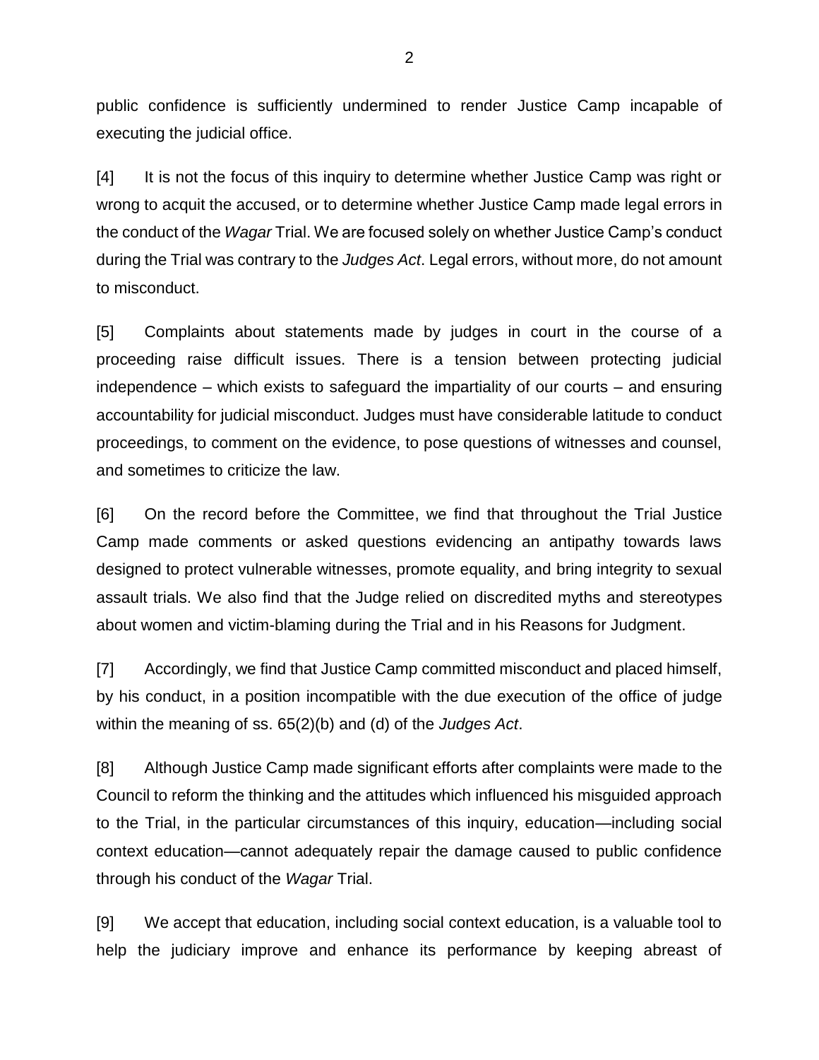public confidence is sufficiently undermined to render Justice Camp incapable of executing the judicial office.

[4] It is not the focus of this inquiry to determine whether Justice Camp was right or wrong to acquit the accused, or to determine whether Justice Camp made legal errors in the conduct of the *Wagar* Trial. We are focused solely on whether Justice Camp's conduct during the Trial was contrary to the *Judges Act*. Legal errors, without more, do not amount to misconduct.

[5] Complaints about statements made by judges in court in the course of a proceeding raise difficult issues. There is a tension between protecting judicial independence – which exists to safeguard the impartiality of our courts – and ensuring accountability for judicial misconduct. Judges must have considerable latitude to conduct proceedings, to comment on the evidence, to pose questions of witnesses and counsel, and sometimes to criticize the law.

[6] On the record before the Committee, we find that throughout the Trial Justice Camp made comments or asked questions evidencing an antipathy towards laws designed to protect vulnerable witnesses, promote equality, and bring integrity to sexual assault trials. We also find that the Judge relied on discredited myths and stereotypes about women and victim-blaming during the Trial and in his Reasons for Judgment.

[7] Accordingly, we find that Justice Camp committed misconduct and placed himself, by his conduct, in a position incompatible with the due execution of the office of judge within the meaning of ss. 65(2)(b) and (d) of the *Judges Act*.

[8] Although Justice Camp made significant efforts after complaints were made to the Council to reform the thinking and the attitudes which influenced his misguided approach to the Trial, in the particular circumstances of this inquiry, education—including social context education—cannot adequately repair the damage caused to public confidence through his conduct of the *Wagar* Trial.

[9] We accept that education, including social context education, is a valuable tool to help the judiciary improve and enhance its performance by keeping abreast of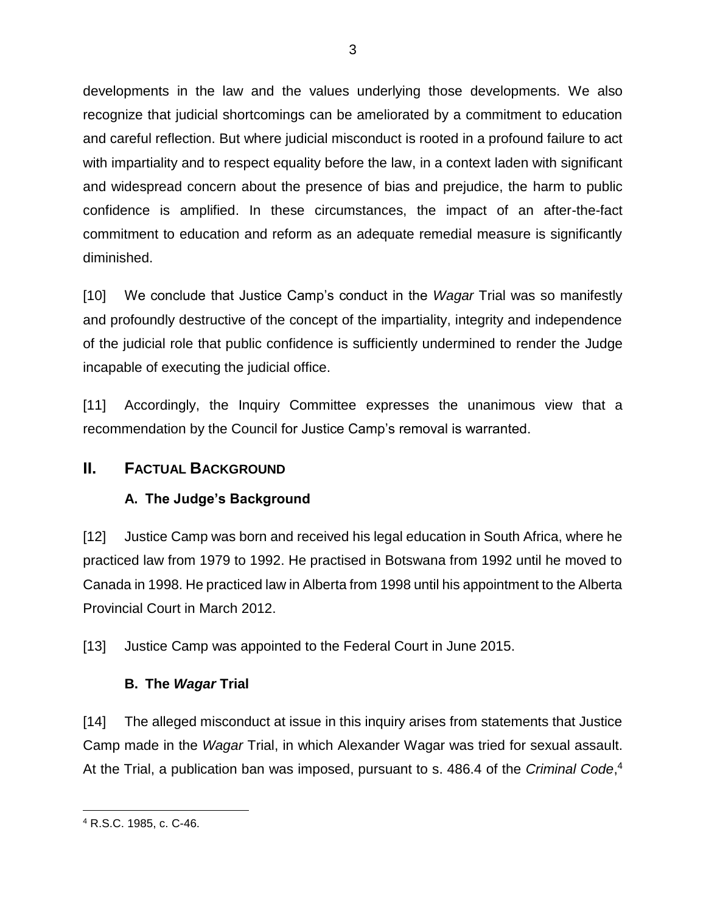developments in the law and the values underlying those developments. We also recognize that judicial shortcomings can be ameliorated by a commitment to education and careful reflection. But where judicial misconduct is rooted in a profound failure to act with impartiality and to respect equality before the law, in a context laden with significant and widespread concern about the presence of bias and prejudice, the harm to public confidence is amplified. In these circumstances, the impact of an after-the-fact commitment to education and reform as an adequate remedial measure is significantly diminished.

[10] We conclude that Justice Camp's conduct in the *Wagar* Trial was so manifestly and profoundly destructive of the concept of the impartiality, integrity and independence of the judicial role that public confidence is sufficiently undermined to render the Judge incapable of executing the judicial office.

[11] Accordingly, the Inquiry Committee expresses the unanimous view that a recommendation by the Council for Justice Camp's removal is warranted.

## II. FACTUAL BACKGROUND

### A. The Judge's Background

[12] Justice Camp was born and received his legal education in South Africa, where he practiced law from 1979 to 1992. He practised in Botswana from 1992 until he moved to Canada in 1998. He practiced law in Alberta from 1998 until his appointment to the Alberta Provincial Court in March 2012.

[13] Justice Camp was appointed to the Federal Court in June 2015.

### B. The *Wagar* Trial

[14] The alleged misconduct at issue in this inquiry arises from statements that Justice Camp made in the *Wagar* Trial, in which Alexander Wagar was tried for sexual assault. At the Trial, a publication ban was imposed, pursuant to s. 486.4 of the *Criminal Code*,[4]

---

[4] R.S.C. 1985, c. C-46.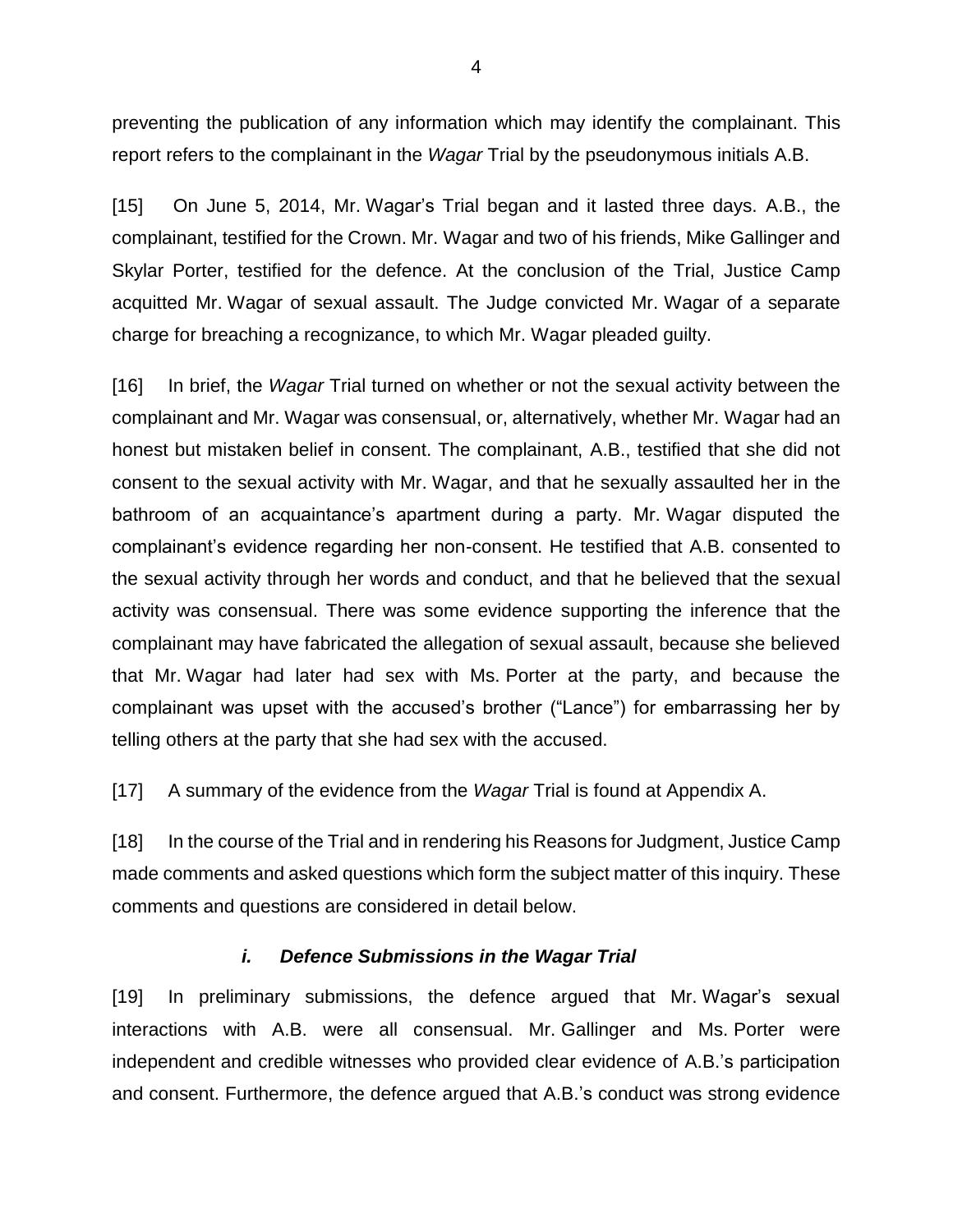preventing the publication of any information which may identify the complainant. This report refers to the complainant in the *Wagar* Trial by the pseudonymous initials A.B.

[15] On June 5, 2014, Mr. Wagar's Trial began and it lasted three days. A.B., the complainant, testified for the Crown. Mr. Wagar and two of his friends, Mike Gallinger and Skylar Porter, testified for the defence. At the conclusion of the Trial, Justice Camp acquitted Mr. Wagar of sexual assault. The Judge convicted Mr. Wagar of a separate charge for breaching a recognizance, to which Mr. Wagar pleaded guilty.

[16] In brief, the *Wagar* Trial turned on whether or not the sexual activity between the complainant and Mr. Wagar was consensual, or, alternatively, whether Mr. Wagar had an honest but mistaken belief in consent. The complainant, A.B., testified that she did not consent to the sexual activity with Mr. Wagar, and that he sexually assaulted her in the bathroom of an acquaintance's apartment during a party. Mr. Wagar disputed the complainant's evidence regarding her non-consent. He testified that A.B. consented to the sexual activity through her words and conduct, and that he believed that the sexual activity was consensual. There was some evidence supporting the inference that the complainant may have fabricated the allegation of sexual assault, because she believed that Mr. Wagar had later had sex with Ms. Porter at the party, and because the complainant was upset with the accused's brother ("Lance") for embarrassing her by telling others at the party that she had sex with the accused.

[17] A summary of the evidence from the *Wagar* Trial is found at Appendix A.

[18] In the course of the Trial and in rendering his Reasons for Judgment, Justice Camp made comments and asked questions which form the subject matter of this inquiry. These comments and questions are considered in detail below.

### *i. Defence Submissions in the Wagar Trial*

[19] In preliminary submissions, the defence argued that Mr. Wagar's sexual interactions with A.B. were all consensual. Mr. Gallinger and Ms. Porter were independent and credible witnesses who provided clear evidence of A.B.'s participation and consent. Furthermore, the defence argued that A.B.'s conduct was strong evidence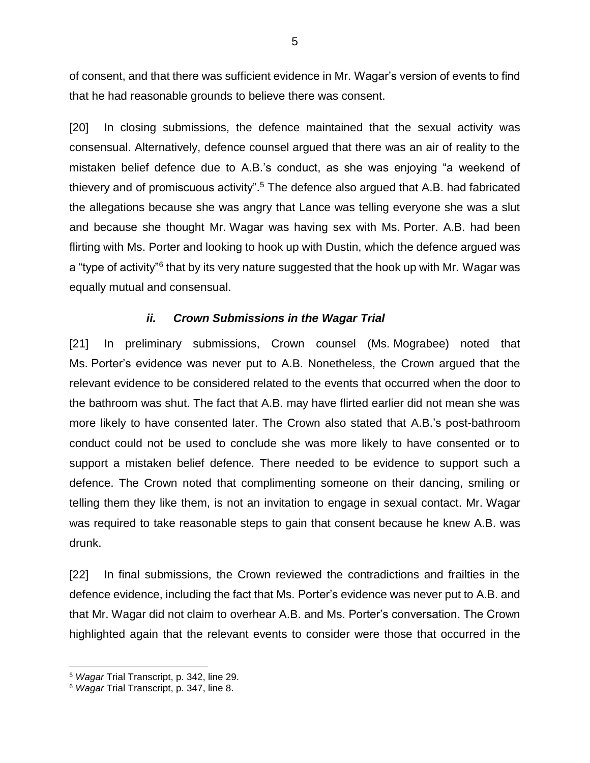of consent, and that there was sufficient evidence in Mr. Wagar's version of events to find that he had reasonable grounds to believe there was consent.

[20] In closing submissions, the defence maintained that the sexual activity was consensual. Alternatively, defence counsel argued that there was an air of reality to the mistaken belief defence due to A.B.'s conduct, as she was enjoying "a weekend of thievery and of promiscuous activity".[5] The defence also argued that A.B. had fabricated the allegations because she was angry that Lance was telling everyone she was a slut and because she thought Mr. Wagar was having sex with Ms. Porter. A.B. had been flirting with Ms. Porter and looking to hook up with Dustin, which the defence argued was a "type of activity"[6] that by its very nature suggested that the hook up with Mr. Wagar was equally mutual and consensual.

### *ii. Crown Submissions in the Wagar Trial*

[21] In preliminary submissions, Crown counsel (Ms. Mograbee) noted that Ms. Porter's evidence was never put to A.B. Nonetheless, the Crown argued that the relevant evidence to be considered related to the events that occurred when the door to the bathroom was shut. The fact that A.B. may have flirted earlier did not mean she was more likely to have consented later. The Crown also stated that A.B.'s post-bathroom conduct could not be used to conclude she was more likely to have consented or to support a mistaken belief defence. There needed to be evidence to support such a defence. The Crown noted that complimenting someone on their dancing, smiling or telling them they like them, is not an invitation to engage in sexual contact. Mr. Wagar was required to take reasonable steps to gain that consent because he knew A.B. was drunk.

[22] In final submissions, the Crown reviewed the contradictions and frailties in the defence evidence, including the fact that Ms. Porter's evidence was never put to A.B. and that Mr. Wagar did not claim to overhear A.B. and Ms. Porter's conversation. The Crown highlighted again that the relevant events to consider were those that occurred in the

---

[5] *Wagar* Trial Transcript, p. 342, line 29.

[6] *Wagar* Trial Transcript, p. 347, line 8.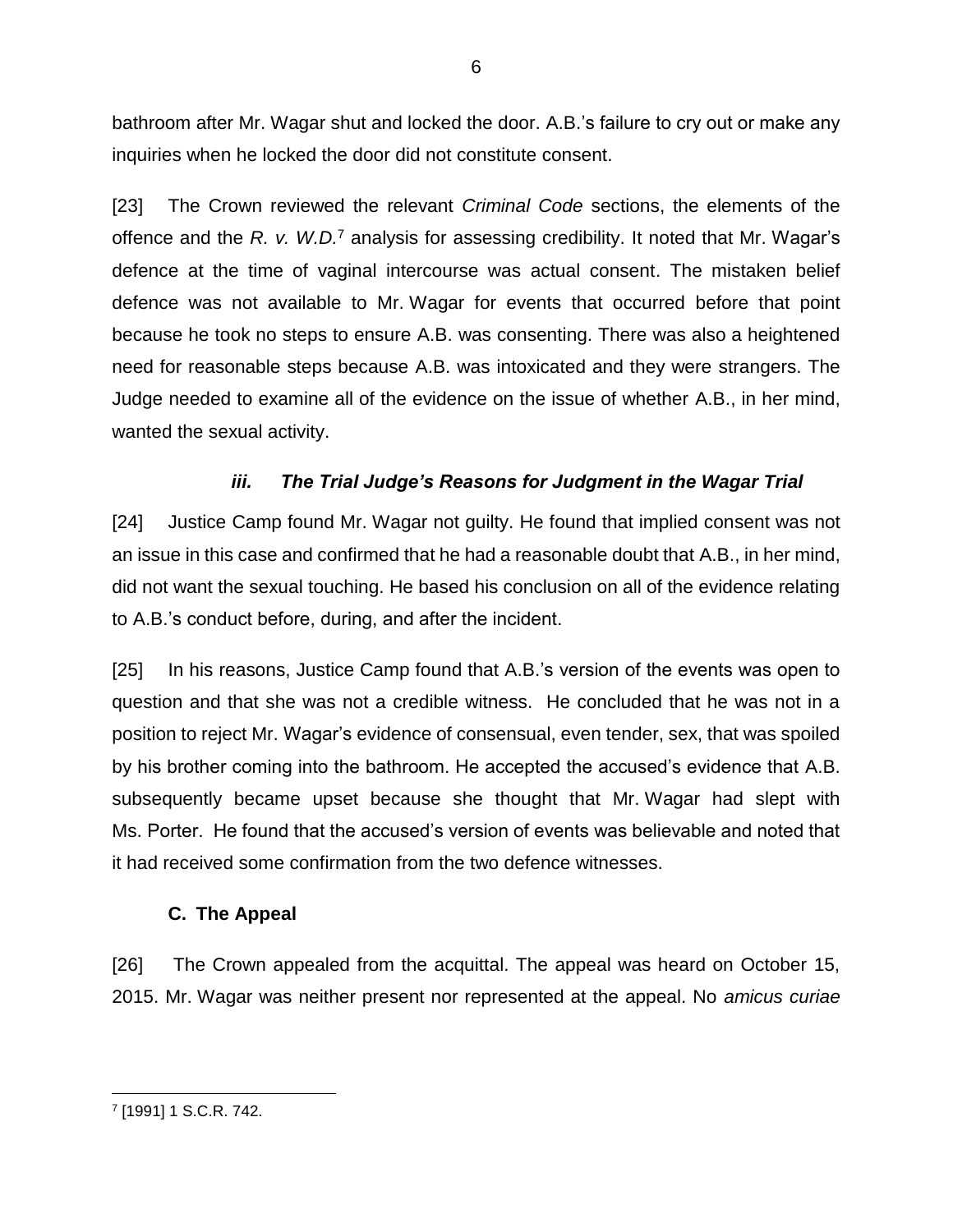bathroom after Mr. Wagar shut and locked the door. A.B.'s failure to cry out or make any inquiries when he locked the door did not constitute consent.

[23] The Crown reviewed the relevant *Criminal Code* sections, the elements of the offence and the *R. v. W.D.*[7] analysis for assessing credibility. It noted that Mr. Wagar's defence at the time of vaginal intercourse was actual consent. The mistaken belief defence was not available to Mr. Wagar for events that occurred before that point because he took no steps to ensure A.B. was consenting. There was also a heightened need for reasonable steps because A.B. was intoxicated and they were strangers. The Judge needed to examine all of the evidence on the issue of whether A.B., in her mind, wanted the sexual activity.

### *iii. The Trial Judge's Reasons for Judgment in the Wagar Trial*

[24] Justice Camp found Mr. Wagar not guilty. He found that implied consent was not an issue in this case and confirmed that he had a reasonable doubt that A.B., in her mind, did not want the sexual touching. He based his conclusion on all of the evidence relating to A.B.'s conduct before, during, and after the incident.

[25] In his reasons, Justice Camp found that A.B.'s version of the events was open to question and that she was not a credible witness. He concluded that he was not in a position to reject Mr. Wagar's evidence of consensual, even tender, sex, that was spoiled by his brother coming into the bathroom. He accepted the accused's evidence that A.B. subsequently became upset because she thought that Mr. Wagar had slept with Ms. Porter. He found that the accused's version of events was believable and noted that it had received some confirmation from the two defence witnesses.

## C. The Appeal

[26] The Crown appealed from the acquittal. The appeal was heard on October 15, 2015. Mr. Wagar was neither present nor represented at the appeal. No *amicus curiae*

---

[7] [1991] 1 S.C.R. 742.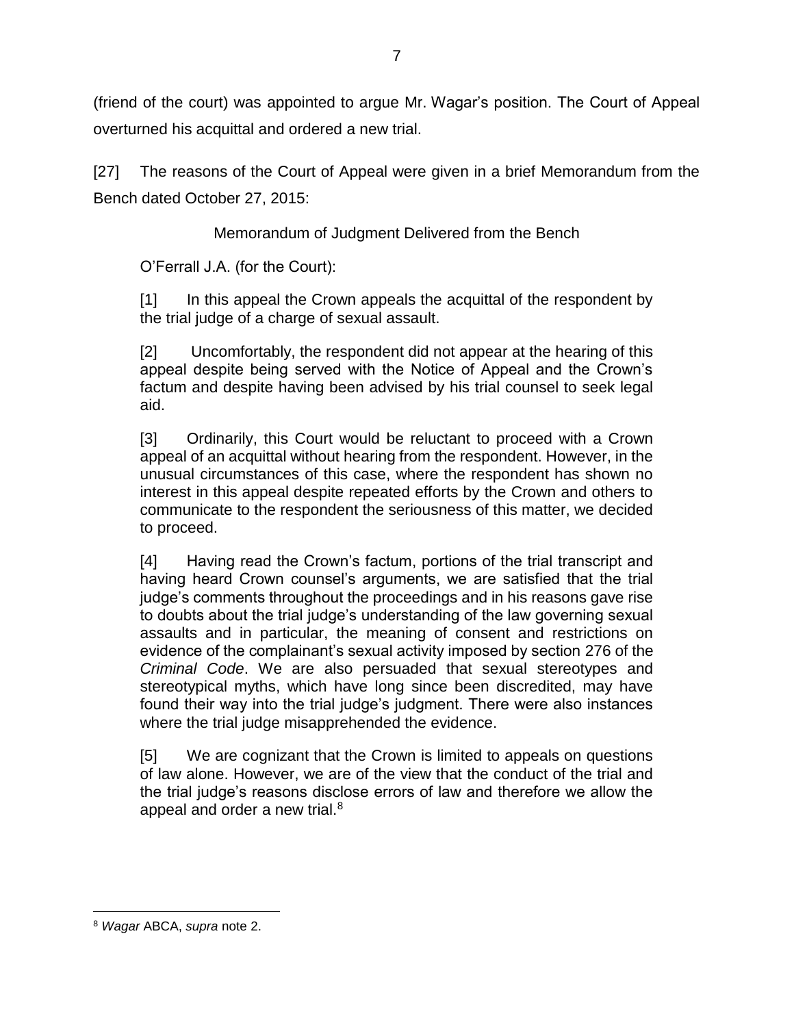(friend of the court) was appointed to argue Mr. Wagar's position. The Court of Appeal overturned his acquittal and ordered a new trial.

[27] The reasons of the Court of Appeal were given in a brief Memorandum from the Bench dated October 27, 2015:

> Memorandum of Judgment Delivered from the Bench
>
> O'Ferrall J.A. (for the Court):
>
> [1] In this appeal the Crown appeals the acquittal of the respondent by the trial judge of a charge of sexual assault.
>
> [2] Uncomfortably, the respondent did not appear at the hearing of this appeal despite being served with the Notice of Appeal and the Crown's factum and despite having been advised by his trial counsel to seek legal aid.
>
> [3] Ordinarily, this Court would be reluctant to proceed with a Crown appeal of an acquittal without hearing from the respondent. However, in the unusual circumstances of this case, where the respondent has shown no interest in this appeal despite repeated efforts by the Crown and others to communicate to the respondent the seriousness of this matter, we decided to proceed.
>
> [4] Having read the Crown's factum, portions of the trial transcript and having heard Crown counsel's arguments, we are satisfied that the trial judge's comments throughout the proceedings and in his reasons gave rise to doubts about the trial judge's understanding of the law governing sexual assaults and in particular, the meaning of consent and restrictions on evidence of the complainant's sexual activity imposed by section 276 of the *Criminal Code*. We are also persuaded that sexual stereotypes and stereotypical myths, which have long since been discredited, may have found their way into the trial judge's judgment. There were also instances where the trial judge misapprehended the evidence.
>
> [5] We are cognizant that the Crown is limited to appeals on questions of law alone. However, we are of the view that the conduct of the trial and the trial judge's reasons disclose errors of law and therefore we allow the appeal and order a new trial.[8]

[8] *Wagar* ABCA, *supra* note 2.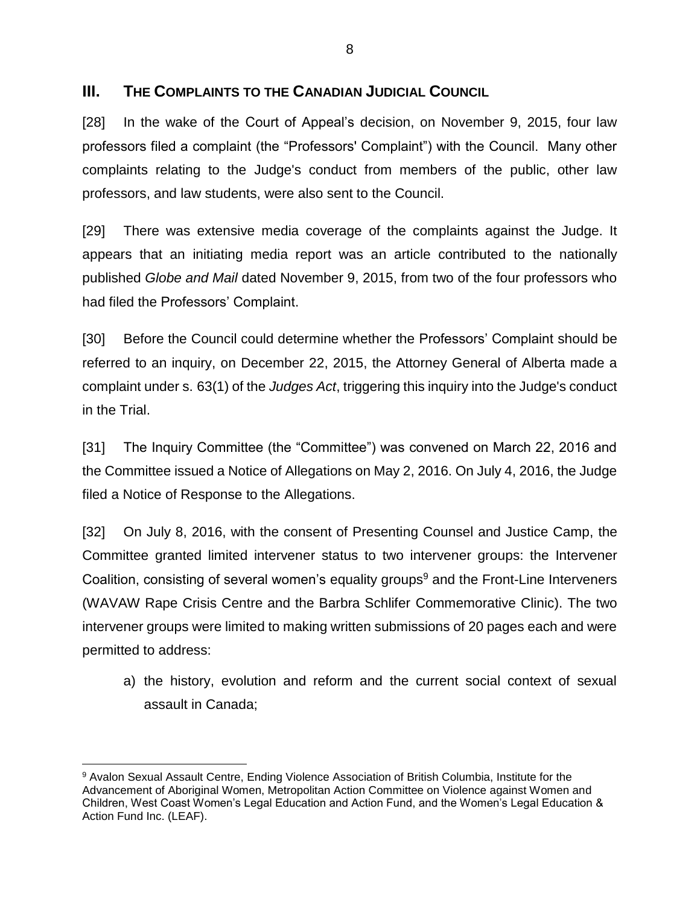## III. THE COMPLAINTS TO THE CANADIAN JUDICIAL COUNCIL

[28] In the wake of the Court of Appeal's decision, on November 9, 2015, four law professors filed a complaint (the "Professors' Complaint") with the Council. Many other complaints relating to the Judge's conduct from members of the public, other law professors, and law students, were also sent to the Council.

[29] There was extensive media coverage of the complaints against the Judge. It appears that an initiating media report was an article contributed to the nationally published *Globe and Mail* dated November 9, 2015, from two of the four professors who had filed the Professors' Complaint.

[30] Before the Council could determine whether the Professors' Complaint should be referred to an inquiry, on December 22, 2015, the Attorney General of Alberta made a complaint under s. 63(1) of the *Judges Act*, triggering this inquiry into the Judge's conduct in the Trial.

[31] The Inquiry Committee (the "Committee") was convened on March 22, 2016 and the Committee issued a Notice of Allegations on May 2, 2016. On July 4, 2016, the Judge filed a Notice of Response to the Allegations.

[32] On July 8, 2016, with the consent of Presenting Counsel and Justice Camp, the Committee granted limited intervener status to two intervener groups: the Intervener Coalition, consisting of several women's equality groups[9] and the Front-Line Interveners (WAVAW Rape Crisis Centre and the Barbra Schlifer Commemorative Clinic). The two intervener groups were limited to making written submissions of 20 pages each and were permitted to address:

a) the history, evolution and reform and the current social context of sexual assault in Canada;

---

[9] Avalon Sexual Assault Centre, Ending Violence Association of British Columbia, Institute for the Advancement of Aboriginal Women, Metropolitan Action Committee on Violence against Women and Children, West Coast Women's Legal Education and Action Fund, and the Women's Legal Education & Action Fund Inc. (LEAF).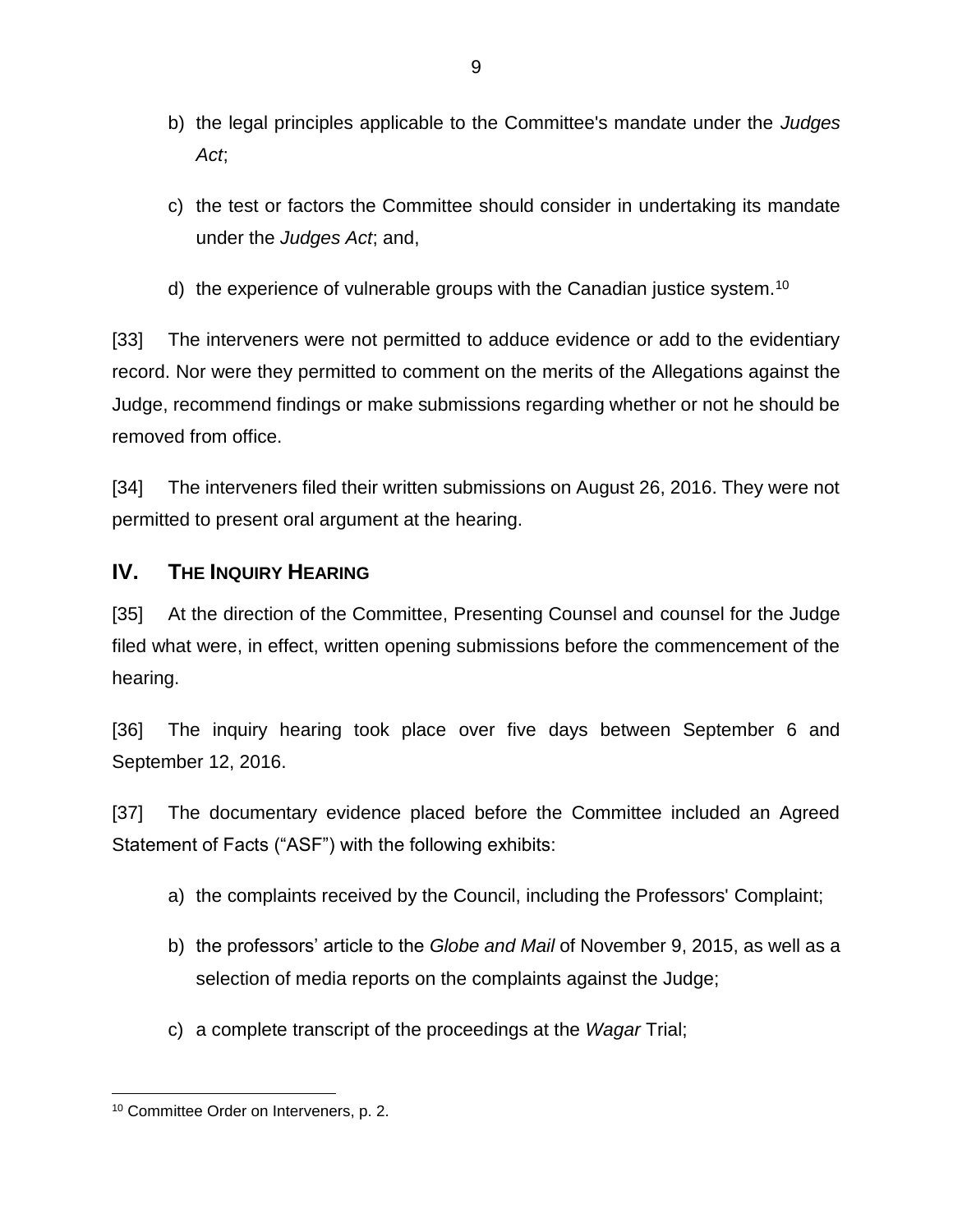b) the legal principles applicable to the Committee's mandate under the *Judges Act*;

c) the test or factors the Committee should consider in undertaking its mandate under the *Judges Act*; and,

d) the experience of vulnerable groups with the Canadian justice system.[10]

[33] The interveners were not permitted to adduce evidence or add to the evidentiary record. Nor were they permitted to comment on the merits of the Allegations against the Judge, recommend findings or make submissions regarding whether or not he should be removed from office.

[34] The interveners filed their written submissions on August 26, 2016. They were not permitted to present oral argument at the hearing.

## IV. THE INQUIRY HEARING

[35] At the direction of the Committee, Presenting Counsel and counsel for the Judge filed what were, in effect, written opening submissions before the commencement of the hearing.

[36] The inquiry hearing took place over five days between September 6 and September 12, 2016.

[37] The documentary evidence placed before the Committee included an Agreed Statement of Facts ("ASF") with the following exhibits:

a) the complaints received by the Council, including the Professors' Complaint;

b) the professors' article to the *Globe and Mail* of November 9, 2015, as well as a selection of media reports on the complaints against the Judge;

c) a complete transcript of the proceedings at the *Wagar* Trial;

---

[10] Committee Order on Interveners, p. 2.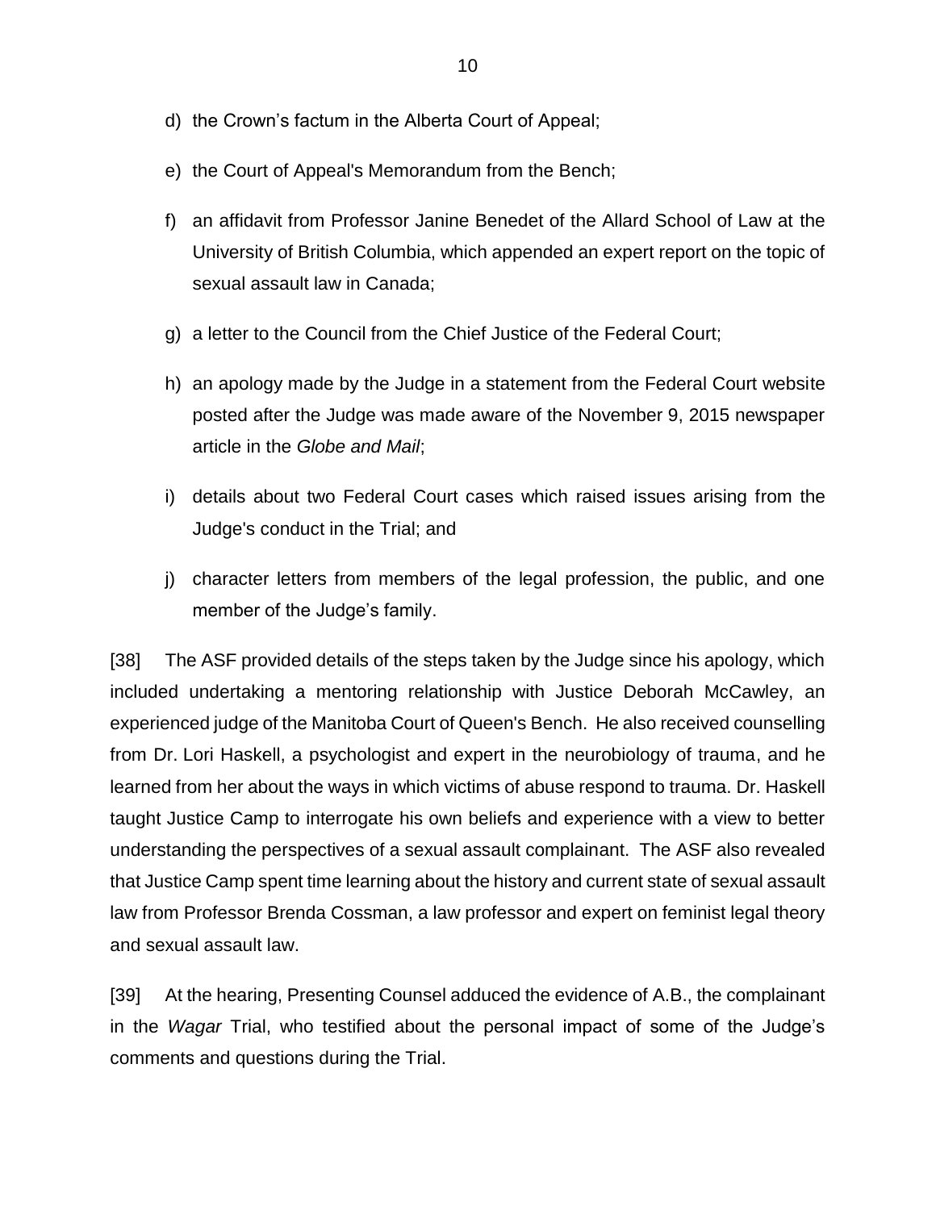d) the Crown's factum in the Alberta Court of Appeal;

e) the Court of Appeal's Memorandum from the Bench;

f) an affidavit from Professor Janine Benedet of the Allard School of Law at the University of British Columbia, which appended an expert report on the topic of sexual assault law in Canada;

g) a letter to the Council from the Chief Justice of the Federal Court;

h) an apology made by the Judge in a statement from the Federal Court website posted after the Judge was made aware of the November 9, 2015 newspaper article in the *Globe and Mail*;

i) details about two Federal Court cases which raised issues arising from the Judge's conduct in the Trial; and

j) character letters from members of the legal profession, the public, and one member of the Judge's family.

[38] The ASF provided details of the steps taken by the Judge since his apology, which included undertaking a mentoring relationship with Justice Deborah McCawley, an experienced judge of the Manitoba Court of Queen's Bench. He also received counselling from Dr. Lori Haskell, a psychologist and expert in the neurobiology of trauma, and he learned from her about the ways in which victims of abuse respond to trauma. Dr. Haskell taught Justice Camp to interrogate his own beliefs and experience with a view to better understanding the perspectives of a sexual assault complainant. The ASF also revealed that Justice Camp spent time learning about the history and current state of sexual assault law from Professor Brenda Cossman, a law professor and expert on feminist legal theory and sexual assault law.

[39] At the hearing, Presenting Counsel adduced the evidence of A.B., the complainant in the *Wagar* Trial, who testified about the personal impact of some of the Judge's comments and questions during the Trial.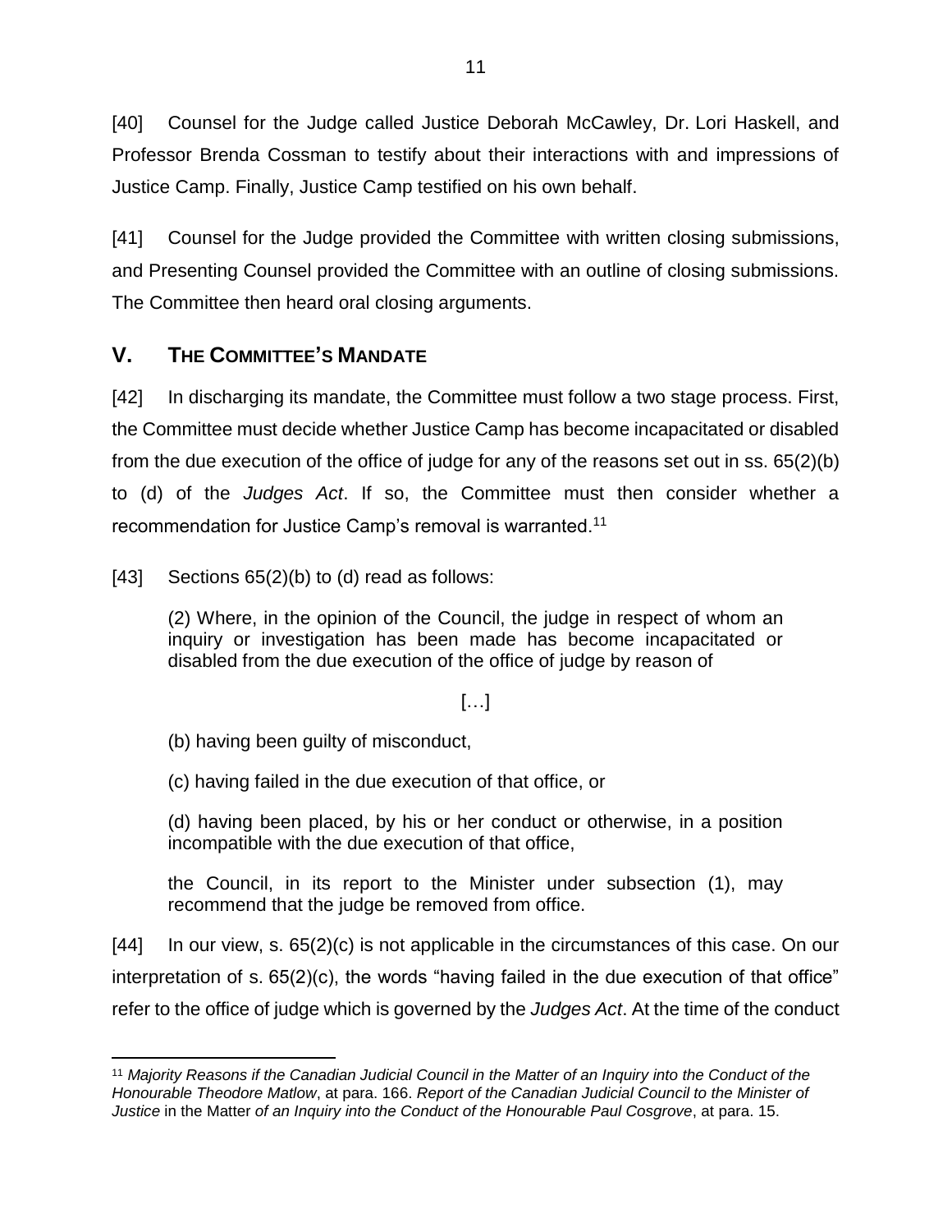[40] Counsel for the Judge called Justice Deborah McCawley, Dr. Lori Haskell, and Professor Brenda Cossman to testify about their interactions with and impressions of Justice Camp. Finally, Justice Camp testified on his own behalf.

[41] Counsel for the Judge provided the Committee with written closing submissions, and Presenting Counsel provided the Committee with an outline of closing submissions. The Committee then heard oral closing arguments.

## V. The Committee's Mandate

[42] In discharging its mandate, the Committee must follow a two stage process. First, the Committee must decide whether Justice Camp has become incapacitated or disabled from the due execution of the office of judge for any of the reasons set out in ss. 65(2)(b) to (d) of the *Judges Act*. If so, the Committee must then consider whether a recommendation for Justice Camp's removal is warranted.[11]

[43] Sections 65(2)(b) to (d) read as follows:

> (2) Where, in the opinion of the Council, the judge in respect of whom an inquiry or investigation has been made has become incapacitated or disabled from the due execution of the office of judge by reason of
>
> […]
>
> (b) having been guilty of misconduct,
>
> (c) having failed in the due execution of that office, or
>
> (d) having been placed, by his or her conduct or otherwise, in a position incompatible with the due execution of that office,
>
> the Council, in its report to the Minister under subsection (1), may recommend that the judge be removed from office.

[44] In our view, s. 65(2)(c) is not applicable in the circumstances of this case. On our interpretation of s. 65(2)(c), the words "having failed in the due execution of that office" refer to the office of judge which is governed by the *Judges Act*. At the time of the conduct

---

[11] *Majority Reasons if the Canadian Judicial Council in the Matter of an Inquiry into the Conduct of the Honourable Theodore Matlow*, at para. 166. *Report of the Canadian Judicial Council to the Minister of Justice* in the Matter *of an Inquiry into the Conduct of the Honourable Paul Cosgrove*, at para. 15.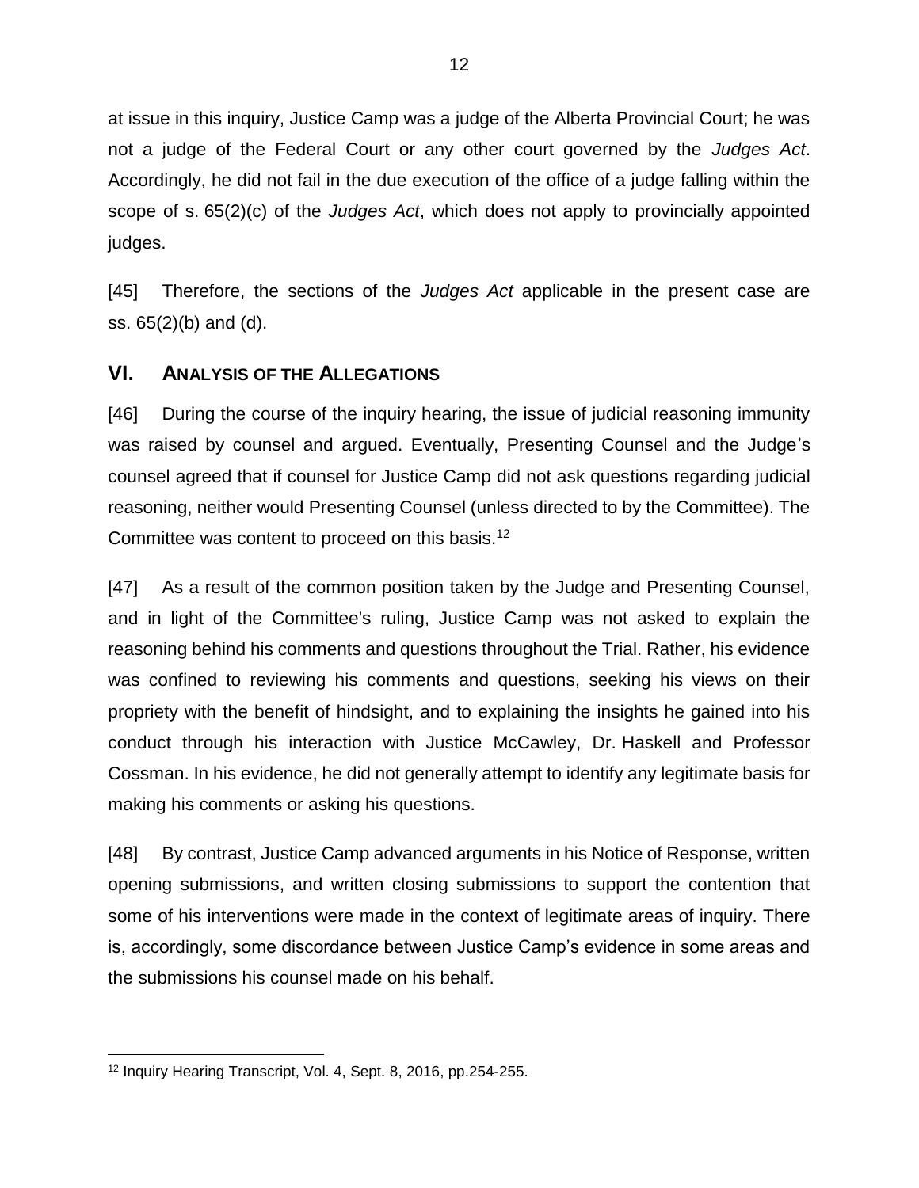at issue in this inquiry, Justice Camp was a judge of the Alberta Provincial Court; he was not a judge of the Federal Court or any other court governed by the *Judges Act*. Accordingly, he did not fail in the due execution of the office of a judge falling within the scope of s. 65(2)(c) of the *Judges Act*, which does not apply to provincially appointed judges.

[45] Therefore, the sections of the *Judges Act* applicable in the present case are ss. 65(2)(b) and (d).

## VI. Analysis of the Allegations

[46] During the course of the inquiry hearing, the issue of judicial reasoning immunity was raised by counsel and argued. Eventually, Presenting Counsel and the Judge's counsel agreed that if counsel for Justice Camp did not ask questions regarding judicial reasoning, neither would Presenting Counsel (unless directed to by the Committee). The Committee was content to proceed on this basis.[12]

[47] As a result of the common position taken by the Judge and Presenting Counsel, and in light of the Committee's ruling, Justice Camp was not asked to explain the reasoning behind his comments and questions throughout the Trial. Rather, his evidence was confined to reviewing his comments and questions, seeking his views on their propriety with the benefit of hindsight, and to explaining the insights he gained into his conduct through his interaction with Justice McCawley, Dr. Haskell and Professor Cossman. In his evidence, he did not generally attempt to identify any legitimate basis for making his comments or asking his questions.

[48] By contrast, Justice Camp advanced arguments in his Notice of Response, written opening submissions, and written closing submissions to support the contention that some of his interventions were made in the context of legitimate areas of inquiry. There is, accordingly, some discordance between Justice Camp's evidence in some areas and the submissions his counsel made on his behalf.

[12] Inquiry Hearing Transcript, Vol. 4, Sept. 8, 2016, pp.254-255.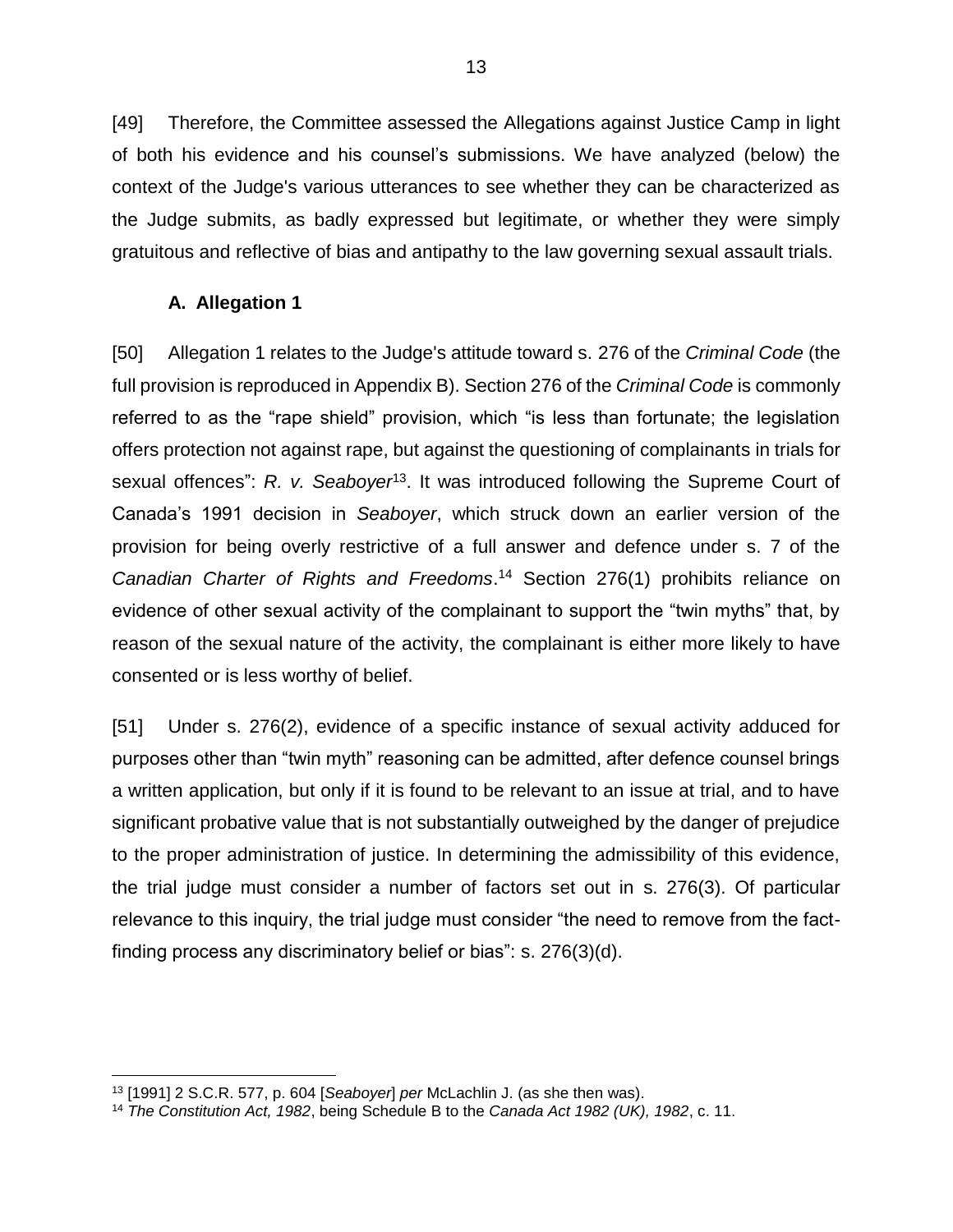[49] Therefore, the Committee assessed the Allegations against Justice Camp in light of both his evidence and his counsel's submissions. We have analyzed (below) the context of the Judge's various utterances to see whether they can be characterized as the Judge submits, as badly expressed but legitimate, or whether they were simply gratuitous and reflective of bias and antipathy to the law governing sexual assault trials.

### A. Allegation 1

[50] Allegation 1 relates to the Judge's attitude toward s. 276 of the *Criminal Code* (the full provision is reproduced in Appendix B). Section 276 of the *Criminal Code* is commonly referred to as the "rape shield" provision, which "is less than fortunate; the legislation offers protection not against rape, but against the questioning of complainants in trials for sexual offences": *R. v. Seaboyer*[13]. It was introduced following the Supreme Court of Canada's 1991 decision in *Seaboyer*, which struck down an earlier version of the provision for being overly restrictive of a full answer and defence under s. 7 of the *Canadian Charter of Rights and Freedoms*.[14] Section 276(1) prohibits reliance on evidence of other sexual activity of the complainant to support the "twin myths" that, by reason of the sexual nature of the activity, the complainant is either more likely to have consented or is less worthy of belief.

[51] Under s. 276(2), evidence of a specific instance of sexual activity adduced for purposes other than "twin myth" reasoning can be admitted, after defence counsel brings a written application, but only if it is found to be relevant to an issue at trial, and to have significant probative value that is not substantially outweighed by the danger of prejudice to the proper administration of justice. In determining the admissibility of this evidence, the trial judge must consider a number of factors set out in s. 276(3). Of particular relevance to this inquiry, the trial judge must consider "the need to remove from the fact-finding process any discriminatory belief or bias": s. 276(3)(d).

[13] [1991] 2 S.C.R. 577, p. 604 [*Seaboyer*] *per* McLachlin J. (as she then was).

[14] *The Constitution Act, 1982*, being Schedule B to the *Canada Act 1982 (UK), 1982*, c. 11.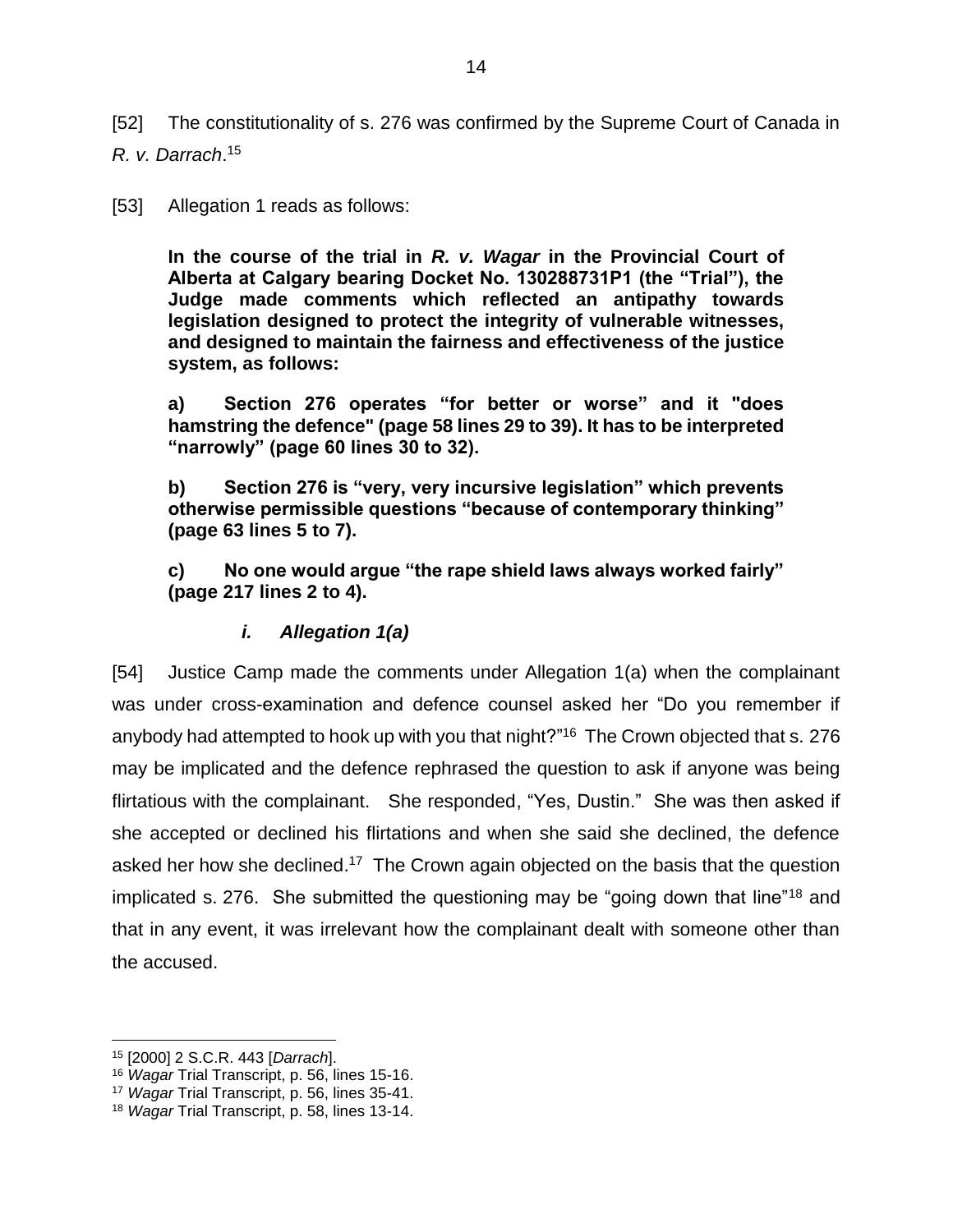[52] The constitutionality of s. 276 was confirmed by the Supreme Court of Canada in *R. v. Darrach*.[15]

[53] Allegation 1 reads as follows:

> **In the course of the trial in *R. v. Wagar* in the Provincial Court of Alberta at Calgary bearing Docket No. 130288731P1 (the "Trial"), the Judge made comments which reflected an antipathy towards legislation designed to protect the integrity of vulnerable witnesses, and designed to maintain the fairness and effectiveness of the justice system, as follows:**
>
> **a) Section 276 operates "for better or worse" and it "does hamstring the defence" (page 58 lines 29 to 39). It has to be interpreted "narrowly" (page 60 lines 30 to 32).**
>
> **b) Section 276 is "very, very incursive legislation" which prevents otherwise permissible questions "because of contemporary thinking" (page 63 lines 5 to 7).**
>
> **c) No one would argue "the rape shield laws always worked fairly" (page 217 lines 2 to 4).**

#### *i. Allegation 1(a)*

[54] Justice Camp made the comments under Allegation 1(a) when the complainant was under cross-examination and defence counsel asked her "Do you remember if anybody had attempted to hook up with you that night?"[16] The Crown objected that s. 276 may be implicated and the defence rephrased the question to ask if anyone was being flirtatious with the complainant. She responded, "Yes, Dustin." She was then asked if she accepted or declined his flirtations and when she said she declined, the defence asked her how she declined.[17] The Crown again objected on the basis that the question implicated s. 276. She submitted the questioning may be "going down that line"[18] and that in any event, it was irrelevant how the complainant dealt with someone other than the accused.

---

[15] [2000] 2 S.C.R. 443 [*Darrach*].

[16] *Wagar* Trial Transcript, p. 56, lines 15-16.

[17] *Wagar* Trial Transcript, p. 56, lines 35-41.

[18] *Wagar* Trial Transcript, p. 58, lines 13-14.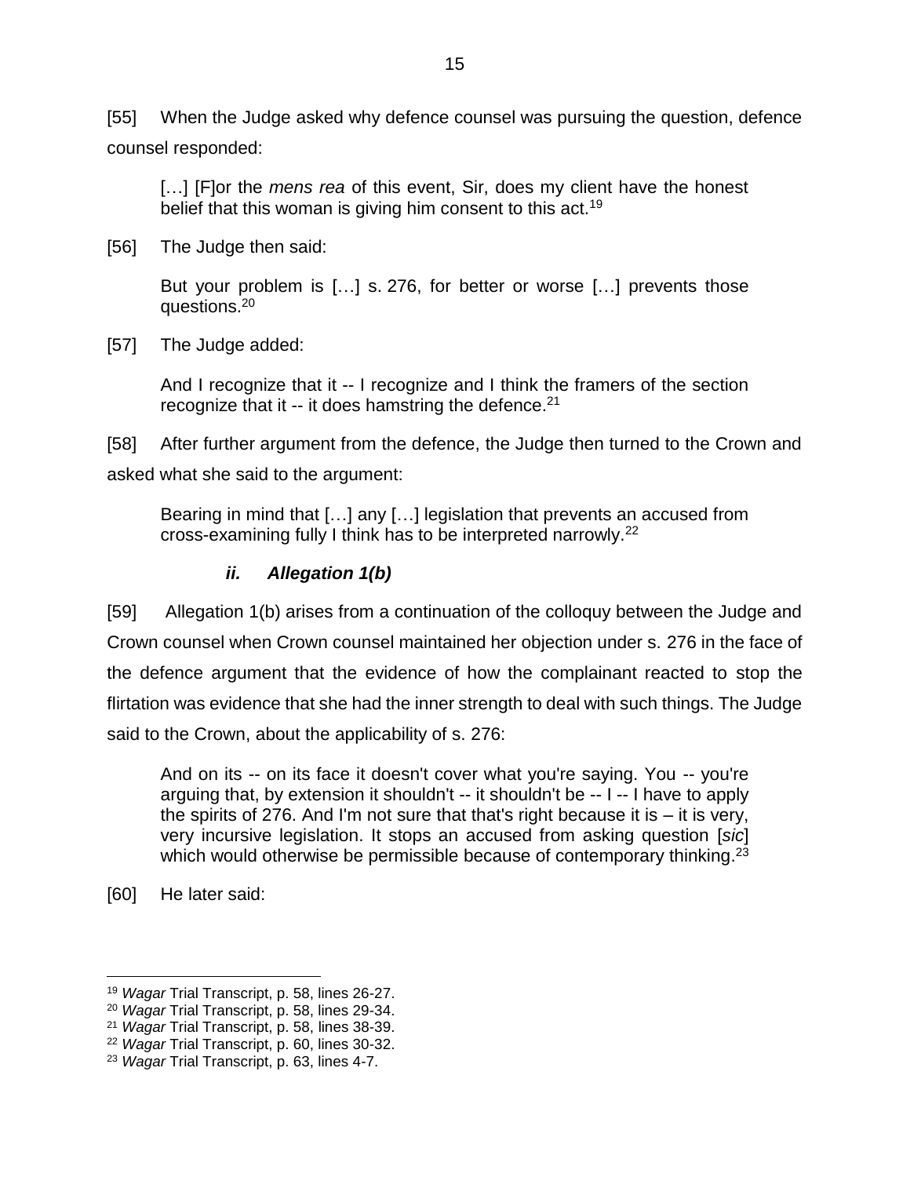[55] When the Judge asked why defence counsel was pursuing the question, defence counsel responded:

> […] [F]or the *mens rea* of this event, Sir, does my client have the honest belief that this woman is giving him consent to this act.[19]

[56] The Judge then said:

> But your problem is […] s. 276, for better or worse […] prevents those questions.[20]

[57] The Judge added:

> And I recognize that it -- I recognize and I think the framers of the section recognize that it -- it does hamstring the defence.[21]

[58] After further argument from the defence, the Judge then turned to the Crown and asked what she said to the argument:

> Bearing in mind that […] any […] legislation that prevents an accused from cross-examining fully I think has to be interpreted narrowly.[22]

#### ***ii. Allegation 1(b)***

[59] Allegation 1(b) arises from a continuation of the colloquy between the Judge and Crown counsel when Crown counsel maintained her objection under s. 276 in the face of the defence argument that the evidence of how the complainant reacted to stop the flirtation was evidence that she had the inner strength to deal with such things. The Judge said to the Crown, about the applicability of s. 276:

> And on its -- on its face it doesn't cover what you're saying. You -- you're arguing that, by extension it shouldn't -- it shouldn't be -- I -- I have to apply the spirits of 276. And I'm not sure that that's right because it is – it is very, very incursive legislation. It stops an accused from asking question [*sic*] which would otherwise be permissible because of contemporary thinking.[23]

[60] He later said:

---

[19] *Wagar* Trial Transcript, p. 58, lines 26-27.
[20] *Wagar* Trial Transcript, p. 58, lines 29-34.
[21] *Wagar* Trial Transcript, p. 58, lines 38-39.
[22] *Wagar* Trial Transcript, p. 60, lines 30-32.
[23] *Wagar* Trial Transcript, p. 63, lines 4-7.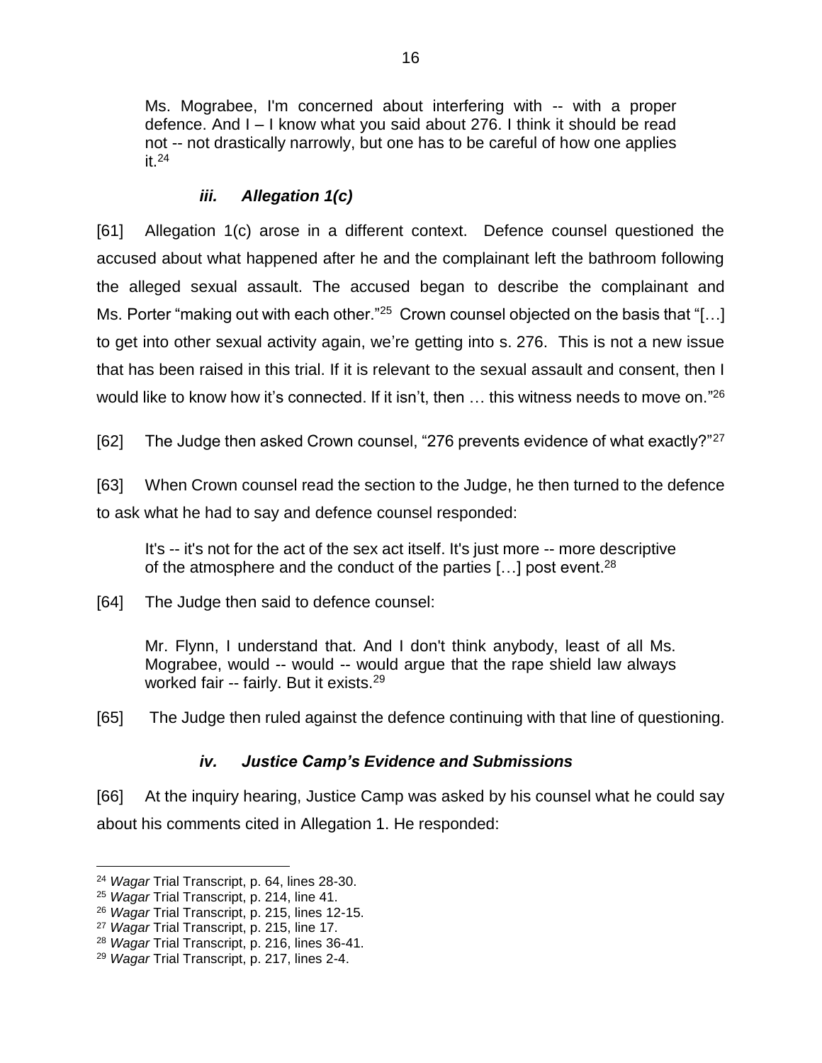> Ms. Mograbee, I'm concerned about interfering with -- with a proper defence. And I – I know what you said about 276. I think it should be read not -- not drastically narrowly, but one has to be careful of how one applies it.[24]

#### *iii. Allegation 1(c)*

[61] Allegation 1(c) arose in a different context. Defence counsel questioned the accused about what happened after he and the complainant left the bathroom following the alleged sexual assault. The accused began to describe the complainant and Ms. Porter "making out with each other."[25] Crown counsel objected on the basis that "[…] to get into other sexual activity again, we're getting into s. 276. This is not a new issue that has been raised in this trial. If it is relevant to the sexual assault and consent, then I would like to know how it's connected. If it isn't, then … this witness needs to move on."[26]

[62] The Judge then asked Crown counsel, "276 prevents evidence of what exactly?"[27]

[63] When Crown counsel read the section to the Judge, he then turned to the defence to ask what he had to say and defence counsel responded:

> It's -- it's not for the act of the sex act itself. It's just more -- more descriptive of the atmosphere and the conduct of the parties […] post event.[28]

[64] The Judge then said to defence counsel:

> Mr. Flynn, I understand that. And I don't think anybody, least of all Ms. Mograbee, would -- would -- would argue that the rape shield law always worked fair -- fairly. But it exists.[29]

[65] The Judge then ruled against the defence continuing with that line of questioning.

#### *iv. Justice Camp's Evidence and Submissions*

[66] At the inquiry hearing, Justice Camp was asked by his counsel what he could say about his comments cited in Allegation 1. He responded:

---

[24] *Wagar* Trial Transcript, p. 64, lines 28-30.

[25] *Wagar* Trial Transcript, p. 214, line 41.

[26] *Wagar* Trial Transcript, p. 215, lines 12-15.

[27] *Wagar* Trial Transcript, p. 215, line 17.

[28] *Wagar* Trial Transcript, p. 216, lines 36-41.

[29] *Wagar* Trial Transcript, p. 217, lines 2-4.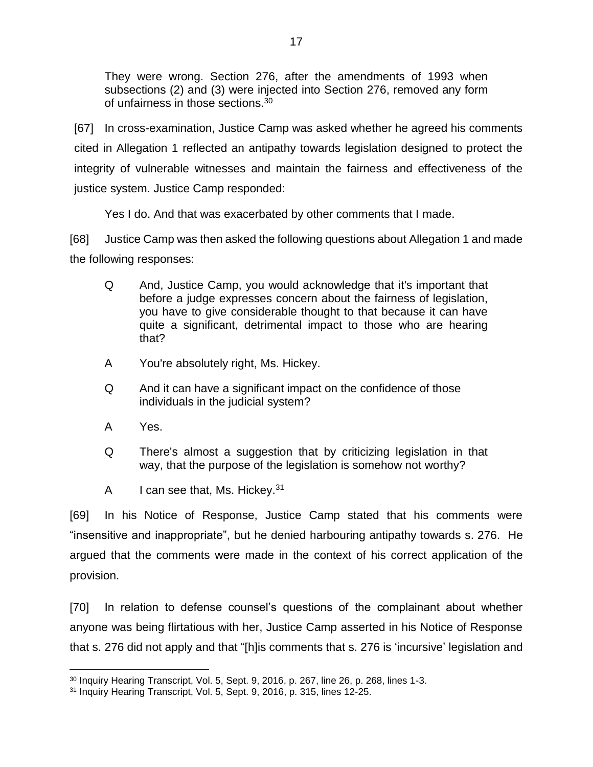> They were wrong. Section 276, after the amendments of 1993 when subsections (2) and (3) were injected into Section 276, removed any form of unfairness in those sections.[30]

[67] In cross-examination, Justice Camp was asked whether he agreed his comments cited in Allegation 1 reflected an antipathy towards legislation designed to protect the integrity of vulnerable witnesses and maintain the fairness and effectiveness of the justice system. Justice Camp responded:

> Yes I do. And that was exacerbated by other comments that I made.

[68] Justice Camp was then asked the following questions about Allegation 1 and made the following responses:

> Q And, Justice Camp, you would acknowledge that it's important that before a judge expresses concern about the fairness of legislation, you have to give considerable thought to that because it can have quite a significant, detrimental impact to those who are hearing that?
>
> A You're absolutely right, Ms. Hickey.
>
> Q And it can have a significant impact on the confidence of those individuals in the judicial system?
>
> A Yes.
>
> Q There's almost a suggestion that by criticizing legislation in that way, that the purpose of the legislation is somehow not worthy?
>
> A I can see that, Ms. Hickey.[31]

[69] In his Notice of Response, Justice Camp stated that his comments were "insensitive and inappropriate", but he denied harbouring antipathy towards s. 276. He argued that the comments were made in the context of his correct application of the provision.

[70] In relation to defense counsel's questions of the complainant about whether anyone was being flirtatious with her, Justice Camp asserted in his Notice of Response that s. 276 did not apply and that "[h]is comments that s. 276 is 'incursive' legislation and

---

[30] Inquiry Hearing Transcript, Vol. 5, Sept. 9, 2016, p. 267, line 26, p. 268, lines 1-3.

[31] Inquiry Hearing Transcript, Vol. 5, Sept. 9, 2016, p. 315, lines 12-25.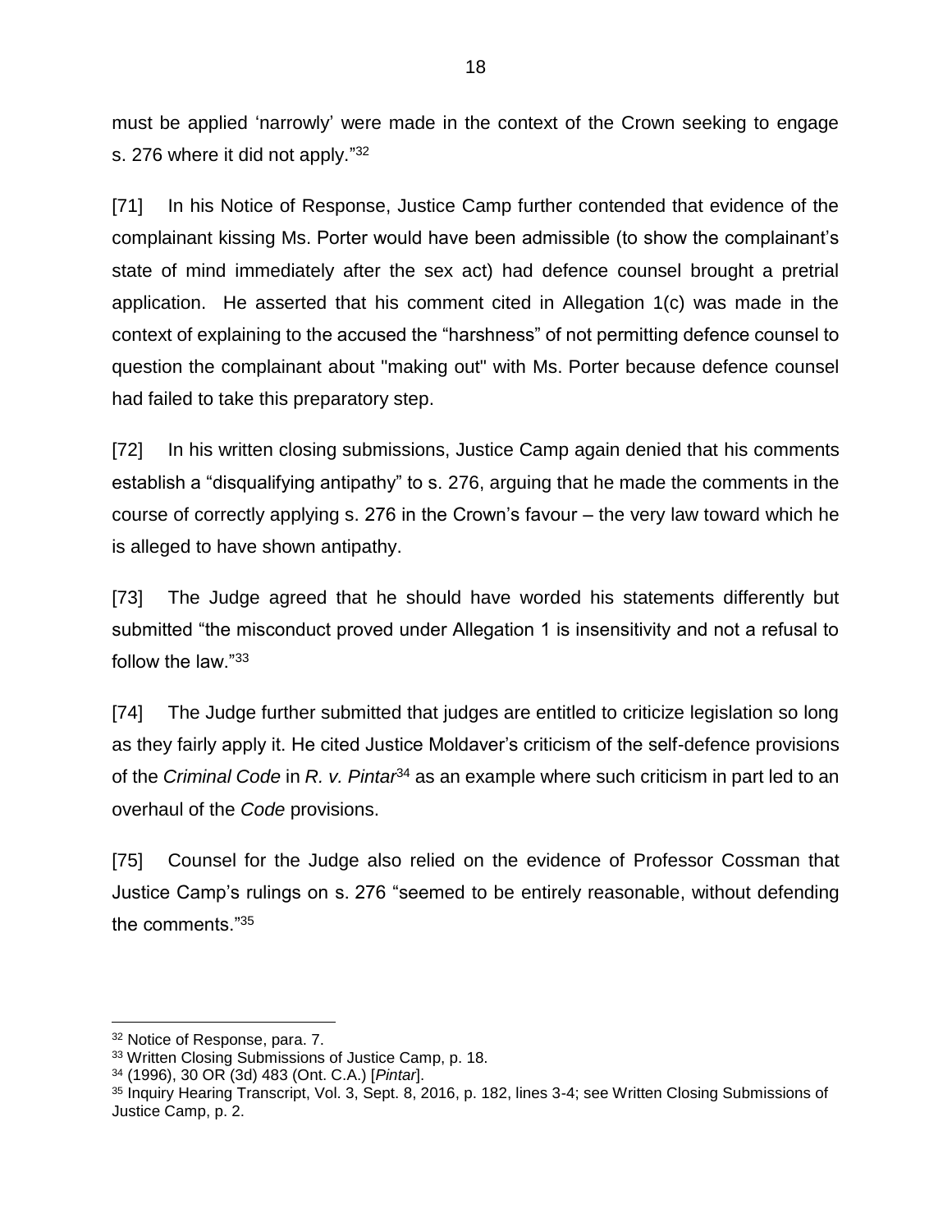must be applied 'narrowly' were made in the context of the Crown seeking to engage s. 276 where it did not apply."[32]

[71] In his Notice of Response, Justice Camp further contended that evidence of the complainant kissing Ms. Porter would have been admissible (to show the complainant's state of mind immediately after the sex act) had defence counsel brought a pretrial application. He asserted that his comment cited in Allegation 1(c) was made in the context of explaining to the accused the "harshness" of not permitting defence counsel to question the complainant about "making out" with Ms. Porter because defence counsel had failed to take this preparatory step.

[72] In his written closing submissions, Justice Camp again denied that his comments establish a "disqualifying antipathy" to s. 276, arguing that he made the comments in the course of correctly applying s. 276 in the Crown's favour – the very law toward which he is alleged to have shown antipathy.

[73] The Judge agreed that he should have worded his statements differently but submitted "the misconduct proved under Allegation 1 is insensitivity and not a refusal to follow the law."[33]

[74] The Judge further submitted that judges are entitled to criticize legislation so long as they fairly apply it. He cited Justice Moldaver's criticism of the self-defence provisions of the *Criminal Code* in *R. v. Pintar*[34] as an example where such criticism in part led to an overhaul of the *Code* provisions.

[75] Counsel for the Judge also relied on the evidence of Professor Cossman that Justice Camp's rulings on s. 276 "seemed to be entirely reasonable, without defending the comments."[35]

---

[32] Notice of Response, para. 7.

[33] Written Closing Submissions of Justice Camp, p. 18.

[34] (1996), 30 OR (3d) 483 (Ont. C.A.) [*Pintar*].

[35] Inquiry Hearing Transcript, Vol. 3, Sept. 8, 2016, p. 182, lines 3-4; see Written Closing Submissions of Justice Camp, p. 2.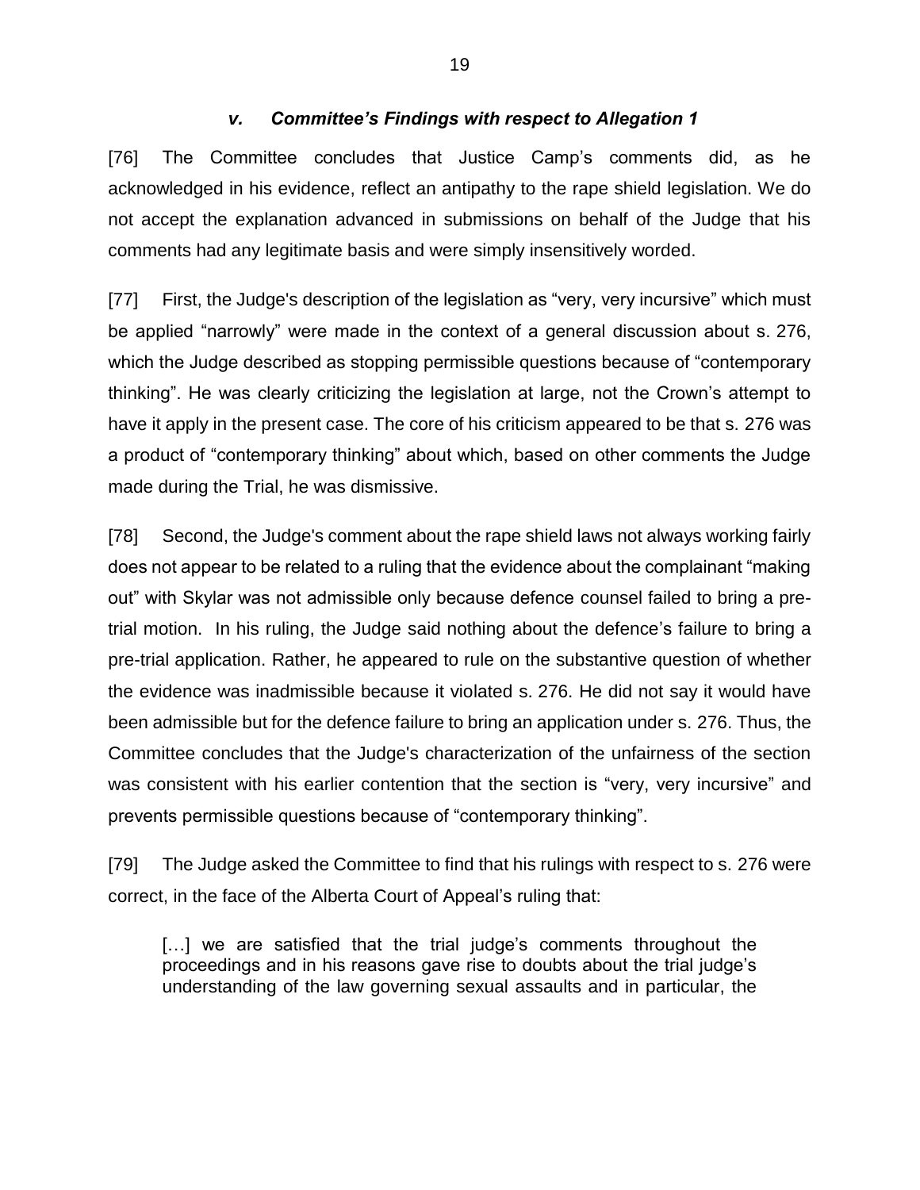### *v. Committee's Findings with respect to Allegation 1*

[76] The Committee concludes that Justice Camp's comments did, as he acknowledged in his evidence, reflect an antipathy to the rape shield legislation. We do not accept the explanation advanced in submissions on behalf of the Judge that his comments had any legitimate basis and were simply insensitively worded.

[77] First, the Judge's description of the legislation as "very, very incursive" which must be applied "narrowly" were made in the context of a general discussion about s. 276, which the Judge described as stopping permissible questions because of "contemporary thinking". He was clearly criticizing the legislation at large, not the Crown's attempt to have it apply in the present case. The core of his criticism appeared to be that s. 276 was a product of "contemporary thinking" about which, based on other comments the Judge made during the Trial, he was dismissive.

[78] Second, the Judge's comment about the rape shield laws not always working fairly does not appear to be related to a ruling that the evidence about the complainant "making out" with Skylar was not admissible only because defence counsel failed to bring a pre-trial motion. In his ruling, the Judge said nothing about the defence's failure to bring a pre-trial application. Rather, he appeared to rule on the substantive question of whether the evidence was inadmissible because it violated s. 276. He did not say it would have been admissible but for the defence failure to bring an application under s. 276. Thus, the Committee concludes that the Judge's characterization of the unfairness of the section was consistent with his earlier contention that the section is "very, very incursive" and prevents permissible questions because of "contemporary thinking".

[79] The Judge asked the Committee to find that his rulings with respect to s. 276 were correct, in the face of the Alberta Court of Appeal's ruling that:

> […] we are satisfied that the trial judge's comments throughout the proceedings and in his reasons gave rise to doubts about the trial judge's understanding of the law governing sexual assaults and in particular, the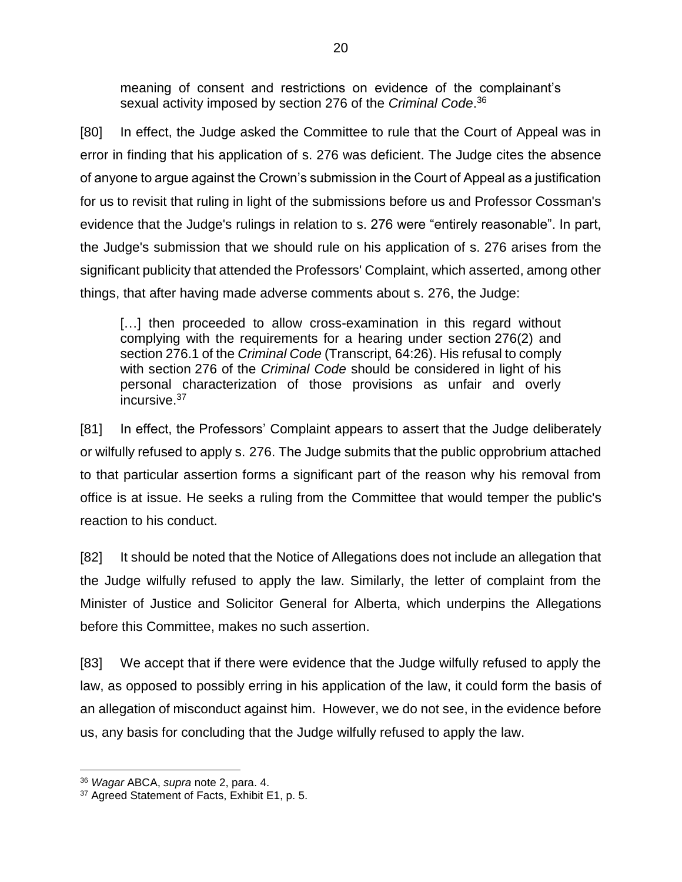meaning of consent and restrictions on evidence of the complainant's sexual activity imposed by section 276 of the *Criminal Code*.[36]

[80] In effect, the Judge asked the Committee to rule that the Court of Appeal was in error in finding that his application of s. 276 was deficient. The Judge cites the absence of anyone to argue against the Crown's submission in the Court of Appeal as a justification for us to revisit that ruling in light of the submissions before us and Professor Cossman's evidence that the Judge's rulings in relation to s. 276 were "entirely reasonable". In part, the Judge's submission that we should rule on his application of s. 276 arises from the significant publicity that attended the Professors' Complaint, which asserted, among other things, that after having made adverse comments about s. 276, the Judge:

> […] then proceeded to allow cross-examination in this regard without complying with the requirements for a hearing under section 276(2) and section 276.1 of the *Criminal Code* (Transcript, 64:26). His refusal to comply with section 276 of the *Criminal Code* should be considered in light of his personal characterization of those provisions as unfair and overly incursive.[37]

[81] In effect, the Professors' Complaint appears to assert that the Judge deliberately or wilfully refused to apply s. 276. The Judge submits that the public opprobrium attached to that particular assertion forms a significant part of the reason why his removal from office is at issue. He seeks a ruling from the Committee that would temper the public's reaction to his conduct.

[82] It should be noted that the Notice of Allegations does not include an allegation that the Judge wilfully refused to apply the law. Similarly, the letter of complaint from the Minister of Justice and Solicitor General for Alberta, which underpins the Allegations before this Committee, makes no such assertion.

[83] We accept that if there were evidence that the Judge wilfully refused to apply the law, as opposed to possibly erring in his application of the law, it could form the basis of an allegation of misconduct against him. However, we do not see, in the evidence before us, any basis for concluding that the Judge wilfully refused to apply the law.

---

[36] *Wagar* ABCA, *supra* note 2, para. 4.

[37] Agreed Statement of Facts, Exhibit E1, p. 5.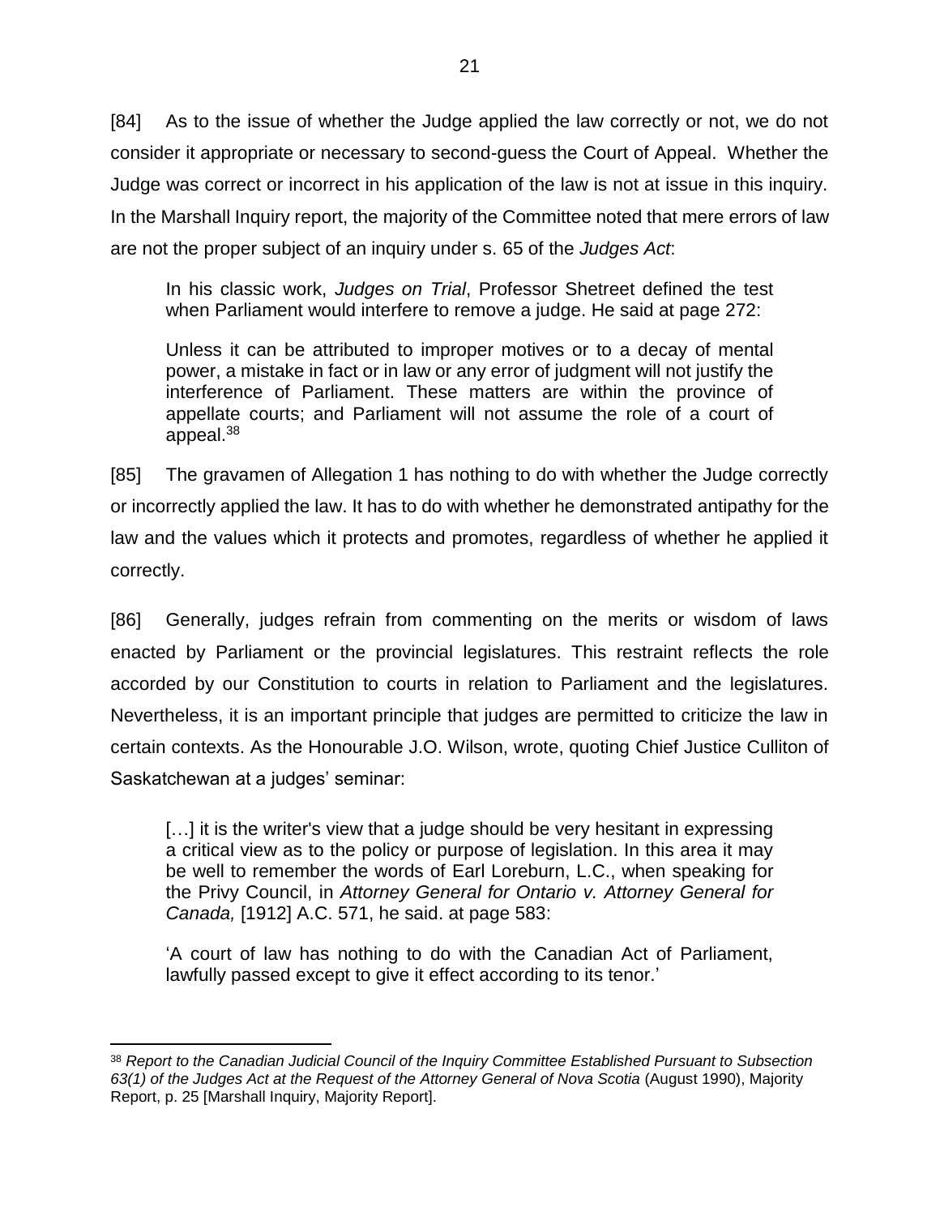[84] As to the issue of whether the Judge applied the law correctly or not, we do not consider it appropriate or necessary to second-guess the Court of Appeal. Whether the Judge was correct or incorrect in his application of the law is not at issue in this inquiry. In the Marshall Inquiry report, the majority of the Committee noted that mere errors of law are not the proper subject of an inquiry under s. 65 of the *Judges Act*:

> In his classic work, *Judges on Trial*, Professor Shetreet defined the test when Parliament would interfere to remove a judge. He said at page 272:
>
> Unless it can be attributed to improper motives or to a decay of mental power, a mistake in fact or in law or any error of judgment will not justify the interference of Parliament. These matters are within the province of appellate courts; and Parliament will not assume the role of a court of appeal.[38]

[85] The gravamen of Allegation 1 has nothing to do with whether the Judge correctly or incorrectly applied the law. It has to do with whether he demonstrated antipathy for the law and the values which it protects and promotes, regardless of whether he applied it correctly.

[86] Generally, judges refrain from commenting on the merits or wisdom of laws enacted by Parliament or the provincial legislatures. This restraint reflects the role accorded by our Constitution to courts in relation to Parliament and the legislatures. Nevertheless, it is an important principle that judges are permitted to criticize the law in certain contexts. As the Honourable J.O. Wilson, wrote, quoting Chief Justice Culliton of Saskatchewan at a judges' seminar:

> […] it is the writer's view that a judge should be very hesitant in expressing a critical view as to the policy or purpose of legislation. In this area it may be well to remember the words of Earl Loreburn, L.C., when speaking for the Privy Council, in *Attorney General for Ontario v. Attorney General for Canada,* [1912] A.C. 571, he said. at page 583:
>
> 'A court of law has nothing to do with the Canadian Act of Parliament, lawfully passed except to give it effect according to its tenor.'

---

[38] *Report to the Canadian Judicial Council of the Inquiry Committee Established Pursuant to Subsection 63(1) of the Judges Act at the Request of the Attorney General of Nova Scotia* (August 1990), Majority Report, p. 25 [Marshall Inquiry, Majority Report].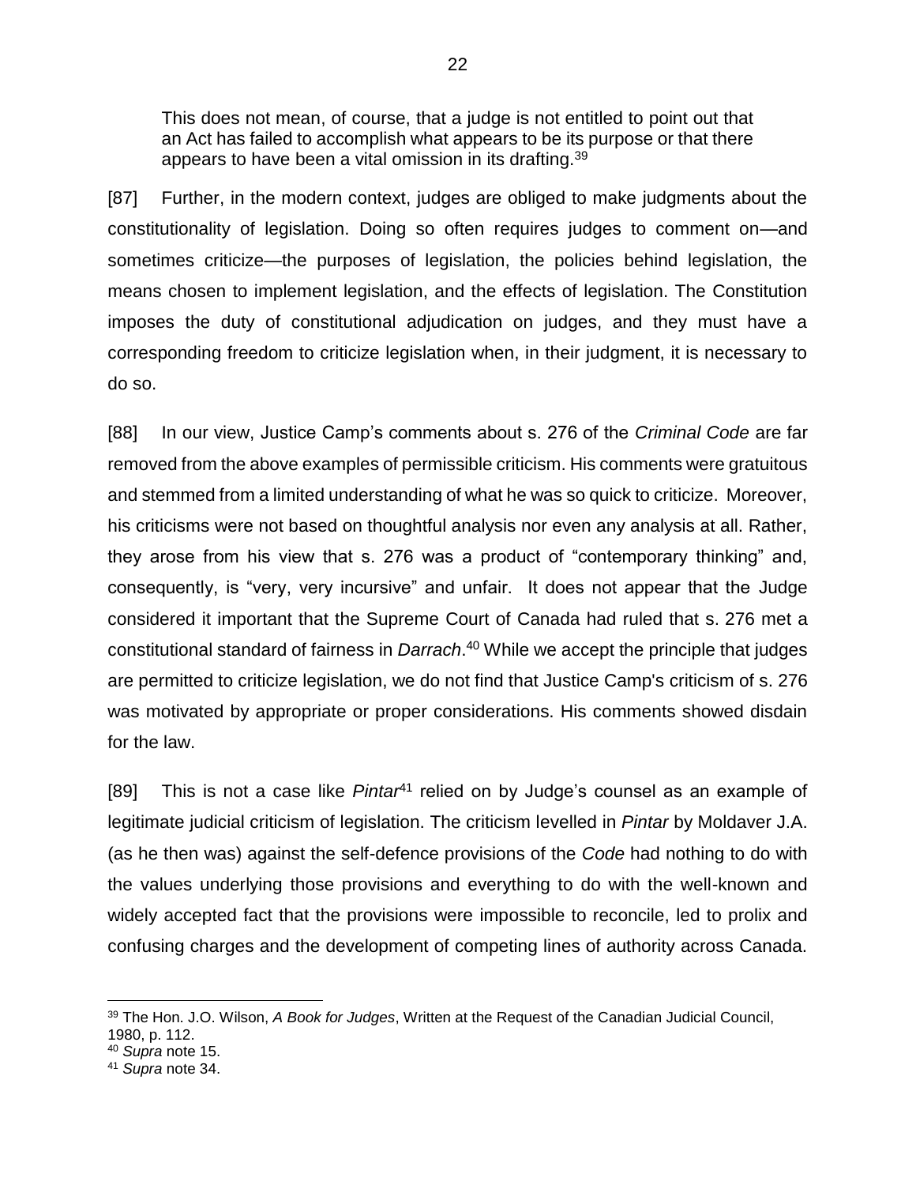> This does not mean, of course, that a judge is not entitled to point out that an Act has failed to accomplish what appears to be its purpose or that there appears to have been a vital omission in its drafting.[39]

[87] Further, in the modern context, judges are obliged to make judgments about the constitutionality of legislation. Doing so often requires judges to comment on—and sometimes criticize—the purposes of legislation, the policies behind legislation, the means chosen to implement legislation, and the effects of legislation. The Constitution imposes the duty of constitutional adjudication on judges, and they must have a corresponding freedom to criticize legislation when, in their judgment, it is necessary to do so.

[88] In our view, Justice Camp's comments about s. 276 of the *Criminal Code* are far removed from the above examples of permissible criticism. His comments were gratuitous and stemmed from a limited understanding of what he was so quick to criticize. Moreover, his criticisms were not based on thoughtful analysis nor even any analysis at all. Rather, they arose from his view that s. 276 was a product of "contemporary thinking" and, consequently, is "very, very incursive" and unfair. It does not appear that the Judge considered it important that the Supreme Court of Canada had ruled that s. 276 met a constitutional standard of fairness in *Darrach*.[40] While we accept the principle that judges are permitted to criticize legislation, we do not find that Justice Camp's criticism of s. 276 was motivated by appropriate or proper considerations. His comments showed disdain for the law.

[89] This is not a case like *Pintar*[41] relied on by Judge's counsel as an example of legitimate judicial criticism of legislation. The criticism levelled in *Pintar* by Moldaver J.A. (as he then was) against the self-defence provisions of the *Code* had nothing to do with the values underlying those provisions and everything to do with the well-known and widely accepted fact that the provisions were impossible to reconcile, led to prolix and confusing charges and the development of competing lines of authority across Canada.

---

[39] The Hon. J.O. Wilson, *A Book for Judges*, Written at the Request of the Canadian Judicial Council, 1980, p. 112.

[40] *Supra* note 15.

[41] *Supra* note 34.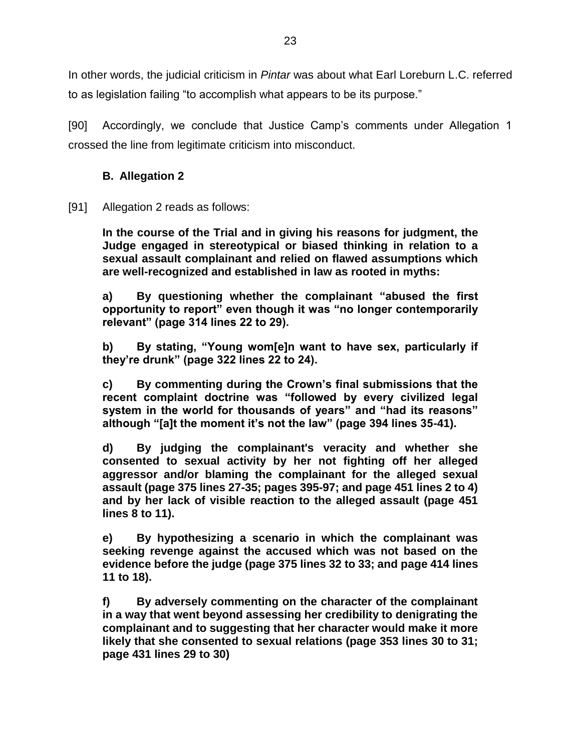In other words, the judicial criticism in *Pintar* was about what Earl Loreburn L.C. referred to as legislation failing "to accomplish what appears to be its purpose."

[90] Accordingly, we conclude that Justice Camp's comments under Allegation 1 crossed the line from legitimate criticism into misconduct.

### B. Allegation 2

[91] Allegation 2 reads as follows:

> **In the course of the Trial and in giving his reasons for judgment, the Judge engaged in stereotypical or biased thinking in relation to a sexual assault complainant and relied on flawed assumptions which are well-recognized and established in law as rooted in myths:**
>
> **a) By questioning whether the complainant "abused the first opportunity to report" even though it was "no longer contemporarily relevant" (page 314 lines 22 to 29).**
>
> **b) By stating, "Young wom[e]n want to have sex, particularly if they're drunk" (page 322 lines 22 to 24).**
>
> **c) By commenting during the Crown's final submissions that the recent complaint doctrine was "followed by every civilized legal system in the world for thousands of years" and "had its reasons" although "[a]t the moment it's not the law" (page 394 lines 35-41).**
>
> **d) By judging the complainant's veracity and whether she consented to sexual activity by her not fighting off her alleged aggressor and/or blaming the complainant for the alleged sexual assault (page 375 lines 27-35; pages 395-97; and page 451 lines 2 to 4) and by her lack of visible reaction to the alleged assault (page 451 lines 8 to 11).**
>
> **e) By hypothesizing a scenario in which the complainant was seeking revenge against the accused which was not based on the evidence before the judge (page 375 lines 32 to 33; and page 414 lines 11 to 18).**
>
> **f) By adversely commenting on the character of the complainant in a way that went beyond assessing her credibility to denigrating the complainant and to suggesting that her character would make it more likely that she consented to sexual relations (page 353 lines 30 to 31; page 431 lines 29 to 30)**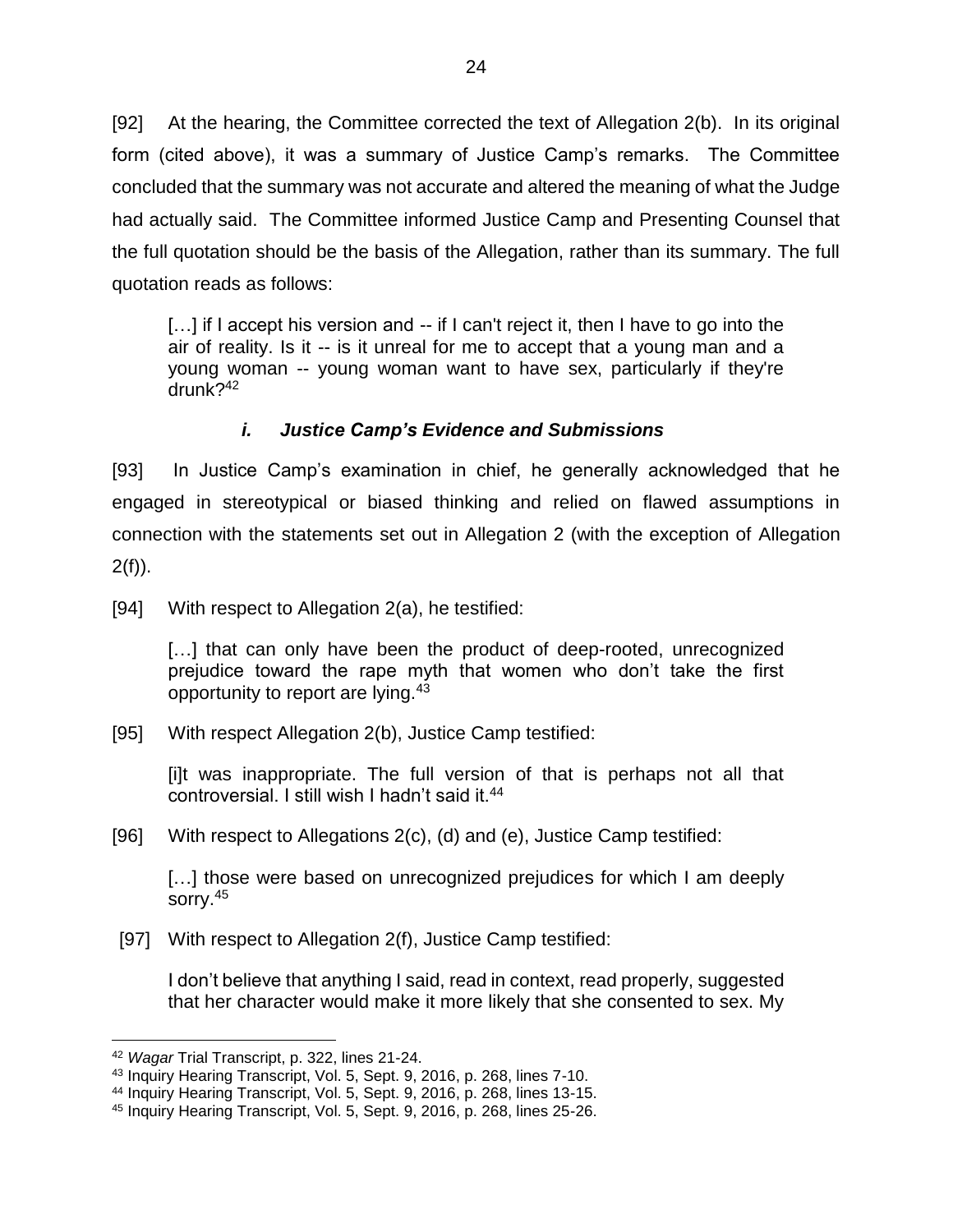[92] At the hearing, the Committee corrected the text of Allegation 2(b). In its original form (cited above), it was a summary of Justice Camp's remarks. The Committee concluded that the summary was not accurate and altered the meaning of what the Judge had actually said. The Committee informed Justice Camp and Presenting Counsel that the full quotation should be the basis of the Allegation, rather than its summary. The full quotation reads as follows:

> […] if I accept his version and -- if I can't reject it, then I have to go into the air of reality. Is it -- is it unreal for me to accept that a young man and a young woman -- young woman want to have sex, particularly if they're drunk?[42]

### *i. Justice Camp's Evidence and Submissions*

[93] In Justice Camp's examination in chief, he generally acknowledged that he engaged in stereotypical or biased thinking and relied on flawed assumptions in connection with the statements set out in Allegation 2 (with the exception of Allegation 2(f)).

[94] With respect to Allegation 2(a), he testified:

> […] that can only have been the product of deep-rooted, unrecognized prejudice toward the rape myth that women who don't take the first opportunity to report are lying.[43]

[95] With respect Allegation 2(b), Justice Camp testified:

> [i]t was inappropriate. The full version of that is perhaps not all that controversial. I still wish I hadn't said it.[44]

[96] With respect to Allegations 2(c), (d) and (e), Justice Camp testified:

> […] those were based on unrecognized prejudices for which I am deeply sorry.[45]

[97] With respect to Allegation 2(f), Justice Camp testified:

> I don't believe that anything I said, read in context, read properly, suggested that her character would make it more likely that she consented to sex. My

---

[42] *Wagar* Trial Transcript, p. 322, lines 21-24.

[43] Inquiry Hearing Transcript, Vol. 5, Sept. 9, 2016, p. 268, lines 7-10.

[44] Inquiry Hearing Transcript, Vol. 5, Sept. 9, 2016, p. 268, lines 13-15.

[45] Inquiry Hearing Transcript, Vol. 5, Sept. 9, 2016, p. 268, lines 25-26.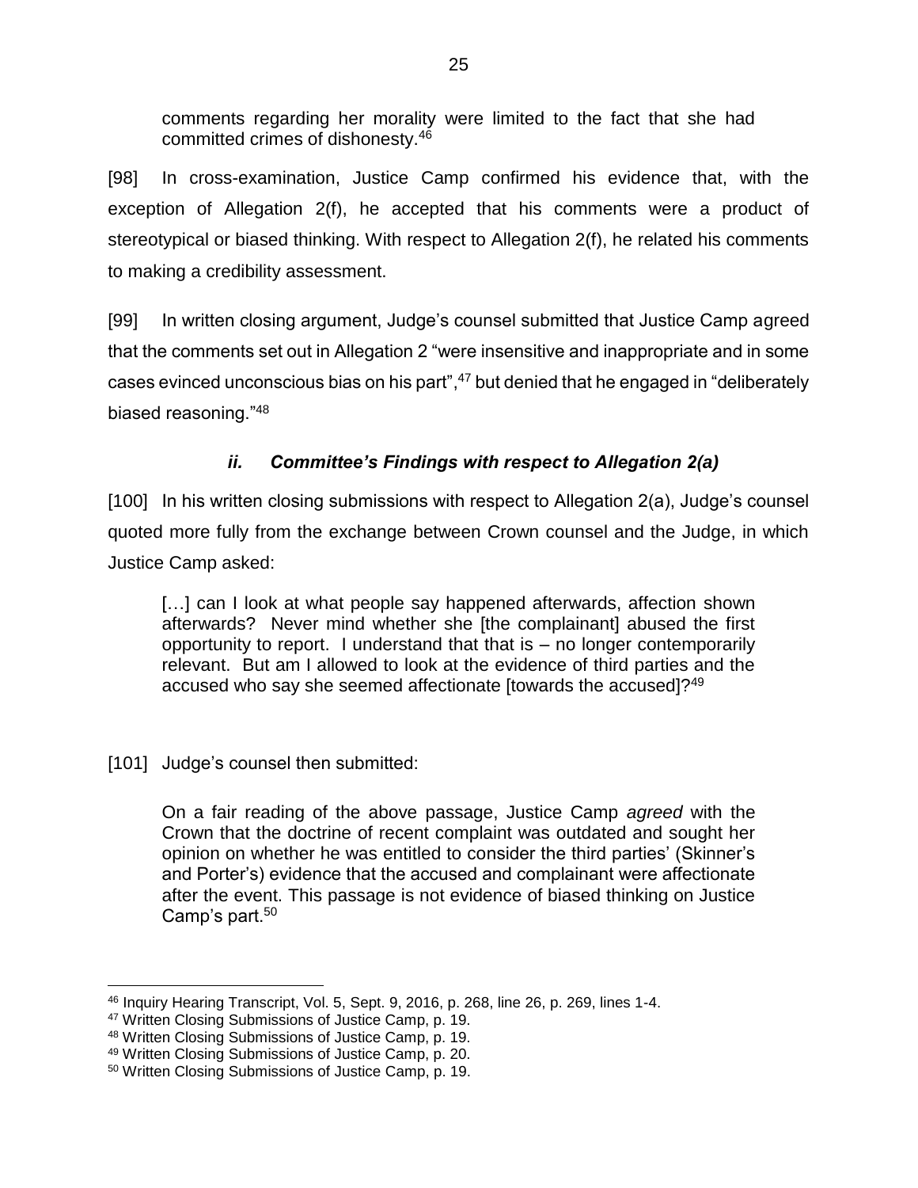comments regarding her morality were limited to the fact that she had committed crimes of dishonesty.[46]

[98] In cross-examination, Justice Camp confirmed his evidence that, with the exception of Allegation 2(f), he accepted that his comments were a product of stereotypical or biased thinking. With respect to Allegation 2(f), he related his comments to making a credibility assessment.

[99] In written closing argument, Judge's counsel submitted that Justice Camp agreed that the comments set out in Allegation 2 "were insensitive and inappropriate and in some cases evinced unconscious bias on his part",[47] but denied that he engaged in "deliberately biased reasoning."[48]

### *ii. Committee's Findings with respect to Allegation 2(a)*

[100] In his written closing submissions with respect to Allegation 2(a), Judge's counsel quoted more fully from the exchange between Crown counsel and the Judge, in which Justice Camp asked:

> […] can I look at what people say happened afterwards, affection shown afterwards? Never mind whether she [the complainant] abused the first opportunity to report. I understand that that is – no longer contemporarily relevant. But am I allowed to look at the evidence of third parties and the accused who say she seemed affectionate [towards the accused]?[49]

[101] Judge's counsel then submitted:

> On a fair reading of the above passage, Justice Camp *agreed* with the Crown that the doctrine of recent complaint was outdated and sought her opinion on whether he was entitled to consider the third parties' (Skinner's and Porter's) evidence that the accused and complainant were affectionate after the event. This passage is not evidence of biased thinking on Justice Camp's part.[50]

---

[46] Inquiry Hearing Transcript, Vol. 5, Sept. 9, 2016, p. 268, line 26, p. 269, lines 1-4.

[47] Written Closing Submissions of Justice Camp, p. 19.

[48] Written Closing Submissions of Justice Camp, p. 19.

[49] Written Closing Submissions of Justice Camp, p. 20.

[50] Written Closing Submissions of Justice Camp, p. 19.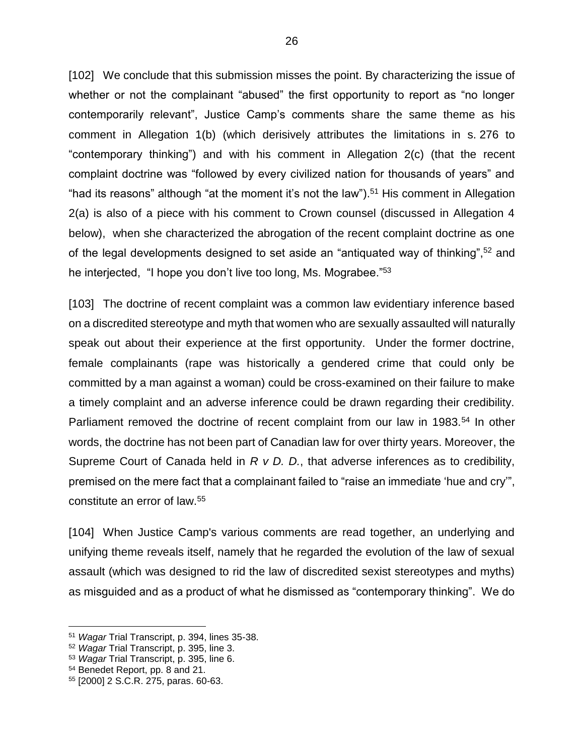[102] We conclude that this submission misses the point. By characterizing the issue of whether or not the complainant "abused" the first opportunity to report as "no longer contemporarily relevant", Justice Camp's comments share the same theme as his comment in Allegation 1(b) (which derisively attributes the limitations in s. 276 to "contemporary thinking") and with his comment in Allegation 2(c) (that the recent complaint doctrine was "followed by every civilized nation for thousands of years" and "had its reasons" although "at the moment it's not the law").[51] His comment in Allegation 2(a) is also of a piece with his comment to Crown counsel (discussed in Allegation 4 below), when she characterized the abrogation of the recent complaint doctrine as one of the legal developments designed to set aside an "antiquated way of thinking",[52] and he interjected, "I hope you don't live too long, Ms. Mograbee."[53]

[103] The doctrine of recent complaint was a common law evidentiary inference based on a discredited stereotype and myth that women who are sexually assaulted will naturally speak out about their experience at the first opportunity. Under the former doctrine, female complainants (rape was historically a gendered crime that could only be committed by a man against a woman) could be cross-examined on their failure to make a timely complaint and an adverse inference could be drawn regarding their credibility. Parliament removed the doctrine of recent complaint from our law in 1983.[54] In other words, the doctrine has not been part of Canadian law for over thirty years. Moreover, the Supreme Court of Canada held in *R v D. D.*, that adverse inferences as to credibility, premised on the mere fact that a complainant failed to "raise an immediate 'hue and cry'", constitute an error of law.[55]

[104] When Justice Camp's various comments are read together, an underlying and unifying theme reveals itself, namely that he regarded the evolution of the law of sexual assault (which was designed to rid the law of discredited sexist stereotypes and myths) as misguided and as a product of what he dismissed as "contemporary thinking". We do

---

[51] *Wagar* Trial Transcript, p. 394, lines 35-38.

[52] *Wagar* Trial Transcript, p. 395, line 3.

[53] *Wagar* Trial Transcript, p. 395, line 6.

[54] Benedet Report, pp. 8 and 21.

[55] [2000] 2 S.C.R. 275, paras. 60-63.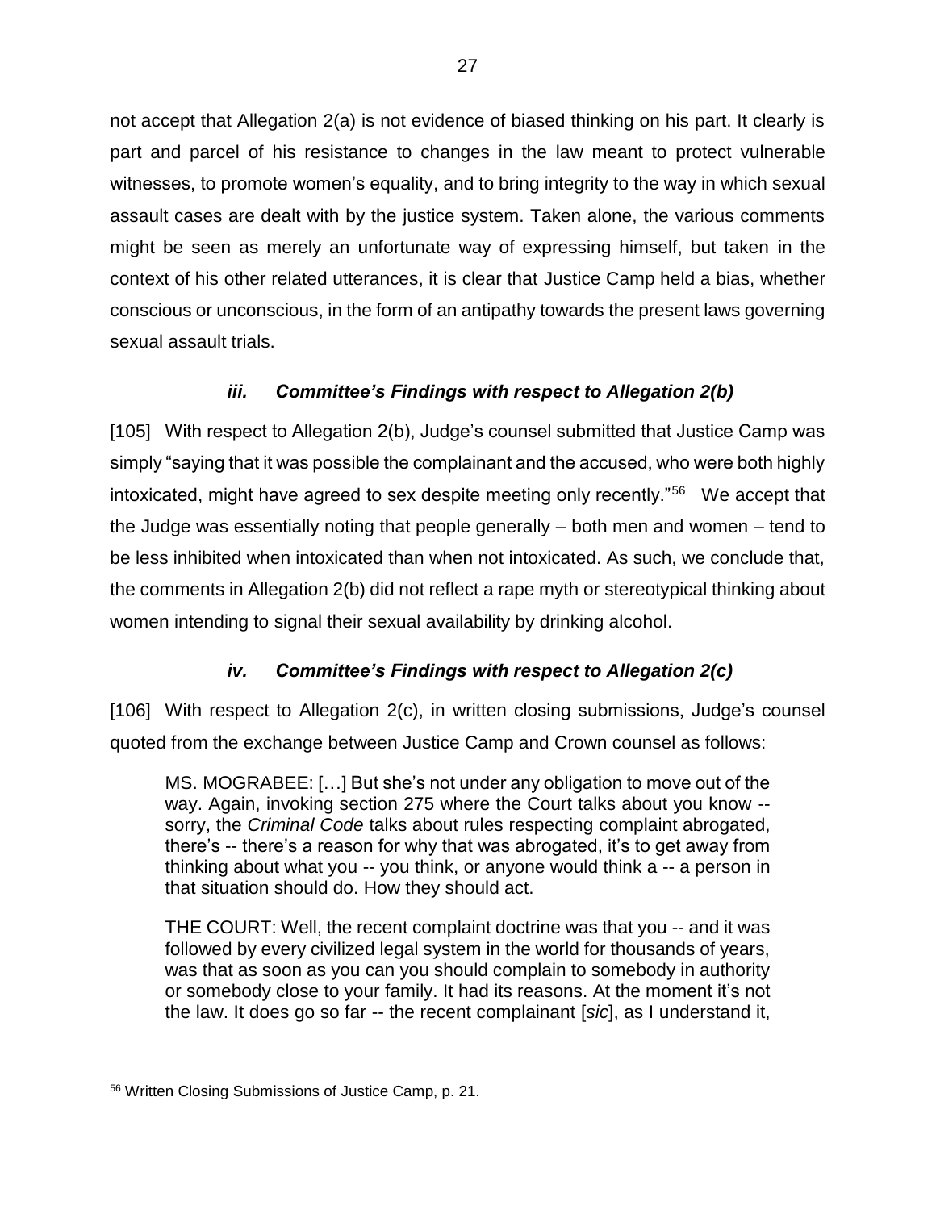not accept that Allegation 2(a) is not evidence of biased thinking on his part. It clearly is part and parcel of his resistance to changes in the law meant to protect vulnerable witnesses, to promote women's equality, and to bring integrity to the way in which sexual assault cases are dealt with by the justice system. Taken alone, the various comments might be seen as merely an unfortunate way of expressing himself, but taken in the context of his other related utterances, it is clear that Justice Camp held a bias, whether conscious or unconscious, in the form of an antipathy towards the present laws governing sexual assault trials.

### *iii. Committee's Findings with respect to Allegation 2(b)*

[105] With respect to Allegation 2(b), Judge's counsel submitted that Justice Camp was simply "saying that it was possible the complainant and the accused, who were both highly intoxicated, might have agreed to sex despite meeting only recently."[56] We accept that the Judge was essentially noting that people generally – both men and women – tend to be less inhibited when intoxicated than when not intoxicated. As such, we conclude that, the comments in Allegation 2(b) did not reflect a rape myth or stereotypical thinking about women intending to signal their sexual availability by drinking alcohol.

### *iv. Committee's Findings with respect to Allegation 2(c)*

[106] With respect to Allegation 2(c), in written closing submissions, Judge's counsel quoted from the exchange between Justice Camp and Crown counsel as follows:

> MS. MOGRABEE: […] But she's not under any obligation to move out of the way. Again, invoking section 275 where the Court talks about you know -- sorry, the *Criminal Code* talks about rules respecting complaint abrogated, there's -- there's a reason for why that was abrogated, it's to get away from thinking about what you -- you think, or anyone would think a -- a person in that situation should do. How they should act.
>
> THE COURT: Well, the recent complaint doctrine was that you -- and it was followed by every civilized legal system in the world for thousands of years, was that as soon as you can you should complain to somebody in authority or somebody close to your family. It had its reasons. At the moment it's not the law. It does go so far -- the recent complainant [*sic*], as I understand it,

---

[56] Written Closing Submissions of Justice Camp, p. 21.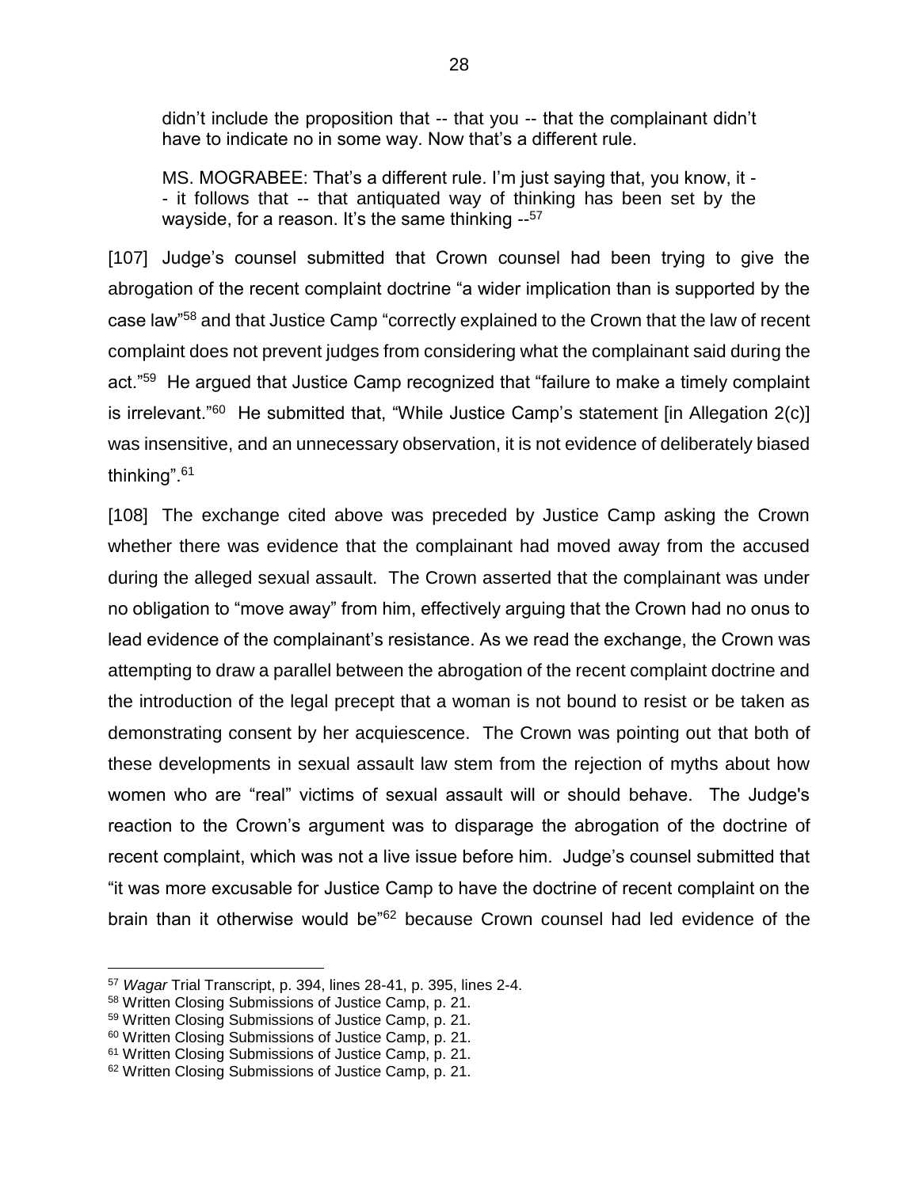didn't include the proposition that -- that you -- that the complainant didn't have to indicate no in some way. Now that's a different rule.

MS. MOGRABEE: That's a different rule. I'm just saying that, you know, it -- it follows that -- that antiquated way of thinking has been set by the wayside, for a reason. It's the same thinking --[57]

[107] Judge's counsel submitted that Crown counsel had been trying to give the abrogation of the recent complaint doctrine "a wider implication than is supported by the case law"[58] and that Justice Camp "correctly explained to the Crown that the law of recent complaint does not prevent judges from considering what the complainant said during the act."[59] He argued that Justice Camp recognized that "failure to make a timely complaint is irrelevant."[60] He submitted that, "While Justice Camp's statement [in Allegation 2(c)] was insensitive, and an unnecessary observation, it is not evidence of deliberately biased thinking".[61]

[108] The exchange cited above was preceded by Justice Camp asking the Crown whether there was evidence that the complainant had moved away from the accused during the alleged sexual assault. The Crown asserted that the complainant was under no obligation to "move away" from him, effectively arguing that the Crown had no onus to lead evidence of the complainant's resistance. As we read the exchange, the Crown was attempting to draw a parallel between the abrogation of the recent complaint doctrine and the introduction of the legal precept that a woman is not bound to resist or be taken as demonstrating consent by her acquiescence. The Crown was pointing out that both of these developments in sexual assault law stem from the rejection of myths about how women who are "real" victims of sexual assault will or should behave. The Judge's reaction to the Crown's argument was to disparage the abrogation of the doctrine of recent complaint, which was not a live issue before him. Judge's counsel submitted that "it was more excusable for Justice Camp to have the doctrine of recent complaint on the brain than it otherwise would be"[62] because Crown counsel had led evidence of the

---

[57] *Wagar* Trial Transcript, p. 394, lines 28-41, p. 395, lines 2-4.
[58] Written Closing Submissions of Justice Camp, p. 21.
[59] Written Closing Submissions of Justice Camp, p. 21.
[60] Written Closing Submissions of Justice Camp, p. 21.
[61] Written Closing Submissions of Justice Camp, p. 21.
[62] Written Closing Submissions of Justice Camp, p. 21.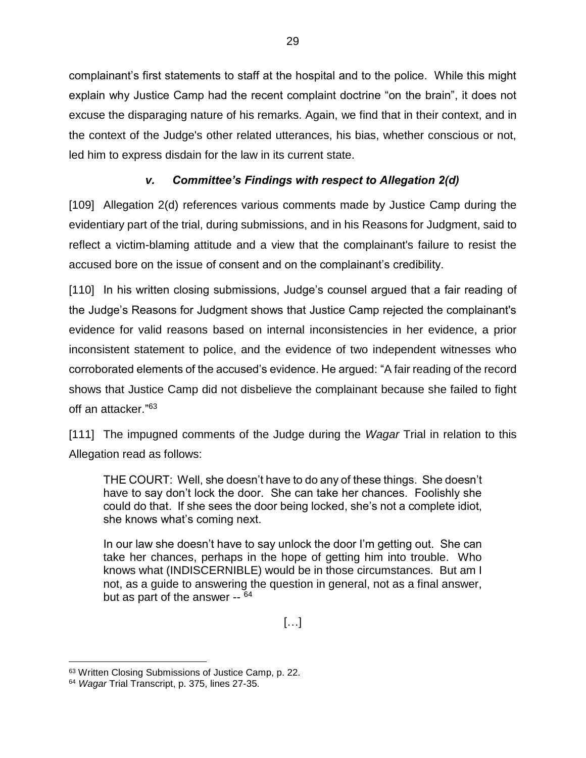complainant's first statements to staff at the hospital and to the police. While this might explain why Justice Camp had the recent complaint doctrine "on the brain", it does not excuse the disparaging nature of his remarks. Again, we find that in their context, and in the context of the Judge's other related utterances, his bias, whether conscious or not, led him to express disdain for the law in its current state.

### *v. Committee's Findings with respect to Allegation 2(d)*

[109] Allegation 2(d) references various comments made by Justice Camp during the evidentiary part of the trial, during submissions, and in his Reasons for Judgment, said to reflect a victim-blaming attitude and a view that the complainant's failure to resist the accused bore on the issue of consent and on the complainant's credibility.

[110] In his written closing submissions, Judge's counsel argued that a fair reading of the Judge's Reasons for Judgment shows that Justice Camp rejected the complainant's evidence for valid reasons based on internal inconsistencies in her evidence, a prior inconsistent statement to police, and the evidence of two independent witnesses who corroborated elements of the accused's evidence. He argued: "A fair reading of the record shows that Justice Camp did not disbelieve the complainant because she failed to fight off an attacker."[63]

[111] The impugned comments of the Judge during the *Wagar* Trial in relation to this Allegation read as follows:

> THE COURT: Well, she doesn't have to do any of these things. She doesn't have to say don't lock the door. She can take her chances. Foolishly she could do that. If she sees the door being locked, she's not a complete idiot, she knows what's coming next.
>
> In our law she doesn't have to say unlock the door I'm getting out. She can take her chances, perhaps in the hope of getting him into trouble. Who knows what (INDISCERNIBLE) would be in those circumstances. But am I not, as a guide to answering the question in general, not as a final answer, but as part of the answer -- [64]

[…]

[63] Written Closing Submissions of Justice Camp, p. 22.

[64] *Wagar* Trial Transcript, p. 375, lines 27-35.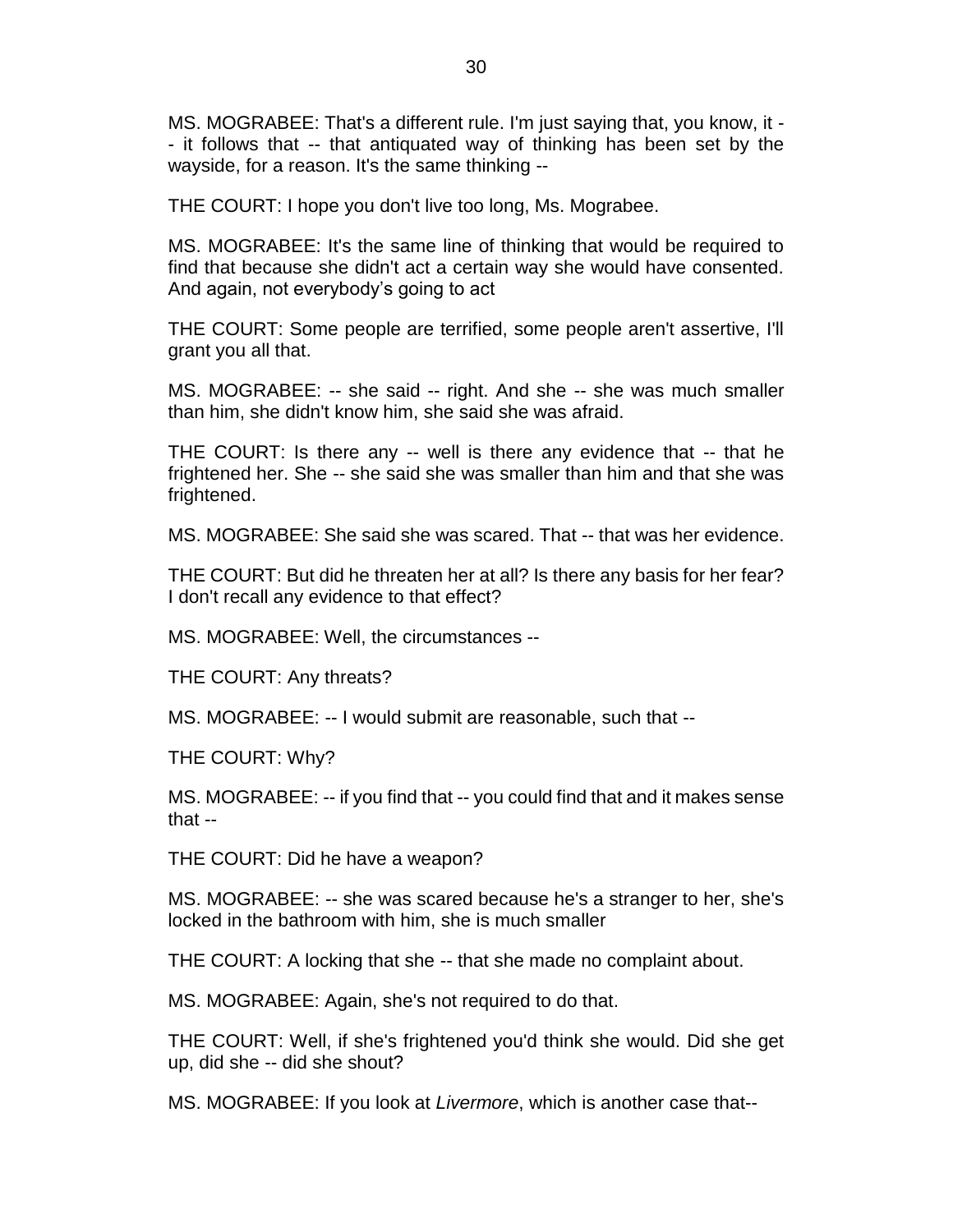MS. MOGRABEE: That's a different rule. I'm just saying that, you know, it -- it follows that -- that antiquated way of thinking has been set by the wayside, for a reason. It's the same thinking --

THE COURT: I hope you don't live too long, Ms. Mograbee.

MS. MOGRABEE: It's the same line of thinking that would be required to find that because she didn't act a certain way she would have consented. And again, not everybody's going to act

THE COURT: Some people are terrified, some people aren't assertive, I'll grant you all that.

MS. MOGRABEE: -- she said -- right. And she -- she was much smaller than him, she didn't know him, she said she was afraid.

THE COURT: Is there any -- well is there any evidence that -- that he frightened her. She -- she said she was smaller than him and that she was frightened.

MS. MOGRABEE: She said she was scared. That -- that was her evidence.

THE COURT: But did he threaten her at all? Is there any basis for her fear? I don't recall any evidence to that effect?

MS. MOGRABEE: Well, the circumstances --

THE COURT: Any threats?

MS. MOGRABEE: -- I would submit are reasonable, such that --

THE COURT: Why?

MS. MOGRABEE: -- if you find that -- you could find that and it makes sense that --

THE COURT: Did he have a weapon?

MS. MOGRABEE: -- she was scared because he's a stranger to her, she's locked in the bathroom with him, she is much smaller

THE COURT: A locking that she -- that she made no complaint about.

MS. MOGRABEE: Again, she's not required to do that.

THE COURT: Well, if she's frightened you'd think she would. Did she get up, did she -- did she shout?

MS. MOGRABEE: If you look at *Livermore*, which is another case that--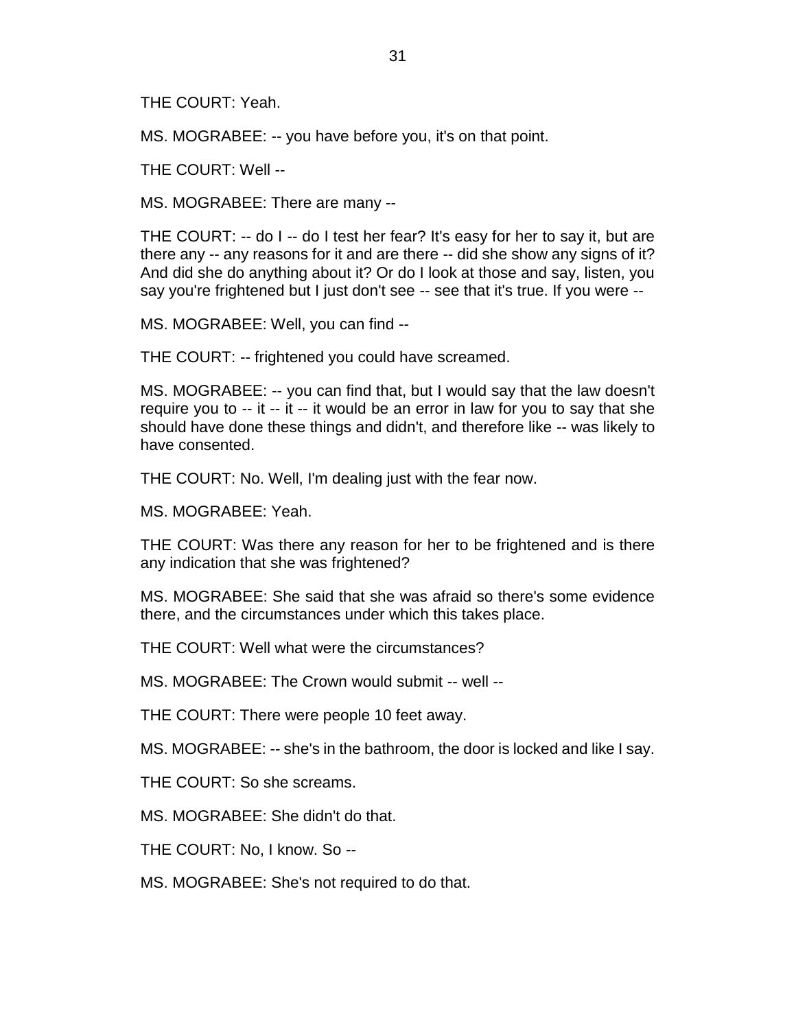THE COURT: Yeah.

MS. MOGRABEE: -- you have before you, it's on that point.

THE COURT: Well --

MS. MOGRABEE: There are many --

THE COURT: -- do I -- do I test her fear? It's easy for her to say it, but are there any -- any reasons for it and are there -- did she show any signs of it? And did she do anything about it? Or do I look at those and say, listen, you say you're frightened but I just don't see -- see that it's true. If you were --

MS. MOGRABEE: Well, you can find --

THE COURT: -- frightened you could have screamed.

MS. MOGRABEE: -- you can find that, but I would say that the law doesn't require you to -- it -- it -- it would be an error in law for you to say that she should have done these things and didn't, and therefore like -- was likely to have consented.

THE COURT: No. Well, I'm dealing just with the fear now.

MS. MOGRABEE: Yeah.

THE COURT: Was there any reason for her to be frightened and is there any indication that she was frightened?

MS. MOGRABEE: She said that she was afraid so there's some evidence there, and the circumstances under which this takes place.

THE COURT: Well what were the circumstances?

MS. MOGRABEE: The Crown would submit -- well --

THE COURT: There were people 10 feet away.

MS. MOGRABEE: -- she's in the bathroom, the door is locked and like I say.

THE COURT: So she screams.

MS. MOGRABEE: She didn't do that.

THE COURT: No, I know. So --

MS. MOGRABEE: She's not required to do that.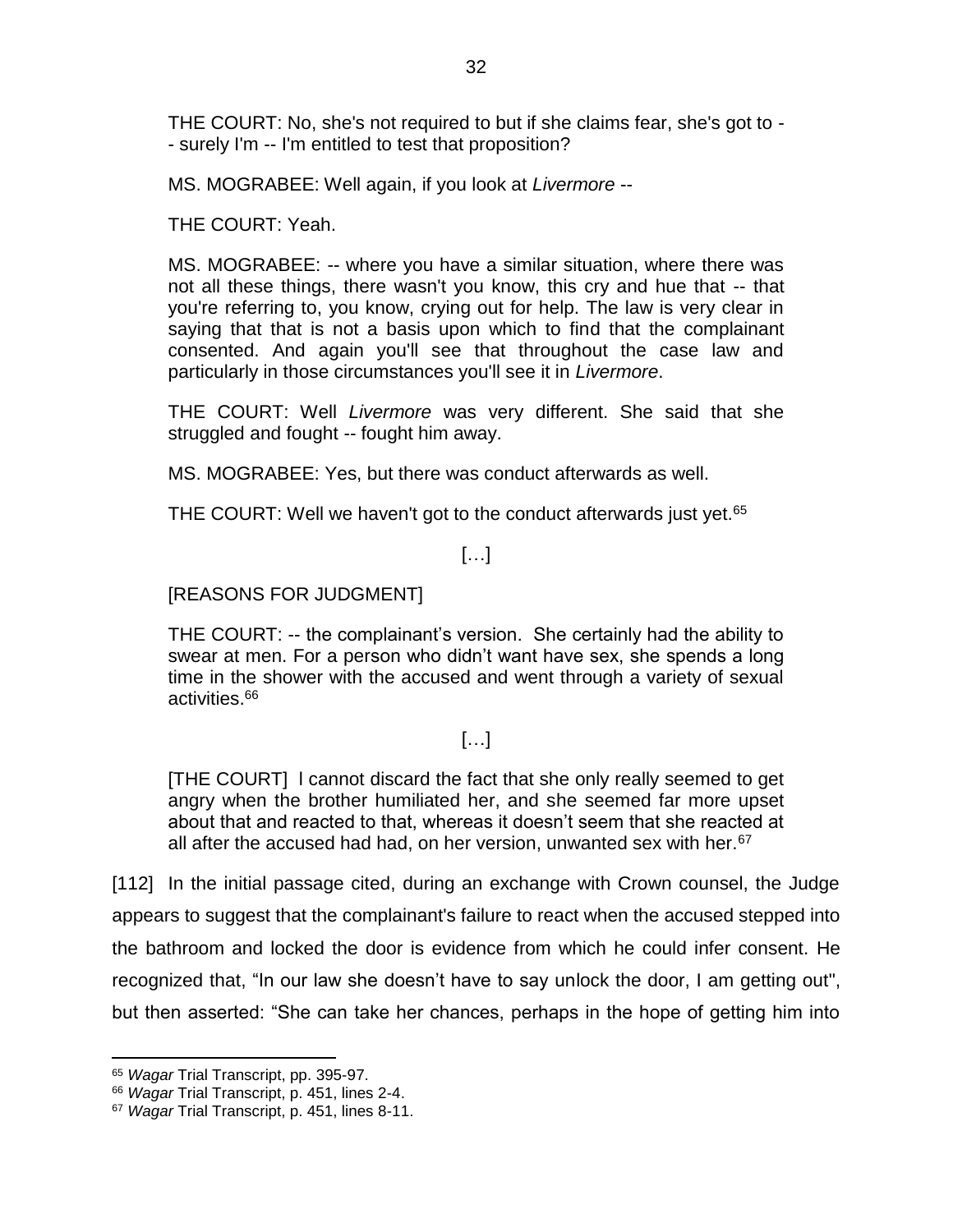THE COURT: No, she's not required to but if she claims fear, she's got to -- surely I'm -- I'm entitled to test that proposition?

MS. MOGRABEE: Well again, if you look at *Livermore* --

THE COURT: Yeah.

MS. MOGRABEE: -- where you have a similar situation, where there was not all these things, there wasn't you know, this cry and hue that -- that you're referring to, you know, crying out for help. The law is very clear in saying that that is not a basis upon which to find that the complainant consented. And again you'll see that throughout the case law and particularly in those circumstances you'll see it in *Livermore*.

THE COURT: Well *Livermore* was very different. She said that she struggled and fought -- fought him away.

MS. MOGRABEE: Yes, but there was conduct afterwards as well.

THE COURT: Well we haven't got to the conduct afterwards just yet.[65]

[…]

[REASONS FOR JUDGMENT]

THE COURT: -- the complainant's version. She certainly had the ability to swear at men. For a person who didn't want have sex, she spends a long time in the shower with the accused and went through a variety of sexual activities.[66]

[…]

[THE COURT] I cannot discard the fact that she only really seemed to get angry when the brother humiliated her, and she seemed far more upset about that and reacted to that, whereas it doesn't seem that she reacted at all after the accused had had, on her version, unwanted sex with her.[67]

[112] In the initial passage cited, during an exchange with Crown counsel, the Judge appears to suggest that the complainant's failure to react when the accused stepped into the bathroom and locked the door is evidence from which he could infer consent. He recognized that, "In our law she doesn't have to say unlock the door, I am getting out", but then asserted: "She can take her chances, perhaps in the hope of getting him into

---

[65] *Wagar* Trial Transcript, pp. 395-97.

[66] *Wagar* Trial Transcript, p. 451, lines 2-4.

[67] *Wagar* Trial Transcript, p. 451, lines 8-11.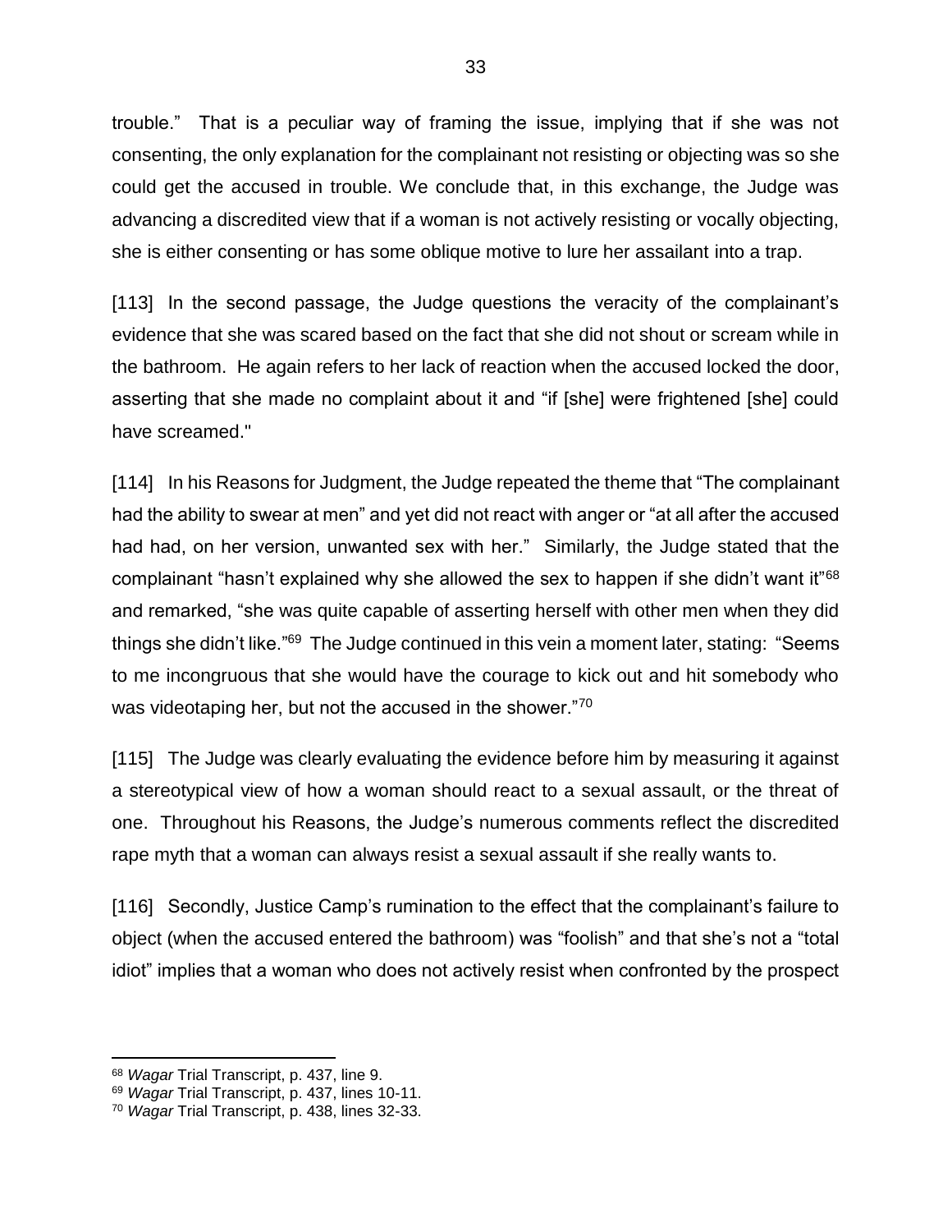trouble." That is a peculiar way of framing the issue, implying that if she was not consenting, the only explanation for the complainant not resisting or objecting was so she could get the accused in trouble. We conclude that, in this exchange, the Judge was advancing a discredited view that if a woman is not actively resisting or vocally objecting, she is either consenting or has some oblique motive to lure her assailant into a trap.

[113] In the second passage, the Judge questions the veracity of the complainant's evidence that she was scared based on the fact that she did not shout or scream while in the bathroom. He again refers to her lack of reaction when the accused locked the door, asserting that she made no complaint about it and "if [she] were frightened [she] could have screamed."

[114] In his Reasons for Judgment, the Judge repeated the theme that "The complainant had the ability to swear at men" and yet did not react with anger or "at all after the accused had had, on her version, unwanted sex with her." Similarly, the Judge stated that the complainant "hasn't explained why she allowed the sex to happen if she didn't want it"[68] and remarked, "she was quite capable of asserting herself with other men when they did things she didn't like."[69] The Judge continued in this vein a moment later, stating: "Seems to me incongruous that she would have the courage to kick out and hit somebody who was videotaping her, but not the accused in the shower."[70]

[115] The Judge was clearly evaluating the evidence before him by measuring it against a stereotypical view of how a woman should react to a sexual assault, or the threat of one. Throughout his Reasons, the Judge's numerous comments reflect the discredited rape myth that a woman can always resist a sexual assault if she really wants to.

[116] Secondly, Justice Camp's rumination to the effect that the complainant's failure to object (when the accused entered the bathroom) was "foolish" and that she's not a "total idiot" implies that a woman who does not actively resist when confronted by the prospect

---

[68] *Wagar* Trial Transcript, p. 437, line 9.

[69] *Wagar* Trial Transcript, p. 437, lines 10-11.

[70] *Wagar* Trial Transcript, p. 438, lines 32-33.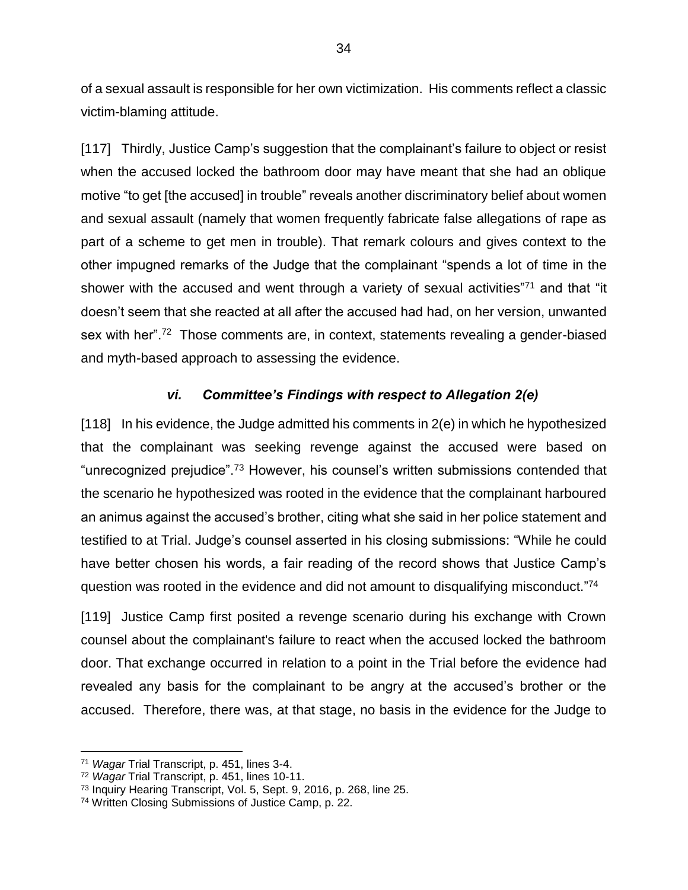of a sexual assault is responsible for her own victimization. His comments reflect a classic victim-blaming attitude.

[117] Thirdly, Justice Camp's suggestion that the complainant's failure to object or resist when the accused locked the bathroom door may have meant that she had an oblique motive "to get [the accused] in trouble" reveals another discriminatory belief about women and sexual assault (namely that women frequently fabricate false allegations of rape as part of a scheme to get men in trouble). That remark colours and gives context to the other impugned remarks of the Judge that the complainant "spends a lot of time in the shower with the accused and went through a variety of sexual activities"[71] and that "it doesn't seem that she reacted at all after the accused had had, on her version, unwanted sex with her".[72] Those comments are, in context, statements revealing a gender-biased and myth-based approach to assessing the evidence.

### *vi. Committee's Findings with respect to Allegation 2(e)*

[118] In his evidence, the Judge admitted his comments in 2(e) in which he hypothesized that the complainant was seeking revenge against the accused were based on "unrecognized prejudice".[73] However, his counsel's written submissions contended that the scenario he hypothesized was rooted in the evidence that the complainant harboured an animus against the accused's brother, citing what she said in her police statement and testified to at Trial. Judge's counsel asserted in his closing submissions: "While he could have better chosen his words, a fair reading of the record shows that Justice Camp's question was rooted in the evidence and did not amount to disqualifying misconduct."[74]

[119] Justice Camp first posited a revenge scenario during his exchange with Crown counsel about the complainant's failure to react when the accused locked the bathroom door. That exchange occurred in relation to a point in the Trial before the evidence had revealed any basis for the complainant to be angry at the accused's brother or the accused. Therefore, there was, at that stage, no basis in the evidence for the Judge to

---

[71] *Wagar* Trial Transcript, p. 451, lines 3-4.

[72] *Wagar* Trial Transcript, p. 451, lines 10-11.

[73] Inquiry Hearing Transcript, Vol. 5, Sept. 9, 2016, p. 268, line 25.

[74] Written Closing Submissions of Justice Camp, p. 22.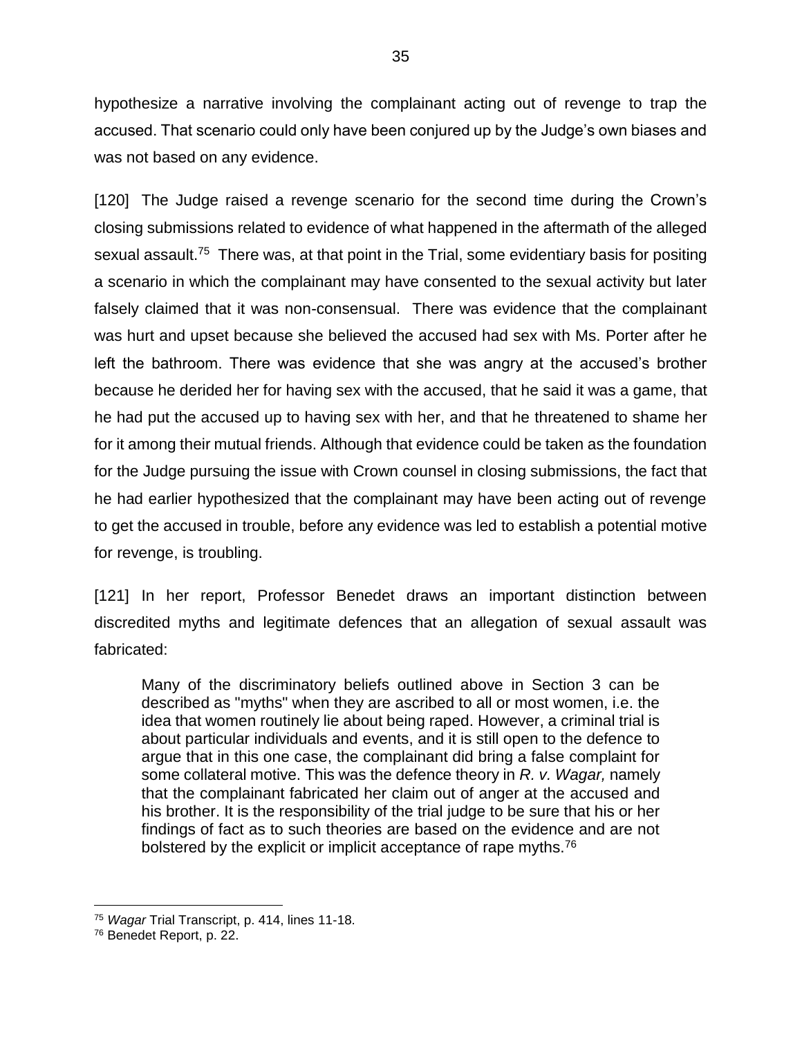hypothesize a narrative involving the complainant acting out of revenge to trap the accused. That scenario could only have been conjured up by the Judge's own biases and was not based on any evidence.

[120] The Judge raised a revenge scenario for the second time during the Crown's closing submissions related to evidence of what happened in the aftermath of the alleged sexual assault.[75] There was, at that point in the Trial, some evidentiary basis for positing a scenario in which the complainant may have consented to the sexual activity but later falsely claimed that it was non-consensual. There was evidence that the complainant was hurt and upset because she believed the accused had sex with Ms. Porter after he left the bathroom. There was evidence that she was angry at the accused's brother because he derided her for having sex with the accused, that he said it was a game, that he had put the accused up to having sex with her, and that he threatened to shame her for it among their mutual friends. Although that evidence could be taken as the foundation for the Judge pursuing the issue with Crown counsel in closing submissions, the fact that he had earlier hypothesized that the complainant may have been acting out of revenge to get the accused in trouble, before any evidence was led to establish a potential motive for revenge, is troubling.

[121] In her report, Professor Benedet draws an important distinction between discredited myths and legitimate defences that an allegation of sexual assault was fabricated:

> Many of the discriminatory beliefs outlined above in Section 3 can be described as "myths" when they are ascribed to all or most women, i.e. the idea that women routinely lie about being raped. However, a criminal trial is about particular individuals and events, and it is still open to the defence to argue that in this one case, the complainant did bring a false complaint for some collateral motive. This was the defence theory in *R. v. Wagar,* namely that the complainant fabricated her claim out of anger at the accused and his brother. It is the responsibility of the trial judge to be sure that his or her findings of fact as to such theories are based on the evidence and are not bolstered by the explicit or implicit acceptance of rape myths.[76]

---

[75] *Wagar* Trial Transcript, p. 414, lines 11-18.

[76] Benedet Report, p. 22.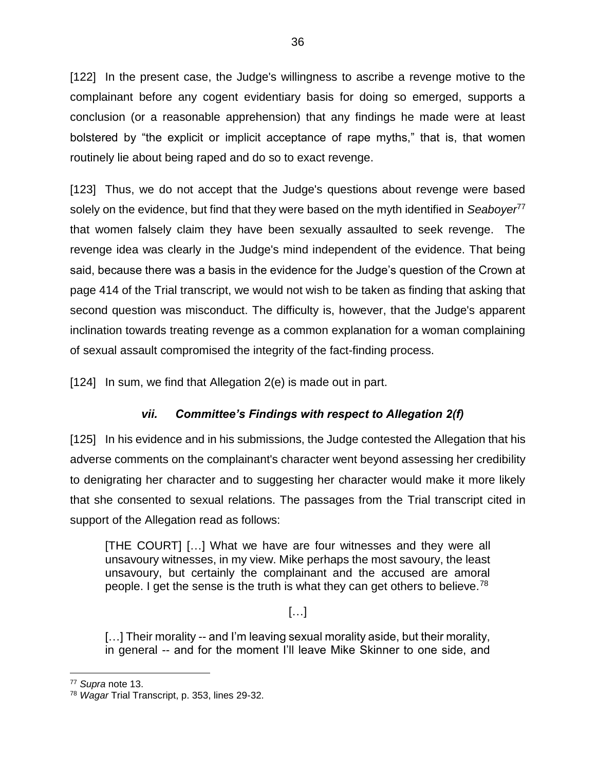[122] In the present case, the Judge's willingness to ascribe a revenge motive to the complainant before any cogent evidentiary basis for doing so emerged, supports a conclusion (or a reasonable apprehension) that any findings he made were at least bolstered by "the explicit or implicit acceptance of rape myths," that is, that women routinely lie about being raped and do so to exact revenge.

[123] Thus, we do not accept that the Judge's questions about revenge were based solely on the evidence, but find that they were based on the myth identified in *Seaboyer*[77] that women falsely claim they have been sexually assaulted to seek revenge. The revenge idea was clearly in the Judge's mind independent of the evidence. That being said, because there was a basis in the evidence for the Judge's question of the Crown at page 414 of the Trial transcript, we would not wish to be taken as finding that asking that second question was misconduct. The difficulty is, however, that the Judge's apparent inclination towards treating revenge as a common explanation for a woman complaining of sexual assault compromised the integrity of the fact-finding process.

[124] In sum, we find that Allegation 2(e) is made out in part.

### *vii. Committee's Findings with respect to Allegation 2(f)*

[125] In his evidence and in his submissions, the Judge contested the Allegation that his adverse comments on the complainant's character went beyond assessing her credibility to denigrating her character and to suggesting her character would make it more likely that she consented to sexual relations. The passages from the Trial transcript cited in support of the Allegation read as follows:

> [THE COURT] […] What we have are four witnesses and they were all unsavoury witnesses, in my view. Mike perhaps the most savoury, the least unsavoury, but certainly the complainant and the accused are amoral people. I get the sense is the truth is what they can get others to believe.[78]
>
> […]
>
> […] Their morality -- and I'm leaving sexual morality aside, but their morality, in general -- and for the moment I'll leave Mike Skinner to one side, and

[77] *Supra* note 13.
[78] *Wagar* Trial Transcript, p. 353, lines 29-32.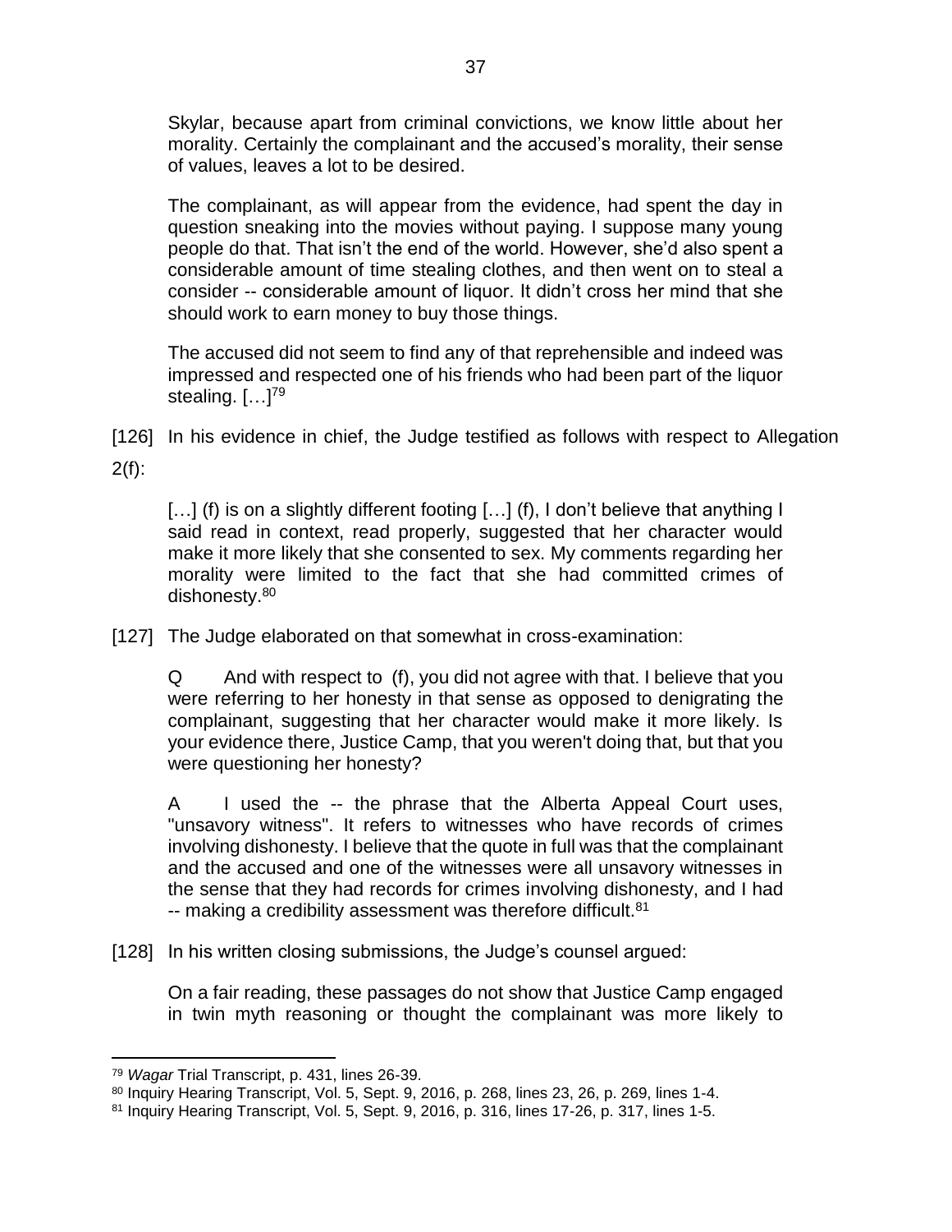> Skylar, because apart from criminal convictions, we know little about her morality. Certainly the complainant and the accused's morality, their sense of values, leaves a lot to be desired.
>
> The complainant, as will appear from the evidence, had spent the day in question sneaking into the movies without paying. I suppose many young people do that. That isn't the end of the world. However, she'd also spent a considerable amount of time stealing clothes, and then went on to steal a consider -- considerable amount of liquor. It didn't cross her mind that she should work to earn money to buy those things.
>
> The accused did not seem to find any of that reprehensible and indeed was impressed and respected one of his friends who had been part of the liquor stealing. […][79]

[126] In his evidence in chief, the Judge testified as follows with respect to Allegation 2(f):

> […] (f) is on a slightly different footing […] (f), I don't believe that anything I said read in context, read properly, suggested that her character would make it more likely that she consented to sex. My comments regarding her morality were limited to the fact that she had committed crimes of dishonesty.[80]

[127] The Judge elaborated on that somewhat in cross-examination:

> Q And with respect to (f), you did not agree with that. I believe that you were referring to her honesty in that sense as opposed to denigrating the complainant, suggesting that her character would make it more likely. Is your evidence there, Justice Camp, that you weren't doing that, but that you were questioning her honesty?
>
> A I used the -- the phrase that the Alberta Appeal Court uses, "unsavory witness". It refers to witnesses who have records of crimes involving dishonesty. I believe that the quote in full was that the complainant and the accused and one of the witnesses were all unsavory witnesses in the sense that they had records for crimes involving dishonesty, and I had -- making a credibility assessment was therefore difficult.[81]

[128] In his written closing submissions, the Judge's counsel argued:

> On a fair reading, these passages do not show that Justice Camp engaged in twin myth reasoning or thought the complainant was more likely to

---

[79] *Wagar* Trial Transcript, p. 431, lines 26-39.

[80] Inquiry Hearing Transcript, Vol. 5, Sept. 9, 2016, p. 268, lines 23, 26, p. 269, lines 1-4.

[81] Inquiry Hearing Transcript, Vol. 5, Sept. 9, 2016, p. 316, lines 17-26, p. 317, lines 1-5.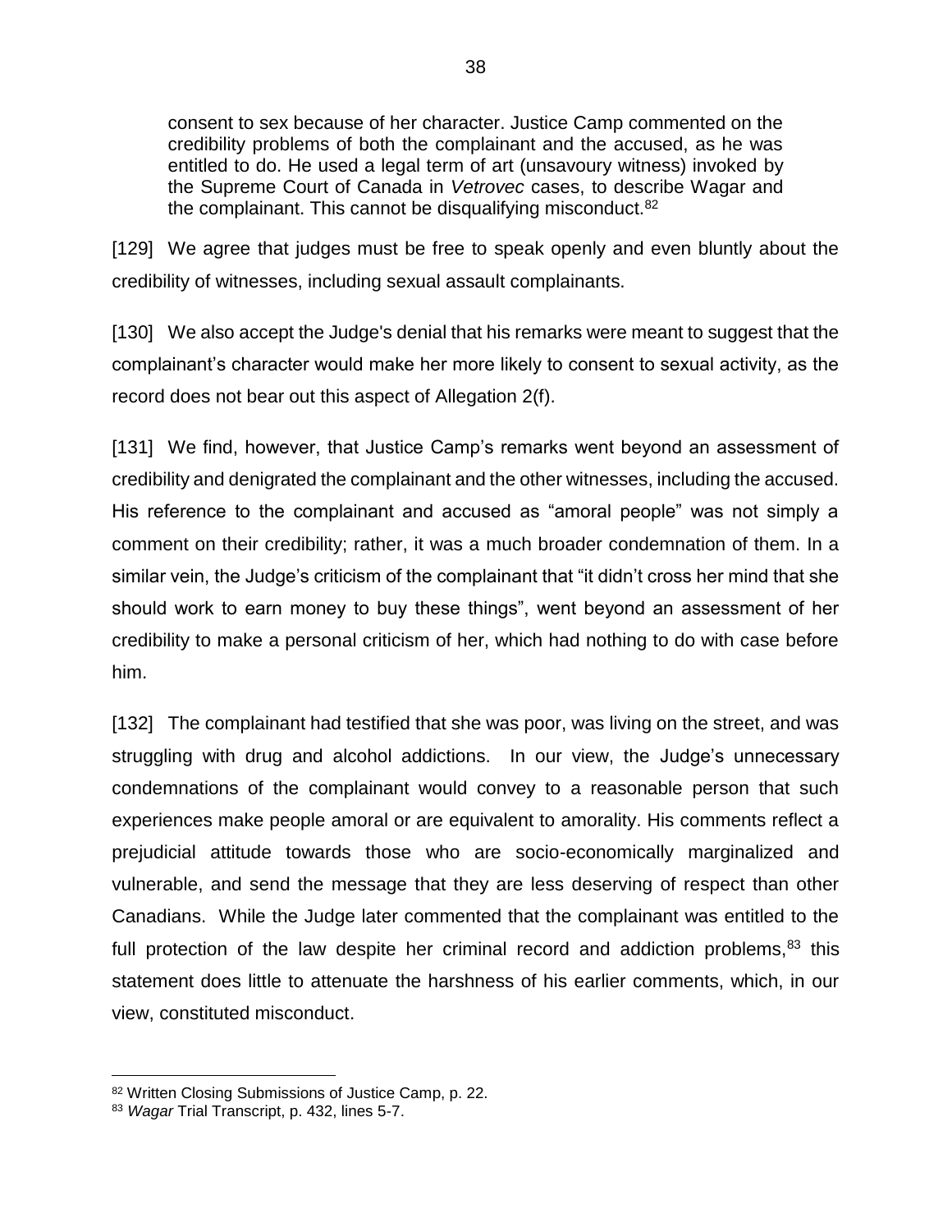> consent to sex because of her character. Justice Camp commented on the credibility problems of both the complainant and the accused, as he was entitled to do. He used a legal term of art (unsavoury witness) invoked by the Supreme Court of Canada in *Vetrovec* cases, to describe Wagar and the complainant. This cannot be disqualifying misconduct.[82]

[129] We agree that judges must be free to speak openly and even bluntly about the credibility of witnesses, including sexual assault complainants.

[130] We also accept the Judge's denial that his remarks were meant to suggest that the complainant's character would make her more likely to consent to sexual activity, as the record does not bear out this aspect of Allegation 2(f).

[131] We find, however, that Justice Camp's remarks went beyond an assessment of credibility and denigrated the complainant and the other witnesses, including the accused. His reference to the complainant and accused as "amoral people" was not simply a comment on their credibility; rather, it was a much broader condemnation of them. In a similar vein, the Judge's criticism of the complainant that "it didn't cross her mind that she should work to earn money to buy these things", went beyond an assessment of her credibility to make a personal criticism of her, which had nothing to do with case before him.

[132] The complainant had testified that she was poor, was living on the street, and was struggling with drug and alcohol addictions. In our view, the Judge's unnecessary condemnations of the complainant would convey to a reasonable person that such experiences make people amoral or are equivalent to amorality. His comments reflect a prejudicial attitude towards those who are socio-economically marginalized and vulnerable, and send the message that they are less deserving of respect than other Canadians. While the Judge later commented that the complainant was entitled to the full protection of the law despite her criminal record and addiction problems,[83] this statement does little to attenuate the harshness of his earlier comments, which, in our view, constituted misconduct.

---

[82] Written Closing Submissions of Justice Camp, p. 22.

[83] *Wagar* Trial Transcript, p. 432, lines 5-7.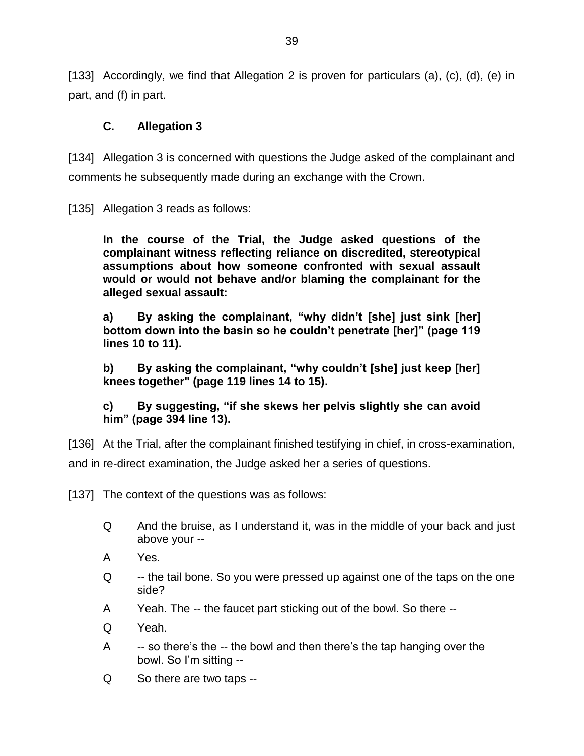[133] Accordingly, we find that Allegation 2 is proven for particulars (a), (c), (d), (e) in part, and (f) in part.

### C. Allegation 3

[134] Allegation 3 is concerned with questions the Judge asked of the complainant and comments he subsequently made during an exchange with the Crown.

[135] Allegation 3 reads as follows:

> **In the course of the Trial, the Judge asked questions of the complainant witness reflecting reliance on discredited, stereotypical assumptions about how someone confronted with sexual assault would or would not behave and/or blaming the complainant for the alleged sexual assault:**
>
> **a) By asking the complainant, "why didn't [she] just sink [her] bottom down into the basin so he couldn't penetrate [her]" (page 119 lines 10 to 11).**
>
> **b) By asking the complainant, "why couldn't [she] just keep [her] knees together" (page 119 lines 14 to 15).**
>
> **c) By suggesting, "if she skews her pelvis slightly she can avoid him" (page 394 line 13).**

[136] At the Trial, after the complainant finished testifying in chief, in cross-examination, and in re-direct examination, the Judge asked her a series of questions.

[137] The context of the questions was as follows:

> Q And the bruise, as I understand it, was in the middle of your back and just above your --
>
> A Yes.
>
> Q -- the tail bone. So you were pressed up against one of the taps on the one side?
>
> A Yeah. The -- the faucet part sticking out of the bowl. So there --
>
> Q Yeah.
>
> A -- so there's the -- the bowl and then there's the tap hanging over the bowl. So I'm sitting --
>
> Q So there are two taps --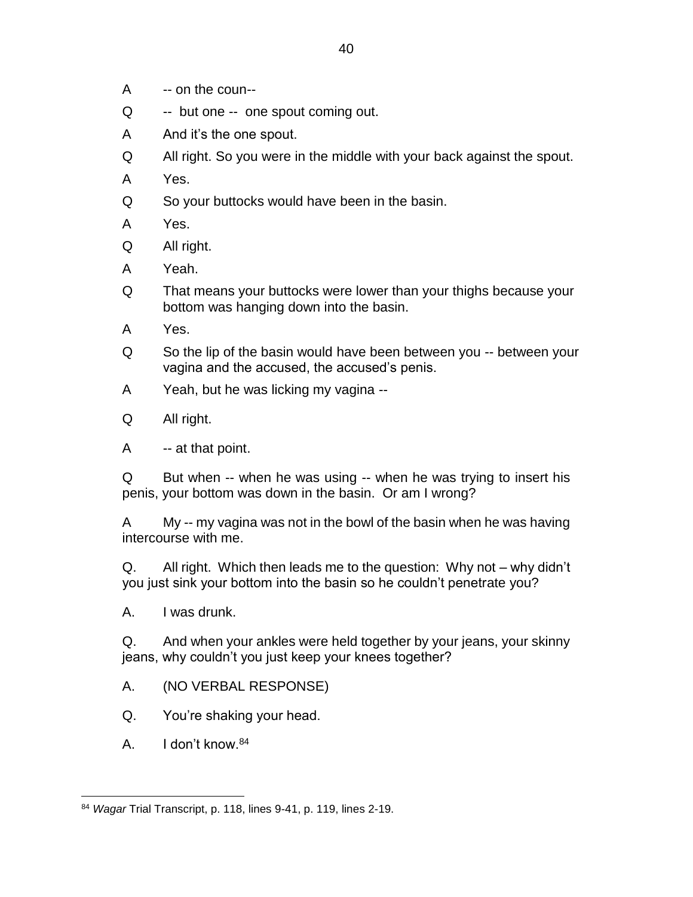A -- on the coun--

Q -- but one -- one spout coming out.

A And it's the one spout.

Q All right. So you were in the middle with your back against the spout.

A Yes.

Q So your buttocks would have been in the basin.

A Yes.

Q All right.

A Yeah.

Q That means your buttocks were lower than your thighs because your bottom was hanging down into the basin.

A Yes.

Q So the lip of the basin would have been between you -- between your vagina and the accused, the accused's penis.

A Yeah, but he was licking my vagina --

Q All right.

A -- at that point.

Q But when -- when he was using -- when he was trying to insert his penis, your bottom was down in the basin. Or am I wrong?

A My -- my vagina was not in the bowl of the basin when he was having intercourse with me.

Q. All right. Which then leads me to the question: Why not – why didn't you just sink your bottom into the basin so he couldn't penetrate you?

A. I was drunk.

Q. And when your ankles were held together by your jeans, your skinny jeans, why couldn't you just keep your knees together?

A. (NO VERBAL RESPONSE)

Q. You're shaking your head.

A. I don't know.[84]

---

[84] *Wagar* Trial Transcript, p. 118, lines 9-41, p. 119, lines 2-19.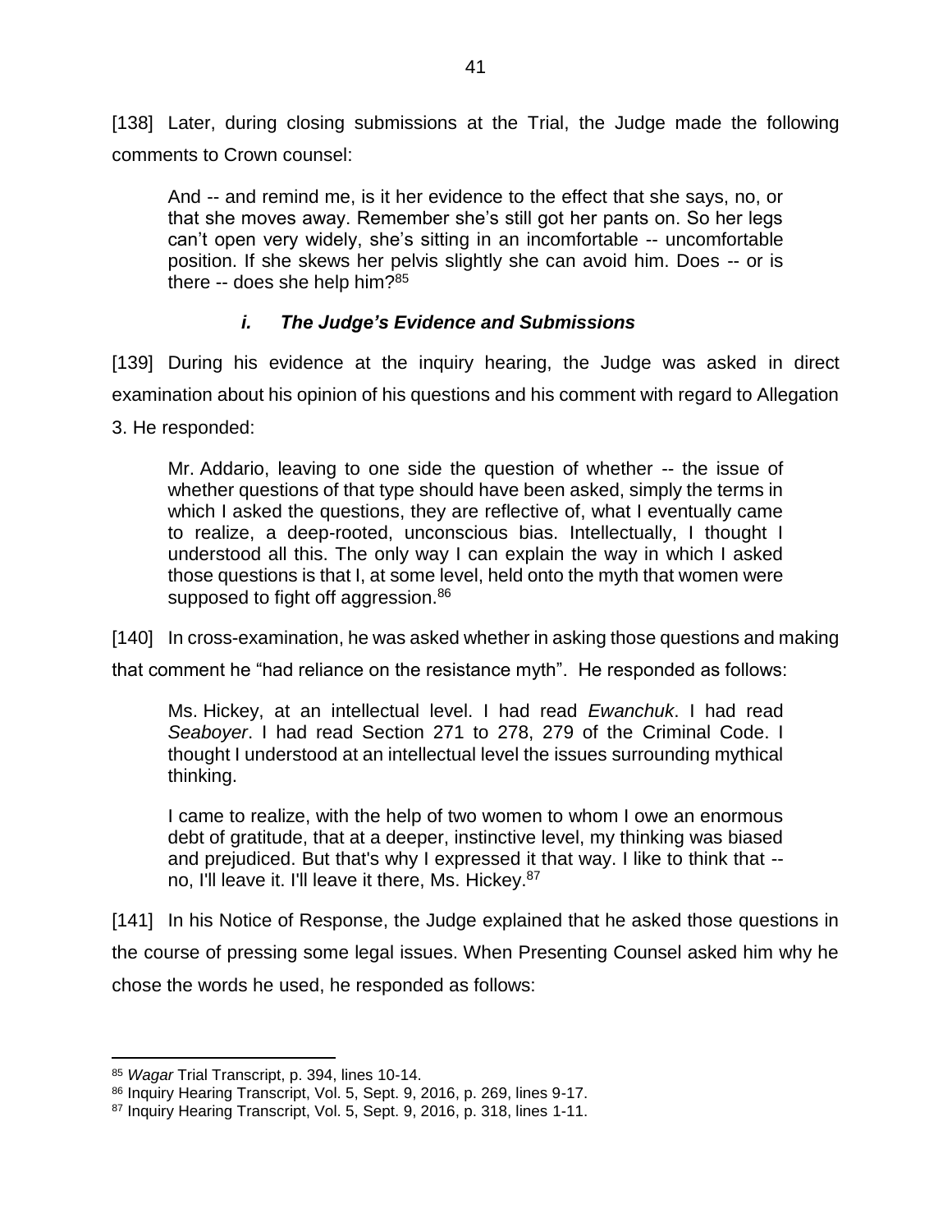[138] Later, during closing submissions at the Trial, the Judge made the following comments to Crown counsel:

> And -- and remind me, is it her evidence to the effect that she says, no, or that she moves away. Remember she's still got her pants on. So her legs can't open very widely, she's sitting in an incomfortable -- uncomfortable position. If she skews her pelvis slightly she can avoid him. Does -- or is there -- does she help him?[85]

### *i. The Judge's Evidence and Submissions*

[139] During his evidence at the inquiry hearing, the Judge was asked in direct examination about his opinion of his questions and his comment with regard to Allegation 3. He responded:

> Mr. Addario, leaving to one side the question of whether -- the issue of whether questions of that type should have been asked, simply the terms in which I asked the questions, they are reflective of, what I eventually came to realize, a deep-rooted, unconscious bias. Intellectually, I thought I understood all this. The only way I can explain the way in which I asked those questions is that I, at some level, held onto the myth that women were supposed to fight off aggression.[86]

[140] In cross-examination, he was asked whether in asking those questions and making that comment he "had reliance on the resistance myth". He responded as follows:

> Ms. Hickey, at an intellectual level. I had read *Ewanchuk*. I had read *Seaboyer*. I had read Section 271 to 278, 279 of the Criminal Code. I thought I understood at an intellectual level the issues surrounding mythical thinking.
>
> I came to realize, with the help of two women to whom I owe an enormous debt of gratitude, that at a deeper, instinctive level, my thinking was biased and prejudiced. But that's why I expressed it that way. I like to think that -- no, I'll leave it. I'll leave it there, Ms. Hickey.[87]

[141] In his Notice of Response, the Judge explained that he asked those questions in the course of pressing some legal issues. When Presenting Counsel asked him why he chose the words he used, he responded as follows:

---

[85] *Wagar* Trial Transcript, p. 394, lines 10-14.

[86] Inquiry Hearing Transcript, Vol. 5, Sept. 9, 2016, p. 269, lines 9-17.

[87] Inquiry Hearing Transcript, Vol. 5, Sept. 9, 2016, p. 318, lines 1-11.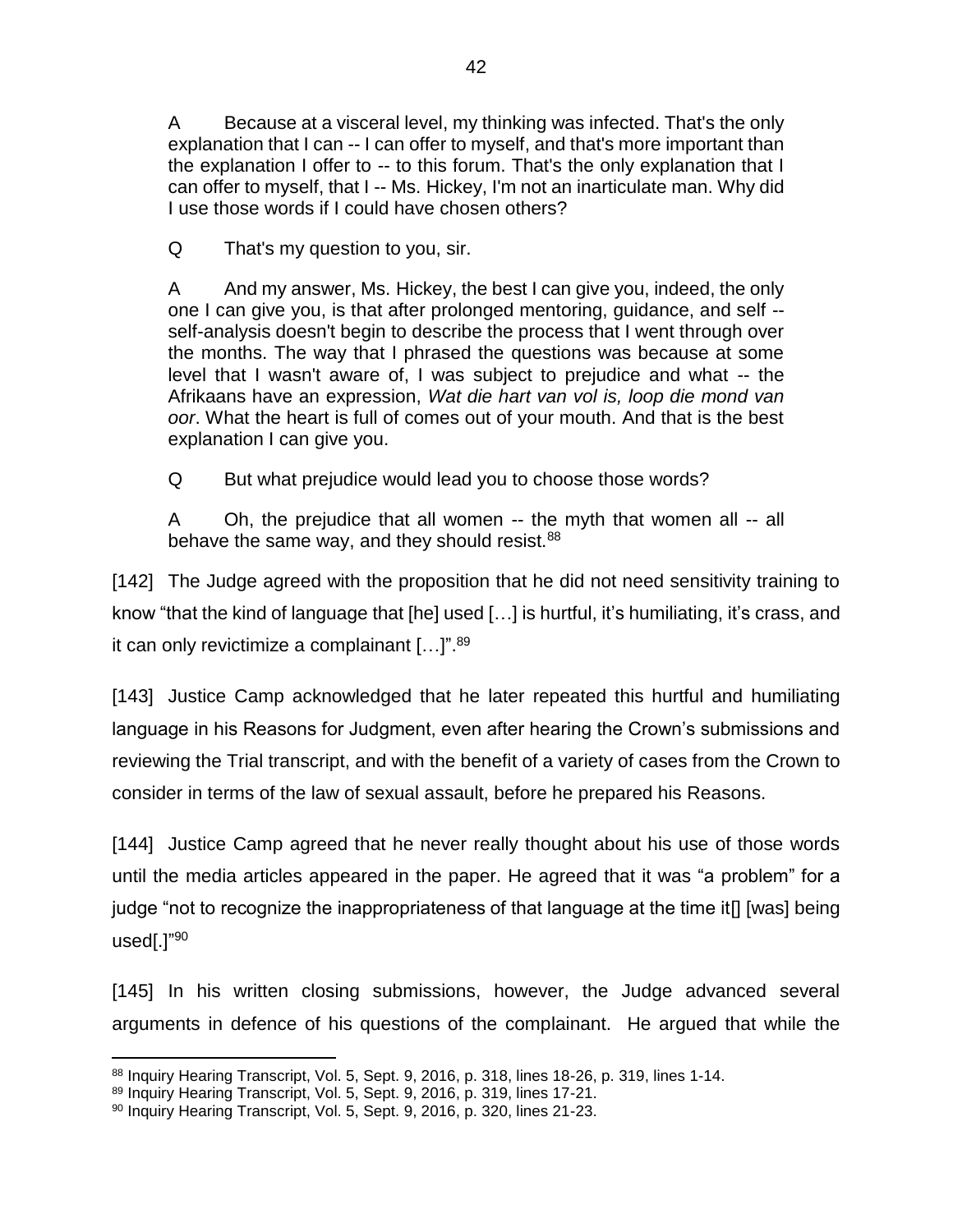A Because at a visceral level, my thinking was infected. That's the only explanation that I can -- I can offer to myself, and that's more important than the explanation I offer to -- to this forum. That's the only explanation that I can offer to myself, that I -- Ms. Hickey, I'm not an inarticulate man. Why did I use those words if I could have chosen others?

Q That's my question to you, sir.

A And my answer, Ms. Hickey, the best I can give you, indeed, the only one I can give you, is that after prolonged mentoring, guidance, and self -- self-analysis doesn't begin to describe the process that I went through over the months. The way that I phrased the questions was because at some level that I wasn't aware of, I was subject to prejudice and what -- the Afrikaans have an expression, *Wat die hart van vol is, loop die mond van oor*. What the heart is full of comes out of your mouth. And that is the best explanation I can give you.

Q But what prejudice would lead you to choose those words?

A Oh, the prejudice that all women -- the myth that women all -- all behave the same way, and they should resist.[88]

[142] The Judge agreed with the proposition that he did not need sensitivity training to know "that the kind of language that [he] used […] is hurtful, it's humiliating, it's crass, and it can only revictimize a complainant […]".[89]

[143] Justice Camp acknowledged that he later repeated this hurtful and humiliating language in his Reasons for Judgment, even after hearing the Crown's submissions and reviewing the Trial transcript, and with the benefit of a variety of cases from the Crown to consider in terms of the law of sexual assault, before he prepared his Reasons.

[144] Justice Camp agreed that he never really thought about his use of those words until the media articles appeared in the paper. He agreed that it was "a problem" for a judge "not to recognize the inappropriateness of that language at the time it[] [was] being used[.]"[90]

[145] In his written closing submissions, however, the Judge advanced several arguments in defence of his questions of the complainant. He argued that while the

---

[88] Inquiry Hearing Transcript, Vol. 5, Sept. 9, 2016, p. 318, lines 18-26, p. 319, lines 1-14.

[89] Inquiry Hearing Transcript, Vol. 5, Sept. 9, 2016, p. 319, lines 17-21.

[90] Inquiry Hearing Transcript, Vol. 5, Sept. 9, 2016, p. 320, lines 21-23.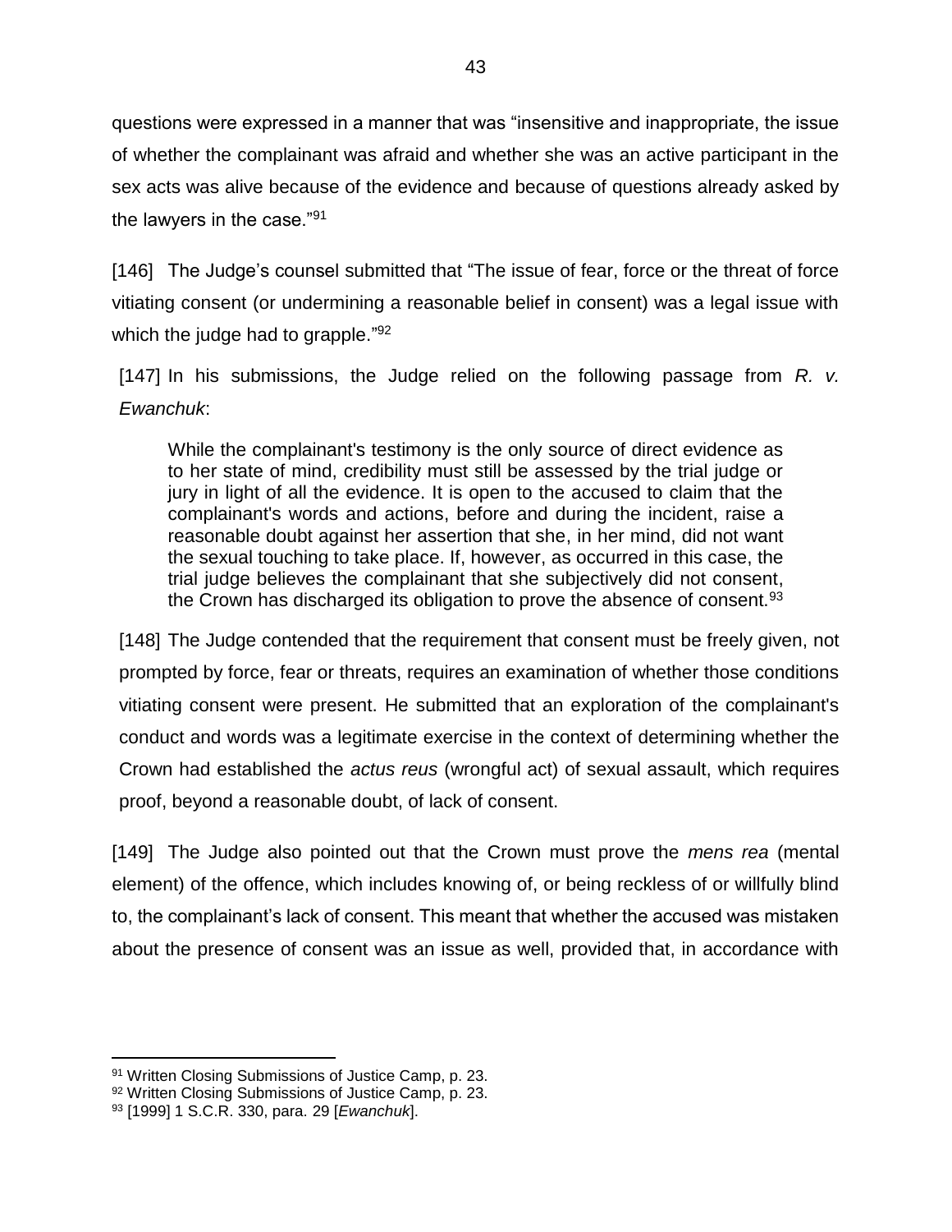questions were expressed in a manner that was "insensitive and inappropriate, the issue of whether the complainant was afraid and whether she was an active participant in the sex acts was alive because of the evidence and because of questions already asked by the lawyers in the case."[91]

[146] The Judge's counsel submitted that "The issue of fear, force or the threat of force vitiating consent (or undermining a reasonable belief in consent) was a legal issue with which the judge had to grapple."[92]

[147] In his submissions, the Judge relied on the following passage from *R. v. Ewanchuk*:

> While the complainant's testimony is the only source of direct evidence as to her state of mind, credibility must still be assessed by the trial judge or jury in light of all the evidence. It is open to the accused to claim that the complainant's words and actions, before and during the incident, raise a reasonable doubt against her assertion that she, in her mind, did not want the sexual touching to take place. If, however, as occurred in this case, the trial judge believes the complainant that she subjectively did not consent, the Crown has discharged its obligation to prove the absence of consent.[93]

[148] The Judge contended that the requirement that consent must be freely given, not prompted by force, fear or threats, requires an examination of whether those conditions vitiating consent were present. He submitted that an exploration of the complainant's conduct and words was a legitimate exercise in the context of determining whether the Crown had established the *actus reus* (wrongful act) of sexual assault, which requires proof, beyond a reasonable doubt, of lack of consent.

[149] The Judge also pointed out that the Crown must prove the *mens rea* (mental element) of the offence, which includes knowing of, or being reckless of or willfully blind to, the complainant's lack of consent. This meant that whether the accused was mistaken about the presence of consent was an issue as well, provided that, in accordance with

---

[91] Written Closing Submissions of Justice Camp, p. 23.

[92] Written Closing Submissions of Justice Camp, p. 23.

[93] [1999] 1 S.C.R. 330, para. 29 [*Ewanchuk*].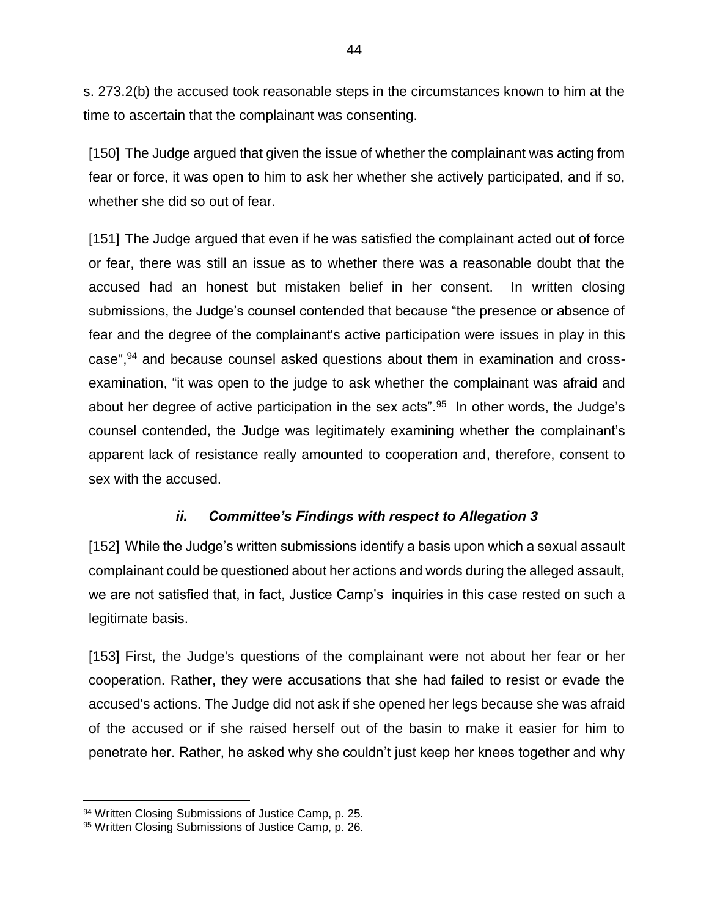s. 273.2(b) the accused took reasonable steps in the circumstances known to him at the time to ascertain that the complainant was consenting.

[150] The Judge argued that given the issue of whether the complainant was acting from fear or force, it was open to him to ask her whether she actively participated, and if so, whether she did so out of fear.

[151] The Judge argued that even if he was satisfied the complainant acted out of force or fear, there was still an issue as to whether there was a reasonable doubt that the accused had an honest but mistaken belief in her consent. In written closing submissions, the Judge's counsel contended that because "the presence or absence of fear and the degree of the complainant's active participation were issues in play in this case",[94] and because counsel asked questions about them in examination and cross-examination, "it was open to the judge to ask whether the complainant was afraid and about her degree of active participation in the sex acts".[95] In other words, the Judge's counsel contended, the Judge was legitimately examining whether the complainant's apparent lack of resistance really amounted to cooperation and, therefore, consent to sex with the accused.

### *ii. Committee's Findings with respect to Allegation 3*

[152] While the Judge's written submissions identify a basis upon which a sexual assault complainant could be questioned about her actions and words during the alleged assault, we are not satisfied that, in fact, Justice Camp's inquiries in this case rested on such a legitimate basis.

[153] First, the Judge's questions of the complainant were not about her fear or her cooperation. Rather, they were accusations that she had failed to resist or evade the accused's actions. The Judge did not ask if she opened her legs because she was afraid of the accused or if she raised herself out of the basin to make it easier for him to penetrate her. Rather, he asked why she couldn't just keep her knees together and why

---

[94] Written Closing Submissions of Justice Camp, p. 25.

[95] Written Closing Submissions of Justice Camp, p. 26.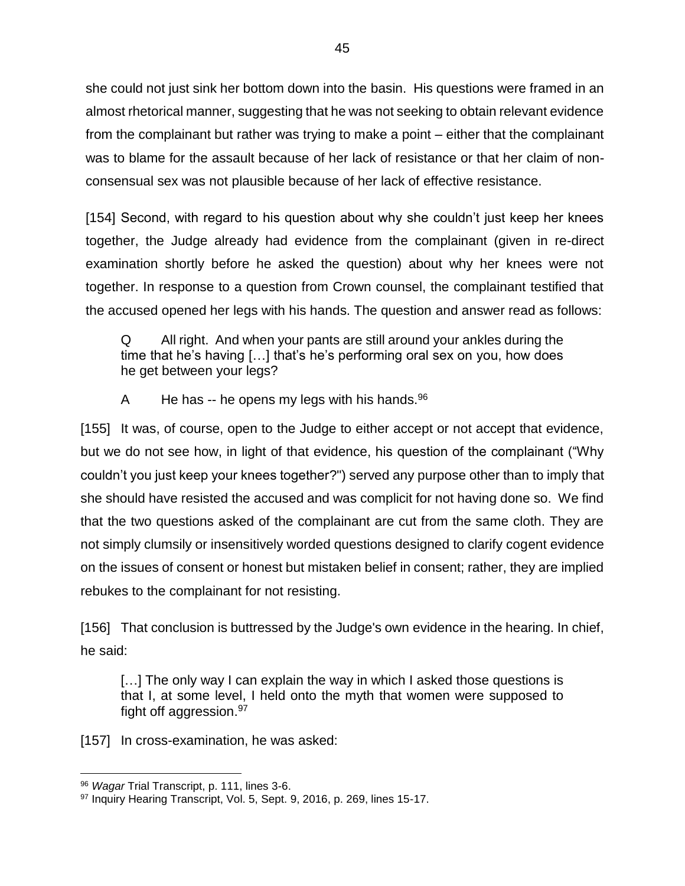she could not just sink her bottom down into the basin. His questions were framed in an almost rhetorical manner, suggesting that he was not seeking to obtain relevant evidence from the complainant but rather was trying to make a point – either that the complainant was to blame for the assault because of her lack of resistance or that her claim of non-consensual sex was not plausible because of her lack of effective resistance.

[154] Second, with regard to his question about why she couldn't just keep her knees together, the Judge already had evidence from the complainant (given in re-direct examination shortly before he asked the question) about why her knees were not together. In response to a question from Crown counsel, the complainant testified that the accused opened her legs with his hands. The question and answer read as follows:

> Q All right. And when your pants are still around your ankles during the time that he's having […] that's he's performing oral sex on you, how does he get between your legs?
>
> A He has -- he opens my legs with his hands.[96]

[155] It was, of course, open to the Judge to either accept or not accept that evidence, but we do not see how, in light of that evidence, his question of the complainant ("Why couldn't you just keep your knees together?") served any purpose other than to imply that she should have resisted the accused and was complicit for not having done so. We find that the two questions asked of the complainant are cut from the same cloth. They are not simply clumsily or insensitively worded questions designed to clarify cogent evidence on the issues of consent or honest but mistaken belief in consent; rather, they are implied rebukes to the complainant for not resisting.

[156] That conclusion is buttressed by the Judge's own evidence in the hearing. In chief, he said:

> […] The only way I can explain the way in which I asked those questions is that I, at some level, I held onto the myth that women were supposed to fight off aggression.[97]

[157] In cross-examination, he was asked:

---

[96] *Wagar* Trial Transcript, p. 111, lines 3-6.

[97] Inquiry Hearing Transcript, Vol. 5, Sept. 9, 2016, p. 269, lines 15-17.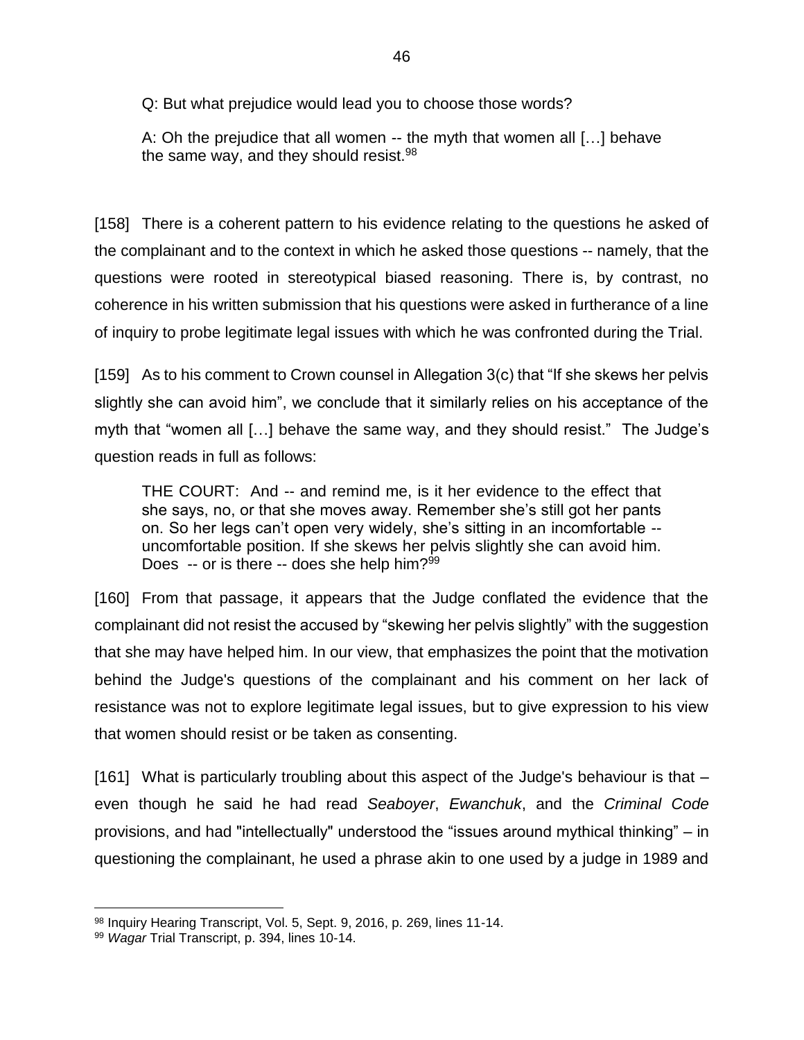> Q: But what prejudice would lead you to choose those words?
>
> A: Oh the prejudice that all women -- the myth that women all […] behave the same way, and they should resist.[98]

[158] There is a coherent pattern to his evidence relating to the questions he asked of the complainant and to the context in which he asked those questions -- namely, that the questions were rooted in stereotypical biased reasoning. There is, by contrast, no coherence in his written submission that his questions were asked in furtherance of a line of inquiry to probe legitimate legal issues with which he was confronted during the Trial.

[159] As to his comment to Crown counsel in Allegation 3(c) that "If she skews her pelvis slightly she can avoid him", we conclude that it similarly relies on his acceptance of the myth that "women all […] behave the same way, and they should resist." The Judge's question reads in full as follows:

> THE COURT: And -- and remind me, is it her evidence to the effect that she says, no, or that she moves away. Remember she's still got her pants on. So her legs can't open very widely, she's sitting in an incomfortable -- uncomfortable position. If she skews her pelvis slightly she can avoid him. Does -- or is there -- does she help him?[99]

[160] From that passage, it appears that the Judge conflated the evidence that the complainant did not resist the accused by "skewing her pelvis slightly" with the suggestion that she may have helped him. In our view, that emphasizes the point that the motivation behind the Judge's questions of the complainant and his comment on her lack of resistance was not to explore legitimate legal issues, but to give expression to his view that women should resist or be taken as consenting.

[161] What is particularly troubling about this aspect of the Judge's behaviour is that – even though he said he had read *Seaboyer*, *Ewanchuk*, and the *Criminal Code* provisions, and had "intellectually" understood the "issues around mythical thinking" – in questioning the complainant, he used a phrase akin to one used by a judge in 1989 and

---

[98] Inquiry Hearing Transcript, Vol. 5, Sept. 9, 2016, p. 269, lines 11-14.

[99] *Wagar* Trial Transcript, p. 394, lines 10-14.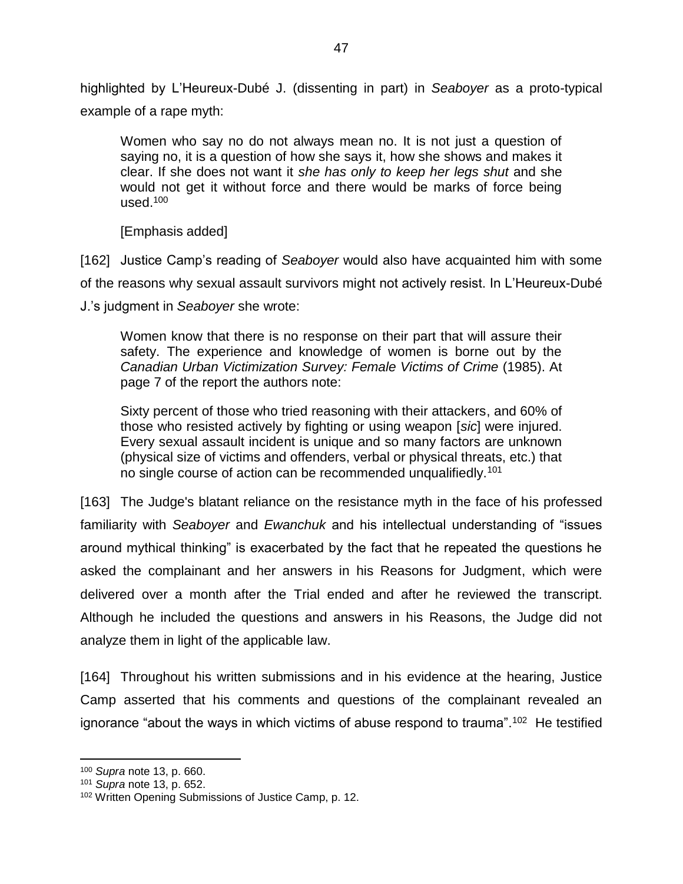highlighted by L'Heureux-Dubé J. (dissenting in part) in *Seaboyer* as a proto-typical example of a rape myth:

> Women who say no do not always mean no. It is not just a question of saying no, it is a question of how she says it, how she shows and makes it clear. If she does not want it *she has only to keep her legs shut* and she would not get it without force and there would be marks of force being used.[100]
>
> [Emphasis added]

[162] Justice Camp's reading of *Seaboyer* would also have acquainted him with some of the reasons why sexual assault survivors might not actively resist. In L'Heureux-Dubé J.'s judgment in *Seaboyer* she wrote:

> Women know that there is no response on their part that will assure their safety. The experience and knowledge of women is borne out by the *Canadian Urban Victimization Survey: Female Victims of Crime* (1985). At page 7 of the report the authors note:
>
> Sixty percent of those who tried reasoning with their attackers, and 60% of those who resisted actively by fighting or using weapon [*sic*] were injured. Every sexual assault incident is unique and so many factors are unknown (physical size of victims and offenders, verbal or physical threats, etc.) that no single course of action can be recommended unqualifiedly.[101]

[163] The Judge's blatant reliance on the resistance myth in the face of his professed familiarity with *Seaboyer* and *Ewanchuk* and his intellectual understanding of "issues around mythical thinking" is exacerbated by the fact that he repeated the questions he asked the complainant and her answers in his Reasons for Judgment, which were delivered over a month after the Trial ended and after he reviewed the transcript. Although he included the questions and answers in his Reasons, the Judge did not analyze them in light of the applicable law.

[164] Throughout his written submissions and in his evidence at the hearing, Justice Camp asserted that his comments and questions of the complainant revealed an ignorance "about the ways in which victims of abuse respond to trauma".[102] He testified

---

[100] *Supra* note 13, p. 660.

[101] *Supra* note 13, p. 652.

[102] Written Opening Submissions of Justice Camp, p. 12.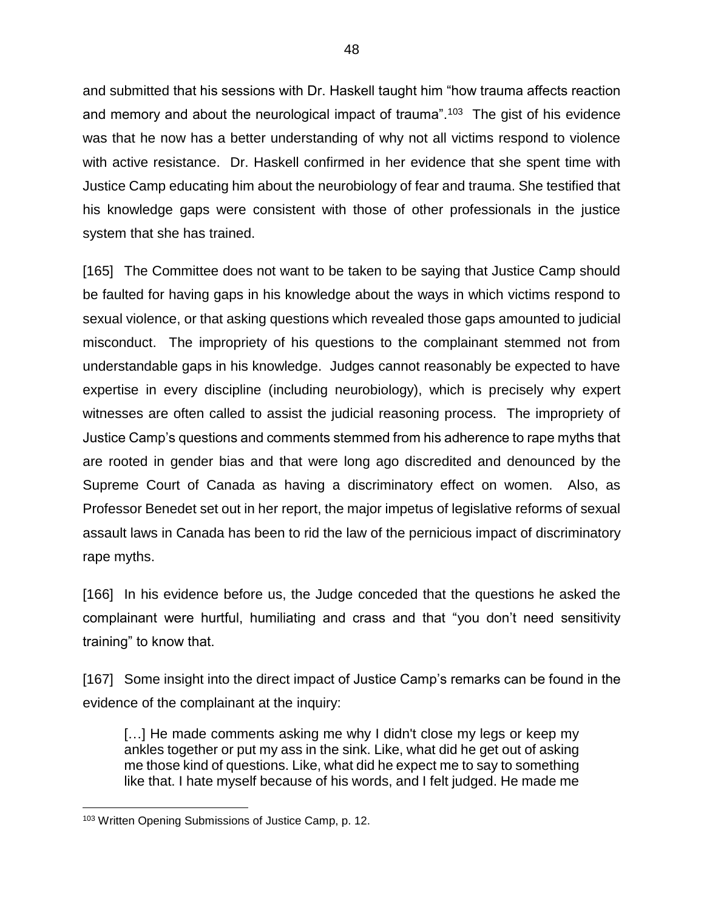and submitted that his sessions with Dr. Haskell taught him "how trauma affects reaction and memory and about the neurological impact of trauma".[103] The gist of his evidence was that he now has a better understanding of why not all victims respond to violence with active resistance. Dr. Haskell confirmed in her evidence that she spent time with Justice Camp educating him about the neurobiology of fear and trauma. She testified that his knowledge gaps were consistent with those of other professionals in the justice system that she has trained.

[165] The Committee does not want to be taken to be saying that Justice Camp should be faulted for having gaps in his knowledge about the ways in which victims respond to sexual violence, or that asking questions which revealed those gaps amounted to judicial misconduct. The impropriety of his questions to the complainant stemmed not from understandable gaps in his knowledge. Judges cannot reasonably be expected to have expertise in every discipline (including neurobiology), which is precisely why expert witnesses are often called to assist the judicial reasoning process. The impropriety of Justice Camp's questions and comments stemmed from his adherence to rape myths that are rooted in gender bias and that were long ago discredited and denounced by the Supreme Court of Canada as having a discriminatory effect on women. Also, as Professor Benedet set out in her report, the major impetus of legislative reforms of sexual assault laws in Canada has been to rid the law of the pernicious impact of discriminatory rape myths.

[166] In his evidence before us, the Judge conceded that the questions he asked the complainant were hurtful, humiliating and crass and that "you don't need sensitivity training" to know that.

[167] Some insight into the direct impact of Justice Camp's remarks can be found in the evidence of the complainant at the inquiry:

> […] He made comments asking me why I didn't close my legs or keep my ankles together or put my ass in the sink. Like, what did he get out of asking me those kind of questions. Like, what did he expect me to say to something like that. I hate myself because of his words, and I felt judged. He made me

---

[103] Written Opening Submissions of Justice Camp, p. 12.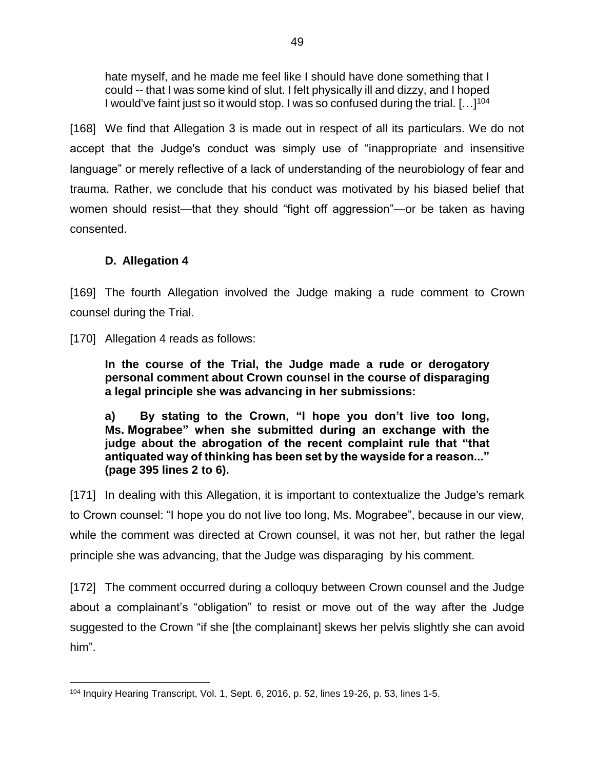> hate myself, and he made me feel like I should have done something that I could -- that I was some kind of slut. I felt physically ill and dizzy, and I hoped I would've faint just so it would stop. I was so confused during the trial. […][104]

[168] We find that Allegation 3 is made out in respect of all its particulars. We do not accept that the Judge's conduct was simply use of "inappropriate and insensitive language" or merely reflective of a lack of understanding of the neurobiology of fear and trauma. Rather, we conclude that his conduct was motivated by his biased belief that women should resist—that they should "fight off aggression"—or be taken as having consented.

### D. Allegation 4

[169] The fourth Allegation involved the Judge making a rude comment to Crown counsel during the Trial.

[170] Allegation 4 reads as follows:

> **In the course of the Trial, the Judge made a rude or derogatory personal comment about Crown counsel in the course of disparaging a legal principle she was advancing in her submissions:**
>
> **a) By stating to the Crown, "I hope you don't live too long, Ms. Mograbee" when she submitted during an exchange with the judge about the abrogation of the recent complaint rule that "that antiquated way of thinking has been set by the wayside for a reason..." (page 395 lines 2 to 6).**

[171] In dealing with this Allegation, it is important to contextualize the Judge's remark to Crown counsel: "I hope you do not live too long, Ms. Mograbee", because in our view, while the comment was directed at Crown counsel, it was not her, but rather the legal principle she was advancing, that the Judge was disparaging by his comment.

[172] The comment occurred during a colloquy between Crown counsel and the Judge about a complainant's "obligation" to resist or move out of the way after the Judge suggested to the Crown "if she [the complainant] skews her pelvis slightly she can avoid him".

---

[104] Inquiry Hearing Transcript, Vol. 1, Sept. 6, 2016, p. 52, lines 19-26, p. 53, lines 1-5.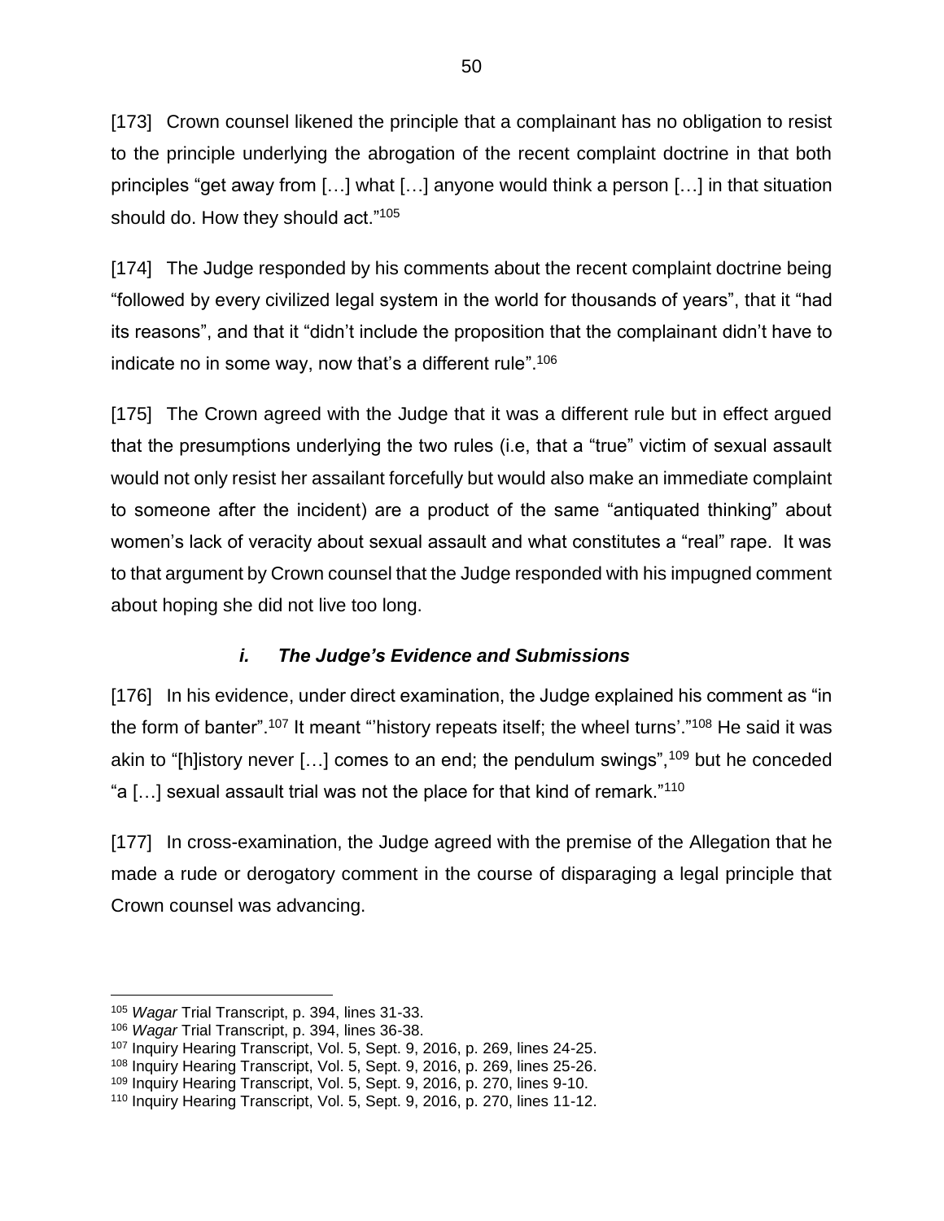[173] Crown counsel likened the principle that a complainant has no obligation to resist to the principle underlying the abrogation of the recent complaint doctrine in that both principles "get away from […] what […] anyone would think a person […] in that situation should do. How they should act."[105]

[174] The Judge responded by his comments about the recent complaint doctrine being "followed by every civilized legal system in the world for thousands of years", that it "had its reasons", and that it "didn't include the proposition that the complainant didn't have to indicate no in some way, now that's a different rule".[106]

[175] The Crown agreed with the Judge that it was a different rule but in effect argued that the presumptions underlying the two rules (i.e, that a "true" victim of sexual assault would not only resist her assailant forcefully but would also make an immediate complaint to someone after the incident) are a product of the same "antiquated thinking" about women's lack of veracity about sexual assault and what constitutes a "real" rape. It was to that argument by Crown counsel that the Judge responded with his impugned comment about hoping she did not live too long.

### *i. The Judge's Evidence and Submissions*

[176] In his evidence, under direct examination, the Judge explained his comment as "in the form of banter".[107] It meant "'history repeats itself; the wheel turns'."[108] He said it was akin to "[h]istory never […] comes to an end; the pendulum swings",[109] but he conceded "a […] sexual assault trial was not the place for that kind of remark."[110]

[177] In cross-examination, the Judge agreed with the premise of the Allegation that he made a rude or derogatory comment in the course of disparaging a legal principle that Crown counsel was advancing.

---

[105] *Wagar* Trial Transcript, p. 394, lines 31-33.
[106] *Wagar* Trial Transcript, p. 394, lines 36-38.
[107] Inquiry Hearing Transcript, Vol. 5, Sept. 9, 2016, p. 269, lines 24-25.
[108] Inquiry Hearing Transcript, Vol. 5, Sept. 9, 2016, p. 269, lines 25-26.
[109] Inquiry Hearing Transcript, Vol. 5, Sept. 9, 2016, p. 270, lines 9-10.
[110] Inquiry Hearing Transcript, Vol. 5, Sept. 9, 2016, p. 270, lines 11-12.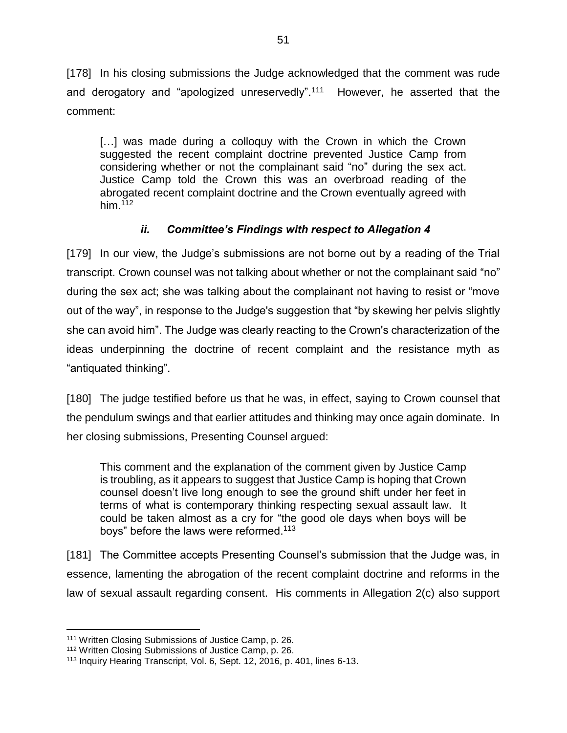[178] In his closing submissions the Judge acknowledged that the comment was rude and derogatory and "apologized unreservedly".[111] However, he asserted that the comment:

> […] was made during a colloquy with the Crown in which the Crown suggested the recent complaint doctrine prevented Justice Camp from considering whether or not the complainant said "no" during the sex act. Justice Camp told the Crown this was an overbroad reading of the abrogated recent complaint doctrine and the Crown eventually agreed with him.[112]

### *ii. Committee's Findings with respect to Allegation 4*

[179] In our view, the Judge's submissions are not borne out by a reading of the Trial transcript. Crown counsel was not talking about whether or not the complainant said "no" during the sex act; she was talking about the complainant not having to resist or "move out of the way", in response to the Judge's suggestion that "by skewing her pelvis slightly she can avoid him". The Judge was clearly reacting to the Crown's characterization of the ideas underpinning the doctrine of recent complaint and the resistance myth as "antiquated thinking".

[180] The judge testified before us that he was, in effect, saying to Crown counsel that the pendulum swings and that earlier attitudes and thinking may once again dominate. In her closing submissions, Presenting Counsel argued:

> This comment and the explanation of the comment given by Justice Camp is troubling, as it appears to suggest that Justice Camp is hoping that Crown counsel doesn't live long enough to see the ground shift under her feet in terms of what is contemporary thinking respecting sexual assault law. It could be taken almost as a cry for "the good ole days when boys will be boys" before the laws were reformed.[113]

[181] The Committee accepts Presenting Counsel's submission that the Judge was, in essence, lamenting the abrogation of the recent complaint doctrine and reforms in the law of sexual assault regarding consent. His comments in Allegation 2(c) also support

---

[111] Written Closing Submissions of Justice Camp, p. 26.

[112] Written Closing Submissions of Justice Camp, p. 26.

[113] Inquiry Hearing Transcript, Vol. 6, Sept. 12, 2016, p. 401, lines 6-13.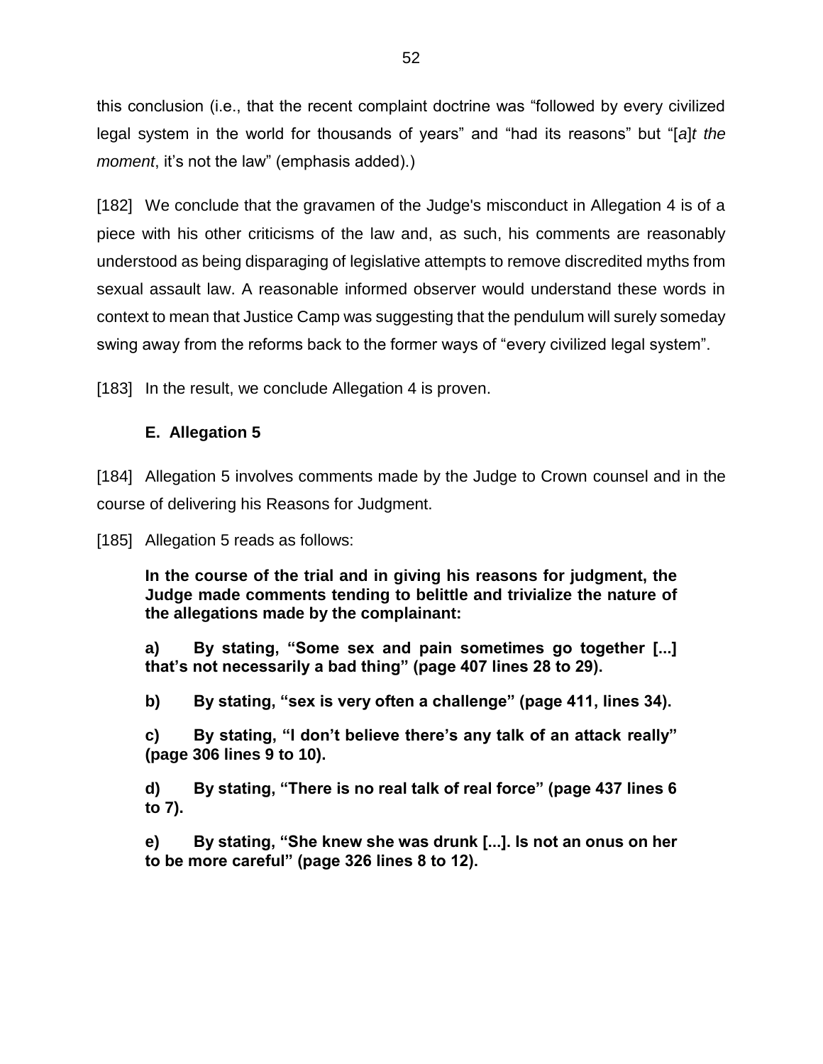this conclusion (i.e., that the recent complaint doctrine was "followed by every civilized legal system in the world for thousands of years" and "had its reasons" but "[*a*]*t the moment*, it's not the law" (emphasis added).)

[182] We conclude that the gravamen of the Judge's misconduct in Allegation 4 is of a piece with his other criticisms of the law and, as such, his comments are reasonably understood as being disparaging of legislative attempts to remove discredited myths from sexual assault law. A reasonable informed observer would understand these words in context to mean that Justice Camp was suggesting that the pendulum will surely someday swing away from the reforms back to the former ways of "every civilized legal system".

[183] In the result, we conclude Allegation 4 is proven.

### E. Allegation 5

[184] Allegation 5 involves comments made by the Judge to Crown counsel and in the course of delivering his Reasons for Judgment.

[185] Allegation 5 reads as follows:

> **In the course of the trial and in giving his reasons for judgment, the Judge made comments tending to belittle and trivialize the nature of the allegations made by the complainant:**
>
> **a) By stating, "Some sex and pain sometimes go together [...] that's not necessarily a bad thing" (page 407 lines 28 to 29).**
>
> **b) By stating, "sex is very often a challenge" (page 411, lines 34).**
>
> **c) By stating, "I don't believe there's any talk of an attack really" (page 306 lines 9 to 10).**
>
> **d) By stating, "There is no real talk of real force" (page 437 lines 6 to 7).**
>
> **e) By stating, "She knew she was drunk [...]. Is not an onus on her to be more careful" (page 326 lines 8 to 12).**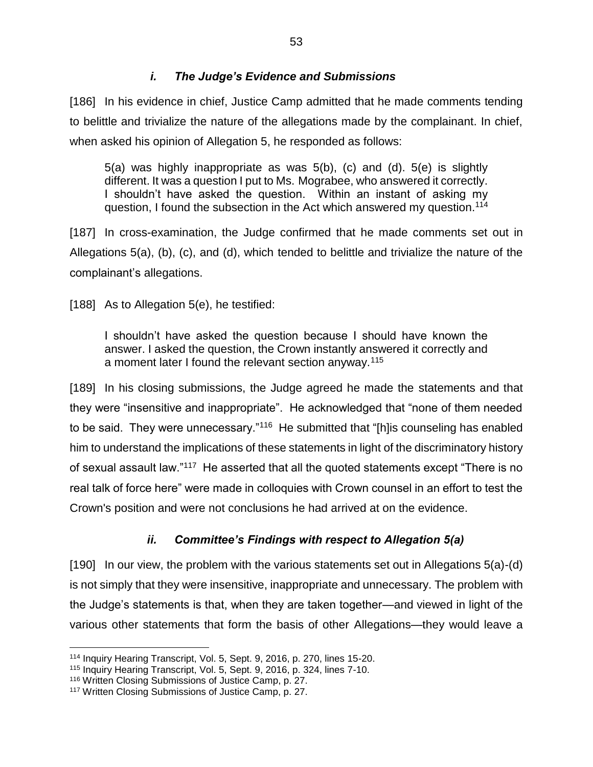### *i. The Judge's Evidence and Submissions*

[186] In his evidence in chief, Justice Camp admitted that he made comments tending to belittle and trivialize the nature of the allegations made by the complainant. In chief, when asked his opinion of Allegation 5, he responded as follows:

> 5(a) was highly inappropriate as was 5(b), (c) and (d). 5(e) is slightly different. It was a question I put to Ms. Mograbee, who answered it correctly. I shouldn't have asked the question. Within an instant of asking my question, I found the subsection in the Act which answered my question.[114]

[187] In cross-examination, the Judge confirmed that he made comments set out in Allegations 5(a), (b), (c), and (d), which tended to belittle and trivialize the nature of the complainant's allegations.

[188] As to Allegation 5(e), he testified:

> I shouldn't have asked the question because I should have known the answer. I asked the question, the Crown instantly answered it correctly and a moment later I found the relevant section anyway.[115]

[189] In his closing submissions, the Judge agreed he made the statements and that they were "insensitive and inappropriate". He acknowledged that "none of them needed to be said. They were unnecessary."[116] He submitted that "[h]is counseling has enabled him to understand the implications of these statements in light of the discriminatory history of sexual assault law."[117] He asserted that all the quoted statements except "There is no real talk of force here" were made in colloquies with Crown counsel in an effort to test the Crown's position and were not conclusions he had arrived at on the evidence.

### *ii. Committee's Findings with respect to Allegation 5(a)*

[190] In our view, the problem with the various statements set out in Allegations 5(a)-(d) is not simply that they were insensitive, inappropriate and unnecessary. The problem with the Judge's statements is that, when they are taken together—and viewed in light of the various other statements that form the basis of other Allegations—they would leave a

---

[114] Inquiry Hearing Transcript, Vol. 5, Sept. 9, 2016, p. 270, lines 15-20.

[115] Inquiry Hearing Transcript, Vol. 5, Sept. 9, 2016, p. 324, lines 7-10.

[116] Written Closing Submissions of Justice Camp, p. 27.

[117] Written Closing Submissions of Justice Camp, p. 27.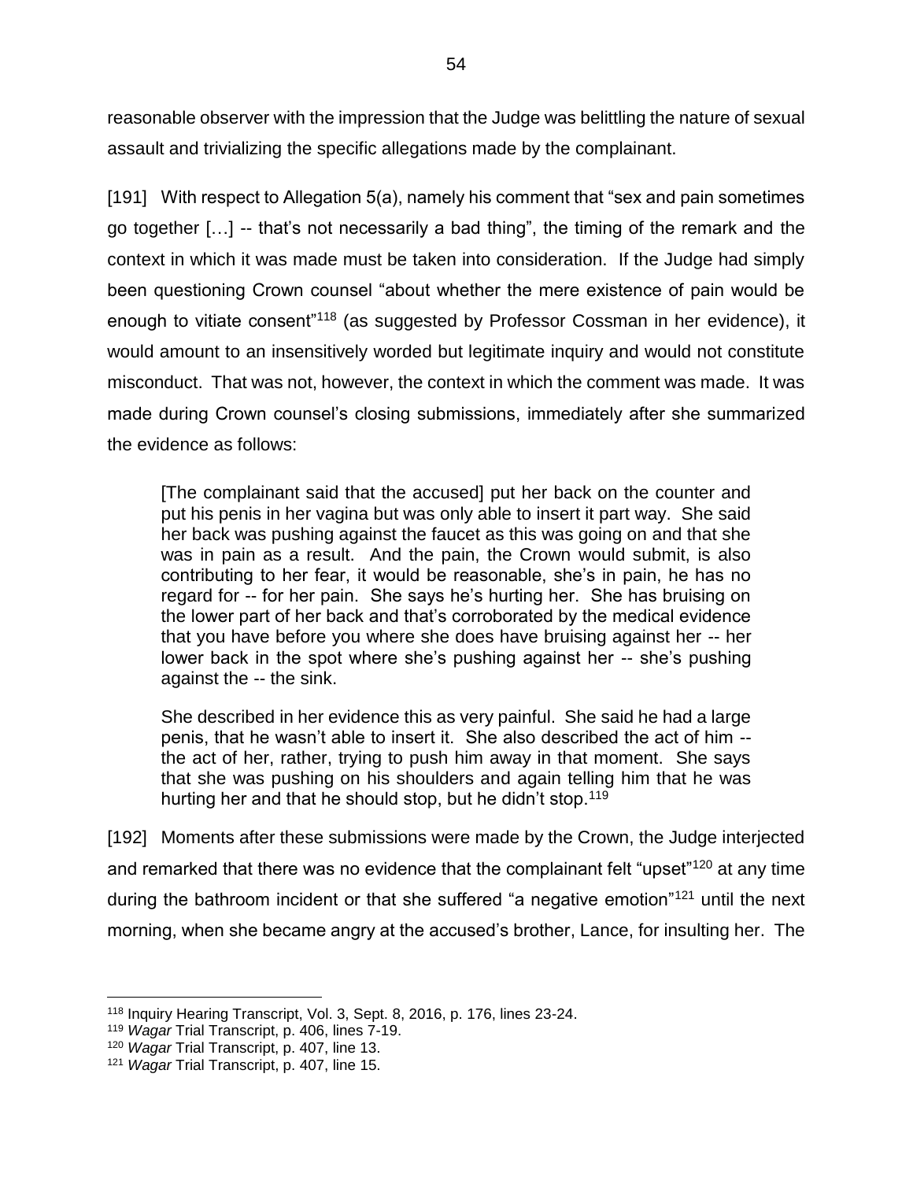reasonable observer with the impression that the Judge was belittling the nature of sexual assault and trivializing the specific allegations made by the complainant.

[191] With respect to Allegation 5(a), namely his comment that "sex and pain sometimes go together […] -- that's not necessarily a bad thing", the timing of the remark and the context in which it was made must be taken into consideration. If the Judge had simply been questioning Crown counsel "about whether the mere existence of pain would be enough to vitiate consent"[118] (as suggested by Professor Cossman in her evidence), it would amount to an insensitively worded but legitimate inquiry and would not constitute misconduct. That was not, however, the context in which the comment was made. It was made during Crown counsel's closing submissions, immediately after she summarized the evidence as follows:

> [The complainant said that the accused] put her back on the counter and put his penis in her vagina but was only able to insert it part way. She said her back was pushing against the faucet as this was going on and that she was in pain as a result. And the pain, the Crown would submit, is also contributing to her fear, it would be reasonable, she's in pain, he has no regard for -- for her pain. She says he's hurting her. She has bruising on the lower part of her back and that's corroborated by the medical evidence that you have before you where she does have bruising against her -- her lower back in the spot where she's pushing against her -- she's pushing against the -- the sink.
>
> She described in her evidence this as very painful. She said he had a large penis, that he wasn't able to insert it. She also described the act of him -- the act of her, rather, trying to push him away in that moment. She says that she was pushing on his shoulders and again telling him that he was hurting her and that he should stop, but he didn't stop.[119]

[192] Moments after these submissions were made by the Crown, the Judge interjected and remarked that there was no evidence that the complainant felt "upset"[120] at any time during the bathroom incident or that she suffered "a negative emotion"[121] until the next morning, when she became angry at the accused's brother, Lance, for insulting her. The

---

[118] Inquiry Hearing Transcript, Vol. 3, Sept. 8, 2016, p. 176, lines 23-24.

[119] *Wagar* Trial Transcript, p. 406, lines 7-19.

[120] *Wagar* Trial Transcript, p. 407, line 13.

[121] *Wagar* Trial Transcript, p. 407, line 15.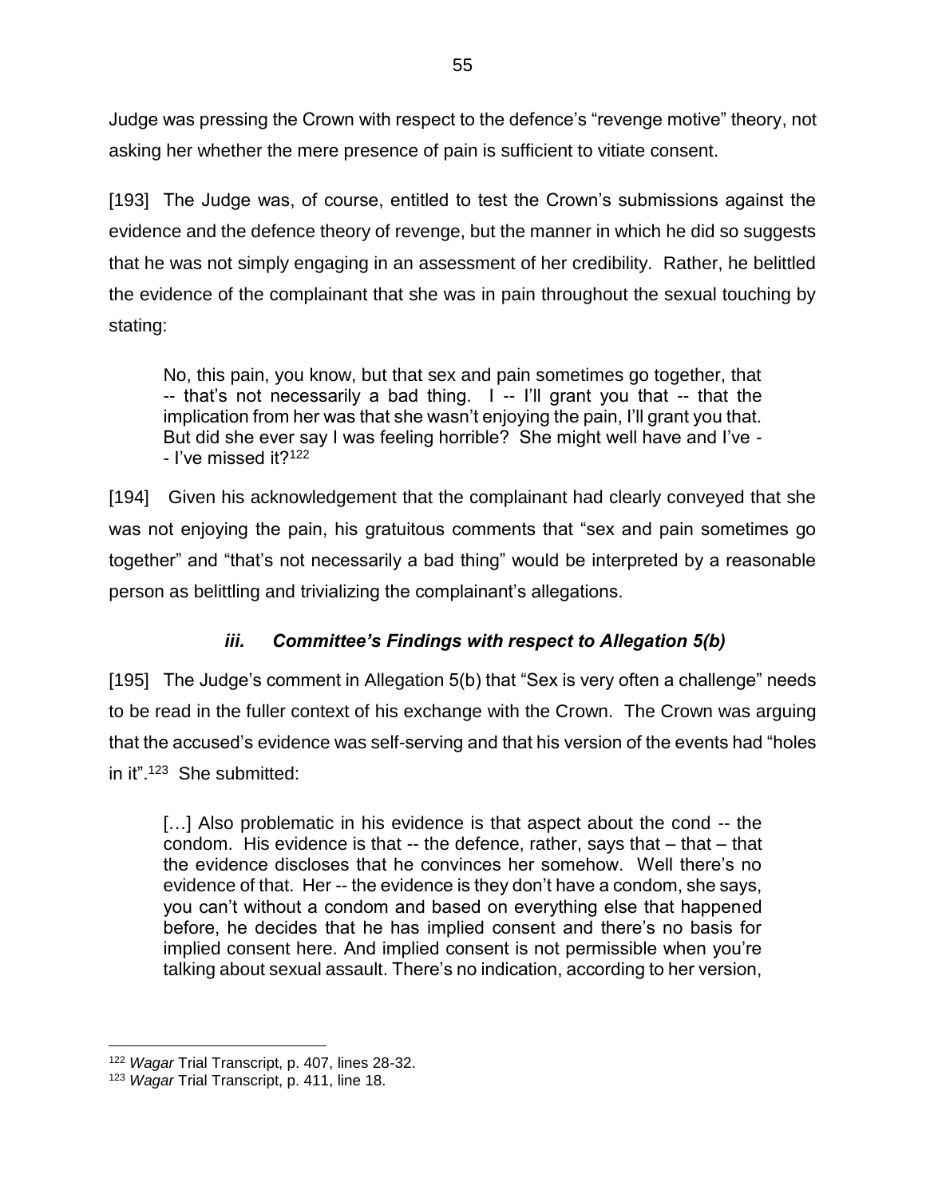Judge was pressing the Crown with respect to the defence's "revenge motive" theory, not asking her whether the mere presence of pain is sufficient to vitiate consent.

[193] The Judge was, of course, entitled to test the Crown's submissions against the evidence and the defence theory of revenge, but the manner in which he did so suggests that he was not simply engaging in an assessment of her credibility. Rather, he belittled the evidence of the complainant that she was in pain throughout the sexual touching by stating:

> No, this pain, you know, but that sex and pain sometimes go together, that -- that's not necessarily a bad thing. I -- I'll grant you that -- that the implication from her was that she wasn't enjoying the pain, I'll grant you that. But did she ever say I was feeling horrible? She might well have and I've -- I've missed it?[122]

[194] Given his acknowledgement that the complainant had clearly conveyed that she was not enjoying the pain, his gratuitous comments that "sex and pain sometimes go together" and "that's not necessarily a bad thing" would be interpreted by a reasonable person as belittling and trivializing the complainant's allegations.

### ***iii. Committee's Findings with respect to Allegation 5(b)***

[195] The Judge's comment in Allegation 5(b) that "Sex is very often a challenge" needs to be read in the fuller context of his exchange with the Crown. The Crown was arguing that the accused's evidence was self-serving and that his version of the events had "holes in it".[123] She submitted:

> […] Also problematic in his evidence is that aspect about the cond -- the condom. His evidence is that -- the defence, rather, says that – that – that the evidence discloses that he convinces her somehow. Well there's no evidence of that. Her -- the evidence is they don't have a condom, she says, you can't without a condom and based on everything else that happened before, he decides that he has implied consent and there's no basis for implied consent here. And implied consent is not permissible when you're talking about sexual assault. There's no indication, according to her version,

---

[122] *Wagar* Trial Transcript, p. 407, lines 28-32.

[123] *Wagar* Trial Transcript, p. 411, line 18.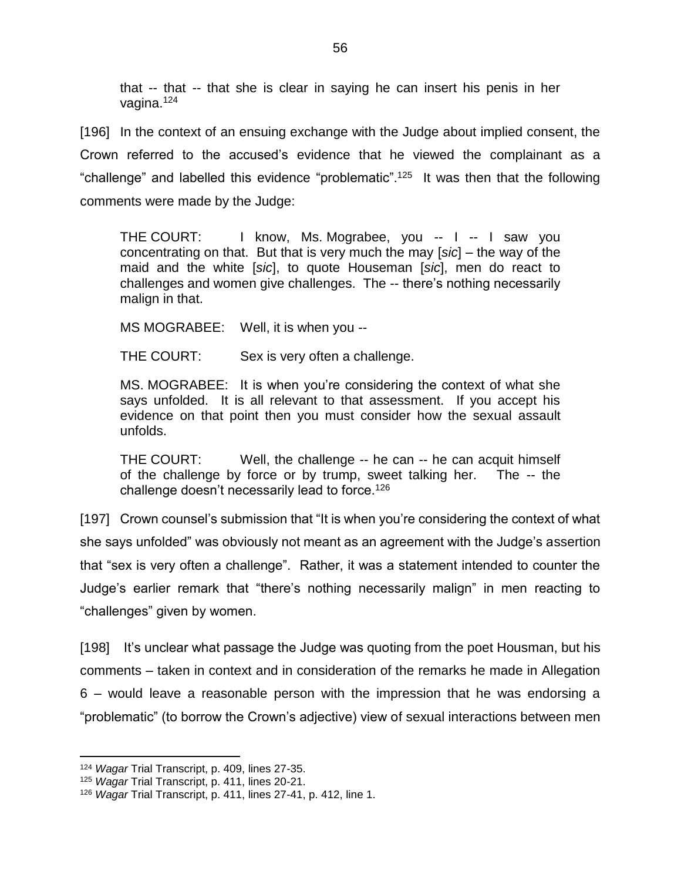that -- that -- that she is clear in saying he can insert his penis in her vagina.[124]

[196] In the context of an ensuing exchange with the Judge about implied consent, the Crown referred to the accused's evidence that he viewed the complainant as a "challenge" and labelled this evidence "problematic".[125] It was then that the following comments were made by the Judge:

> THE COURT: I know, Ms. Mograbee, you -- I -- I saw you concentrating on that. But that is very much the may [*sic*] – the way of the maid and the white [*sic*], to quote Houseman [*sic*], men do react to challenges and women give challenges. The -- there's nothing necessarily malign in that.
>
> MS MOGRABEE: Well, it is when you --
>
> THE COURT: Sex is very often a challenge.
>
> MS. MOGRABEE: It is when you're considering the context of what she says unfolded. It is all relevant to that assessment. If you accept his evidence on that point then you must consider how the sexual assault unfolds.
>
> THE COURT: Well, the challenge -- he can -- he can acquit himself of the challenge by force or by trump, sweet talking her. The -- the challenge doesn't necessarily lead to force.[126]

[197] Crown counsel's submission that "It is when you're considering the context of what she says unfolded" was obviously not meant as an agreement with the Judge's assertion that "sex is very often a challenge". Rather, it was a statement intended to counter the Judge's earlier remark that "there's nothing necessarily malign" in men reacting to "challenges" given by women.

[198] It's unclear what passage the Judge was quoting from the poet Housman, but his comments – taken in context and in consideration of the remarks he made in Allegation 6 – would leave a reasonable person with the impression that he was endorsing a "problematic" (to borrow the Crown's adjective) view of sexual interactions between men

---

[124] *Wagar* Trial Transcript, p. 409, lines 27-35.

[125] *Wagar* Trial Transcript, p. 411, lines 20-21.

[126] *Wagar* Trial Transcript, p. 411, lines 27-41, p. 412, line 1.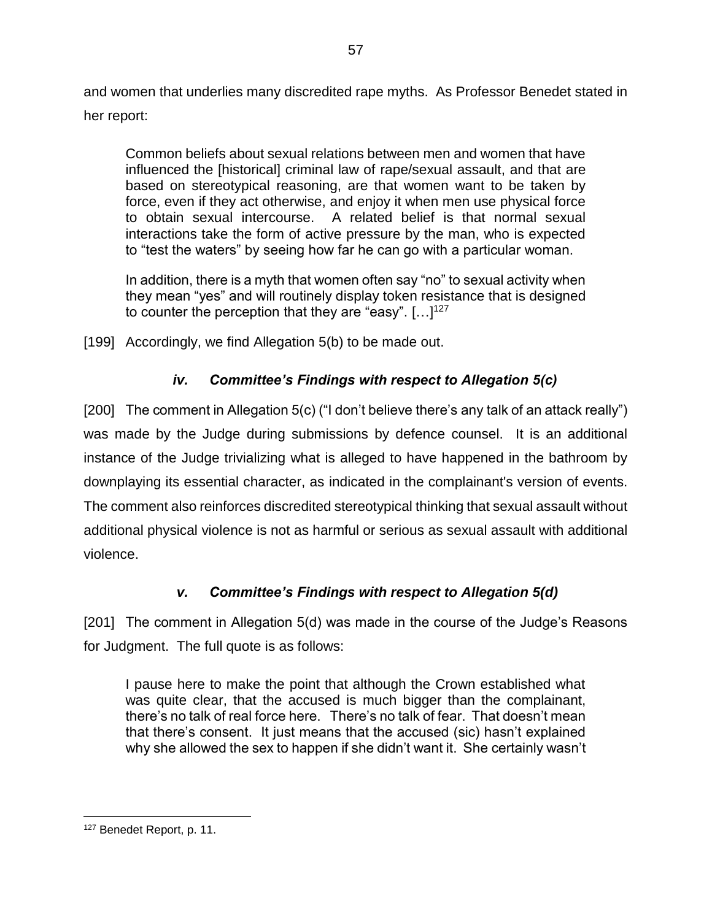and women that underlies many discredited rape myths. As Professor Benedet stated in her report:

> Common beliefs about sexual relations between men and women that have influenced the [historical] criminal law of rape/sexual assault, and that are based on stereotypical reasoning, are that women want to be taken by force, even if they act otherwise, and enjoy it when men use physical force to obtain sexual intercourse. A related belief is that normal sexual interactions take the form of active pressure by the man, who is expected to "test the waters" by seeing how far he can go with a particular woman.
>
> In addition, there is a myth that women often say "no" to sexual activity when they mean "yes" and will routinely display token resistance that is designed to counter the perception that they are "easy". […][127]

[199] Accordingly, we find Allegation 5(b) to be made out.

### *iv. Committee's Findings with respect to Allegation 5(c)*

[200] The comment in Allegation 5(c) ("I don't believe there's any talk of an attack really") was made by the Judge during submissions by defence counsel. It is an additional instance of the Judge trivializing what is alleged to have happened in the bathroom by downplaying its essential character, as indicated in the complainant's version of events. The comment also reinforces discredited stereotypical thinking that sexual assault without additional physical violence is not as harmful or serious as sexual assault with additional violence.

### *v. Committee's Findings with respect to Allegation 5(d)*

[201] The comment in Allegation 5(d) was made in the course of the Judge's Reasons for Judgment. The full quote is as follows:

> I pause here to make the point that although the Crown established what was quite clear, that the accused is much bigger than the complainant, there's no talk of real force here. There's no talk of fear. That doesn't mean that there's consent. It just means that the accused (sic) hasn't explained why she allowed the sex to happen if she didn't want it. She certainly wasn't

---

[127] Benedet Report, p. 11.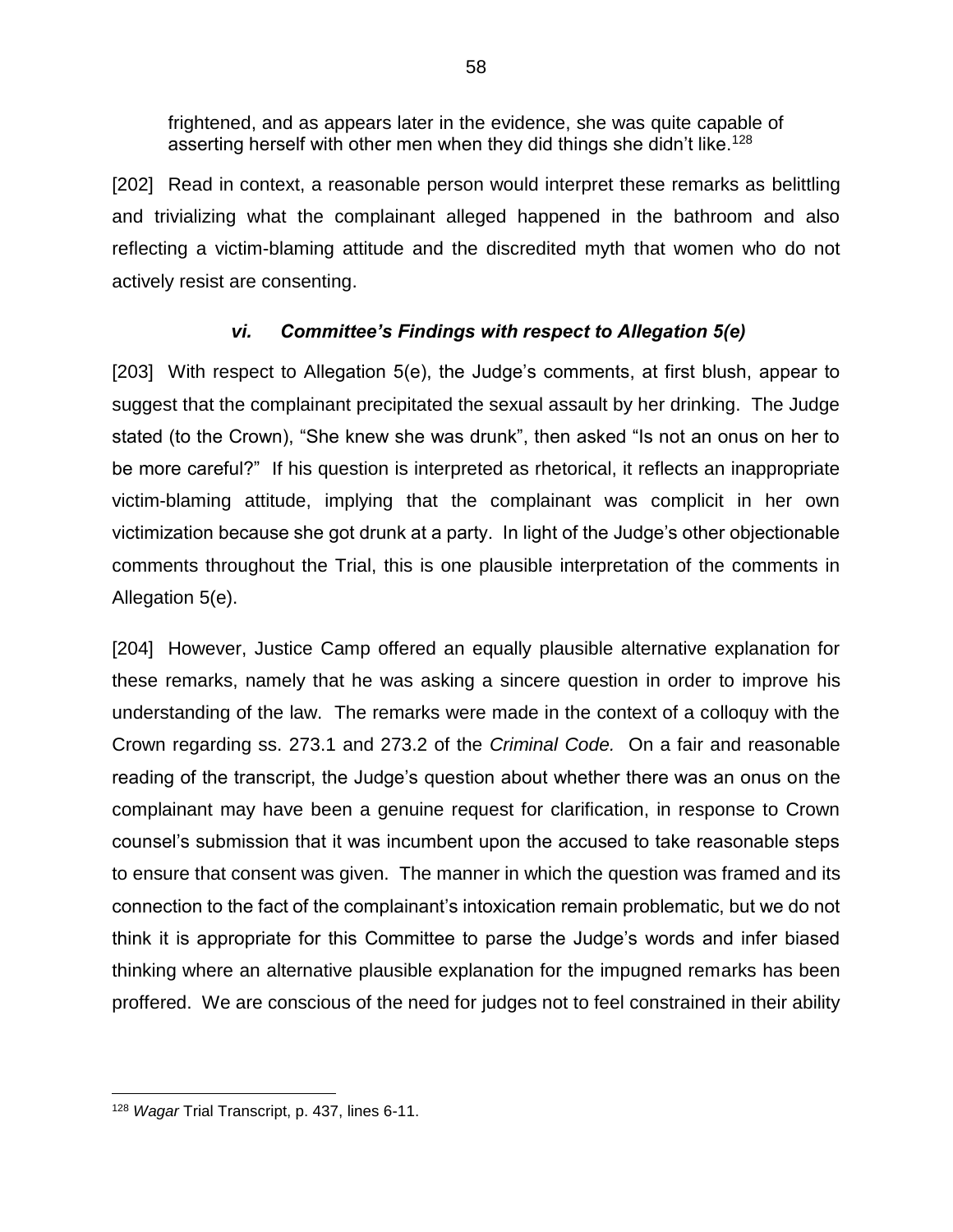> frightened, and as appears later in the evidence, she was quite capable of asserting herself with other men when they did things she didn't like.[128]

[202] Read in context, a reasonable person would interpret these remarks as belittling and trivializing what the complainant alleged happened in the bathroom and also reflecting a victim-blaming attitude and the discredited myth that women who do not actively resist are consenting.

### *vi. Committee's Findings with respect to Allegation 5(e)*

[203] With respect to Allegation 5(e), the Judge's comments, at first blush, appear to suggest that the complainant precipitated the sexual assault by her drinking. The Judge stated (to the Crown), "She knew she was drunk", then asked "Is not an onus on her to be more careful?" If his question is interpreted as rhetorical, it reflects an inappropriate victim-blaming attitude, implying that the complainant was complicit in her own victimization because she got drunk at a party. In light of the Judge's other objectionable comments throughout the Trial, this is one plausible interpretation of the comments in Allegation 5(e).

[204] However, Justice Camp offered an equally plausible alternative explanation for these remarks, namely that he was asking a sincere question in order to improve his understanding of the law. The remarks were made in the context of a colloquy with the Crown regarding ss. 273.1 and 273.2 of the *Criminal Code.* On a fair and reasonable reading of the transcript, the Judge's question about whether there was an onus on the complainant may have been a genuine request for clarification, in response to Crown counsel's submission that it was incumbent upon the accused to take reasonable steps to ensure that consent was given. The manner in which the question was framed and its connection to the fact of the complainant's intoxication remain problematic, but we do not think it is appropriate for this Committee to parse the Judge's words and infer biased thinking where an alternative plausible explanation for the impugned remarks has been proffered. We are conscious of the need for judges not to feel constrained in their ability

---

[128] *Wagar* Trial Transcript, p. 437, lines 6-11.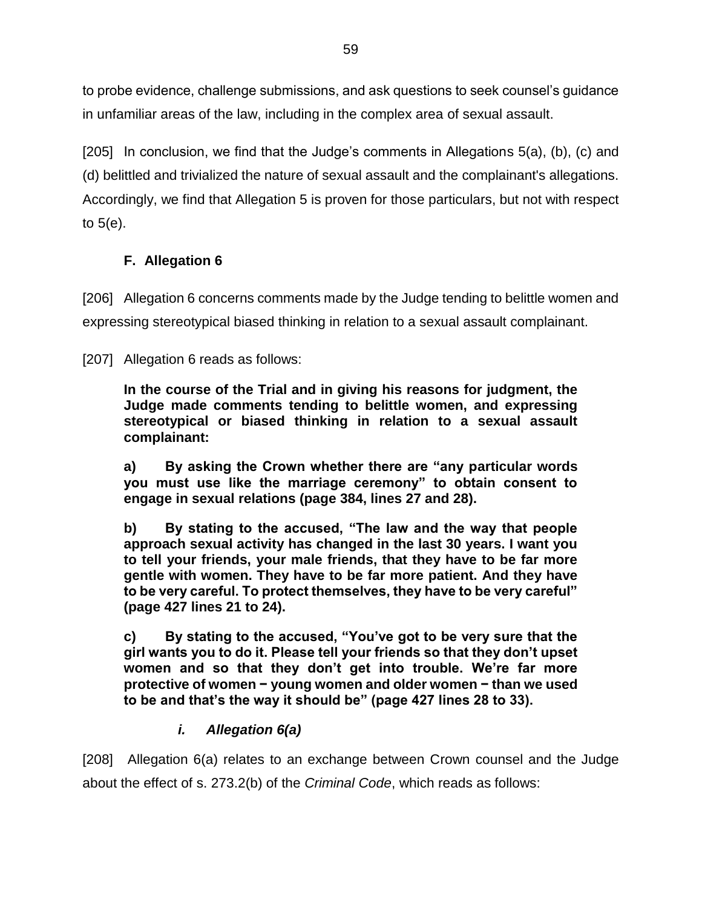to probe evidence, challenge submissions, and ask questions to seek counsel's guidance in unfamiliar areas of the law, including in the complex area of sexual assault.

[205] In conclusion, we find that the Judge's comments in Allegations 5(a), (b), (c) and (d) belittled and trivialized the nature of sexual assault and the complainant's allegations. Accordingly, we find that Allegation 5 is proven for those particulars, but not with respect to 5(e).

### F. Allegation 6

[206] Allegation 6 concerns comments made by the Judge tending to belittle women and expressing stereotypical biased thinking in relation to a sexual assault complainant.

[207] Allegation 6 reads as follows:

> **In the course of the Trial and in giving his reasons for judgment, the Judge made comments tending to belittle women, and expressing stereotypical or biased thinking in relation to a sexual assault complainant:**
>
> **a) By asking the Crown whether there are "any particular words you must use like the marriage ceremony" to obtain consent to engage in sexual relations (page 384, lines 27 and 28).**
>
> **b) By stating to the accused, "The law and the way that people approach sexual activity has changed in the last 30 years. I want you to tell your friends, your male friends, that they have to be far more gentle with women. They have to be far more patient. And they have to be very careful. To protect themselves, they have to be very careful" (page 427 lines 21 to 24).**
>
> **c) By stating to the accused, "You've got to be very sure that the girl wants you to do it. Please tell your friends so that they don't upset women and so that they don't get into trouble. We're far more protective of women − young women and older women − than we used to be and that's the way it should be" (page 427 lines 28 to 33).**

#### *i. Allegation 6(a)*

[208] Allegation 6(a) relates to an exchange between Crown counsel and the Judge about the effect of s. 273.2(b) of the *Criminal Code*, which reads as follows: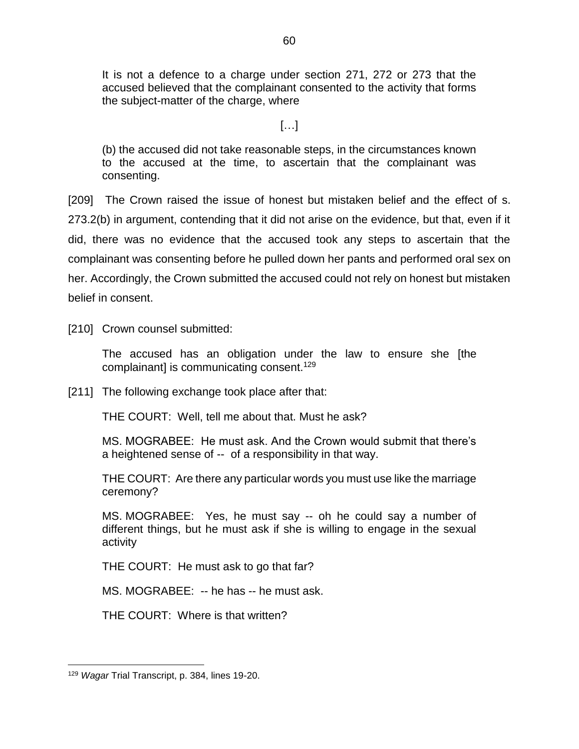> It is not a defence to a charge under section 271, 272 or 273 that the accused believed that the complainant consented to the activity that forms the subject-matter of the charge, where
>
> […]
>
> (b) the accused did not take reasonable steps, in the circumstances known to the accused at the time, to ascertain that the complainant was consenting.

[209] The Crown raised the issue of honest but mistaken belief and the effect of s. 273.2(b) in argument, contending that it did not arise on the evidence, but that, even if it did, there was no evidence that the accused took any steps to ascertain that the complainant was consenting before he pulled down her pants and performed oral sex on her. Accordingly, the Crown submitted the accused could not rely on honest but mistaken belief in consent.

[210] Crown counsel submitted:

> The accused has an obligation under the law to ensure she [the complainant] is communicating consent.[129]

[211] The following exchange took place after that:

> THE COURT: Well, tell me about that. Must he ask?
>
> MS. MOGRABEE: He must ask. And the Crown would submit that there's a heightened sense of -- of a responsibility in that way.
>
> THE COURT: Are there any particular words you must use like the marriage ceremony?
>
> MS. MOGRABEE: Yes, he must say -- oh he could say a number of different things, but he must ask if she is willing to engage in the sexual activity
>
> THE COURT: He must ask to go that far?
>
> MS. MOGRABEE: -- he has -- he must ask.
>
> THE COURT: Where is that written?

---

[129] *Wagar* Trial Transcript, p. 384, lines 19-20.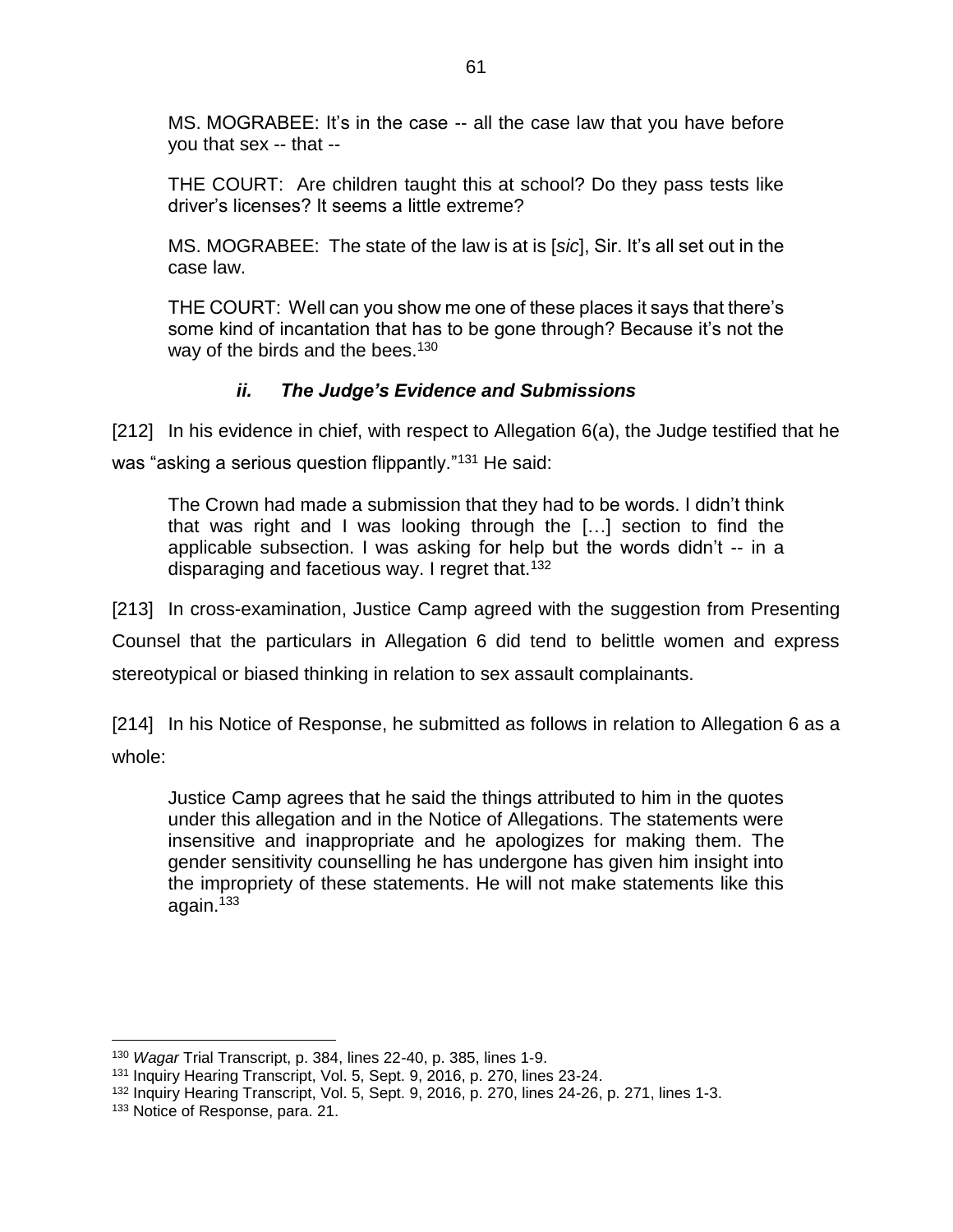MS. MOGRABEE: It's in the case -- all the case law that you have before you that sex -- that --

THE COURT: Are children taught this at school? Do they pass tests like driver's licenses? It seems a little extreme?

MS. MOGRABEE: The state of the law is at is [*sic*], Sir. It's all set out in the case law.

THE COURT: Well can you show me one of these places it says that there's some kind of incantation that has to be gone through? Because it's not the way of the birds and the bees.[130]

### *ii. The Judge's Evidence and Submissions*

[212] In his evidence in chief, with respect to Allegation 6(a), the Judge testified that he was "asking a serious question flippantly."[131] He said:

> The Crown had made a submission that they had to be words. I didn't think that was right and I was looking through the […] section to find the applicable subsection. I was asking for help but the words didn't -- in a disparaging and facetious way. I regret that.[132]

[213] In cross-examination, Justice Camp agreed with the suggestion from Presenting Counsel that the particulars in Allegation 6 did tend to belittle women and express stereotypical or biased thinking in relation to sex assault complainants.

[214] In his Notice of Response, he submitted as follows in relation to Allegation 6 as a whole:

> Justice Camp agrees that he said the things attributed to him in the quotes under this allegation and in the Notice of Allegations. The statements were insensitive and inappropriate and he apologizes for making them. The gender sensitivity counselling he has undergone has given him insight into the impropriety of these statements. He will not make statements like this again.[133]

---

[130] *Wagar* Trial Transcript, p. 384, lines 22-40, p. 385, lines 1-9.

[131] Inquiry Hearing Transcript, Vol. 5, Sept. 9, 2016, p. 270, lines 23-24.

[132] Inquiry Hearing Transcript, Vol. 5, Sept. 9, 2016, p. 270, lines 24-26, p. 271, lines 1-3.

[133] Notice of Response, para. 21.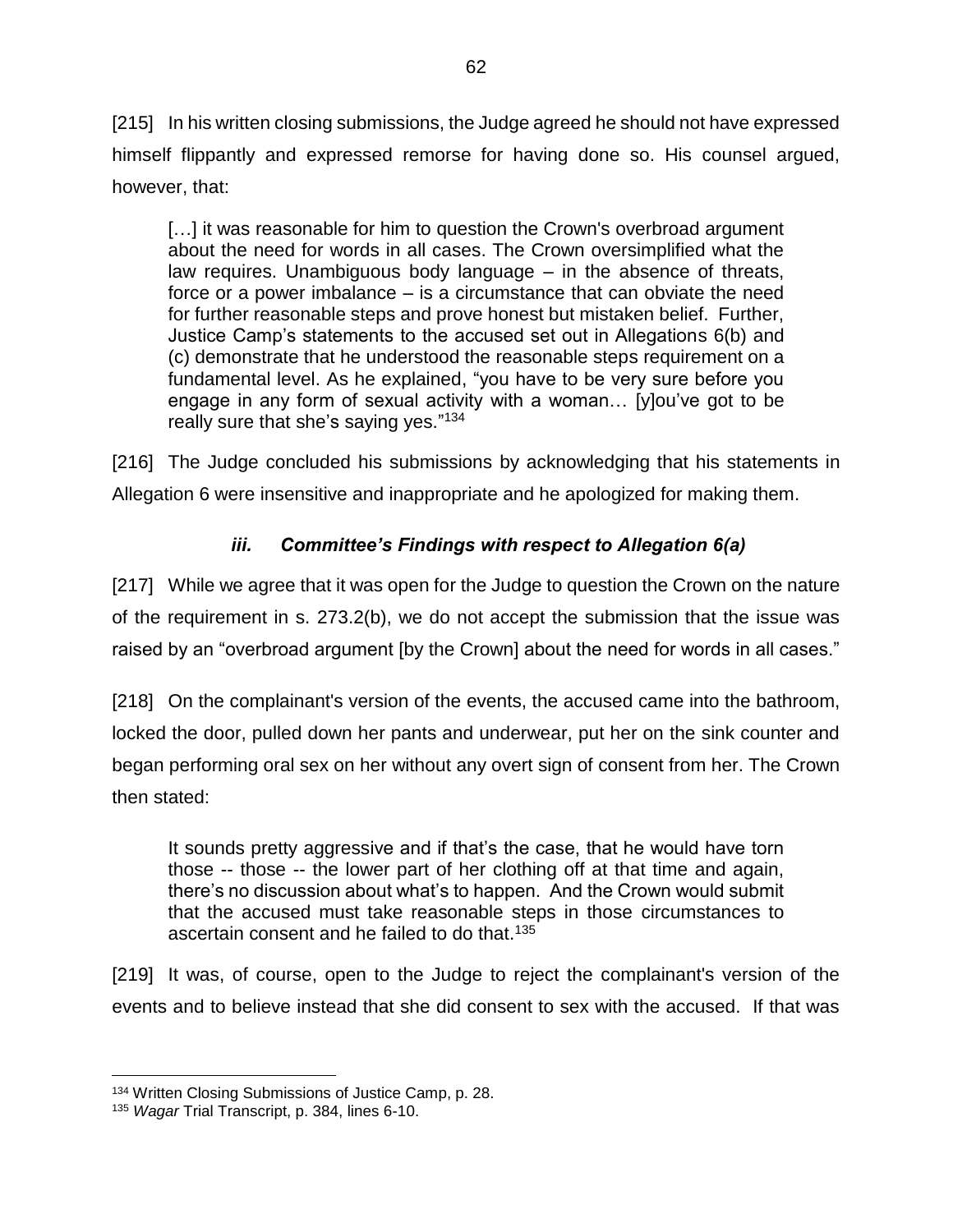[215] In his written closing submissions, the Judge agreed he should not have expressed himself flippantly and expressed remorse for having done so. His counsel argued, however, that:

> […] it was reasonable for him to question the Crown's overbroad argument about the need for words in all cases. The Crown oversimplified what the law requires. Unambiguous body language – in the absence of threats, force or a power imbalance – is a circumstance that can obviate the need for further reasonable steps and prove honest but mistaken belief. Further, Justice Camp's statements to the accused set out in Allegations 6(b) and (c) demonstrate that he understood the reasonable steps requirement on a fundamental level. As he explained, "you have to be very sure before you engage in any form of sexual activity with a woman… [y]ou've got to be really sure that she's saying yes."[134]

[216] The Judge concluded his submissions by acknowledging that his statements in Allegation 6 were insensitive and inappropriate and he apologized for making them.

### *iii. Committee's Findings with respect to Allegation 6(a)*

[217] While we agree that it was open for the Judge to question the Crown on the nature of the requirement in s. 273.2(b), we do not accept the submission that the issue was raised by an "overbroad argument [by the Crown] about the need for words in all cases."

[218] On the complainant's version of the events, the accused came into the bathroom, locked the door, pulled down her pants and underwear, put her on the sink counter and began performing oral sex on her without any overt sign of consent from her. The Crown then stated:

> It sounds pretty aggressive and if that's the case, that he would have torn those -- those -- the lower part of her clothing off at that time and again, there's no discussion about what's to happen. And the Crown would submit that the accused must take reasonable steps in those circumstances to ascertain consent and he failed to do that.[135]

[219] It was, of course, open to the Judge to reject the complainant's version of the events and to believe instead that she did consent to sex with the accused. If that was

---

[134] Written Closing Submissions of Justice Camp, p. 28.

[135] *Wagar* Trial Transcript, p. 384, lines 6-10.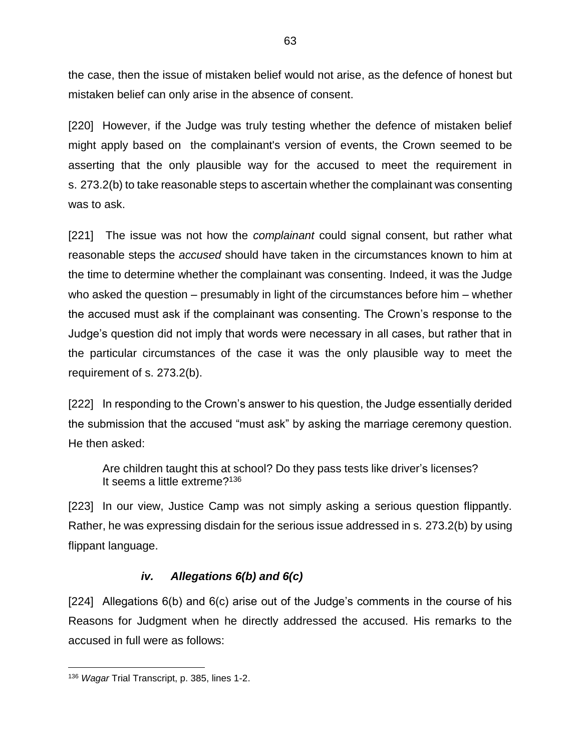the case, then the issue of mistaken belief would not arise, as the defence of honest but mistaken belief can only arise in the absence of consent.

[220] However, if the Judge was truly testing whether the defence of mistaken belief might apply based on the complainant's version of events, the Crown seemed to be asserting that the only plausible way for the accused to meet the requirement in s. 273.2(b) to take reasonable steps to ascertain whether the complainant was consenting was to ask.

[221] The issue was not how the *complainant* could signal consent, but rather what reasonable steps the *accused* should have taken in the circumstances known to him at the time to determine whether the complainant was consenting. Indeed, it was the Judge who asked the question – presumably in light of the circumstances before him – whether the accused must ask if the complainant was consenting. The Crown's response to the Judge's question did not imply that words were necessary in all cases, but rather that in the particular circumstances of the case it was the only plausible way to meet the requirement of s. 273.2(b).

[222] In responding to the Crown's answer to his question, the Judge essentially derided the submission that the accused "must ask" by asking the marriage ceremony question. He then asked:

> Are children taught this at school? Do they pass tests like driver's licenses? It seems a little extreme?[136]

[223] In our view, Justice Camp was not simply asking a serious question flippantly. Rather, he was expressing disdain for the serious issue addressed in s. 273.2(b) by using flippant language.

### *iv. Allegations 6(b) and 6(c)*

[224] Allegations 6(b) and 6(c) arise out of the Judge's comments in the course of his Reasons for Judgment when he directly addressed the accused. His remarks to the accused in full were as follows:

---

[136] *Wagar* Trial Transcript, p. 385, lines 1-2.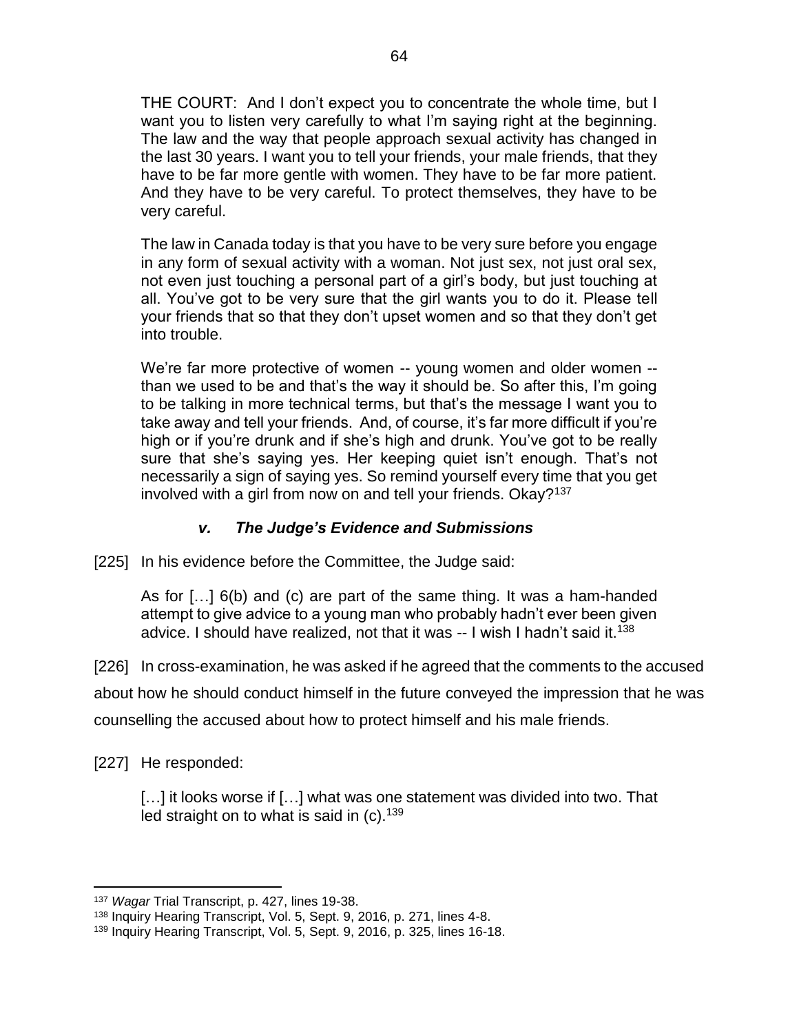> THE COURT: And I don't expect you to concentrate the whole time, but I want you to listen very carefully to what I'm saying right at the beginning. The law and the way that people approach sexual activity has changed in the last 30 years. I want you to tell your friends, your male friends, that they have to be far more gentle with women. They have to be far more patient. And they have to be very careful. To protect themselves, they have to be very careful.
>
> The law in Canada today is that you have to be very sure before you engage in any form of sexual activity with a woman. Not just sex, not just oral sex, not even just touching a personal part of a girl's body, but just touching at all. You've got to be very sure that the girl wants you to do it. Please tell your friends that so that they don't upset women and so that they don't get into trouble.
>
> We're far more protective of women -- young women and older women -- than we used to be and that's the way it should be. So after this, I'm going to be talking in more technical terms, but that's the message I want you to take away and tell your friends. And, of course, it's far more difficult if you're high or if you're drunk and if she's high and drunk. You've got to be really sure that she's saying yes. Her keeping quiet isn't enough. That's not necessarily a sign of saying yes. So remind yourself every time that you get involved with a girl from now on and tell your friends. Okay?[137]

### *v. The Judge's Evidence and Submissions*

[225] In his evidence before the Committee, the Judge said:

> As for […] 6(b) and (c) are part of the same thing. It was a ham-handed attempt to give advice to a young man who probably hadn't ever been given advice. I should have realized, not that it was -- I wish I hadn't said it.[138]

[226] In cross-examination, he was asked if he agreed that the comments to the accused about how he should conduct himself in the future conveyed the impression that he was counselling the accused about how to protect himself and his male friends.

[227] He responded:

> […] it looks worse if […] what was one statement was divided into two. That led straight on to what is said in (c).[139]

---

[137] *Wagar* Trial Transcript, p. 427, lines 19-38.

[138] Inquiry Hearing Transcript, Vol. 5, Sept. 9, 2016, p. 271, lines 4-8.

[139] Inquiry Hearing Transcript, Vol. 5, Sept. 9, 2016, p. 325, lines 16-18.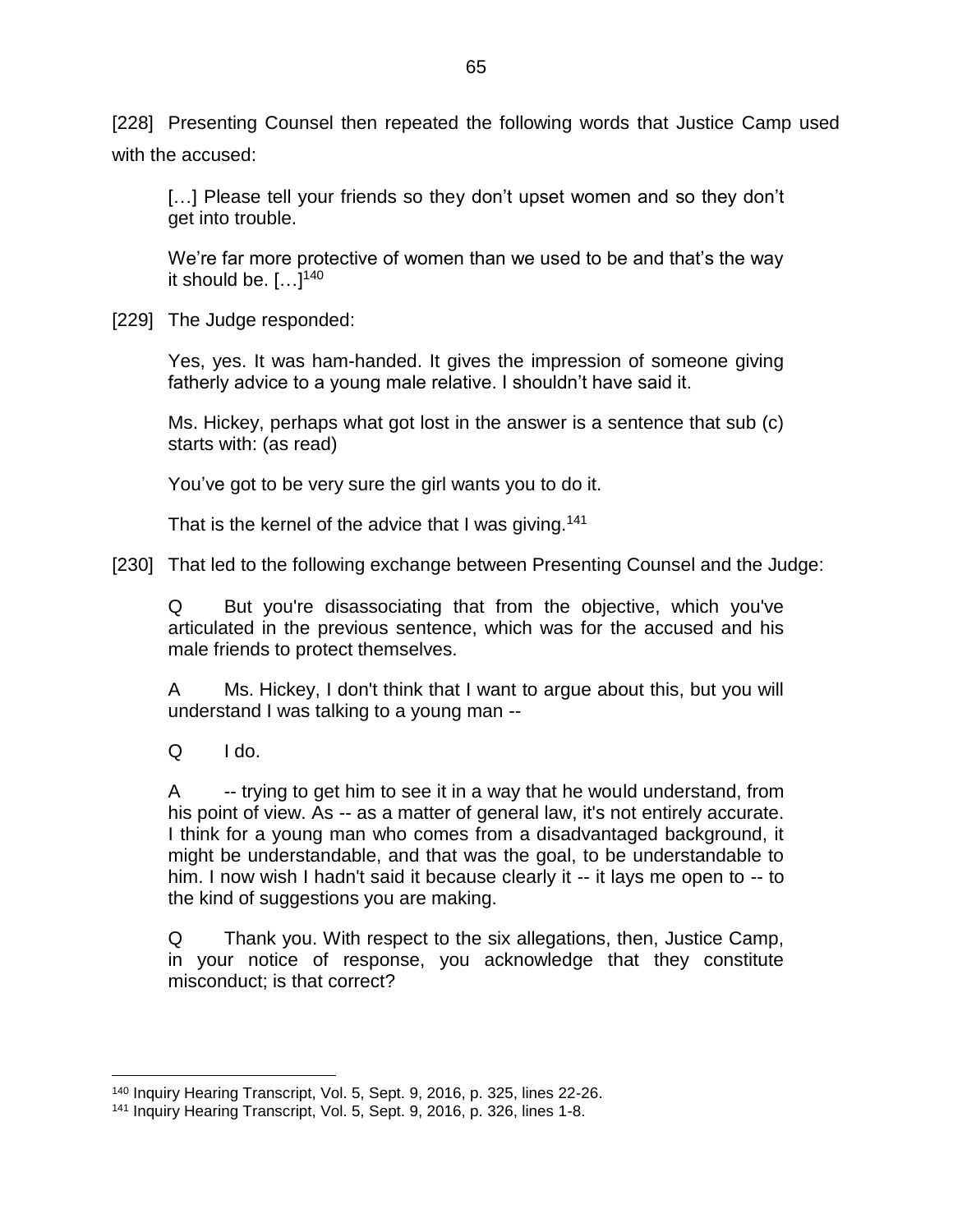[228] Presenting Counsel then repeated the following words that Justice Camp used with the accused:

> […] Please tell your friends so they don't upset women and so they don't get into trouble.
>
> We're far more protective of women than we used to be and that's the way it should be. […][140]

[229] The Judge responded:

> Yes, yes. It was ham-handed. It gives the impression of someone giving fatherly advice to a young male relative. I shouldn't have said it.
>
> Ms. Hickey, perhaps what got lost in the answer is a sentence that sub (c) starts with: (as read)
>
> You've got to be very sure the girl wants you to do it.
>
> That is the kernel of the advice that I was giving.[141]

[230] That led to the following exchange between Presenting Counsel and the Judge:

> Q But you're disassociating that from the objective, which you've articulated in the previous sentence, which was for the accused and his male friends to protect themselves.
>
> A Ms. Hickey, I don't think that I want to argue about this, but you will understand I was talking to a young man --
>
> Q I do.
>
> A -- trying to get him to see it in a way that he would understand, from his point of view. As -- as a matter of general law, it's not entirely accurate. I think for a young man who comes from a disadvantaged background, it might be understandable, and that was the goal, to be understandable to him. I now wish I hadn't said it because clearly it -- it lays me open to -- to the kind of suggestions you are making.
>
> Q Thank you. With respect to the six allegations, then, Justice Camp, in your notice of response, you acknowledge that they constitute misconduct; is that correct?

---

[140] Inquiry Hearing Transcript, Vol. 5, Sept. 9, 2016, p. 325, lines 22-26.

[141] Inquiry Hearing Transcript, Vol. 5, Sept. 9, 2016, p. 326, lines 1-8.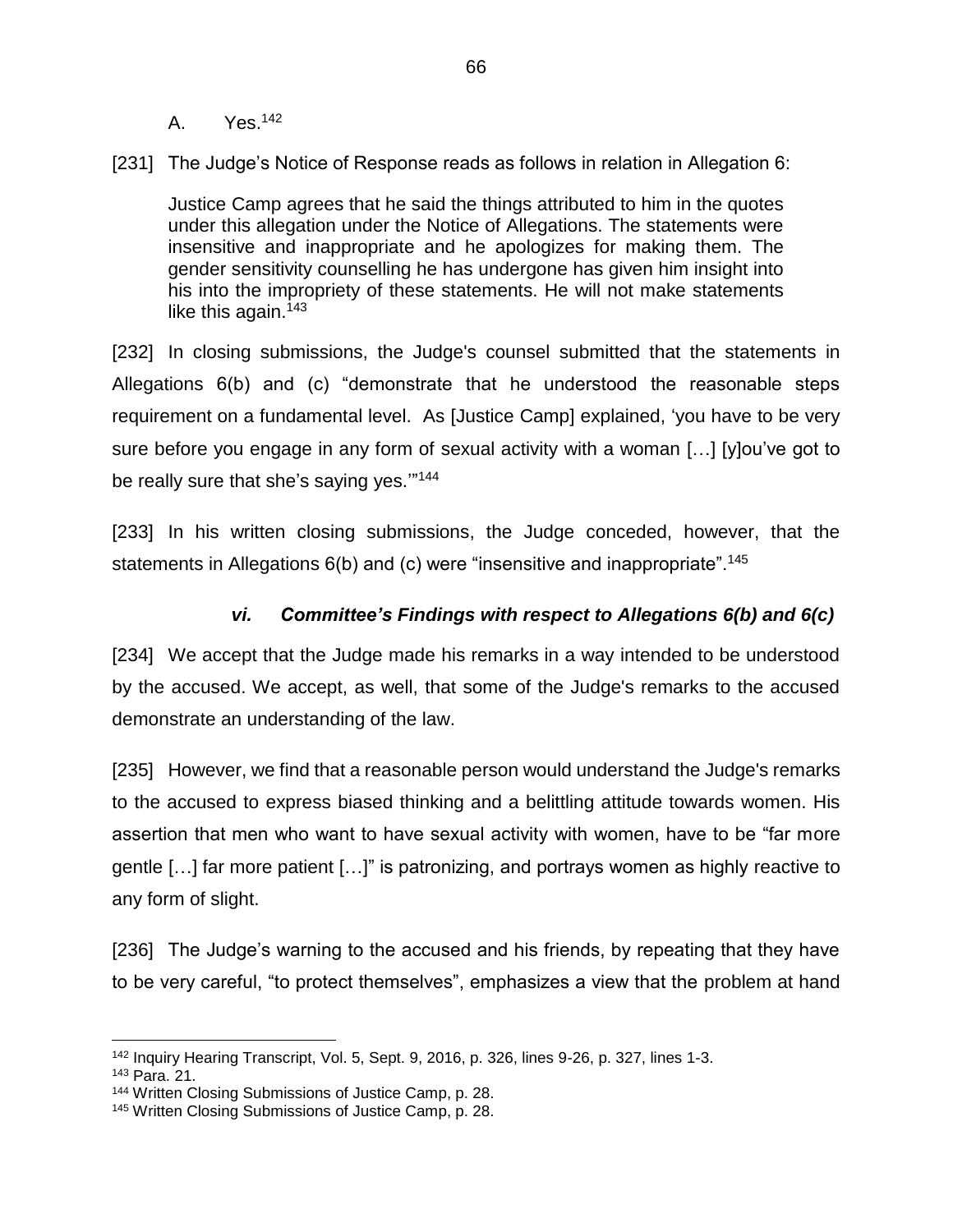A. Yes.[142]

[231] The Judge's Notice of Response reads as follows in relation in Allegation 6:

> Justice Camp agrees that he said the things attributed to him in the quotes under this allegation under the Notice of Allegations. The statements were insensitive and inappropriate and he apologizes for making them. The gender sensitivity counselling he has undergone has given him insight into his into the impropriety of these statements. He will not make statements like this again.[143]

[232] In closing submissions, the Judge's counsel submitted that the statements in Allegations 6(b) and (c) "demonstrate that he understood the reasonable steps requirement on a fundamental level. As [Justice Camp] explained, 'you have to be very sure before you engage in any form of sexual activity with a woman […] [y]ou've got to be really sure that she's saying yes.'"[144]

[233] In his written closing submissions, the Judge conceded, however, that the statements in Allegations 6(b) and (c) were "insensitive and inappropriate".[145]

### *vi. Committee's Findings with respect to Allegations 6(b) and 6(c)*

[234] We accept that the Judge made his remarks in a way intended to be understood by the accused. We accept, as well, that some of the Judge's remarks to the accused demonstrate an understanding of the law.

[235] However, we find that a reasonable person would understand the Judge's remarks to the accused to express biased thinking and a belittling attitude towards women. His assertion that men who want to have sexual activity with women, have to be "far more gentle […] far more patient […]" is patronizing, and portrays women as highly reactive to any form of slight.

[236] The Judge's warning to the accused and his friends, by repeating that they have to be very careful, "to protect themselves", emphasizes a view that the problem at hand

---

[142] Inquiry Hearing Transcript, Vol. 5, Sept. 9, 2016, p. 326, lines 9-26, p. 327, lines 1-3.

[143] Para. 21.

[144] Written Closing Submissions of Justice Camp, p. 28.

[145] Written Closing Submissions of Justice Camp, p. 28.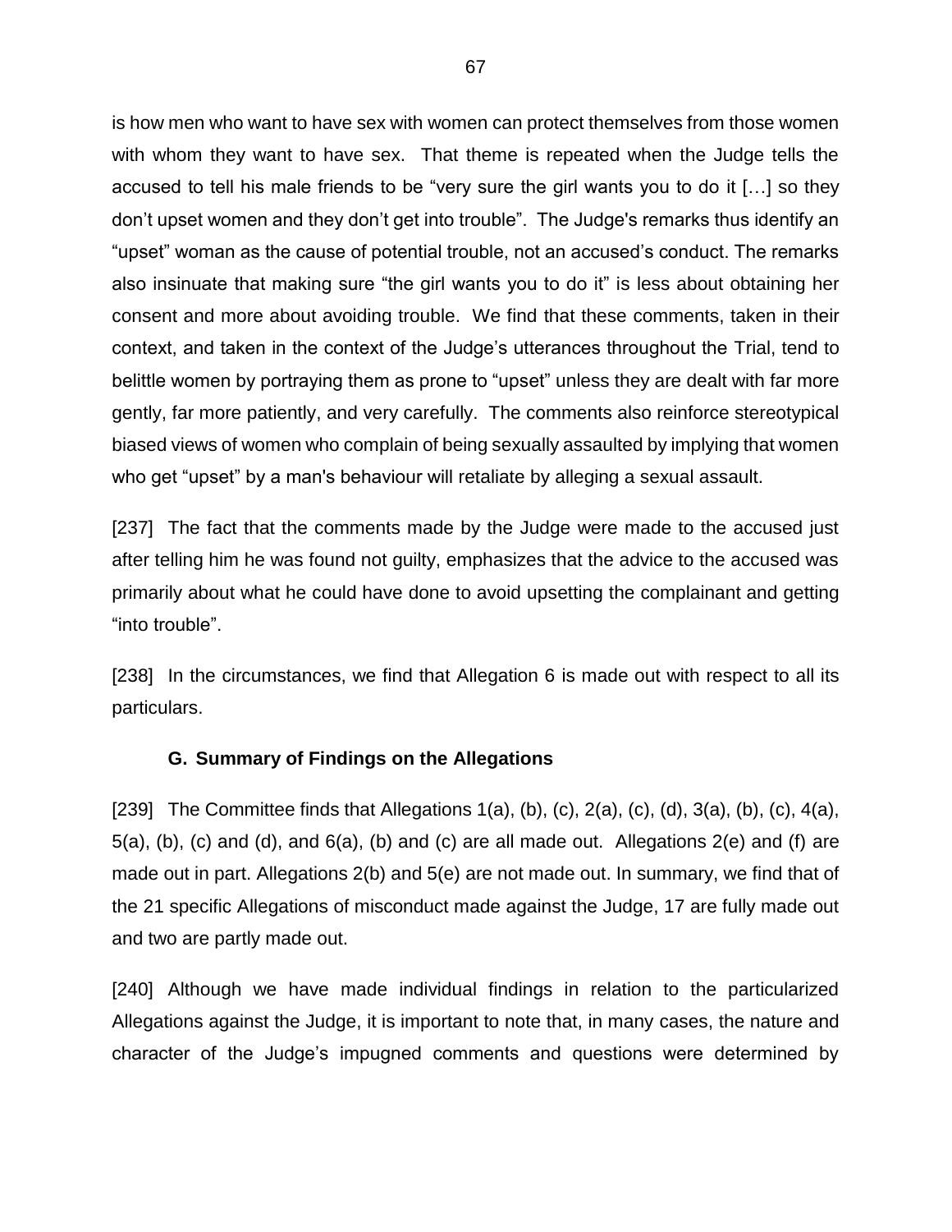is how men who want to have sex with women can protect themselves from those women with whom they want to have sex. That theme is repeated when the Judge tells the accused to tell his male friends to be "very sure the girl wants you to do it […] so they don't upset women and they don't get into trouble". The Judge's remarks thus identify an "upset" woman as the cause of potential trouble, not an accused's conduct. The remarks also insinuate that making sure "the girl wants you to do it" is less about obtaining her consent and more about avoiding trouble. We find that these comments, taken in their context, and taken in the context of the Judge's utterances throughout the Trial, tend to belittle women by portraying them as prone to "upset" unless they are dealt with far more gently, far more patiently, and very carefully. The comments also reinforce stereotypical biased views of women who complain of being sexually assaulted by implying that women who get "upset" by a man's behaviour will retaliate by alleging a sexual assault.

[237] The fact that the comments made by the Judge were made to the accused just after telling him he was found not guilty, emphasizes that the advice to the accused was primarily about what he could have done to avoid upsetting the complainant and getting "into trouble".

[238] In the circumstances, we find that Allegation 6 is made out with respect to all its particulars.

### G. Summary of Findings on the Allegations

[239] The Committee finds that Allegations 1(a), (b), (c), 2(a), (c), (d), 3(a), (b), (c), 4(a), 5(a), (b), (c) and (d), and 6(a), (b) and (c) are all made out. Allegations 2(e) and (f) are made out in part. Allegations 2(b) and 5(e) are not made out. In summary, we find that of the 21 specific Allegations of misconduct made against the Judge, 17 are fully made out and two are partly made out.

[240] Although we have made individual findings in relation to the particularized Allegations against the Judge, it is important to note that, in many cases, the nature and character of the Judge's impugned comments and questions were determined by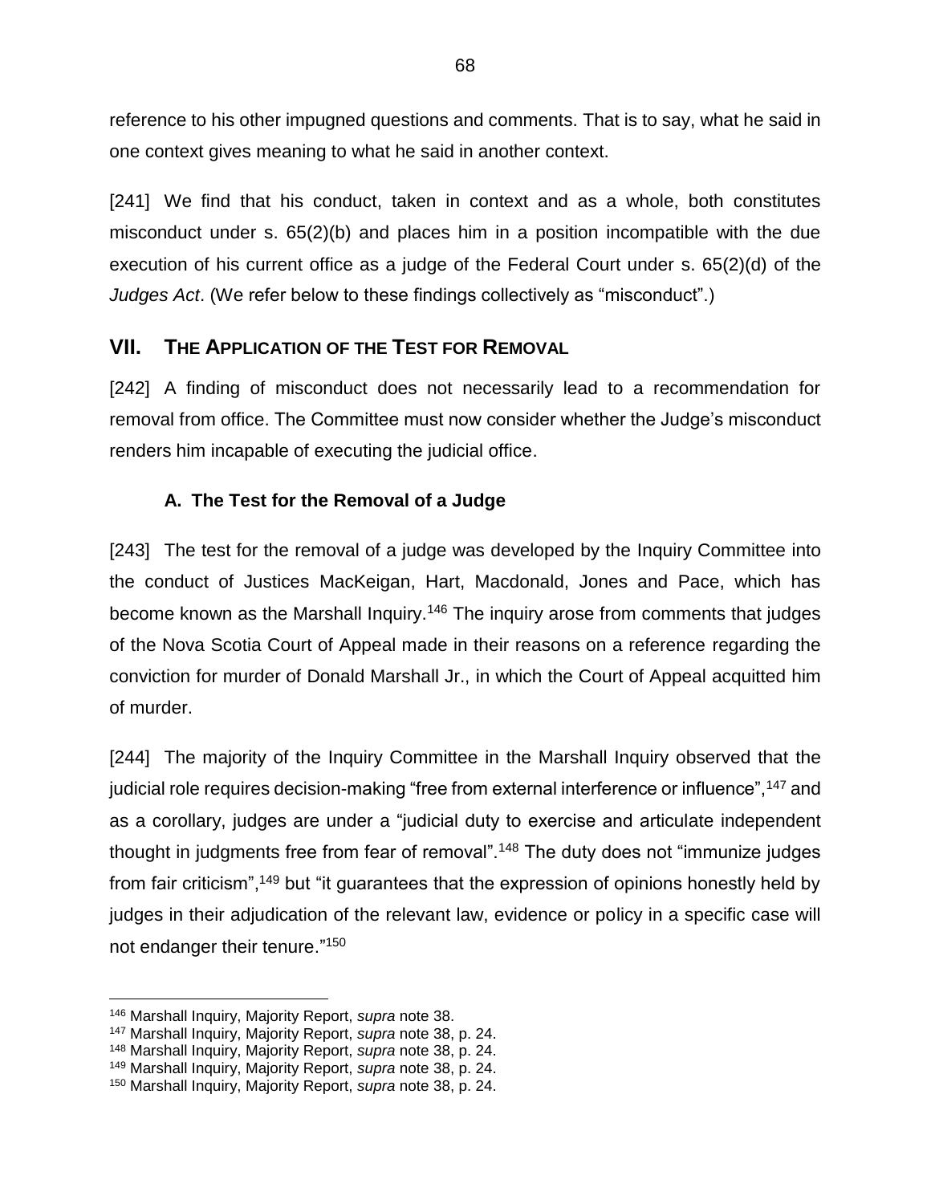reference to his other impugned questions and comments. That is to say, what he said in one context gives meaning to what he said in another context.

[241] We find that his conduct, taken in context and as a whole, both constitutes misconduct under s. 65(2)(b) and places him in a position incompatible with the due execution of his current office as a judge of the Federal Court under s. 65(2)(d) of the *Judges Act*. (We refer below to these findings collectively as "misconduct".)

## VII. THE APPLICATION OF THE TEST FOR REMOVAL

[242] A finding of misconduct does not necessarily lead to a recommendation for removal from office. The Committee must now consider whether the Judge's misconduct renders him incapable of executing the judicial office.

### A. The Test for the Removal of a Judge

[243] The test for the removal of a judge was developed by the Inquiry Committee into the conduct of Justices MacKeigan, Hart, Macdonald, Jones and Pace, which has become known as the Marshall Inquiry.[146] The inquiry arose from comments that judges of the Nova Scotia Court of Appeal made in their reasons on a reference regarding the conviction for murder of Donald Marshall Jr., in which the Court of Appeal acquitted him of murder.

[244] The majority of the Inquiry Committee in the Marshall Inquiry observed that the judicial role requires decision-making "free from external interference or influence",[147] and as a corollary, judges are under a "judicial duty to exercise and articulate independent thought in judgments free from fear of removal".[148] The duty does not "immunize judges from fair criticism",[149] but "it guarantees that the expression of opinions honestly held by judges in their adjudication of the relevant law, evidence or policy in a specific case will not endanger their tenure."[150]

---

[146] Marshall Inquiry, Majority Report, *supra* note 38.

[147] Marshall Inquiry, Majority Report, *supra* note 38, p. 24.

[148] Marshall Inquiry, Majority Report, *supra* note 38, p. 24.

[149] Marshall Inquiry, Majority Report, *supra* note 38, p. 24.

[150] Marshall Inquiry, Majority Report, *supra* note 38, p. 24.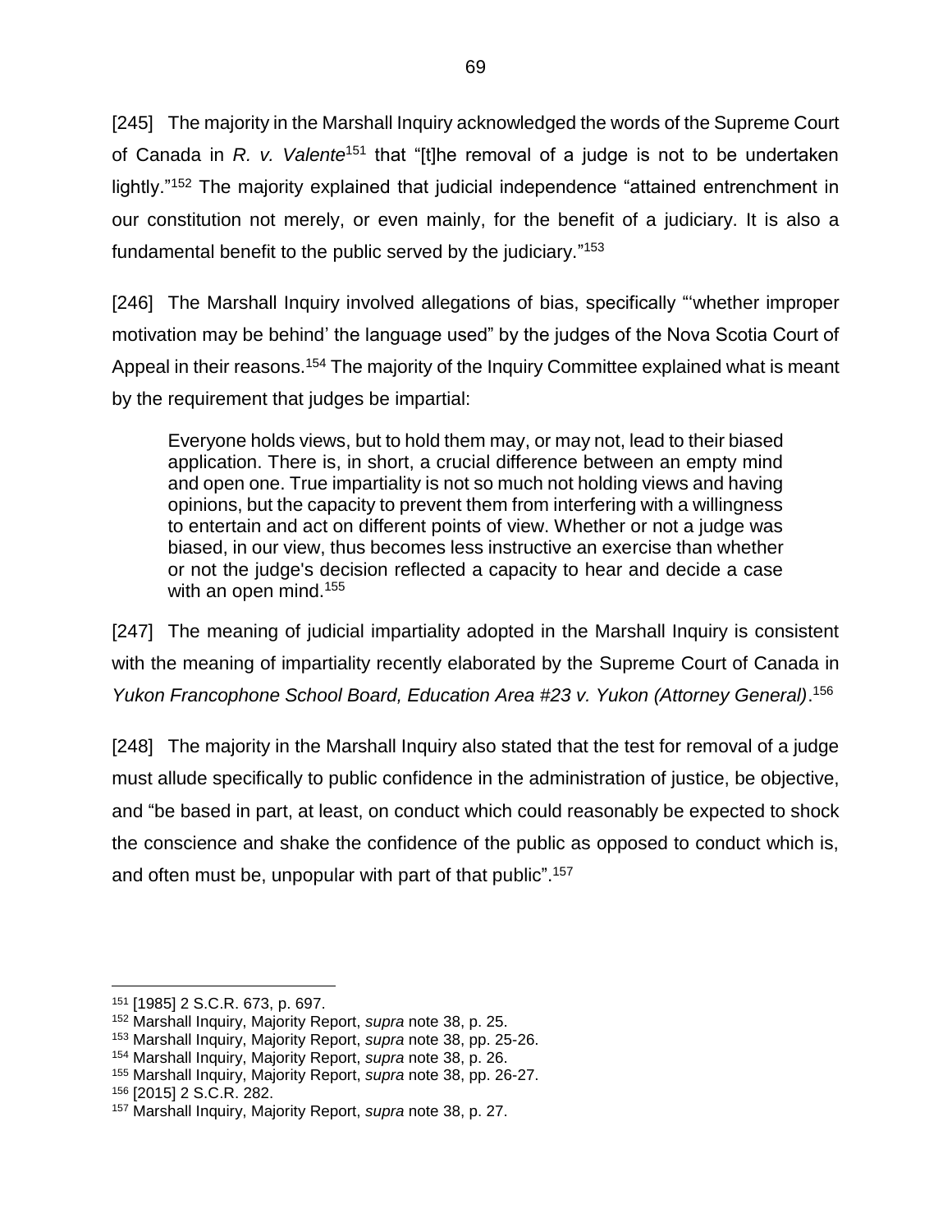[245] The majority in the Marshall Inquiry acknowledged the words of the Supreme Court of Canada in *R. v. Valente*[151] that "[t]he removal of a judge is not to be undertaken lightly."[152] The majority explained that judicial independence "attained entrenchment in our constitution not merely, or even mainly, for the benefit of a judiciary. It is also a fundamental benefit to the public served by the judiciary."[153]

[246] The Marshall Inquiry involved allegations of bias, specifically "'whether improper motivation may be behind' the language used" by the judges of the Nova Scotia Court of Appeal in their reasons.[154] The majority of the Inquiry Committee explained what is meant by the requirement that judges be impartial:

> Everyone holds views, but to hold them may, or may not, lead to their biased application. There is, in short, a crucial difference between an empty mind and open one. True impartiality is not so much not holding views and having opinions, but the capacity to prevent them from interfering with a willingness to entertain and act on different points of view. Whether or not a judge was biased, in our view, thus becomes less instructive an exercise than whether or not the judge's decision reflected a capacity to hear and decide a case with an open mind.[155]

[247] The meaning of judicial impartiality adopted in the Marshall Inquiry is consistent with the meaning of impartiality recently elaborated by the Supreme Court of Canada in *Yukon Francophone School Board, Education Area #23 v. Yukon (Attorney General)*.[156]

[248] The majority in the Marshall Inquiry also stated that the test for removal of a judge must allude specifically to public confidence in the administration of justice, be objective, and "be based in part, at least, on conduct which could reasonably be expected to shock the conscience and shake the confidence of the public as opposed to conduct which is, and often must be, unpopular with part of that public".[157]

---

[151] [1985] 2 S.C.R. 673, p. 697.
[152] Marshall Inquiry, Majority Report, *supra* note 38, p. 25.
[153] Marshall Inquiry, Majority Report, *supra* note 38, pp. 25-26.
[154] Marshall Inquiry, Majority Report, *supra* note 38, p. 26.
[155] Marshall Inquiry, Majority Report, *supra* note 38, pp. 26-27.
[156] [2015] 2 S.C.R. 282.
[157] Marshall Inquiry, Majority Report, *supra* note 38, p. 27.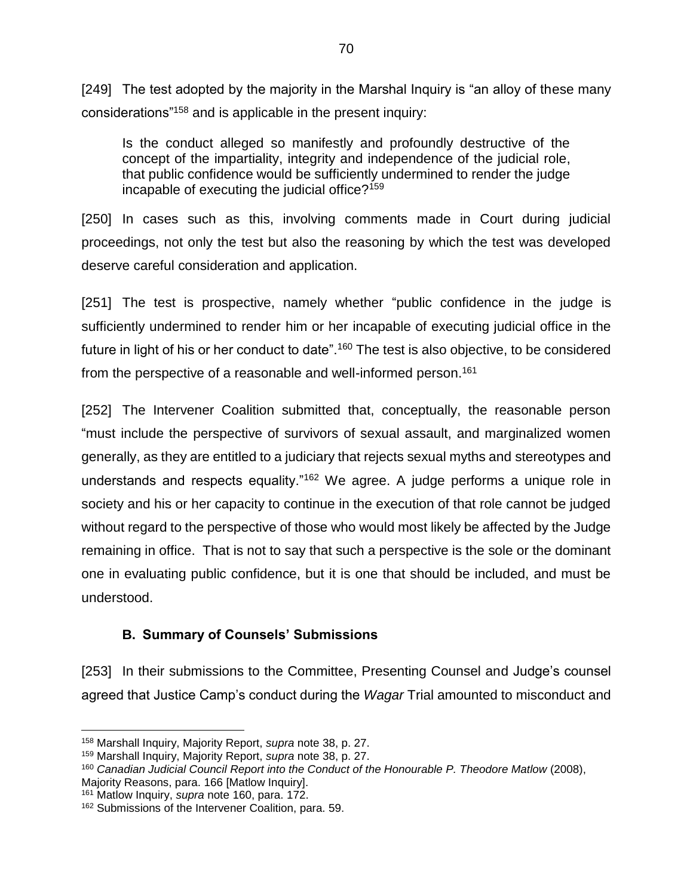[249] The test adopted by the majority in the Marshal Inquiry is "an alloy of these many considerations"[158] and is applicable in the present inquiry:

> Is the conduct alleged so manifestly and profoundly destructive of the concept of the impartiality, integrity and independence of the judicial role, that public confidence would be sufficiently undermined to render the judge incapable of executing the judicial office?[159]

[250] In cases such as this, involving comments made in Court during judicial proceedings, not only the test but also the reasoning by which the test was developed deserve careful consideration and application.

[251] The test is prospective, namely whether "public confidence in the judge is sufficiently undermined to render him or her incapable of executing judicial office in the future in light of his or her conduct to date".[160] The test is also objective, to be considered from the perspective of a reasonable and well-informed person.[161]

[252] The Intervener Coalition submitted that, conceptually, the reasonable person "must include the perspective of survivors of sexual assault, and marginalized women generally, as they are entitled to a judiciary that rejects sexual myths and stereotypes and understands and respects equality."[162] We agree. A judge performs a unique role in society and his or her capacity to continue in the execution of that role cannot be judged without regard to the perspective of those who would most likely be affected by the Judge remaining in office. That is not to say that such a perspective is the sole or the dominant one in evaluating public confidence, but it is one that should be included, and must be understood.

### B. Summary of Counsels' Submissions

[253] In their submissions to the Committee, Presenting Counsel and Judge's counsel agreed that Justice Camp's conduct during the *Wagar* Trial amounted to misconduct and

---

[158] Marshall Inquiry, Majority Report, *supra* note 38, p. 27.

[159] Marshall Inquiry, Majority Report, *supra* note 38, p. 27.

[160] *Canadian Judicial Council Report into the Conduct of the Honourable P. Theodore Matlow* (2008), Majority Reasons, para. 166 [Matlow Inquiry].

[161] Matlow Inquiry, *supra* note 160, para. 172.

[162] Submissions of the Intervener Coalition, para. 59.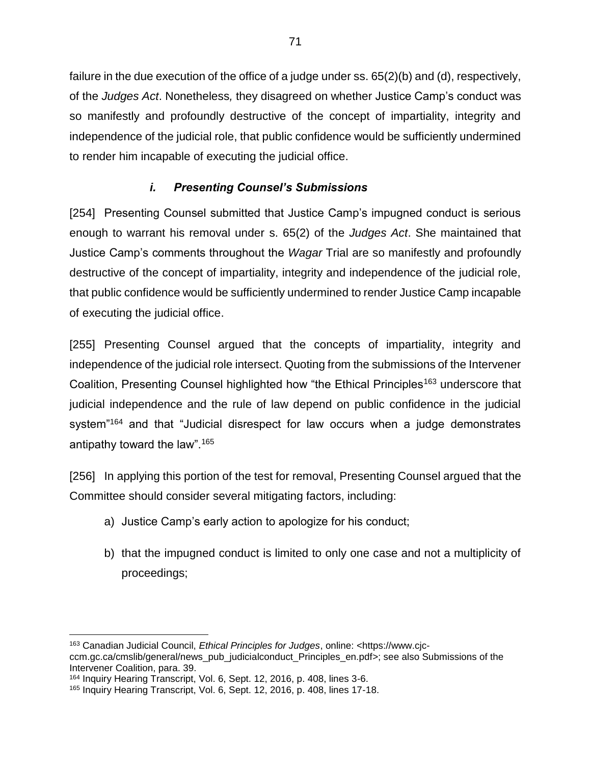failure in the due execution of the office of a judge under ss. 65(2)(b) and (d), respectively, of the *Judges Act*. Nonetheless*,* they disagreed on whether Justice Camp's conduct was so manifestly and profoundly destructive of the concept of impartiality, integrity and independence of the judicial role, that public confidence would be sufficiently undermined to render him incapable of executing the judicial office.

### *i. Presenting Counsel's Submissions*

[254] Presenting Counsel submitted that Justice Camp's impugned conduct is serious enough to warrant his removal under s. 65(2) of the *Judges Act*. She maintained that Justice Camp's comments throughout the *Wagar* Trial are so manifestly and profoundly destructive of the concept of impartiality, integrity and independence of the judicial role, that public confidence would be sufficiently undermined to render Justice Camp incapable of executing the judicial office.

[255] Presenting Counsel argued that the concepts of impartiality, integrity and independence of the judicial role intersect. Quoting from the submissions of the Intervener Coalition, Presenting Counsel highlighted how "the Ethical Principles[163] underscore that judicial independence and the rule of law depend on public confidence in the judicial system"[164] and that "Judicial disrespect for law occurs when a judge demonstrates antipathy toward the law".[165]

[256] In applying this portion of the test for removal, Presenting Counsel argued that the Committee should consider several mitigating factors, including:

a) Justice Camp's early action to apologize for his conduct;

b) that the impugned conduct is limited to only one case and not a multiplicity of proceedings;

---

[163] Canadian Judicial Council, *Ethical Principles for Judges*, online: <https://www.cjc-ccm.gc.ca/cmslib/general/news_pub_judicialconduct_Principles_en.pdf>; see also Submissions of the Intervener Coalition, para. 39.

[164] Inquiry Hearing Transcript, Vol. 6, Sept. 12, 2016, p. 408, lines 3-6.

[165] Inquiry Hearing Transcript, Vol. 6, Sept. 12, 2016, p. 408, lines 17-18.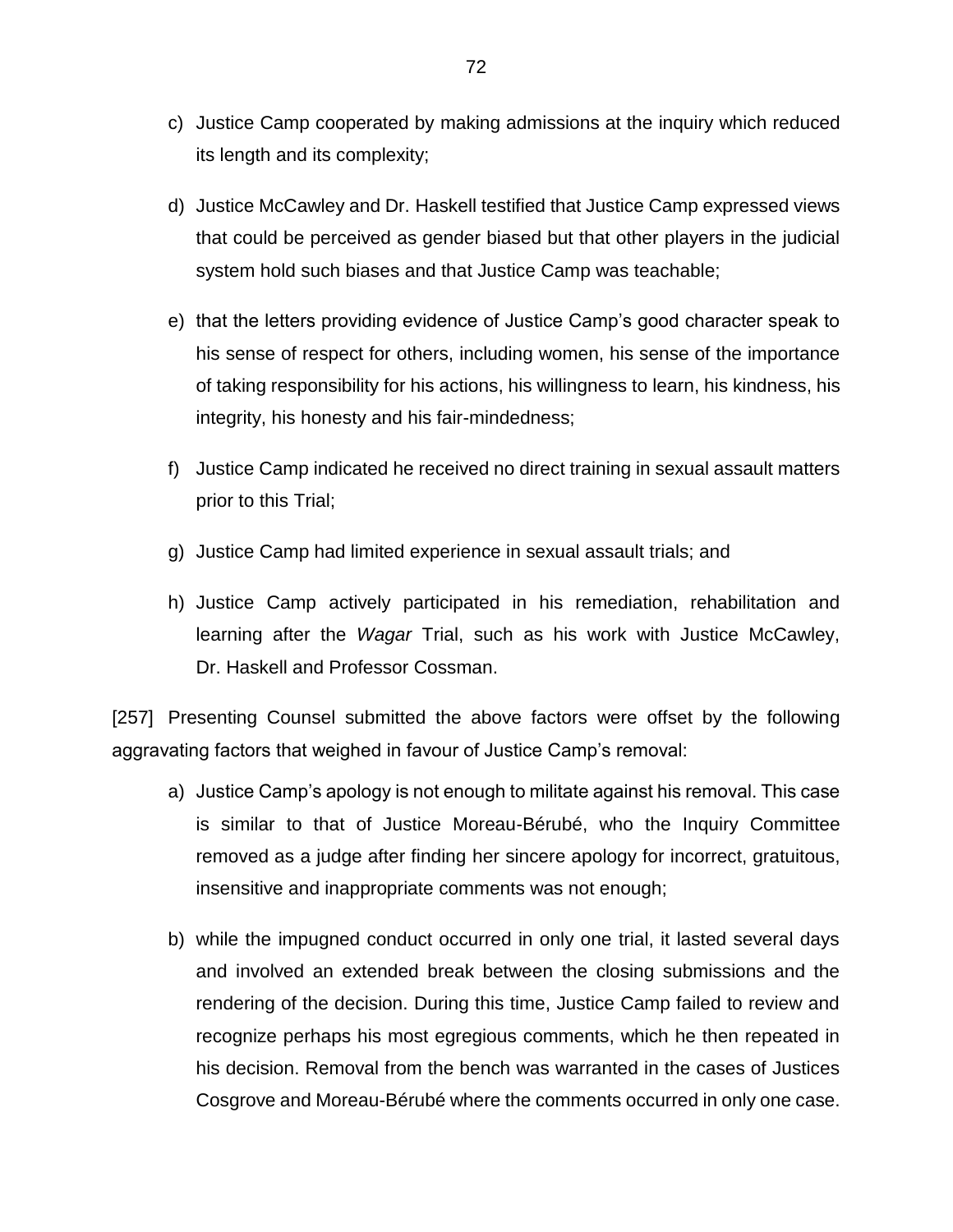c) Justice Camp cooperated by making admissions at the inquiry which reduced its length and its complexity;

d) Justice McCawley and Dr. Haskell testified that Justice Camp expressed views that could be perceived as gender biased but that other players in the judicial system hold such biases and that Justice Camp was teachable;

e) that the letters providing evidence of Justice Camp's good character speak to his sense of respect for others, including women, his sense of the importance of taking responsibility for his actions, his willingness to learn, his kindness, his integrity, his honesty and his fair-mindedness;

f) Justice Camp indicated he received no direct training in sexual assault matters prior to this Trial;

g) Justice Camp had limited experience in sexual assault trials; and

h) Justice Camp actively participated in his remediation, rehabilitation and learning after the *Wagar* Trial, such as his work with Justice McCawley, Dr. Haskell and Professor Cossman.

[257] Presenting Counsel submitted the above factors were offset by the following aggravating factors that weighed in favour of Justice Camp's removal:

a) Justice Camp's apology is not enough to militate against his removal. This case is similar to that of Justice Moreau-Bérubé, who the Inquiry Committee removed as a judge after finding her sincere apology for incorrect, gratuitous, insensitive and inappropriate comments was not enough;

b) while the impugned conduct occurred in only one trial, it lasted several days and involved an extended break between the closing submissions and the rendering of the decision. During this time, Justice Camp failed to review and recognize perhaps his most egregious comments, which he then repeated in his decision. Removal from the bench was warranted in the cases of Justices Cosgrove and Moreau-Bérubé where the comments occurred in only one case.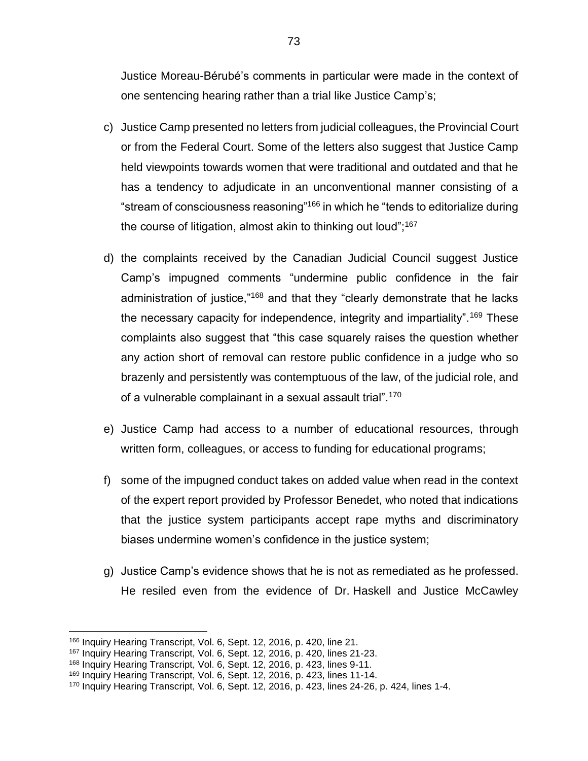Justice Moreau-Bérubé's comments in particular were made in the context of one sentencing hearing rather than a trial like Justice Camp's;

c) Justice Camp presented no letters from judicial colleagues, the Provincial Court or from the Federal Court. Some of the letters also suggest that Justice Camp held viewpoints towards women that were traditional and outdated and that he has a tendency to adjudicate in an unconventional manner consisting of a "stream of consciousness reasoning"[166] in which he "tends to editorialize during the course of litigation, almost akin to thinking out loud";[167]

d) the complaints received by the Canadian Judicial Council suggest Justice Camp's impugned comments "undermine public confidence in the fair administration of justice,"[168] and that they "clearly demonstrate that he lacks the necessary capacity for independence, integrity and impartiality".[169] These complaints also suggest that "this case squarely raises the question whether any action short of removal can restore public confidence in a judge who so brazenly and persistently was contemptuous of the law, of the judicial role, and of a vulnerable complainant in a sexual assault trial".[170]

e) Justice Camp had access to a number of educational resources, through written form, colleagues, or access to funding for educational programs;

f) some of the impugned conduct takes on added value when read in the context of the expert report provided by Professor Benedet, who noted that indications that the justice system participants accept rape myths and discriminatory biases undermine women's confidence in the justice system;

g) Justice Camp's evidence shows that he is not as remediated as he professed. He resiled even from the evidence of Dr. Haskell and Justice McCawley

---

[166] Inquiry Hearing Transcript, Vol. 6, Sept. 12, 2016, p. 420, line 21.
[167] Inquiry Hearing Transcript, Vol. 6, Sept. 12, 2016, p. 420, lines 21-23.
[168] Inquiry Hearing Transcript, Vol. 6, Sept. 12, 2016, p. 423, lines 9-11.
[169] Inquiry Hearing Transcript, Vol. 6, Sept. 12, 2016, p. 423, lines 11-14.
[170] Inquiry Hearing Transcript, Vol. 6, Sept. 12, 2016, p. 423, lines 24-26, p. 424, lines 1-4.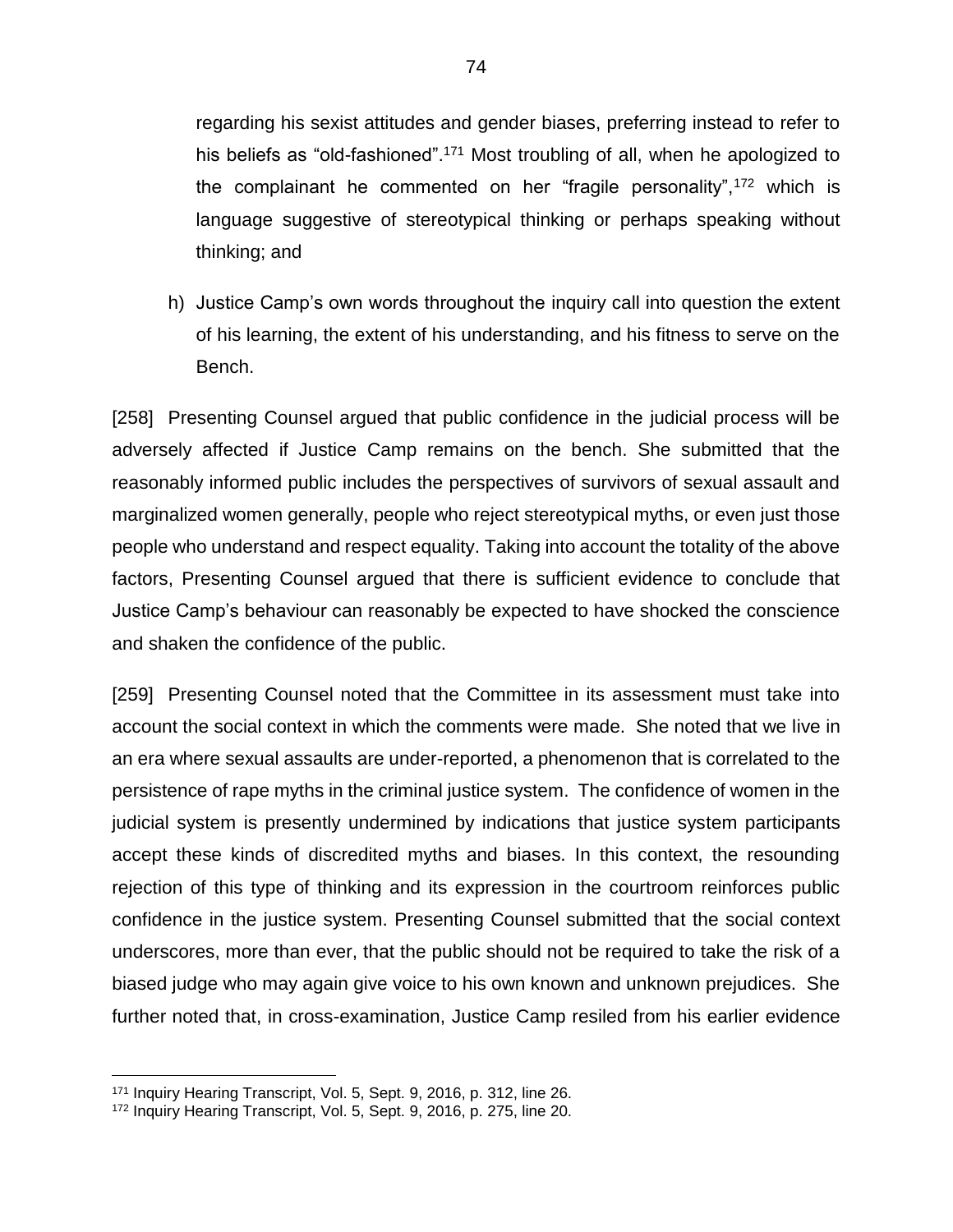regarding his sexist attitudes and gender biases, preferring instead to refer to his beliefs as "old-fashioned".[171] Most troubling of all, when he apologized to the complainant he commented on her "fragile personality",[172] which is language suggestive of stereotypical thinking or perhaps speaking without thinking; and

h) Justice Camp's own words throughout the inquiry call into question the extent of his learning, the extent of his understanding, and his fitness to serve on the Bench.

[258] Presenting Counsel argued that public confidence in the judicial process will be adversely affected if Justice Camp remains on the bench. She submitted that the reasonably informed public includes the perspectives of survivors of sexual assault and marginalized women generally, people who reject stereotypical myths, or even just those people who understand and respect equality. Taking into account the totality of the above factors, Presenting Counsel argued that there is sufficient evidence to conclude that Justice Camp's behaviour can reasonably be expected to have shocked the conscience and shaken the confidence of the public.

[259] Presenting Counsel noted that the Committee in its assessment must take into account the social context in which the comments were made. She noted that we live in an era where sexual assaults are under-reported, a phenomenon that is correlated to the persistence of rape myths in the criminal justice system. The confidence of women in the judicial system is presently undermined by indications that justice system participants accept these kinds of discredited myths and biases. In this context, the resounding rejection of this type of thinking and its expression in the courtroom reinforces public confidence in the justice system. Presenting Counsel submitted that the social context underscores, more than ever, that the public should not be required to take the risk of a biased judge who may again give voice to his own known and unknown prejudices. She further noted that, in cross-examination, Justice Camp resiled from his earlier evidence

---

[171] Inquiry Hearing Transcript, Vol. 5, Sept. 9, 2016, p. 312, line 26.

[172] Inquiry Hearing Transcript, Vol. 5, Sept. 9, 2016, p. 275, line 20.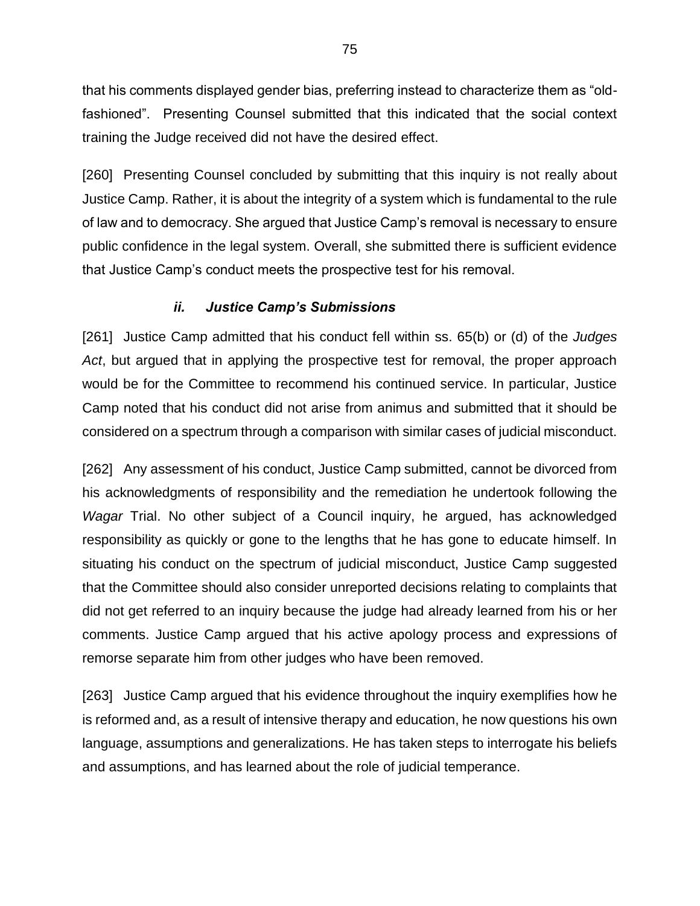that his comments displayed gender bias, preferring instead to characterize them as "old-fashioned". Presenting Counsel submitted that this indicated that the social context training the Judge received did not have the desired effect.

[260] Presenting Counsel concluded by submitting that this inquiry is not really about Justice Camp. Rather, it is about the integrity of a system which is fundamental to the rule of law and to democracy. She argued that Justice Camp's removal is necessary to ensure public confidence in the legal system. Overall, she submitted there is sufficient evidence that Justice Camp's conduct meets the prospective test for his removal.

### *ii. Justice Camp's Submissions*

[261] Justice Camp admitted that his conduct fell within ss. 65(b) or (d) of the *Judges Act*, but argued that in applying the prospective test for removal, the proper approach would be for the Committee to recommend his continued service. In particular, Justice Camp noted that his conduct did not arise from animus and submitted that it should be considered on a spectrum through a comparison with similar cases of judicial misconduct.

[262] Any assessment of his conduct, Justice Camp submitted, cannot be divorced from his acknowledgments of responsibility and the remediation he undertook following the *Wagar* Trial. No other subject of a Council inquiry, he argued, has acknowledged responsibility as quickly or gone to the lengths that he has gone to educate himself. In situating his conduct on the spectrum of judicial misconduct, Justice Camp suggested that the Committee should also consider unreported decisions relating to complaints that did not get referred to an inquiry because the judge had already learned from his or her comments. Justice Camp argued that his active apology process and expressions of remorse separate him from other judges who have been removed.

[263] Justice Camp argued that his evidence throughout the inquiry exemplifies how he is reformed and, as a result of intensive therapy and education, he now questions his own language, assumptions and generalizations. He has taken steps to interrogate his beliefs and assumptions, and has learned about the role of judicial temperance.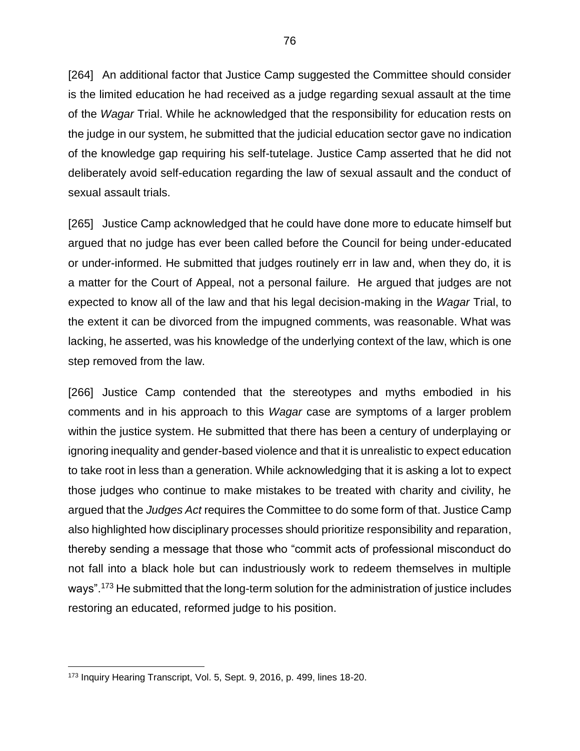[264] An additional factor that Justice Camp suggested the Committee should consider is the limited education he had received as a judge regarding sexual assault at the time of the *Wagar* Trial. While he acknowledged that the responsibility for education rests on the judge in our system, he submitted that the judicial education sector gave no indication of the knowledge gap requiring his self-tutelage. Justice Camp asserted that he did not deliberately avoid self-education regarding the law of sexual assault and the conduct of sexual assault trials.

[265] Justice Camp acknowledged that he could have done more to educate himself but argued that no judge has ever been called before the Council for being under-educated or under-informed. He submitted that judges routinely err in law and, when they do, it is a matter for the Court of Appeal, not a personal failure. He argued that judges are not expected to know all of the law and that his legal decision-making in the *Wagar* Trial, to the extent it can be divorced from the impugned comments, was reasonable. What was lacking, he asserted, was his knowledge of the underlying context of the law, which is one step removed from the law.

[266] Justice Camp contended that the stereotypes and myths embodied in his comments and in his approach to this *Wagar* case are symptoms of a larger problem within the justice system. He submitted that there has been a century of underplaying or ignoring inequality and gender-based violence and that it is unrealistic to expect education to take root in less than a generation. While acknowledging that it is asking a lot to expect those judges who continue to make mistakes to be treated with charity and civility, he argued that the *Judges Act* requires the Committee to do some form of that. Justice Camp also highlighted how disciplinary processes should prioritize responsibility and reparation, thereby sending a message that those who "commit acts of professional misconduct do not fall into a black hole but can industriously work to redeem themselves in multiple ways".[173] He submitted that the long-term solution for the administration of justice includes restoring an educated, reformed judge to his position.

---

[173] Inquiry Hearing Transcript, Vol. 5, Sept. 9, 2016, p. 499, lines 18-20.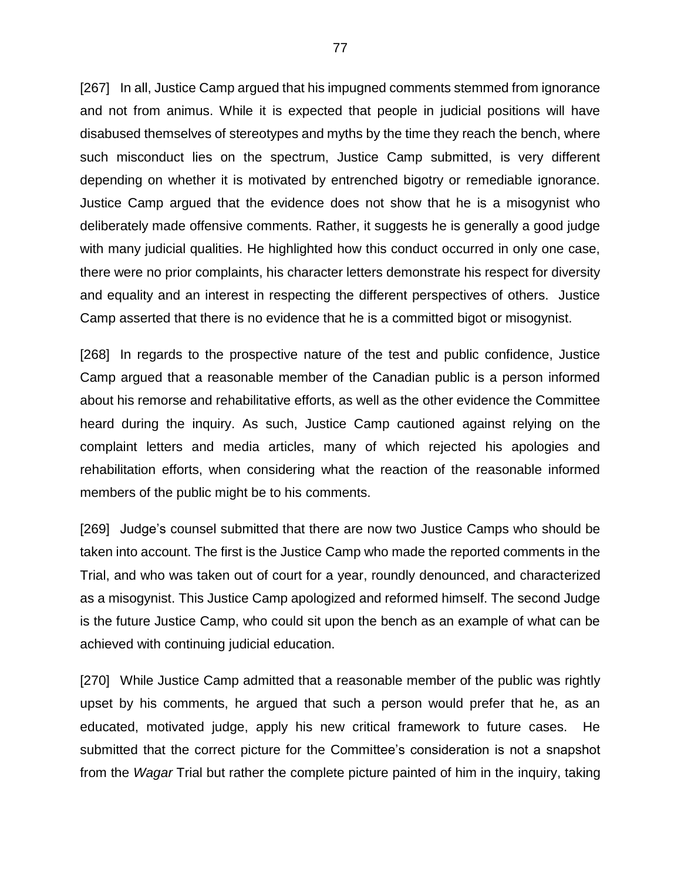[267] In all, Justice Camp argued that his impugned comments stemmed from ignorance and not from animus. While it is expected that people in judicial positions will have disabused themselves of stereotypes and myths by the time they reach the bench, where such misconduct lies on the spectrum, Justice Camp submitted, is very different depending on whether it is motivated by entrenched bigotry or remediable ignorance. Justice Camp argued that the evidence does not show that he is a misogynist who deliberately made offensive comments. Rather, it suggests he is generally a good judge with many judicial qualities. He highlighted how this conduct occurred in only one case, there were no prior complaints, his character letters demonstrate his respect for diversity and equality and an interest in respecting the different perspectives of others. Justice Camp asserted that there is no evidence that he is a committed bigot or misogynist.

[268] In regards to the prospective nature of the test and public confidence, Justice Camp argued that a reasonable member of the Canadian public is a person informed about his remorse and rehabilitative efforts, as well as the other evidence the Committee heard during the inquiry. As such, Justice Camp cautioned against relying on the complaint letters and media articles, many of which rejected his apologies and rehabilitation efforts, when considering what the reaction of the reasonable informed members of the public might be to his comments.

[269] Judge's counsel submitted that there are now two Justice Camps who should be taken into account. The first is the Justice Camp who made the reported comments in the Trial, and who was taken out of court for a year, roundly denounced, and characterized as a misogynist. This Justice Camp apologized and reformed himself. The second Judge is the future Justice Camp, who could sit upon the bench as an example of what can be achieved with continuing judicial education.

[270] While Justice Camp admitted that a reasonable member of the public was rightly upset by his comments, he argued that such a person would prefer that he, as an educated, motivated judge, apply his new critical framework to future cases. He submitted that the correct picture for the Committee's consideration is not a snapshot from the *Wagar* Trial but rather the complete picture painted of him in the inquiry, taking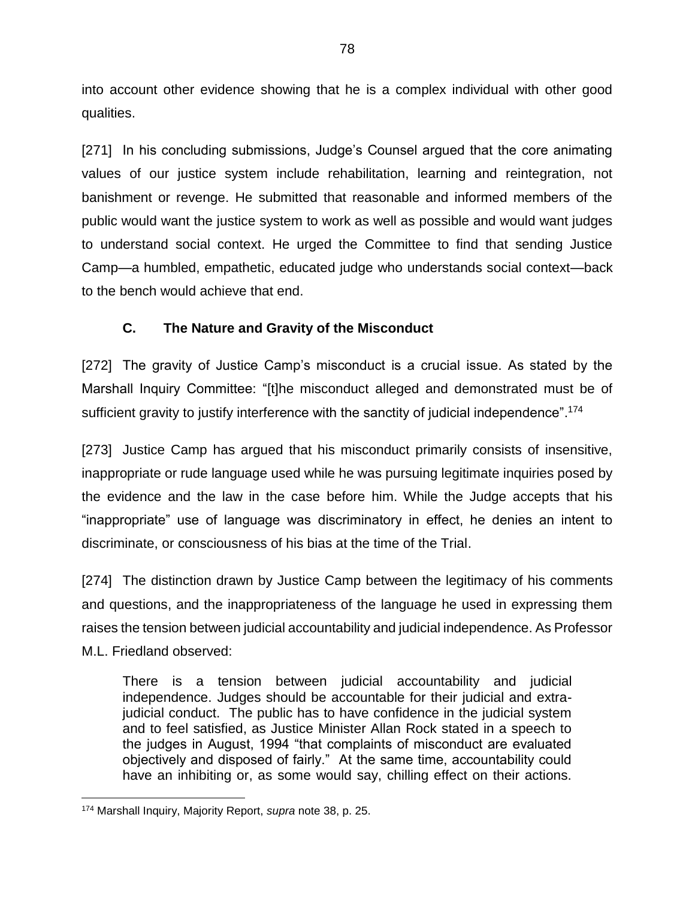into account other evidence showing that he is a complex individual with other good qualities.

[271] In his concluding submissions, Judge's Counsel argued that the core animating values of our justice system include rehabilitation, learning and reintegration, not banishment or revenge. He submitted that reasonable and informed members of the public would want the justice system to work as well as possible and would want judges to understand social context. He urged the Committee to find that sending Justice Camp—a humbled, empathetic, educated judge who understands social context—back to the bench would achieve that end.

### C. The Nature and Gravity of the Misconduct

[272] The gravity of Justice Camp's misconduct is a crucial issue. As stated by the Marshall Inquiry Committee: "[t]he misconduct alleged and demonstrated must be of sufficient gravity to justify interference with the sanctity of judicial independence".[174]

[273] Justice Camp has argued that his misconduct primarily consists of insensitive, inappropriate or rude language used while he was pursuing legitimate inquiries posed by the evidence and the law in the case before him. While the Judge accepts that his "inappropriate" use of language was discriminatory in effect, he denies an intent to discriminate, or consciousness of his bias at the time of the Trial.

[274] The distinction drawn by Justice Camp between the legitimacy of his comments and questions, and the inappropriateness of the language he used in expressing them raises the tension between judicial accountability and judicial independence. As Professor M.L. Friedland observed:

> There is a tension between judicial accountability and judicial independence. Judges should be accountable for their judicial and extra-judicial conduct. The public has to have confidence in the judicial system and to feel satisfied, as Justice Minister Allan Rock stated in a speech to the judges in August, 1994 "that complaints of misconduct are evaluated objectively and disposed of fairly." At the same time, accountability could have an inhibiting or, as some would say, chilling effect on their actions.

[174] Marshall Inquiry, Majority Report, *supra* note 38, p. 25.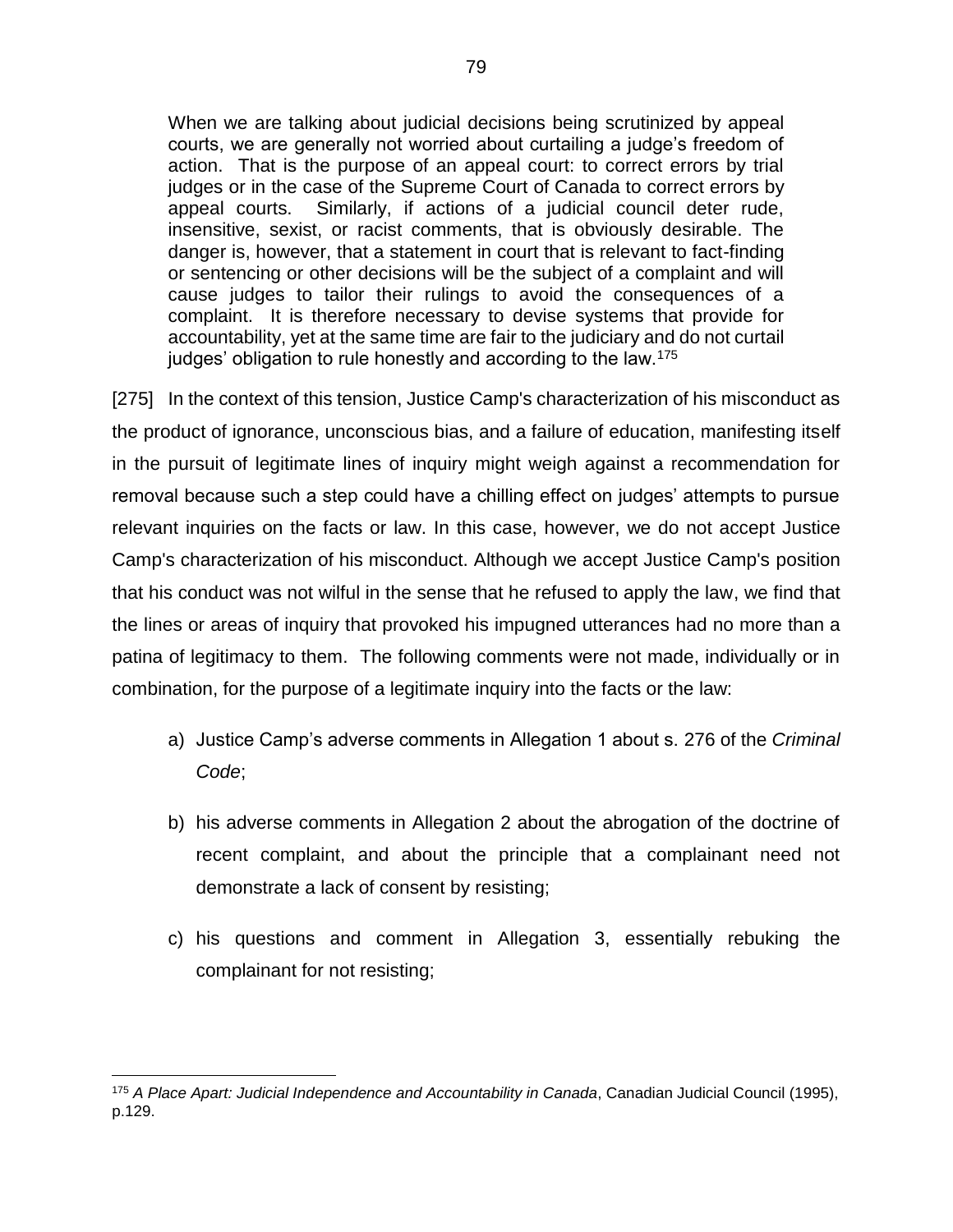> When we are talking about judicial decisions being scrutinized by appeal courts, we are generally not worried about curtailing a judge's freedom of action. That is the purpose of an appeal court: to correct errors by trial judges or in the case of the Supreme Court of Canada to correct errors by appeal courts. Similarly, if actions of a judicial council deter rude, insensitive, sexist, or racist comments, that is obviously desirable. The danger is, however, that a statement in court that is relevant to fact-finding or sentencing or other decisions will be the subject of a complaint and will cause judges to tailor their rulings to avoid the consequences of a complaint. It is therefore necessary to devise systems that provide for accountability, yet at the same time are fair to the judiciary and do not curtail judges' obligation to rule honestly and according to the law.[175]

[275] In the context of this tension, Justice Camp's characterization of his misconduct as the product of ignorance, unconscious bias, and a failure of education, manifesting itself in the pursuit of legitimate lines of inquiry might weigh against a recommendation for removal because such a step could have a chilling effect on judges' attempts to pursue relevant inquiries on the facts or law. In this case, however, we do not accept Justice Camp's characterization of his misconduct. Although we accept Justice Camp's position that his conduct was not wilful in the sense that he refused to apply the law, we find that the lines or areas of inquiry that provoked his impugned utterances had no more than a patina of legitimacy to them. The following comments were not made, individually or in combination, for the purpose of a legitimate inquiry into the facts or the law:

a) Justice Camp's adverse comments in Allegation 1 about s. 276 of the *Criminal Code*;

b) his adverse comments in Allegation 2 about the abrogation of the doctrine of recent complaint, and about the principle that a complainant need not demonstrate a lack of consent by resisting;

c) his questions and comment in Allegation 3, essentially rebuking the complainant for not resisting;

---

[175] *A Place Apart: Judicial Independence and Accountability in Canada*, Canadian Judicial Council (1995), p.129.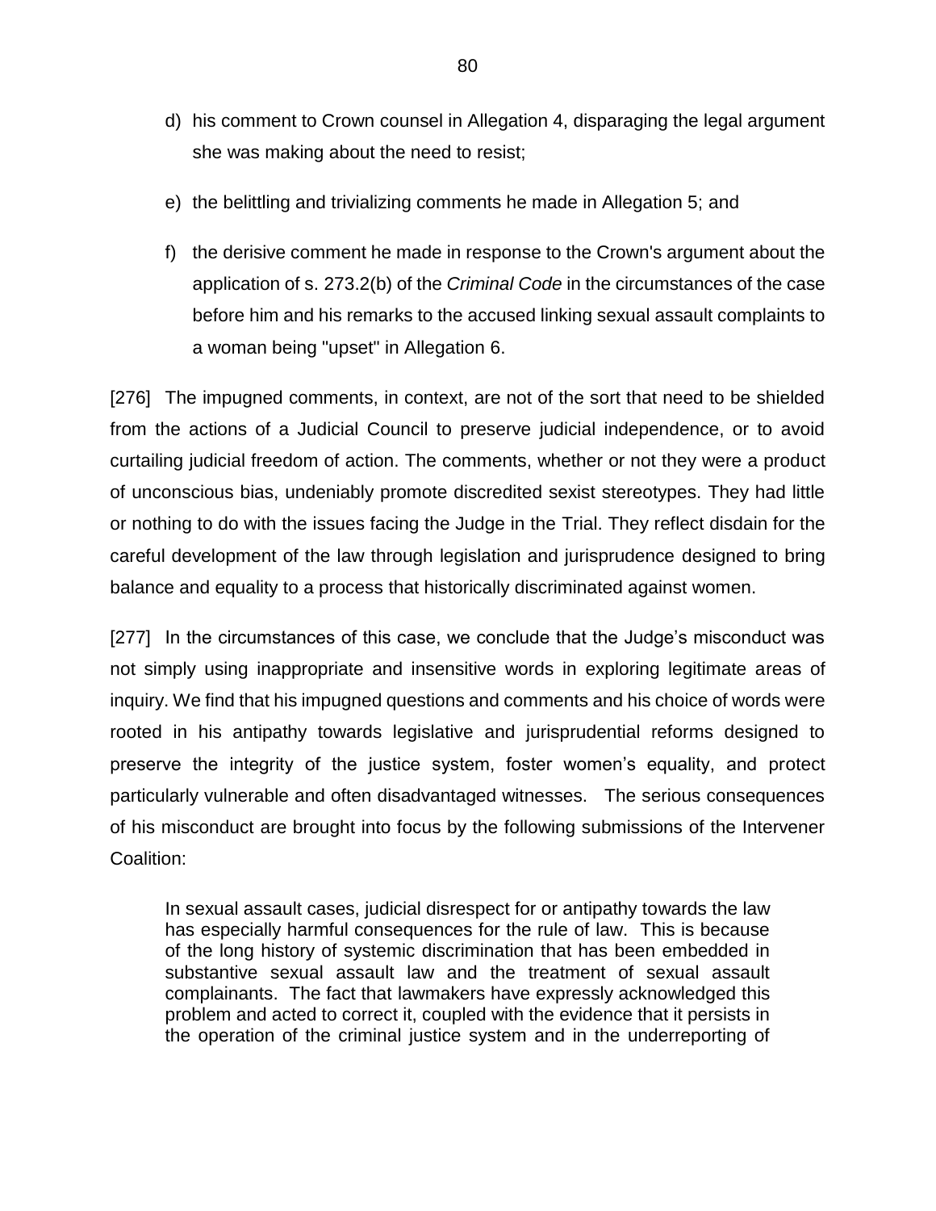d) his comment to Crown counsel in Allegation 4, disparaging the legal argument she was making about the need to resist;

e) the belittling and trivializing comments he made in Allegation 5; and

f) the derisive comment he made in response to the Crown's argument about the application of s. 273.2(b) of the *Criminal Code* in the circumstances of the case before him and his remarks to the accused linking sexual assault complaints to a woman being "upset" in Allegation 6.

[276] The impugned comments, in context, are not of the sort that need to be shielded from the actions of a Judicial Council to preserve judicial independence, or to avoid curtailing judicial freedom of action. The comments, whether or not they were a product of unconscious bias, undeniably promote discredited sexist stereotypes. They had little or nothing to do with the issues facing the Judge in the Trial. They reflect disdain for the careful development of the law through legislation and jurisprudence designed to bring balance and equality to a process that historically discriminated against women.

[277] In the circumstances of this case, we conclude that the Judge's misconduct was not simply using inappropriate and insensitive words in exploring legitimate areas of inquiry. We find that his impugned questions and comments and his choice of words were rooted in his antipathy towards legislative and jurisprudential reforms designed to preserve the integrity of the justice system, foster women's equality, and protect particularly vulnerable and often disadvantaged witnesses. The serious consequences of his misconduct are brought into focus by the following submissions of the Intervener Coalition:

> In sexual assault cases, judicial disrespect for or antipathy towards the law has especially harmful consequences for the rule of law. This is because of the long history of systemic discrimination that has been embedded in substantive sexual assault law and the treatment of sexual assault complainants. The fact that lawmakers have expressly acknowledged this problem and acted to correct it, coupled with the evidence that it persists in the operation of the criminal justice system and in the underreporting of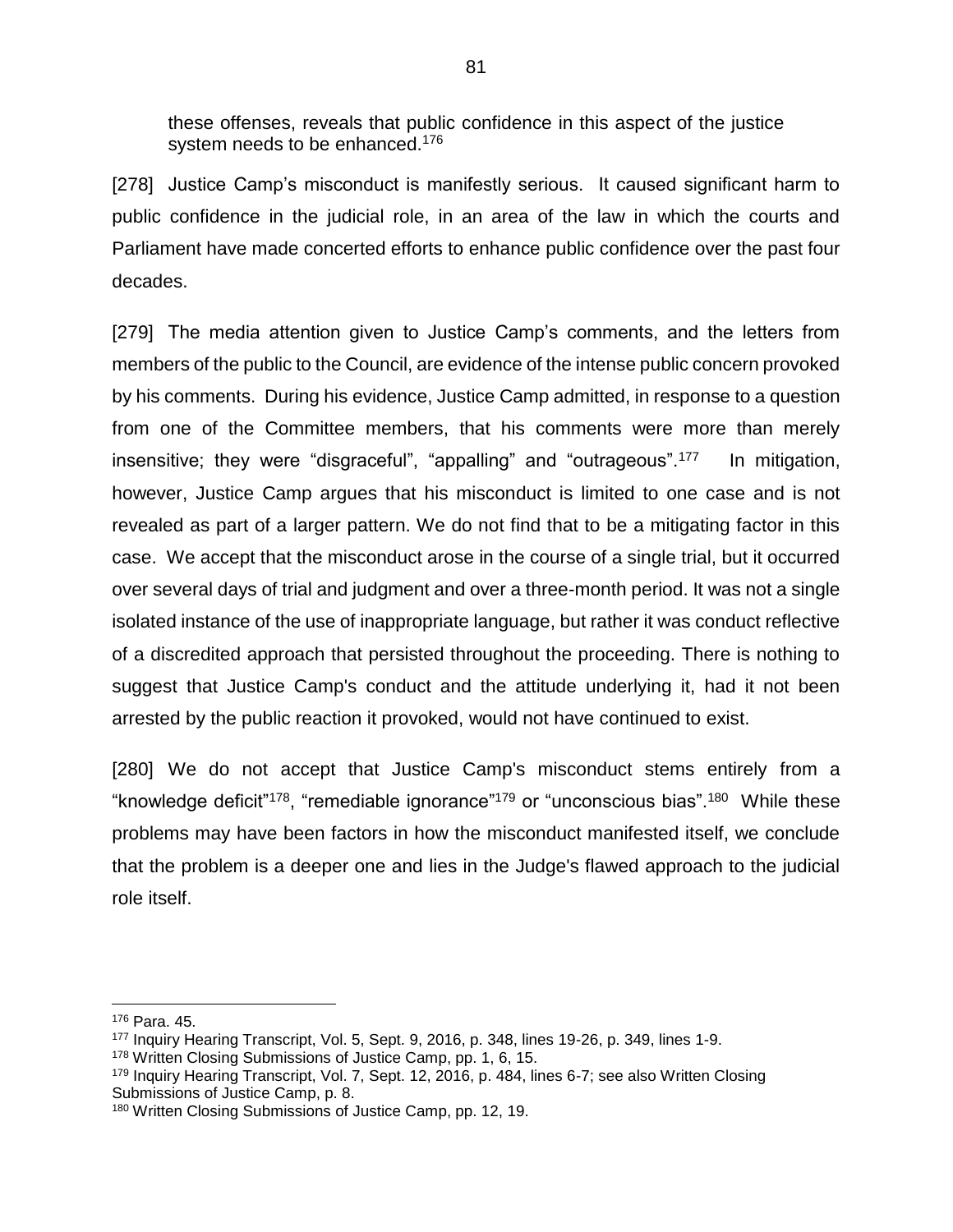> these offenses, reveals that public confidence in this aspect of the justice system needs to be enhanced.[176]

[278] Justice Camp's misconduct is manifestly serious. It caused significant harm to public confidence in the judicial role, in an area of the law in which the courts and Parliament have made concerted efforts to enhance public confidence over the past four decades.

[279] The media attention given to Justice Camp's comments, and the letters from members of the public to the Council, are evidence of the intense public concern provoked by his comments. During his evidence, Justice Camp admitted, in response to a question from one of the Committee members, that his comments were more than merely insensitive; they were "disgraceful", "appalling" and "outrageous".[177] In mitigation, however, Justice Camp argues that his misconduct is limited to one case and is not revealed as part of a larger pattern. We do not find that to be a mitigating factor in this case. We accept that the misconduct arose in the course of a single trial, but it occurred over several days of trial and judgment and over a three-month period. It was not a single isolated instance of the use of inappropriate language, but rather it was conduct reflective of a discredited approach that persisted throughout the proceeding. There is nothing to suggest that Justice Camp's conduct and the attitude underlying it, had it not been arrested by the public reaction it provoked, would not have continued to exist.

[280] We do not accept that Justice Camp's misconduct stems entirely from a "knowledge deficit"[178], "remediable ignorance"[179] or "unconscious bias".[180] While these problems may have been factors in how the misconduct manifested itself, we conclude that the problem is a deeper one and lies in the Judge's flawed approach to the judicial role itself.

---

[176] Para. 45.

[177] Inquiry Hearing Transcript, Vol. 5, Sept. 9, 2016, p. 348, lines 19-26, p. 349, lines 1-9.

[178] Written Closing Submissions of Justice Camp, pp. 1, 6, 15.

[179] Inquiry Hearing Transcript, Vol. 7, Sept. 12, 2016, p. 484, lines 6-7; see also Written Closing Submissions of Justice Camp, p. 8.

[180] Written Closing Submissions of Justice Camp, pp. 12, 19.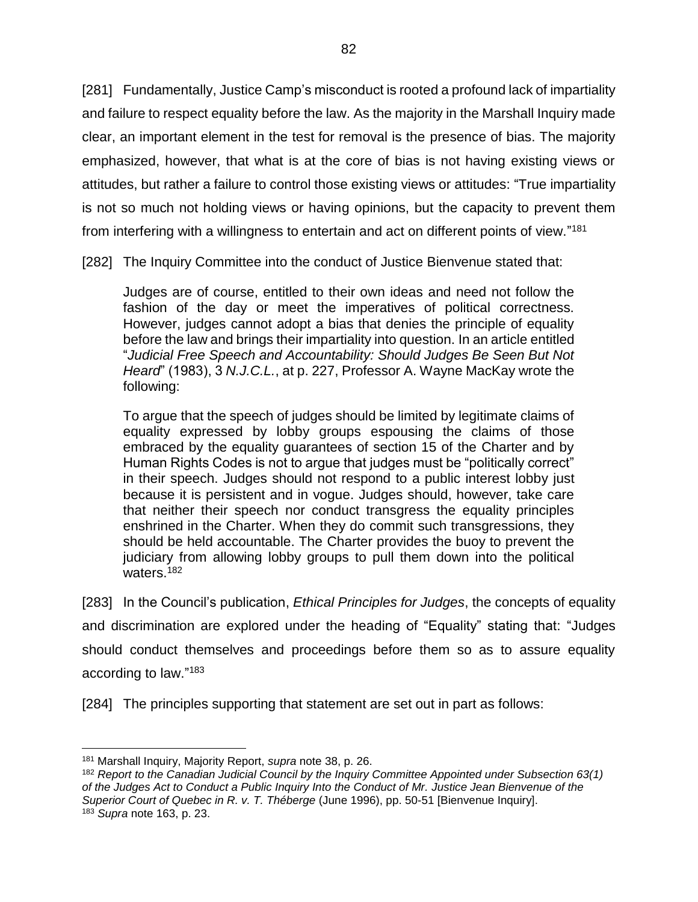[281] Fundamentally, Justice Camp's misconduct is rooted a profound lack of impartiality and failure to respect equality before the law. As the majority in the Marshall Inquiry made clear, an important element in the test for removal is the presence of bias. The majority emphasized, however, that what is at the core of bias is not having existing views or attitudes, but rather a failure to control those existing views or attitudes: "True impartiality is not so much not holding views or having opinions, but the capacity to prevent them from interfering with a willingness to entertain and act on different points of view."[181]

[282] The Inquiry Committee into the conduct of Justice Bienvenue stated that:

> Judges are of course, entitled to their own ideas and need not follow the fashion of the day or meet the imperatives of political correctness. However, judges cannot adopt a bias that denies the principle of equality before the law and brings their impartiality into question. In an article entitled "*Judicial Free Speech and Accountability: Should Judges Be Seen But Not Heard*" (1983), 3 *N.J.C.L.*, at p. 227, Professor A. Wayne MacKay wrote the following:
>
> To argue that the speech of judges should be limited by legitimate claims of equality expressed by lobby groups espousing the claims of those embraced by the equality guarantees of section 15 of the Charter and by Human Rights Codes is not to argue that judges must be "politically correct" in their speech. Judges should not respond to a public interest lobby just because it is persistent and in vogue. Judges should, however, take care that neither their speech nor conduct transgress the equality principles enshrined in the Charter. When they do commit such transgressions, they should be held accountable. The Charter provides the buoy to prevent the judiciary from allowing lobby groups to pull them down into the political waters.[182]

[283] In the Council's publication, *Ethical Principles for Judges*, the concepts of equality and discrimination are explored under the heading of "Equality" stating that: "Judges should conduct themselves and proceedings before them so as to assure equality according to law."[183]

[284] The principles supporting that statement are set out in part as follows:

---

[181] Marshall Inquiry, Majority Report, *supra* note 38, p. 26.

[182] *Report to the Canadian Judicial Council by the Inquiry Committee Appointed under Subsection 63(1) of the Judges Act to Conduct a Public Inquiry Into the Conduct of Mr. Justice Jean Bienvenue of the Superior Court of Quebec in R. v. T. Théberge* (June 1996), pp. 50-51 [Bienvenue Inquiry].

[183] *Supra* note 163, p. 23.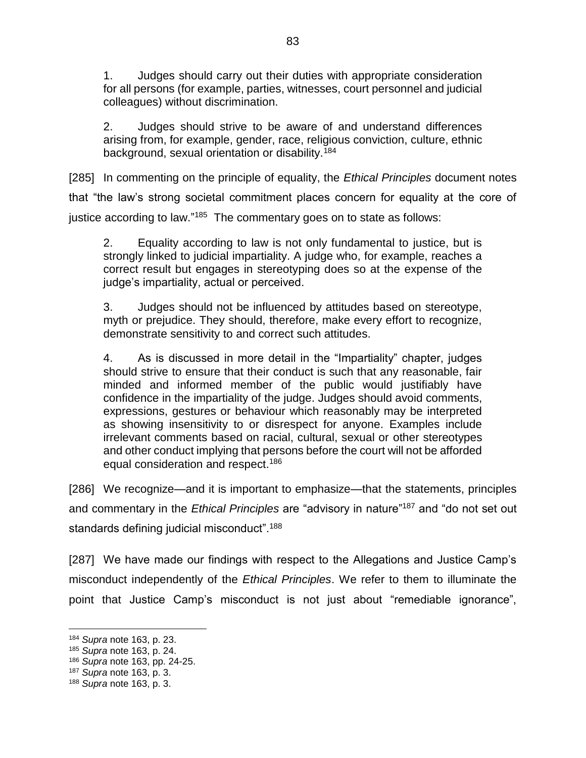> 1. Judges should carry out their duties with appropriate consideration for all persons (for example, parties, witnesses, court personnel and judicial colleagues) without discrimination.
>
> 2. Judges should strive to be aware of and understand differences arising from, for example, gender, race, religious conviction, culture, ethnic background, sexual orientation or disability.[184]

[285] In commenting on the principle of equality, the *Ethical Principles* document notes that "the law's strong societal commitment places concern for equality at the core of justice according to law."[185] The commentary goes on to state as follows:

> 2. Equality according to law is not only fundamental to justice, but is strongly linked to judicial impartiality. A judge who, for example, reaches a correct result but engages in stereotyping does so at the expense of the judge's impartiality, actual or perceived.
>
> 3. Judges should not be influenced by attitudes based on stereotype, myth or prejudice. They should, therefore, make every effort to recognize, demonstrate sensitivity to and correct such attitudes.
>
> 4. As is discussed in more detail in the "Impartiality" chapter, judges should strive to ensure that their conduct is such that any reasonable, fair minded and informed member of the public would justifiably have confidence in the impartiality of the judge. Judges should avoid comments, expressions, gestures or behaviour which reasonably may be interpreted as showing insensitivity to or disrespect for anyone. Examples include irrelevant comments based on racial, cultural, sexual or other stereotypes and other conduct implying that persons before the court will not be afforded equal consideration and respect.[186]

[286] We recognize—and it is important to emphasize—that the statements, principles and commentary in the *Ethical Principles* are "advisory in nature"[187] and "do not set out standards defining judicial misconduct".[188]

[287] We have made our findings with respect to the Allegations and Justice Camp's misconduct independently of the *Ethical Principles*. We refer to them to illuminate the point that Justice Camp's misconduct is not just about "remediable ignorance",

---

[184] *Supra* note 163, p. 23.

[185] *Supra* note 163, p. 24.

[186] *Supra* note 163, pp. 24-25.

[187] *Supra* note 163, p. 3.

[188] *Supra* note 163, p. 3.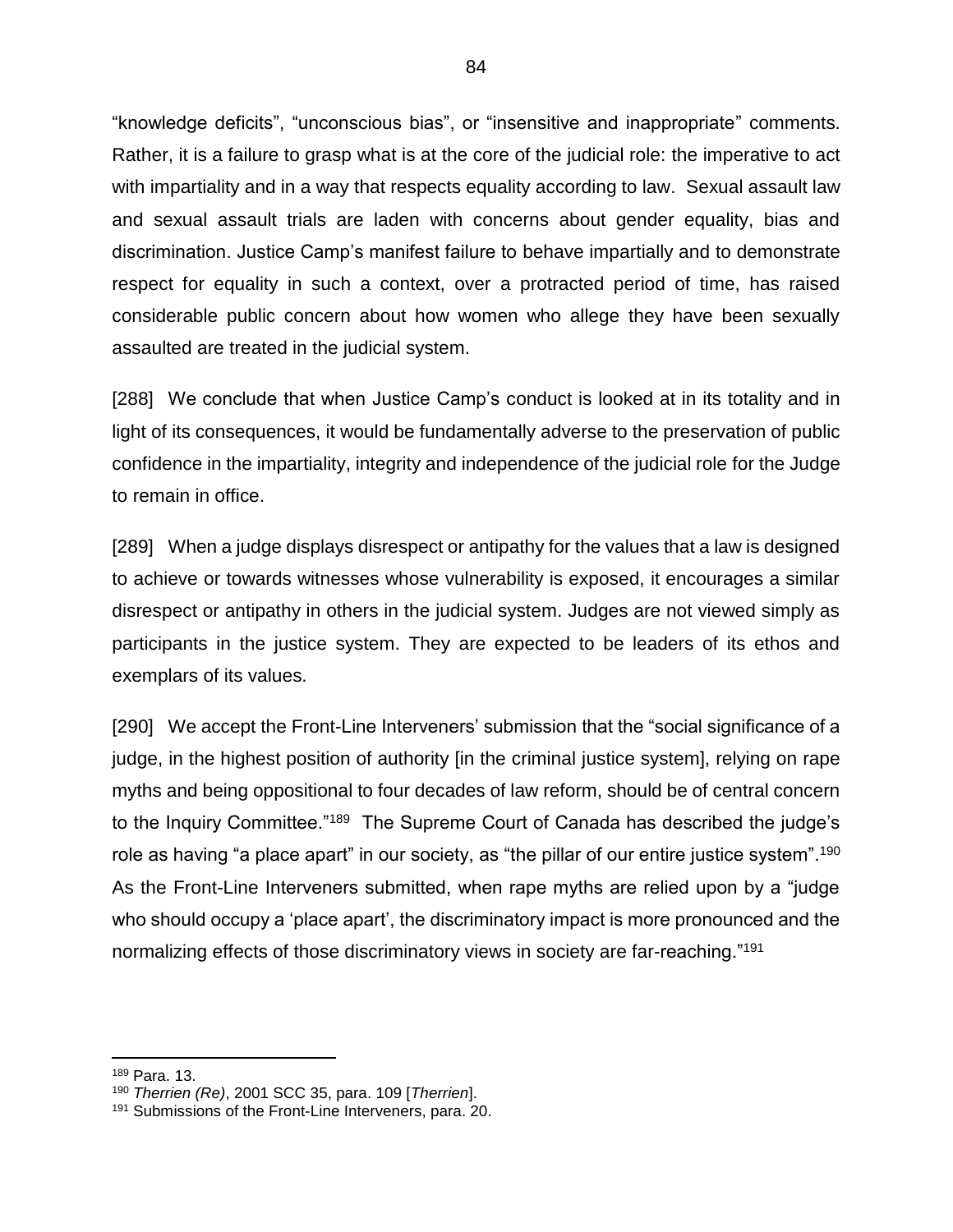"knowledge deficits", "unconscious bias", or "insensitive and inappropriate" comments. Rather, it is a failure to grasp what is at the core of the judicial role: the imperative to act with impartiality and in a way that respects equality according to law. Sexual assault law and sexual assault trials are laden with concerns about gender equality, bias and discrimination. Justice Camp's manifest failure to behave impartially and to demonstrate respect for equality in such a context, over a protracted period of time, has raised considerable public concern about how women who allege they have been sexually assaulted are treated in the judicial system.

[288] We conclude that when Justice Camp's conduct is looked at in its totality and in light of its consequences, it would be fundamentally adverse to the preservation of public confidence in the impartiality, integrity and independence of the judicial role for the Judge to remain in office.

[289] When a judge displays disrespect or antipathy for the values that a law is designed to achieve or towards witnesses whose vulnerability is exposed, it encourages a similar disrespect or antipathy in others in the judicial system. Judges are not viewed simply as participants in the justice system. They are expected to be leaders of its ethos and exemplars of its values.

[290] We accept the Front-Line Interveners' submission that the "social significance of a judge, in the highest position of authority [in the criminal justice system], relying on rape myths and being oppositional to four decades of law reform, should be of central concern to the Inquiry Committee."[189] The Supreme Court of Canada has described the judge's role as having "a place apart" in our society, as "the pillar of our entire justice system".[190] As the Front-Line Interveners submitted, when rape myths are relied upon by a "judge who should occupy a 'place apart', the discriminatory impact is more pronounced and the normalizing effects of those discriminatory views in society are far-reaching."[191]

---

[189] Para. 13.

[190] *Therrien (Re)*, 2001 SCC 35, para. 109 [*Therrien*].

[191] Submissions of the Front-Line Interveners, para. 20.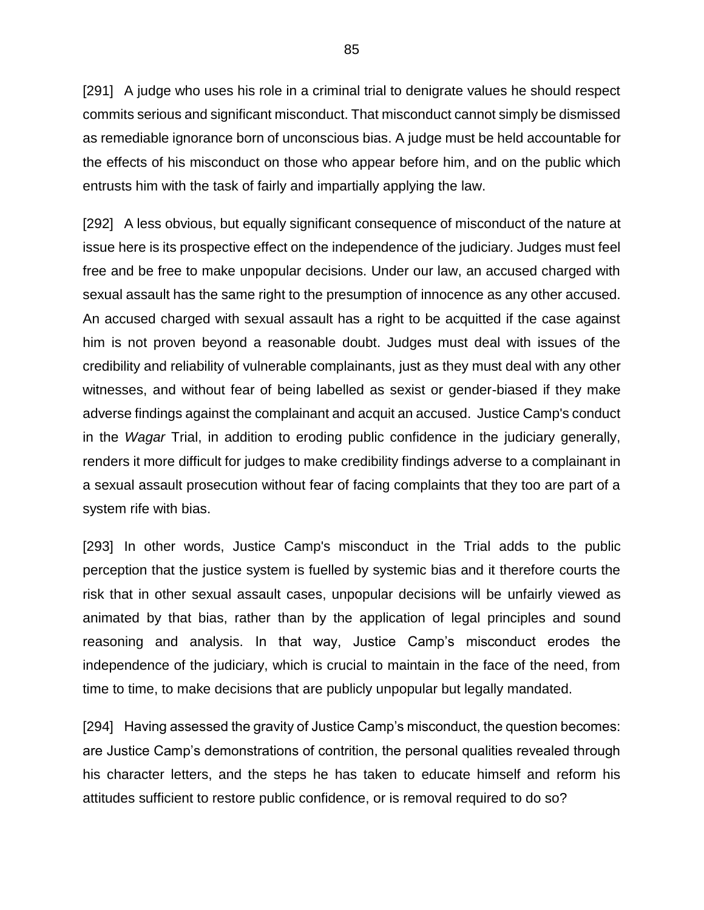[291] A judge who uses his role in a criminal trial to denigrate values he should respect commits serious and significant misconduct. That misconduct cannot simply be dismissed as remediable ignorance born of unconscious bias. A judge must be held accountable for the effects of his misconduct on those who appear before him, and on the public which entrusts him with the task of fairly and impartially applying the law.

[292] A less obvious, but equally significant consequence of misconduct of the nature at issue here is its prospective effect on the independence of the judiciary. Judges must feel free and be free to make unpopular decisions. Under our law, an accused charged with sexual assault has the same right to the presumption of innocence as any other accused. An accused charged with sexual assault has a right to be acquitted if the case against him is not proven beyond a reasonable doubt. Judges must deal with issues of the credibility and reliability of vulnerable complainants, just as they must deal with any other witnesses, and without fear of being labelled as sexist or gender-biased if they make adverse findings against the complainant and acquit an accused. Justice Camp's conduct in the *Wagar* Trial, in addition to eroding public confidence in the judiciary generally, renders it more difficult for judges to make credibility findings adverse to a complainant in a sexual assault prosecution without fear of facing complaints that they too are part of a system rife with bias.

[293] In other words, Justice Camp's misconduct in the Trial adds to the public perception that the justice system is fuelled by systemic bias and it therefore courts the risk that in other sexual assault cases, unpopular decisions will be unfairly viewed as animated by that bias, rather than by the application of legal principles and sound reasoning and analysis. In that way, Justice Camp's misconduct erodes the independence of the judiciary, which is crucial to maintain in the face of the need, from time to time, to make decisions that are publicly unpopular but legally mandated.

[294] Having assessed the gravity of Justice Camp's misconduct, the question becomes: are Justice Camp's demonstrations of contrition, the personal qualities revealed through his character letters, and the steps he has taken to educate himself and reform his attitudes sufficient to restore public confidence, or is removal required to do so?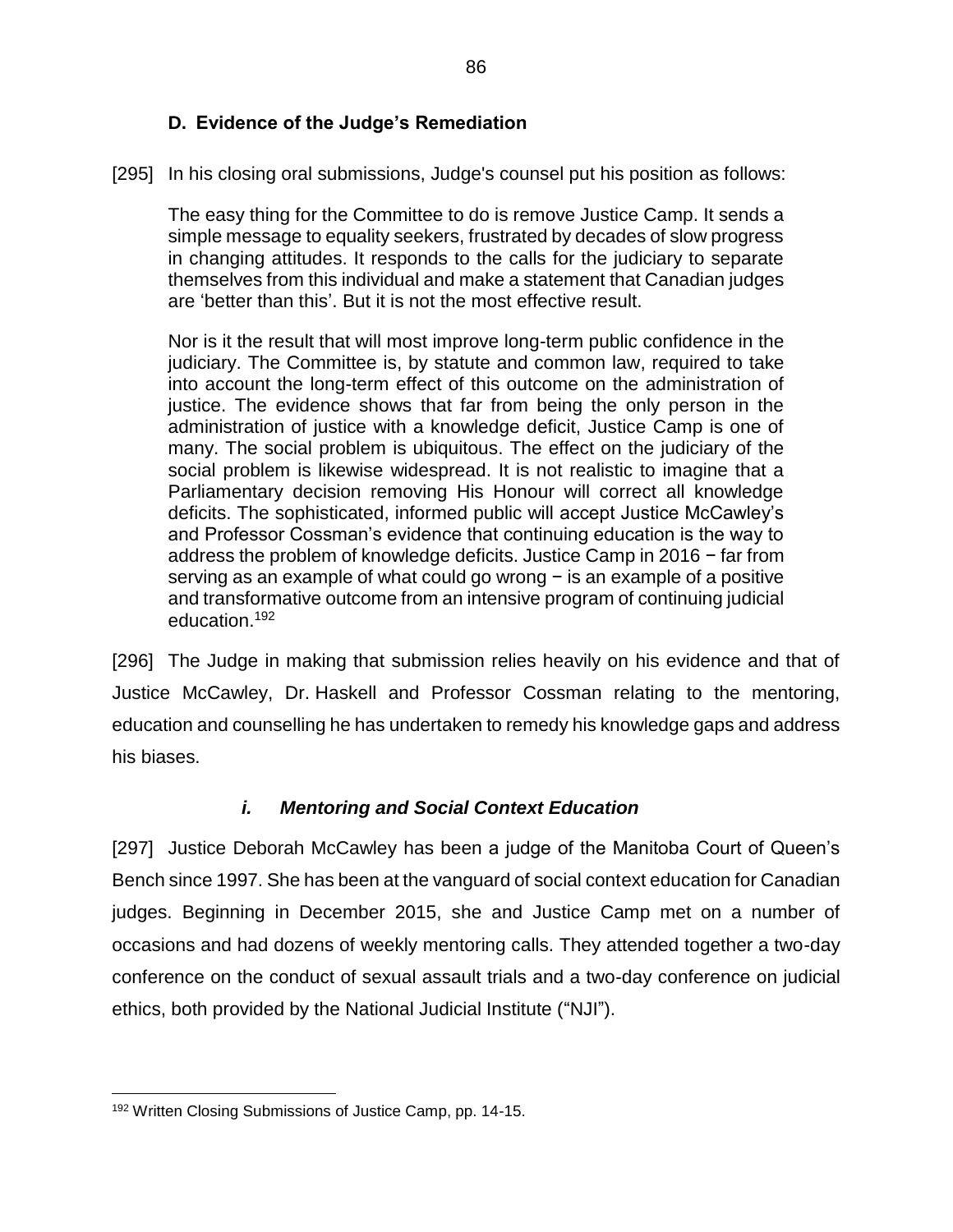## D. Evidence of the Judge's Remediation

[295] In his closing oral submissions, Judge's counsel put his position as follows:

> The easy thing for the Committee to do is remove Justice Camp. It sends a simple message to equality seekers, frustrated by decades of slow progress in changing attitudes. It responds to the calls for the judiciary to separate themselves from this individual and make a statement that Canadian judges are 'better than this'. But it is not the most effective result.
>
> Nor is it the result that will most improve long-term public confidence in the judiciary. The Committee is, by statute and common law, required to take into account the long-term effect of this outcome on the administration of justice. The evidence shows that far from being the only person in the administration of justice with a knowledge deficit, Justice Camp is one of many. The social problem is ubiquitous. The effect on the judiciary of the social problem is likewise widespread. It is not realistic to imagine that a Parliamentary decision removing His Honour will correct all knowledge deficits. The sophisticated, informed public will accept Justice McCawley's and Professor Cossman's evidence that continuing education is the way to address the problem of knowledge deficits. Justice Camp in 2016 − far from serving as an example of what could go wrong − is an example of a positive and transformative outcome from an intensive program of continuing judicial education.[192]

[296] The Judge in making that submission relies heavily on his evidence and that of Justice McCawley, Dr. Haskell and Professor Cossman relating to the mentoring, education and counselling he has undertaken to remedy his knowledge gaps and address his biases.

### *i. Mentoring and Social Context Education*

[297] Justice Deborah McCawley has been a judge of the Manitoba Court of Queen's Bench since 1997. She has been at the vanguard of social context education for Canadian judges. Beginning in December 2015, she and Justice Camp met on a number of occasions and had dozens of weekly mentoring calls. They attended together a two-day conference on the conduct of sexual assault trials and a two-day conference on judicial ethics, both provided by the National Judicial Institute ("NJI").

---

[192] Written Closing Submissions of Justice Camp, pp. 14-15.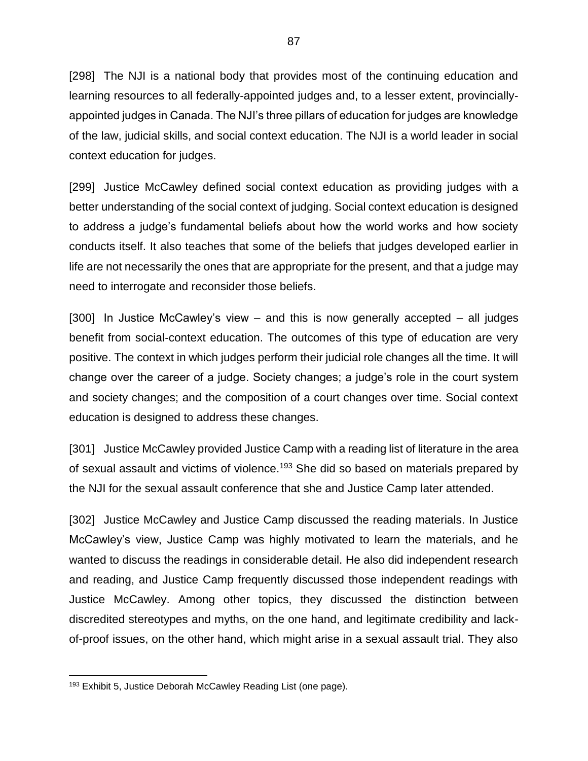[298] The NJI is a national body that provides most of the continuing education and learning resources to all federally-appointed judges and, to a lesser extent, provincially-appointed judges in Canada. The NJI's three pillars of education for judges are knowledge of the law, judicial skills, and social context education. The NJI is a world leader in social context education for judges.

[299] Justice McCawley defined social context education as providing judges with a better understanding of the social context of judging. Social context education is designed to address a judge's fundamental beliefs about how the world works and how society conducts itself. It also teaches that some of the beliefs that judges developed earlier in life are not necessarily the ones that are appropriate for the present, and that a judge may need to interrogate and reconsider those beliefs.

[300] In Justice McCawley's view – and this is now generally accepted – all judges benefit from social-context education. The outcomes of this type of education are very positive. The context in which judges perform their judicial role changes all the time. It will change over the career of a judge. Society changes; a judge's role in the court system and society changes; and the composition of a court changes over time. Social context education is designed to address these changes.

[301] Justice McCawley provided Justice Camp with a reading list of literature in the area of sexual assault and victims of violence.[193] She did so based on materials prepared by the NJI for the sexual assault conference that she and Justice Camp later attended.

[302] Justice McCawley and Justice Camp discussed the reading materials. In Justice McCawley's view, Justice Camp was highly motivated to learn the materials, and he wanted to discuss the readings in considerable detail. He also did independent research and reading, and Justice Camp frequently discussed those independent readings with Justice McCawley. Among other topics, they discussed the distinction between discredited stereotypes and myths, on the one hand, and legitimate credibility and lack-of-proof issues, on the other hand, which might arise in a sexual assault trial. They also

---

[193] Exhibit 5, Justice Deborah McCawley Reading List (one page).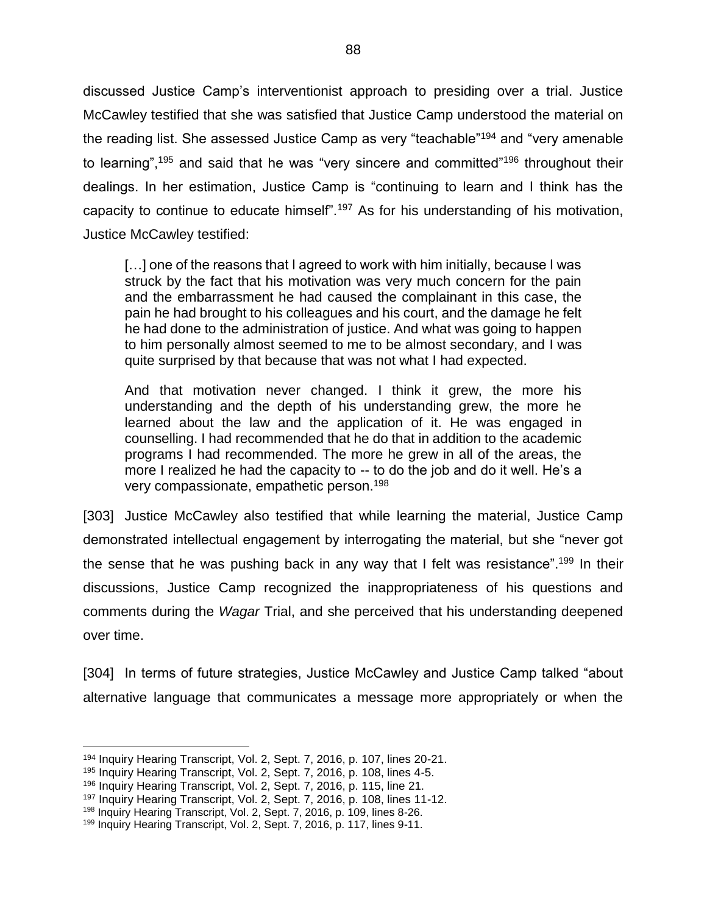discussed Justice Camp's interventionist approach to presiding over a trial. Justice McCawley testified that she was satisfied that Justice Camp understood the material on the reading list. She assessed Justice Camp as very "teachable"[194] and "very amenable to learning",[195] and said that he was "very sincere and committed"[196] throughout their dealings. In her estimation, Justice Camp is "continuing to learn and I think has the capacity to continue to educate himself".[197] As for his understanding of his motivation, Justice McCawley testified:

> […] one of the reasons that I agreed to work with him initially, because I was struck by the fact that his motivation was very much concern for the pain and the embarrassment he had caused the complainant in this case, the pain he had brought to his colleagues and his court, and the damage he felt he had done to the administration of justice. And what was going to happen to him personally almost seemed to me to be almost secondary, and I was quite surprised by that because that was not what I had expected.
>
> And that motivation never changed. I think it grew, the more his understanding and the depth of his understanding grew, the more he learned about the law and the application of it. He was engaged in counselling. I had recommended that he do that in addition to the academic programs I had recommended. The more he grew in all of the areas, the more I realized he had the capacity to -- to do the job and do it well. He's a very compassionate, empathetic person.[198]

[303] Justice McCawley also testified that while learning the material, Justice Camp demonstrated intellectual engagement by interrogating the material, but she "never got the sense that he was pushing back in any way that I felt was resistance".[199] In their discussions, Justice Camp recognized the inappropriateness of his questions and comments during the *Wagar* Trial, and she perceived that his understanding deepened over time.

[304] In terms of future strategies, Justice McCawley and Justice Camp talked "about alternative language that communicates a message more appropriately or when the

---

[194] Inquiry Hearing Transcript, Vol. 2, Sept. 7, 2016, p. 107, lines 20-21.
[195] Inquiry Hearing Transcript, Vol. 2, Sept. 7, 2016, p. 108, lines 4-5.
[196] Inquiry Hearing Transcript, Vol. 2, Sept. 7, 2016, p. 115, line 21.
[197] Inquiry Hearing Transcript, Vol. 2, Sept. 7, 2016, p. 108, lines 11-12.
[198] Inquiry Hearing Transcript, Vol. 2, Sept. 7, 2016, p. 109, lines 8-26.
[199] Inquiry Hearing Transcript, Vol. 2, Sept. 7, 2016, p. 117, lines 9-11.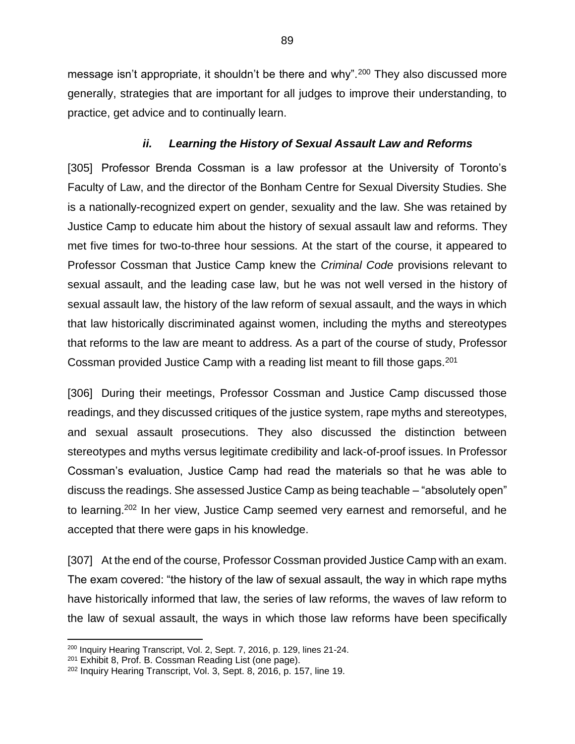message isn't appropriate, it shouldn't be there and why".[200] They also discussed more generally, strategies that are important for all judges to improve their understanding, to practice, get advice and to continually learn.

### *ii. Learning the History of Sexual Assault Law and Reforms*

[305] Professor Brenda Cossman is a law professor at the University of Toronto's Faculty of Law, and the director of the Bonham Centre for Sexual Diversity Studies. She is a nationally-recognized expert on gender, sexuality and the law. She was retained by Justice Camp to educate him about the history of sexual assault law and reforms. They met five times for two-to-three hour sessions. At the start of the course, it appeared to Professor Cossman that Justice Camp knew the *Criminal Code* provisions relevant to sexual assault, and the leading case law, but he was not well versed in the history of sexual assault law, the history of the law reform of sexual assault, and the ways in which that law historically discriminated against women, including the myths and stereotypes that reforms to the law are meant to address. As a part of the course of study, Professor Cossman provided Justice Camp with a reading list meant to fill those gaps.[201]

[306] During their meetings, Professor Cossman and Justice Camp discussed those readings, and they discussed critiques of the justice system, rape myths and stereotypes, and sexual assault prosecutions. They also discussed the distinction between stereotypes and myths versus legitimate credibility and lack-of-proof issues. In Professor Cossman's evaluation, Justice Camp had read the materials so that he was able to discuss the readings. She assessed Justice Camp as being teachable – "absolutely open" to learning.[202] In her view, Justice Camp seemed very earnest and remorseful, and he accepted that there were gaps in his knowledge.

[307] At the end of the course, Professor Cossman provided Justice Camp with an exam. The exam covered: "the history of the law of sexual assault, the way in which rape myths have historically informed that law, the series of law reforms, the waves of law reform to the law of sexual assault, the ways in which those law reforms have been specifically

---

[200] Inquiry Hearing Transcript, Vol. 2, Sept. 7, 2016, p. 129, lines 21-24.

[201] Exhibit 8, Prof. B. Cossman Reading List (one page).

[202] Inquiry Hearing Transcript, Vol. 3, Sept. 8, 2016, p. 157, line 19.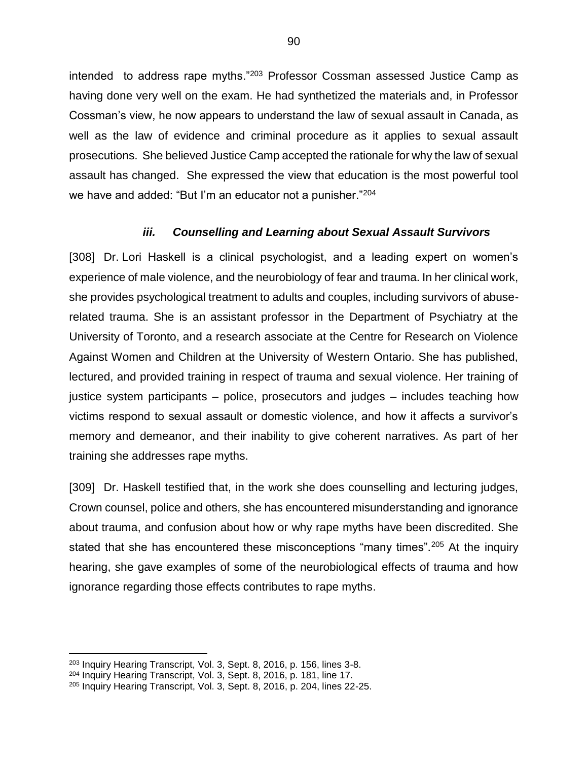intended to address rape myths."[203] Professor Cossman assessed Justice Camp as having done very well on the exam. He had synthetized the materials and, in Professor Cossman's view, he now appears to understand the law of sexual assault in Canada, as well as the law of evidence and criminal procedure as it applies to sexual assault prosecutions. She believed Justice Camp accepted the rationale for why the law of sexual assault has changed. She expressed the view that education is the most powerful tool we have and added: "But I'm an educator not a punisher."[204]

### *iii. Counselling and Learning about Sexual Assault Survivors*

[308] Dr. Lori Haskell is a clinical psychologist, and a leading expert on women's experience of male violence, and the neurobiology of fear and trauma. In her clinical work, she provides psychological treatment to adults and couples, including survivors of abuse-related trauma. She is an assistant professor in the Department of Psychiatry at the University of Toronto, and a research associate at the Centre for Research on Violence Against Women and Children at the University of Western Ontario. She has published, lectured, and provided training in respect of trauma and sexual violence. Her training of justice system participants – police, prosecutors and judges – includes teaching how victims respond to sexual assault or domestic violence, and how it affects a survivor's memory and demeanor, and their inability to give coherent narratives. As part of her training she addresses rape myths.

[309] Dr. Haskell testified that, in the work she does counselling and lecturing judges, Crown counsel, police and others, she has encountered misunderstanding and ignorance about trauma, and confusion about how or why rape myths have been discredited. She stated that she has encountered these misconceptions "many times".[205] At the inquiry hearing, she gave examples of some of the neurobiological effects of trauma and how ignorance regarding those effects contributes to rape myths.

---

[203] Inquiry Hearing Transcript, Vol. 3, Sept. 8, 2016, p. 156, lines 3-8.
[204] Inquiry Hearing Transcript, Vol. 3, Sept. 8, 2016, p. 181, line 17.
[205] Inquiry Hearing Transcript, Vol. 3, Sept. 8, 2016, p. 204, lines 22-25.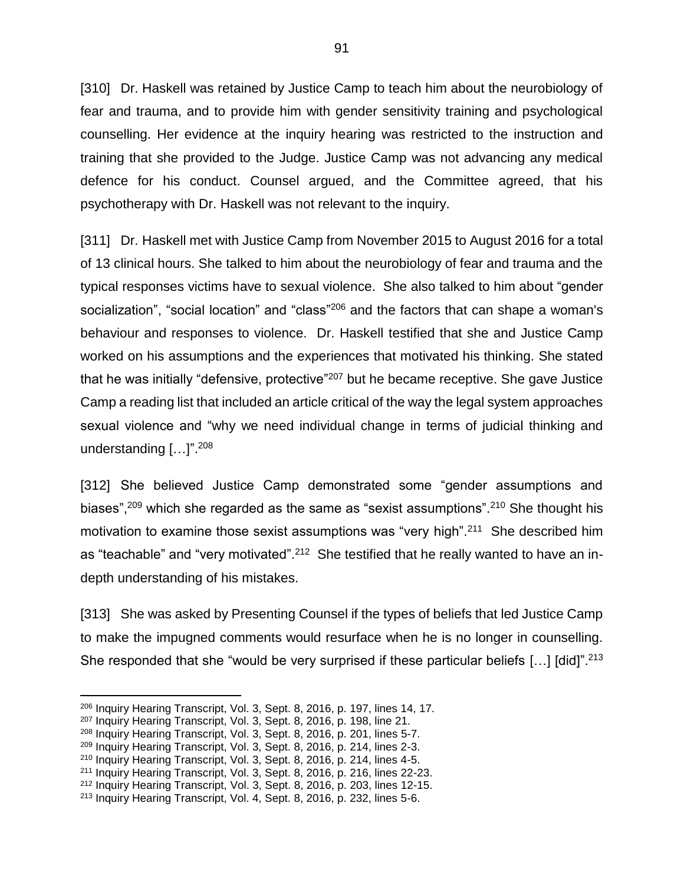[310] Dr. Haskell was retained by Justice Camp to teach him about the neurobiology of fear and trauma, and to provide him with gender sensitivity training and psychological counselling. Her evidence at the inquiry hearing was restricted to the instruction and training that she provided to the Judge. Justice Camp was not advancing any medical defence for his conduct. Counsel argued, and the Committee agreed, that his psychotherapy with Dr. Haskell was not relevant to the inquiry.

[311] Dr. Haskell met with Justice Camp from November 2015 to August 2016 for a total of 13 clinical hours. She talked to him about the neurobiology of fear and trauma and the typical responses victims have to sexual violence. She also talked to him about "gender socialization", "social location" and "class"[206] and the factors that can shape a woman's behaviour and responses to violence. Dr. Haskell testified that she and Justice Camp worked on his assumptions and the experiences that motivated his thinking. She stated that he was initially "defensive, protective"[207] but he became receptive. She gave Justice Camp a reading list that included an article critical of the way the legal system approaches sexual violence and "why we need individual change in terms of judicial thinking and understanding […]".[208]

[312] She believed Justice Camp demonstrated some "gender assumptions and biases",[209] which she regarded as the same as "sexist assumptions".[210] She thought his motivation to examine those sexist assumptions was "very high".[211] She described him as "teachable" and "very motivated".[212] She testified that he really wanted to have an in-depth understanding of his mistakes.

[313] She was asked by Presenting Counsel if the types of beliefs that led Justice Camp to make the impugned comments would resurface when he is no longer in counselling. She responded that she "would be very surprised if these particular beliefs […] [did]".[213]

---

[206] Inquiry Hearing Transcript, Vol. 3, Sept. 8, 2016, p. 197, lines 14, 17.
[207] Inquiry Hearing Transcript, Vol. 3, Sept. 8, 2016, p. 198, line 21.
[208] Inquiry Hearing Transcript, Vol. 3, Sept. 8, 2016, p. 201, lines 5-7.
[209] Inquiry Hearing Transcript, Vol. 3, Sept. 8, 2016, p. 214, lines 2-3.
[210] Inquiry Hearing Transcript, Vol. 3, Sept. 8, 2016, p. 214, lines 4-5.
[211] Inquiry Hearing Transcript, Vol. 3, Sept. 8, 2016, p. 216, lines 22-23.
[212] Inquiry Hearing Transcript, Vol. 3, Sept. 8, 2016, p. 203, lines 12-15.
[213] Inquiry Hearing Transcript, Vol. 4, Sept. 8, 2016, p. 232, lines 5-6.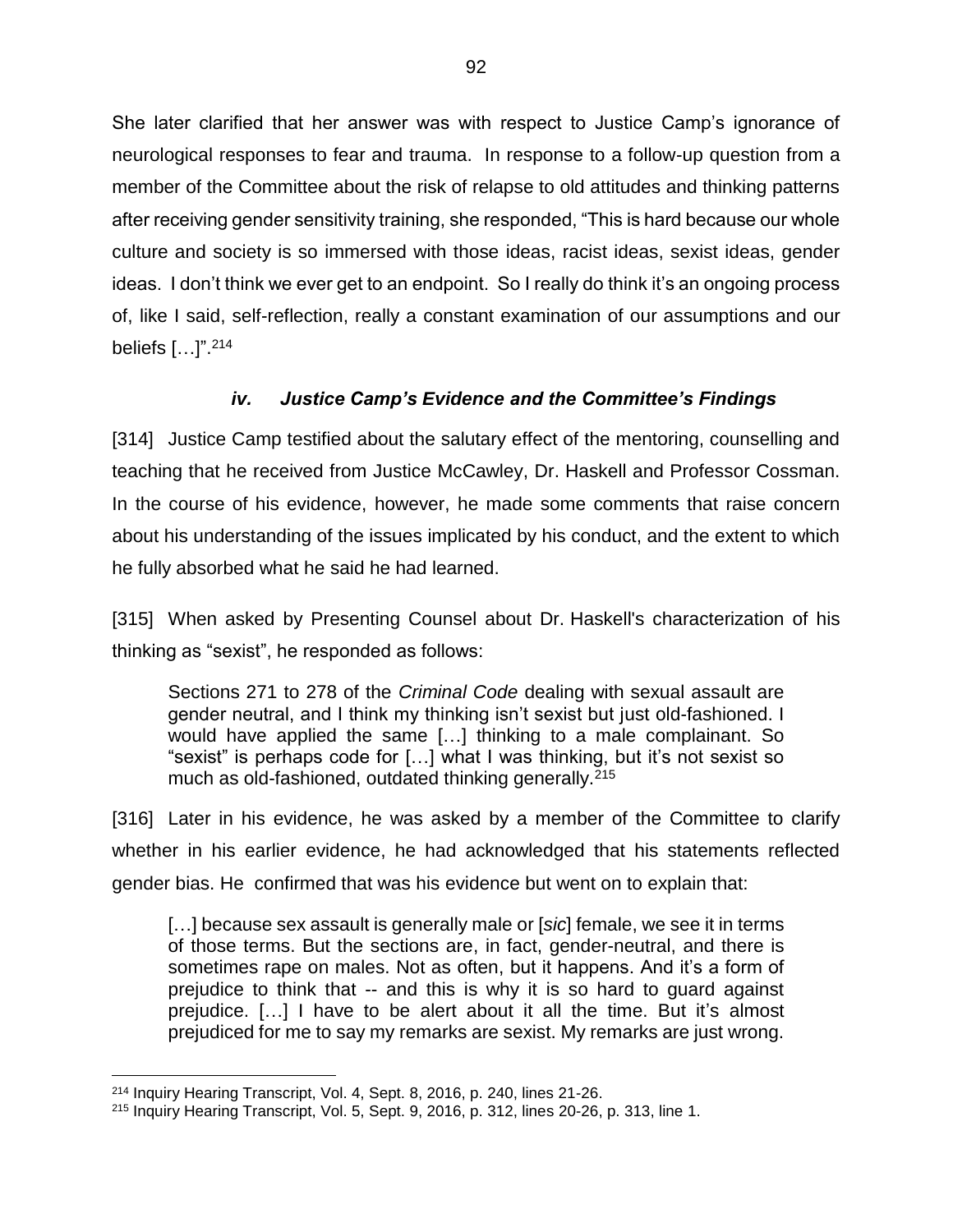She later clarified that her answer was with respect to Justice Camp's ignorance of neurological responses to fear and trauma. In response to a follow-up question from a member of the Committee about the risk of relapse to old attitudes and thinking patterns after receiving gender sensitivity training, she responded, "This is hard because our whole culture and society is so immersed with those ideas, racist ideas, sexist ideas, gender ideas. I don't think we ever get to an endpoint. So I really do think it's an ongoing process of, like I said, self-reflection, really a constant examination of our assumptions and our beliefs […]".[214]

### *iv. Justice Camp's Evidence and the Committee's Findings*

[314] Justice Camp testified about the salutary effect of the mentoring, counselling and teaching that he received from Justice McCawley, Dr. Haskell and Professor Cossman. In the course of his evidence, however, he made some comments that raise concern about his understanding of the issues implicated by his conduct, and the extent to which he fully absorbed what he said he had learned.

[315] When asked by Presenting Counsel about Dr. Haskell's characterization of his thinking as "sexist", he responded as follows:

> Sections 271 to 278 of the *Criminal Code* dealing with sexual assault are gender neutral, and I think my thinking isn't sexist but just old-fashioned. I would have applied the same […] thinking to a male complainant. So "sexist" is perhaps code for […] what I was thinking, but it's not sexist so much as old-fashioned, outdated thinking generally.[215]

[316] Later in his evidence, he was asked by a member of the Committee to clarify whether in his earlier evidence, he had acknowledged that his statements reflected gender bias. He confirmed that was his evidence but went on to explain that:

> […] because sex assault is generally male or [*sic*] female, we see it in terms of those terms. But the sections are, in fact, gender-neutral, and there is sometimes rape on males. Not as often, but it happens. And it's a form of prejudice to think that -- and this is why it is so hard to guard against prejudice. […] I have to be alert about it all the time. But it's almost prejudiced for me to say my remarks are sexist. My remarks are just wrong.

---

[214] Inquiry Hearing Transcript, Vol. 4, Sept. 8, 2016, p. 240, lines 21-26.

[215] Inquiry Hearing Transcript, Vol. 5, Sept. 9, 2016, p. 312, lines 20-26, p. 313, line 1.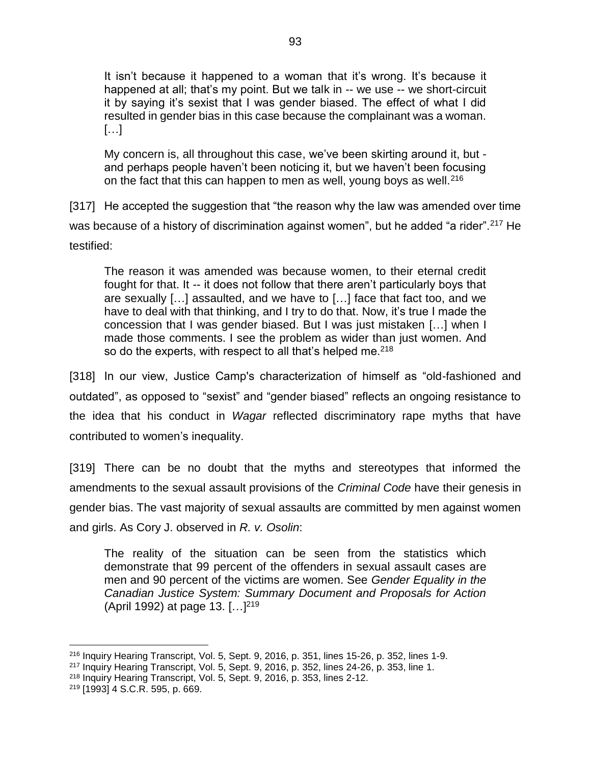> It isn't because it happened to a woman that it's wrong. It's because it happened at all; that's my point. But we talk in -- we use -- we short-circuit it by saying it's sexist that I was gender biased. The effect of what I did resulted in gender bias in this case because the complainant was a woman. […]
>
> My concern is, all throughout this case, we've been skirting around it, but - and perhaps people haven't been noticing it, but we haven't been focusing on the fact that this can happen to men as well, young boys as well.[216]

[317] He accepted the suggestion that "the reason why the law was amended over time was because of a history of discrimination against women", but he added "a rider".[217] He testified:

> The reason it was amended was because women, to their eternal credit fought for that. It -- it does not follow that there aren't particularly boys that are sexually […] assaulted, and we have to […] face that fact too, and we have to deal with that thinking, and I try to do that. Now, it's true I made the concession that I was gender biased. But I was just mistaken […] when I made those comments. I see the problem as wider than just women. And so do the experts, with respect to all that's helped me.[218]

[318] In our view, Justice Camp's characterization of himself as "old-fashioned and outdated", as opposed to "sexist" and "gender biased" reflects an ongoing resistance to the idea that his conduct in *Wagar* reflected discriminatory rape myths that have contributed to women's inequality.

[319] There can be no doubt that the myths and stereotypes that informed the amendments to the sexual assault provisions of the *Criminal Code* have their genesis in gender bias. The vast majority of sexual assaults are committed by men against women and girls. As Cory J. observed in *R. v. Osolin*:

> The reality of the situation can be seen from the statistics which demonstrate that 99 percent of the offenders in sexual assault cases are men and 90 percent of the victims are women. See *Gender Equality in the Canadian Justice System: Summary Document and Proposals for Action* (April 1992) at page 13. […][219]

---

[216] Inquiry Hearing Transcript, Vol. 5, Sept. 9, 2016, p. 351, lines 15-26, p. 352, lines 1-9.

[217] Inquiry Hearing Transcript, Vol. 5, Sept. 9, 2016, p. 352, lines 24-26, p. 353, line 1.

[218] Inquiry Hearing Transcript, Vol. 5, Sept. 9, 2016, p. 353, lines 2-12.

[219] [1993] 4 S.C.R. 595, p. 669.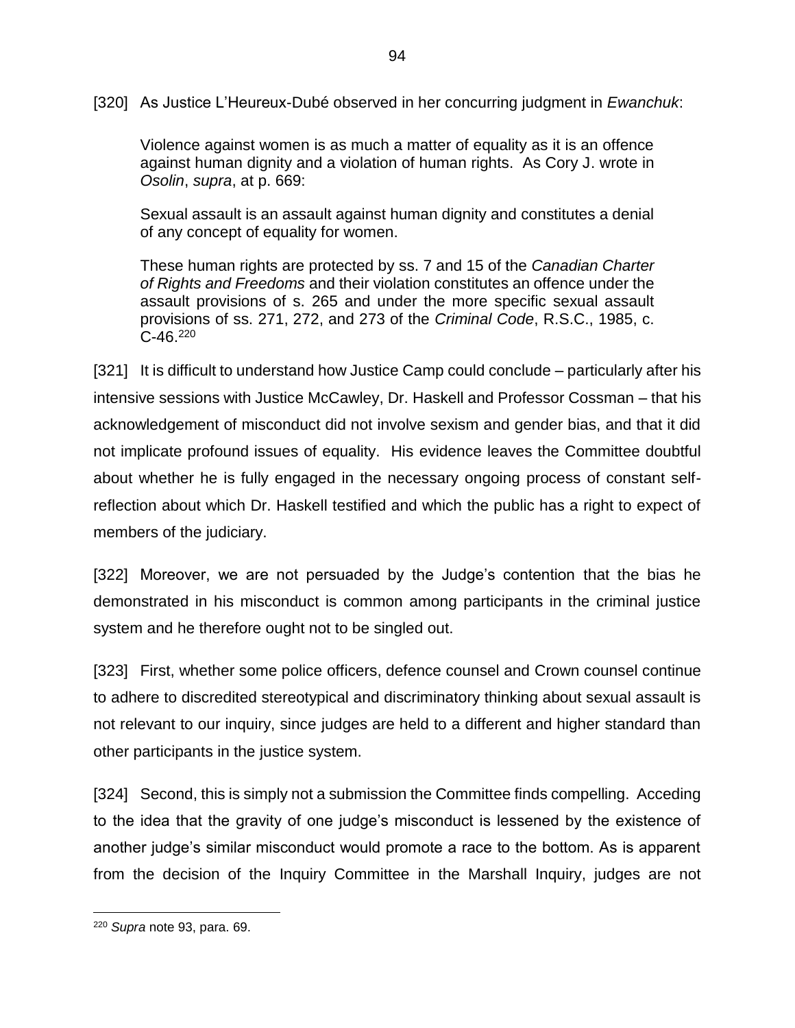[320] As Justice L'Heureux-Dubé observed in her concurring judgment in *Ewanchuk*:

> Violence against women is as much a matter of equality as it is an offence against human dignity and a violation of human rights. As Cory J. wrote in *Osolin*, *supra*, at p. 669:
>
> Sexual assault is an assault against human dignity and constitutes a denial of any concept of equality for women.
>
> These human rights are protected by ss. 7 and 15 of the *Canadian Charter of Rights and Freedoms* and their violation constitutes an offence under the assault provisions of s. 265 and under the more specific sexual assault provisions of ss. 271, 272, and 273 of the *Criminal Code*, R.S.C., 1985, c. C-46.[220]

[321] It is difficult to understand how Justice Camp could conclude – particularly after his intensive sessions with Justice McCawley, Dr. Haskell and Professor Cossman – that his acknowledgement of misconduct did not involve sexism and gender bias, and that it did not implicate profound issues of equality. His evidence leaves the Committee doubtful about whether he is fully engaged in the necessary ongoing process of constant self-reflection about which Dr. Haskell testified and which the public has a right to expect of members of the judiciary.

[322] Moreover, we are not persuaded by the Judge's contention that the bias he demonstrated in his misconduct is common among participants in the criminal justice system and he therefore ought not to be singled out.

[323] First, whether some police officers, defence counsel and Crown counsel continue to adhere to discredited stereotypical and discriminatory thinking about sexual assault is not relevant to our inquiry, since judges are held to a different and higher standard than other participants in the justice system.

[324] Second, this is simply not a submission the Committee finds compelling. Acceding to the idea that the gravity of one judge's misconduct is lessened by the existence of another judge's similar misconduct would promote a race to the bottom. As is apparent from the decision of the Inquiry Committee in the Marshall Inquiry, judges are not

---

[220] *Supra* note 93, para. 69.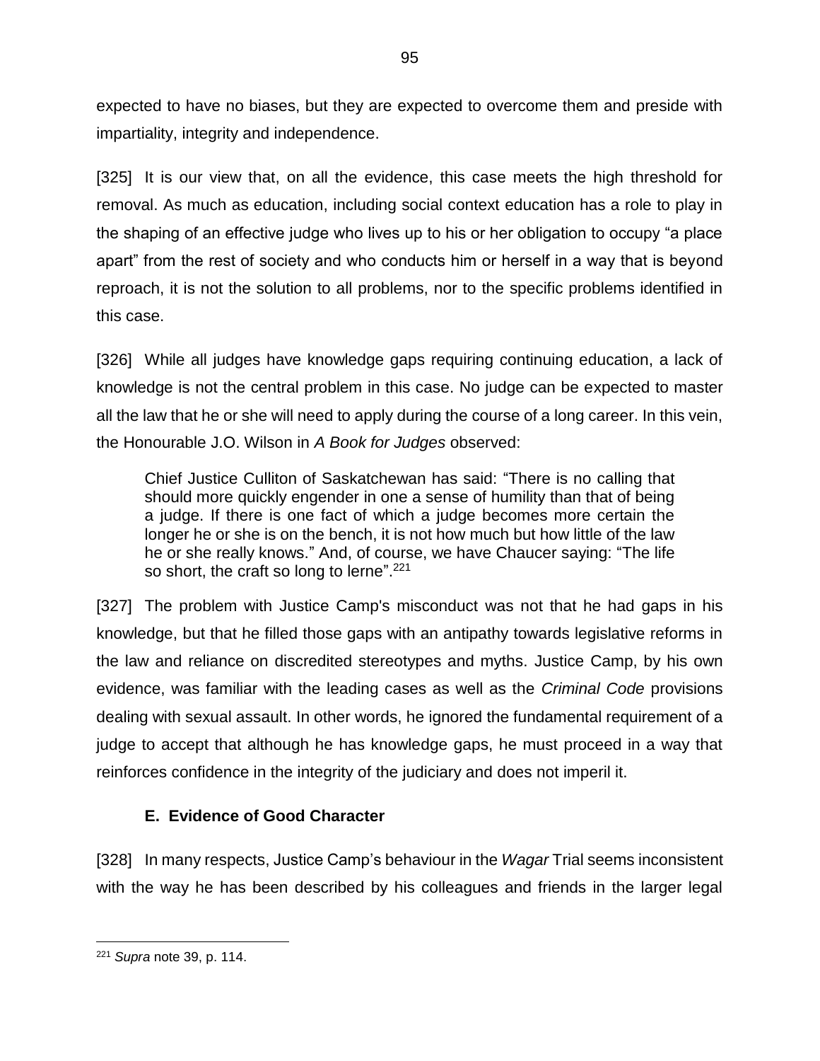expected to have no biases, but they are expected to overcome them and preside with impartiality, integrity and independence.

[325] It is our view that, on all the evidence, this case meets the high threshold for removal. As much as education, including social context education has a role to play in the shaping of an effective judge who lives up to his or her obligation to occupy "a place apart" from the rest of society and who conducts him or herself in a way that is beyond reproach, it is not the solution to all problems, nor to the specific problems identified in this case.

[326] While all judges have knowledge gaps requiring continuing education, a lack of knowledge is not the central problem in this case. No judge can be expected to master all the law that he or she will need to apply during the course of a long career. In this vein, the Honourable J.O. Wilson in *A Book for Judges* observed:

> Chief Justice Culliton of Saskatchewan has said: "There is no calling that should more quickly engender in one a sense of humility than that of being a judge. If there is one fact of which a judge becomes more certain the longer he or she is on the bench, it is not how much but how little of the law he or she really knows." And, of course, we have Chaucer saying: "The life so short, the craft so long to lerne".[221]

[327] The problem with Justice Camp's misconduct was not that he had gaps in his knowledge, but that he filled those gaps with an antipathy towards legislative reforms in the law and reliance on discredited stereotypes and myths. Justice Camp, by his own evidence, was familiar with the leading cases as well as the *Criminal Code* provisions dealing with sexual assault. In other words, he ignored the fundamental requirement of a judge to accept that although he has knowledge gaps, he must proceed in a way that reinforces confidence in the integrity of the judiciary and does not imperil it.

### E. Evidence of Good Character

[328] In many respects, Justice Camp's behaviour in the *Wagar* Trial seems inconsistent with the way he has been described by his colleagues and friends in the larger legal

---

[221] *Supra* note 39, p. 114.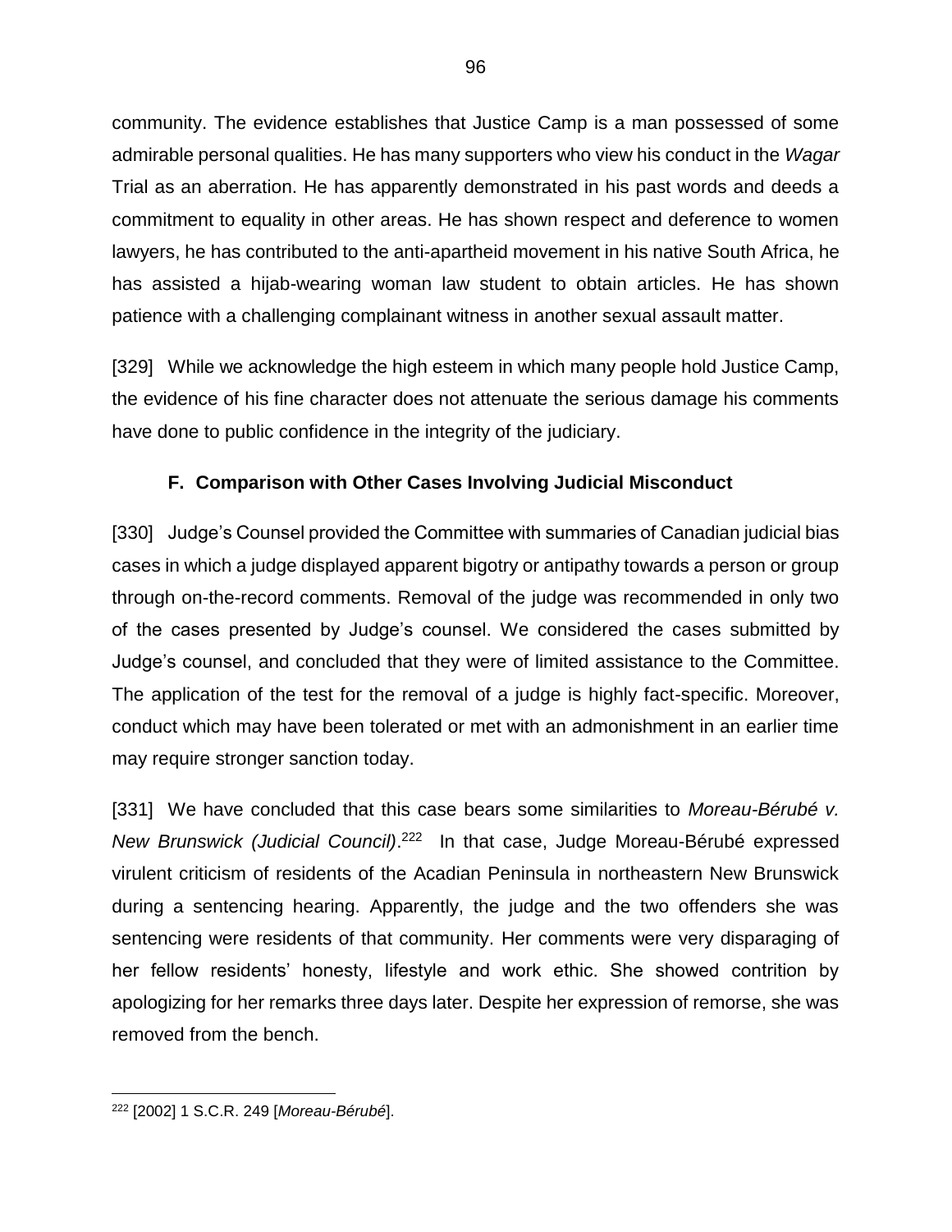community. The evidence establishes that Justice Camp is a man possessed of some admirable personal qualities. He has many supporters who view his conduct in the *Wagar* Trial as an aberration. He has apparently demonstrated in his past words and deeds a commitment to equality in other areas. He has shown respect and deference to women lawyers, he has contributed to the anti-apartheid movement in his native South Africa, he has assisted a hijab-wearing woman law student to obtain articles. He has shown patience with a challenging complainant witness in another sexual assault matter.

[329] While we acknowledge the high esteem in which many people hold Justice Camp, the evidence of his fine character does not attenuate the serious damage his comments have done to public confidence in the integrity of the judiciary.

### F. Comparison with Other Cases Involving Judicial Misconduct

[330] Judge's Counsel provided the Committee with summaries of Canadian judicial bias cases in which a judge displayed apparent bigotry or antipathy towards a person or group through on-the-record comments. Removal of the judge was recommended in only two of the cases presented by Judge's counsel. We considered the cases submitted by Judge's counsel, and concluded that they were of limited assistance to the Committee. The application of the test for the removal of a judge is highly fact-specific. Moreover, conduct which may have been tolerated or met with an admonishment in an earlier time may require stronger sanction today.

[331] We have concluded that this case bears some similarities to *Moreau-Bérubé v. New Brunswick (Judicial Council)*.[222] In that case, Judge Moreau-Bérubé expressed virulent criticism of residents of the Acadian Peninsula in northeastern New Brunswick during a sentencing hearing. Apparently, the judge and the two offenders she was sentencing were residents of that community. Her comments were very disparaging of her fellow residents' honesty, lifestyle and work ethic. She showed contrition by apologizing for her remarks three days later. Despite her expression of remorse, she was removed from the bench.

---

[222] [2002] 1 S.C.R. 249 [*Moreau-Bérubé*].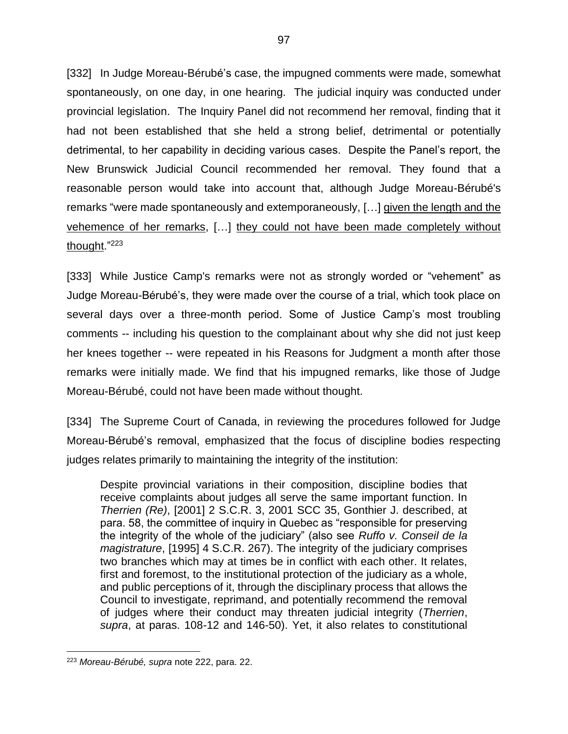[332] In Judge Moreau-Bérubé's case, the impugned comments were made, somewhat spontaneously, on one day, in one hearing. The judicial inquiry was conducted under provincial legislation. The Inquiry Panel did not recommend her removal, finding that it had not been established that she held a strong belief, detrimental or potentially detrimental, to her capability in deciding various cases. Despite the Panel's report, the New Brunswick Judicial Council recommended her removal. They found that a reasonable person would take into account that, although Judge Moreau-Bérubé's remarks "were made spontaneously and extemporaneously, […] <u>given the length and the vehemence of her remarks</u>, […] <u>they could not have been made completely without thought</u>."[223]

[333] While Justice Camp's remarks were not as strongly worded or "vehement" as Judge Moreau-Bérubé's, they were made over the course of a trial, which took place on several days over a three-month period. Some of Justice Camp's most troubling comments -- including his question to the complainant about why she did not just keep her knees together -- were repeated in his Reasons for Judgment a month after those remarks were initially made. We find that his impugned remarks, like those of Judge Moreau-Bérubé, could not have been made without thought.

[334] The Supreme Court of Canada, in reviewing the procedures followed for Judge Moreau-Bérubé's removal, emphasized that the focus of discipline bodies respecting judges relates primarily to maintaining the integrity of the institution:

> Despite provincial variations in their composition, discipline bodies that receive complaints about judges all serve the same important function. In *Therrien (Re)*, [2001] 2 S.C.R. 3, 2001 SCC 35, Gonthier J. described, at para. 58, the committee of inquiry in Quebec as "responsible for preserving the integrity of the whole of the judiciary" (also see *Ruffo v. Conseil de la magistrature*, [1995] 4 S.C.R. 267). The integrity of the judiciary comprises two branches which may at times be in conflict with each other. It relates, first and foremost, to the institutional protection of the judiciary as a whole, and public perceptions of it, through the disciplinary process that allows the Council to investigate, reprimand, and potentially recommend the removal of judges where their conduct may threaten judicial integrity (*Therrien*, *supra*, at paras. 108-12 and 146-50). Yet, it also relates to constitutional

---

[223] *Moreau-Bérubé, supra* note 222, para. 22.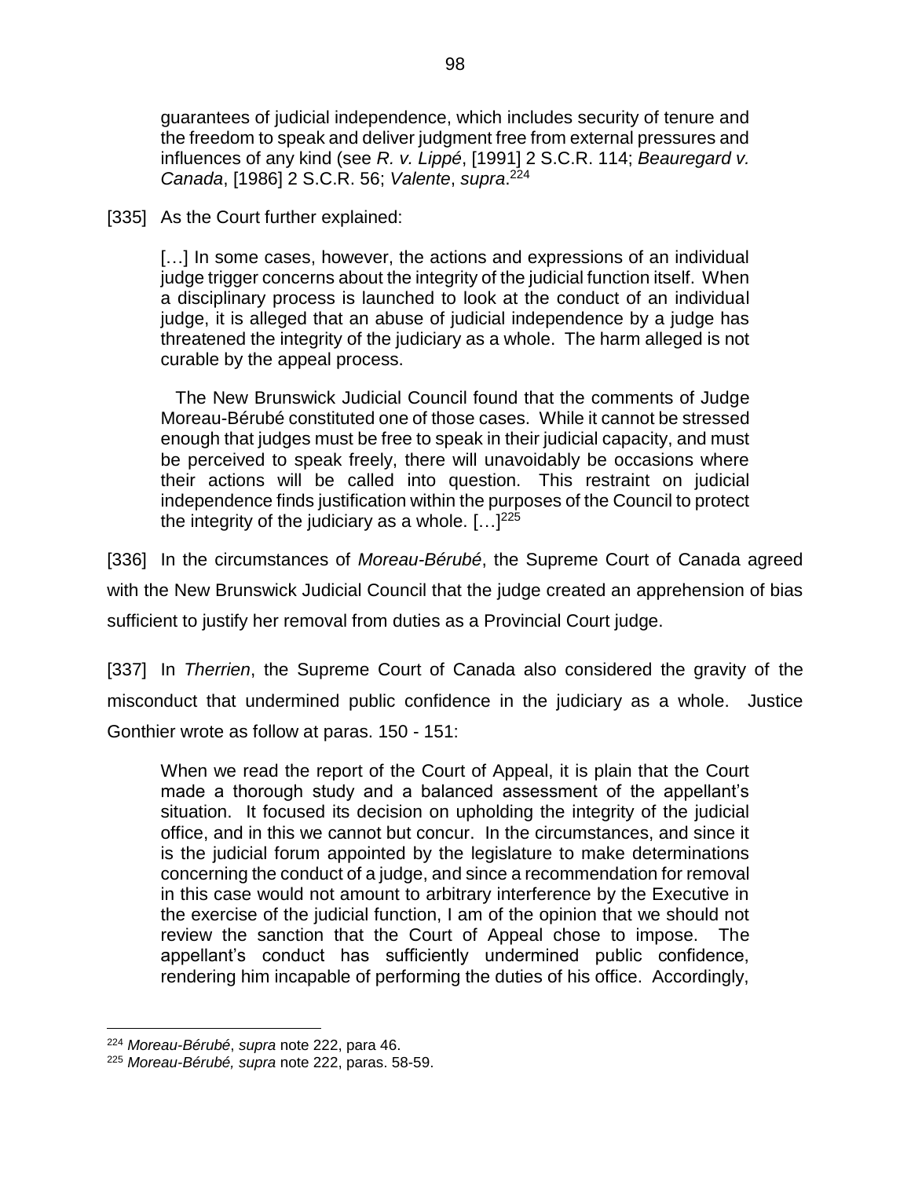guarantees of judicial independence, which includes security of tenure and the freedom to speak and deliver judgment free from external pressures and influences of any kind (see *R. v. Lippé*, [1991] 2 S.C.R. 114; *Beauregard v. Canada*, [1986] 2 S.C.R. 56; *Valente*, *supra*.[224]

[335] As the Court further explained:

> […] In some cases, however, the actions and expressions of an individual judge trigger concerns about the integrity of the judicial function itself. When a disciplinary process is launched to look at the conduct of an individual judge, it is alleged that an abuse of judicial independence by a judge has threatened the integrity of the judiciary as a whole. The harm alleged is not curable by the appeal process.
>
> The New Brunswick Judicial Council found that the comments of Judge Moreau-Bérubé constituted one of those cases. While it cannot be stressed enough that judges must be free to speak in their judicial capacity, and must be perceived to speak freely, there will unavoidably be occasions where their actions will be called into question. This restraint on judicial independence finds justification within the purposes of the Council to protect the integrity of the judiciary as a whole. […][225]

[336] In the circumstances of *Moreau-Bérubé*, the Supreme Court of Canada agreed with the New Brunswick Judicial Council that the judge created an apprehension of bias sufficient to justify her removal from duties as a Provincial Court judge.

[337] In *Therrien*, the Supreme Court of Canada also considered the gravity of the misconduct that undermined public confidence in the judiciary as a whole. Justice Gonthier wrote as follow at paras. 150 - 151:

> When we read the report of the Court of Appeal, it is plain that the Court made a thorough study and a balanced assessment of the appellant's situation. It focused its decision on upholding the integrity of the judicial office, and in this we cannot but concur. In the circumstances, and since it is the judicial forum appointed by the legislature to make determinations concerning the conduct of a judge, and since a recommendation for removal in this case would not amount to arbitrary interference by the Executive in the exercise of the judicial function, I am of the opinion that we should not review the sanction that the Court of Appeal chose to impose. The appellant's conduct has sufficiently undermined public confidence, rendering him incapable of performing the duties of his office. Accordingly,

---

[224] *Moreau-Bérubé*, *supra* note 222, para 46.

[225] *Moreau-Bérubé, supra* note 222, paras. 58-59.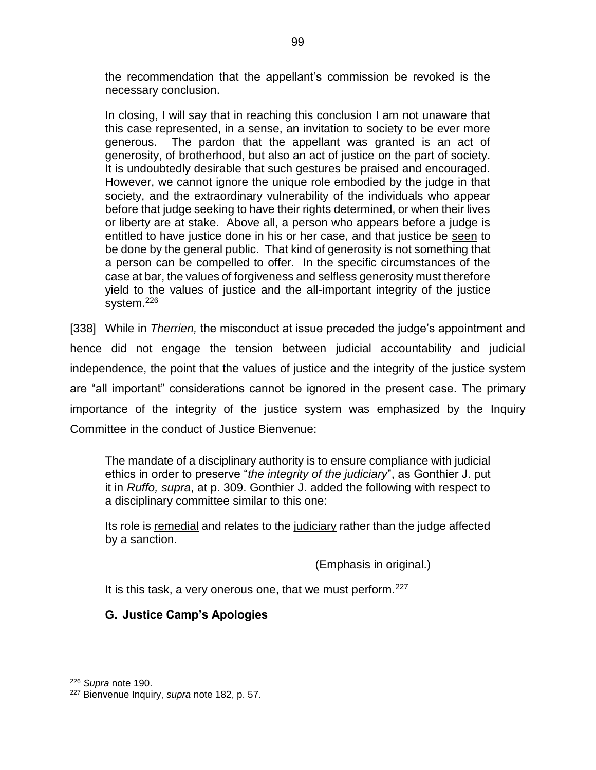> the recommendation that the appellant's commission be revoked is the necessary conclusion.
>
> In closing, I will say that in reaching this conclusion I am not unaware that this case represented, in a sense, an invitation to society to be ever more generous. The pardon that the appellant was granted is an act of generosity, of brotherhood, but also an act of justice on the part of society. It is undoubtedly desirable that such gestures be praised and encouraged. However, we cannot ignore the unique role embodied by the judge in that society, and the extraordinary vulnerability of the individuals who appear before that judge seeking to have their rights determined, or when their lives or liberty are at stake. Above all, a person who appears before a judge is entitled to have justice done in his or her case, and that justice be <u>seen</u> to be done by the general public. That kind of generosity is not something that a person can be compelled to offer. In the specific circumstances of the case at bar, the values of forgiveness and selfless generosity must therefore yield to the values of justice and the all-important integrity of the justice system.[226]

[338] While in *Therrien,* the misconduct at issue preceded the judge's appointment and hence did not engage the tension between judicial accountability and judicial independence, the point that the values of justice and the integrity of the justice system are "all important" considerations cannot be ignored in the present case. The primary importance of the integrity of the justice system was emphasized by the Inquiry Committee in the conduct of Justice Bienvenue:

> The mandate of a disciplinary authority is to ensure compliance with judicial ethics in order to preserve "*the integrity of the judiciary*", as Gonthier J. put it in *Ruffo, supra*, at p. 309. Gonthier J. added the following with respect to a disciplinary committee similar to this one:
>
> Its role is <u>remedial</u> and relates to the <u>judiciary</u> rather than the judge affected by a sanction.
>
> (Emphasis in original.)
>
> It is this task, a very onerous one, that we must perform.[227]

### G. Justice Camp's Apologies

---

[226] *Supra* note 190.

[227] Bienvenue Inquiry, *supra* note 182, p. 57.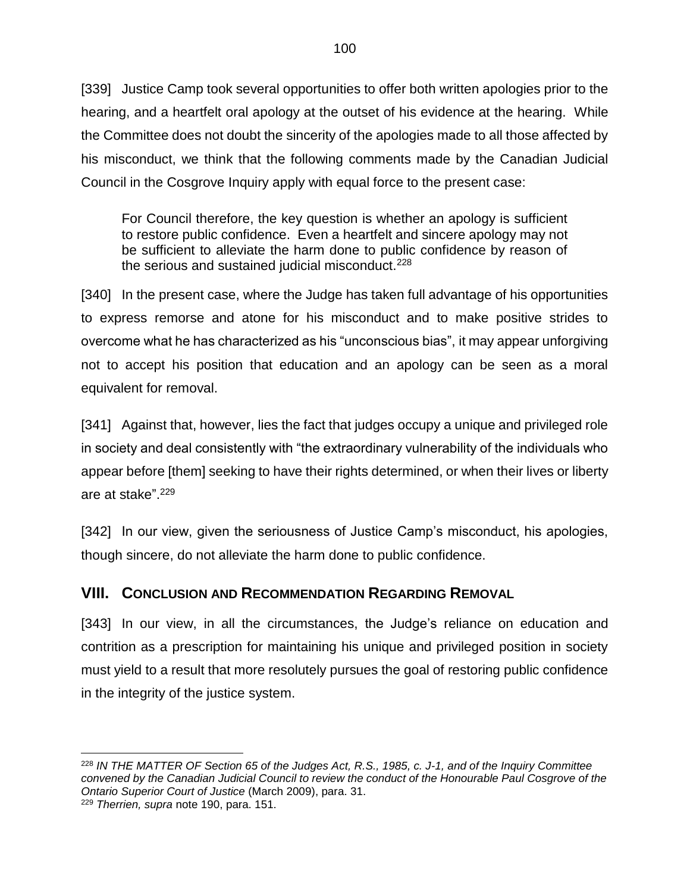[339] Justice Camp took several opportunities to offer both written apologies prior to the hearing, and a heartfelt oral apology at the outset of his evidence at the hearing. While the Committee does not doubt the sincerity of the apologies made to all those affected by his misconduct, we think that the following comments made by the Canadian Judicial Council in the Cosgrove Inquiry apply with equal force to the present case:

> For Council therefore, the key question is whether an apology is sufficient to restore public confidence. Even a heartfelt and sincere apology may not be sufficient to alleviate the harm done to public confidence by reason of the serious and sustained judicial misconduct.[228]

[340] In the present case, where the Judge has taken full advantage of his opportunities to express remorse and atone for his misconduct and to make positive strides to overcome what he has characterized as his "unconscious bias", it may appear unforgiving not to accept his position that education and an apology can be seen as a moral equivalent for removal.

[341] Against that, however, lies the fact that judges occupy a unique and privileged role in society and deal consistently with "the extraordinary vulnerability of the individuals who appear before [them] seeking to have their rights determined, or when their lives or liberty are at stake".[229]

[342] In our view, given the seriousness of Justice Camp's misconduct, his apologies, though sincere, do not alleviate the harm done to public confidence.

## VIII. Conclusion and Recommendation Regarding Removal

[343] In our view, in all the circumstances, the Judge's reliance on education and contrition as a prescription for maintaining his unique and privileged position in society must yield to a result that more resolutely pursues the goal of restoring public confidence in the integrity of the justice system.

---

[228] *IN THE MATTER OF Section 65 of the Judges Act, R.S., 1985, c. J-1, and of the Inquiry Committee convened by the Canadian Judicial Council to review the conduct of the Honourable Paul Cosgrove of the Ontario Superior Court of Justice* (March 2009), para. 31.

[229] *Therrien, supra* note 190, para. 151.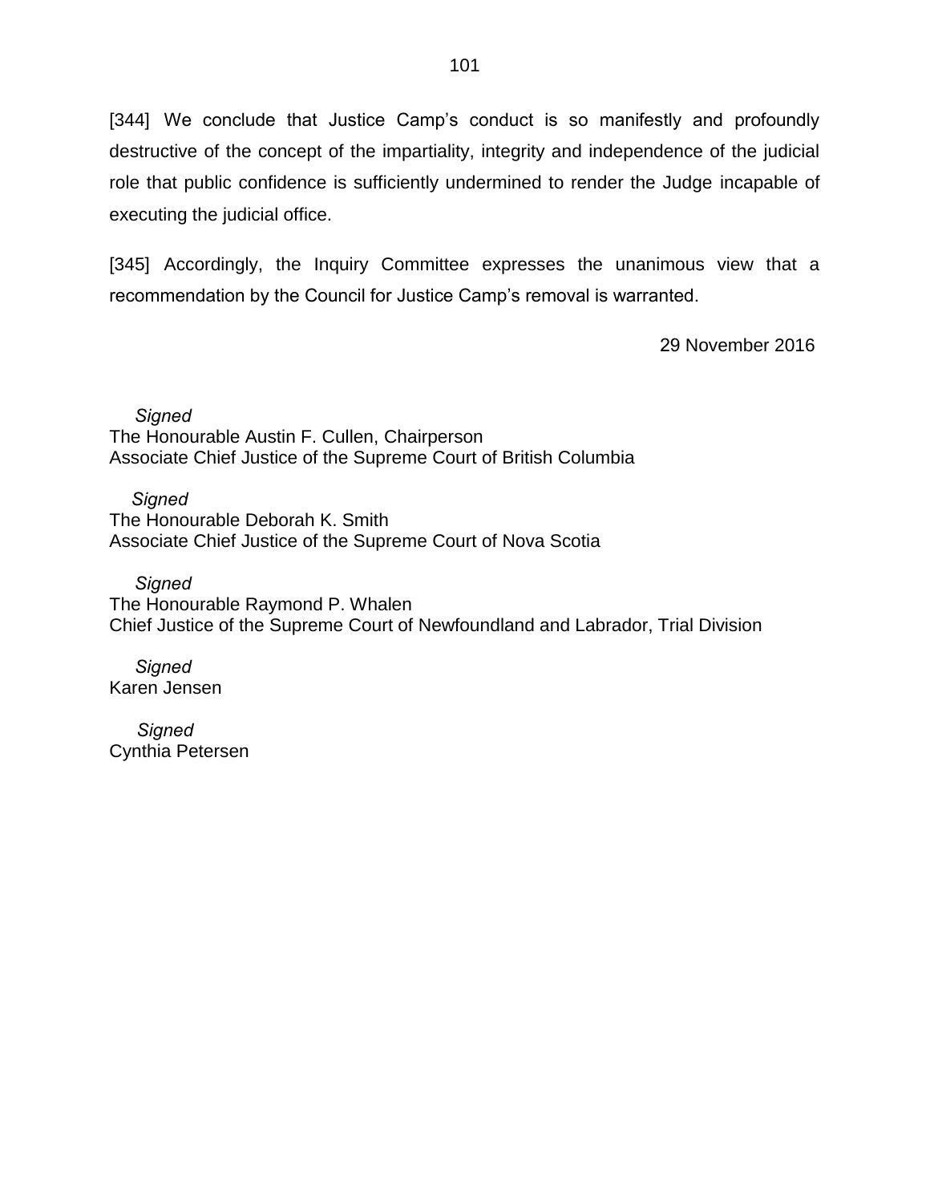[344] We conclude that Justice Camp's conduct is so manifestly and profoundly destructive of the concept of the impartiality, integrity and independence of the judicial role that public confidence is sufficiently undermined to render the Judge incapable of executing the judicial office.

[345] Accordingly, the Inquiry Committee expresses the unanimous view that a recommendation by the Council for Justice Camp's removal is warranted.

29 November 2016

*Signed*
The Honourable Austin F. Cullen, Chairperson
Associate Chief Justice of the Supreme Court of British Columbia

*Signed*
The Honourable Deborah K. Smith
Associate Chief Justice of the Supreme Court of Nova Scotia

*Signed*
The Honourable Raymond P. Whalen
Chief Justice of the Supreme Court of Newfoundland and Labrador, Trial Division

*Signed*
Karen Jensen

*Signed*
Cynthia Petersen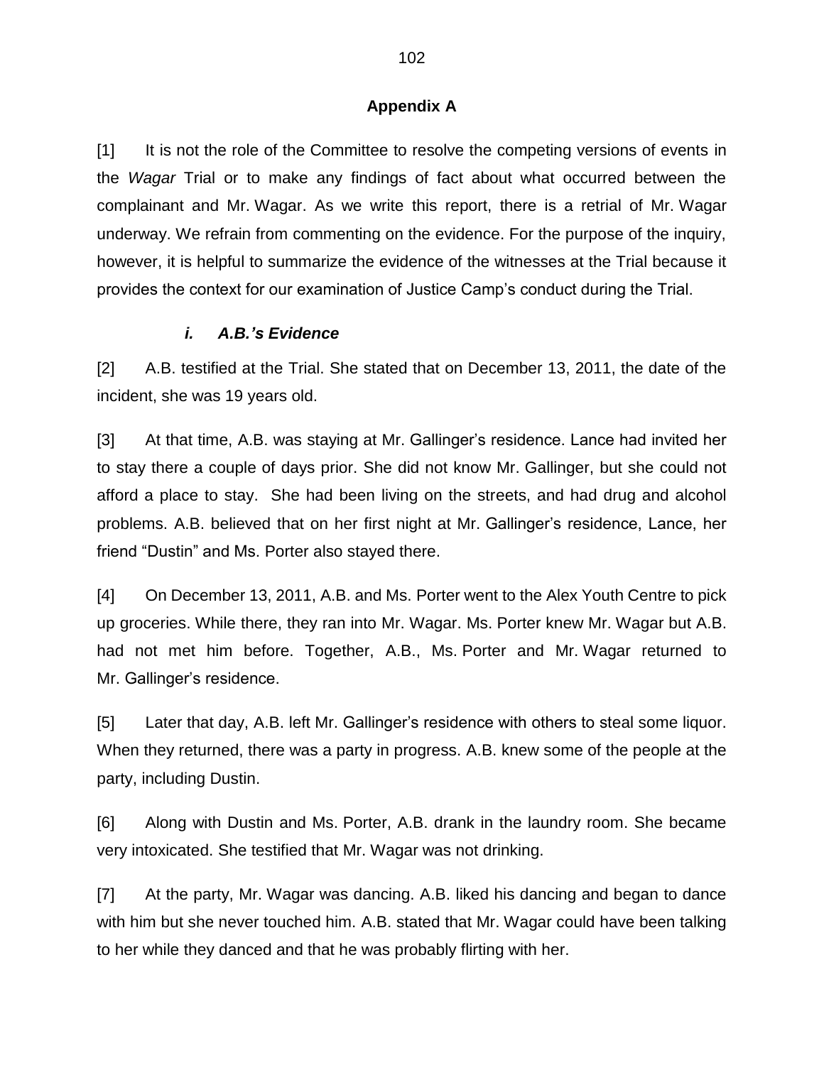## Appendix A

[1] It is not the role of the Committee to resolve the competing versions of events in the *Wagar* Trial or to make any findings of fact about what occurred between the complainant and Mr. Wagar. As we write this report, there is a retrial of Mr. Wagar underway. We refrain from commenting on the evidence. For the purpose of the inquiry, however, it is helpful to summarize the evidence of the witnesses at the Trial because it provides the context for our examination of Justice Camp's conduct during the Trial.

### *i. A.B.'s Evidence*

[2] A.B. testified at the Trial. She stated that on December 13, 2011, the date of the incident, she was 19 years old.

[3] At that time, A.B. was staying at Mr. Gallinger's residence. Lance had invited her to stay there a couple of days prior. She did not know Mr. Gallinger, but she could not afford a place to stay. She had been living on the streets, and had drug and alcohol problems. A.B. believed that on her first night at Mr. Gallinger's residence, Lance, her friend "Dustin" and Ms. Porter also stayed there.

[4] On December 13, 2011, A.B. and Ms. Porter went to the Alex Youth Centre to pick up groceries. While there, they ran into Mr. Wagar. Ms. Porter knew Mr. Wagar but A.B. had not met him before. Together, A.B., Ms. Porter and Mr. Wagar returned to Mr. Gallinger's residence.

[5] Later that day, A.B. left Mr. Gallinger's residence with others to steal some liquor. When they returned, there was a party in progress. A.B. knew some of the people at the party, including Dustin.

[6] Along with Dustin and Ms. Porter, A.B. drank in the laundry room. She became very intoxicated. She testified that Mr. Wagar was not drinking.

[7] At the party, Mr. Wagar was dancing. A.B. liked his dancing and began to dance with him but she never touched him. A.B. stated that Mr. Wagar could have been talking to her while they danced and that he was probably flirting with her.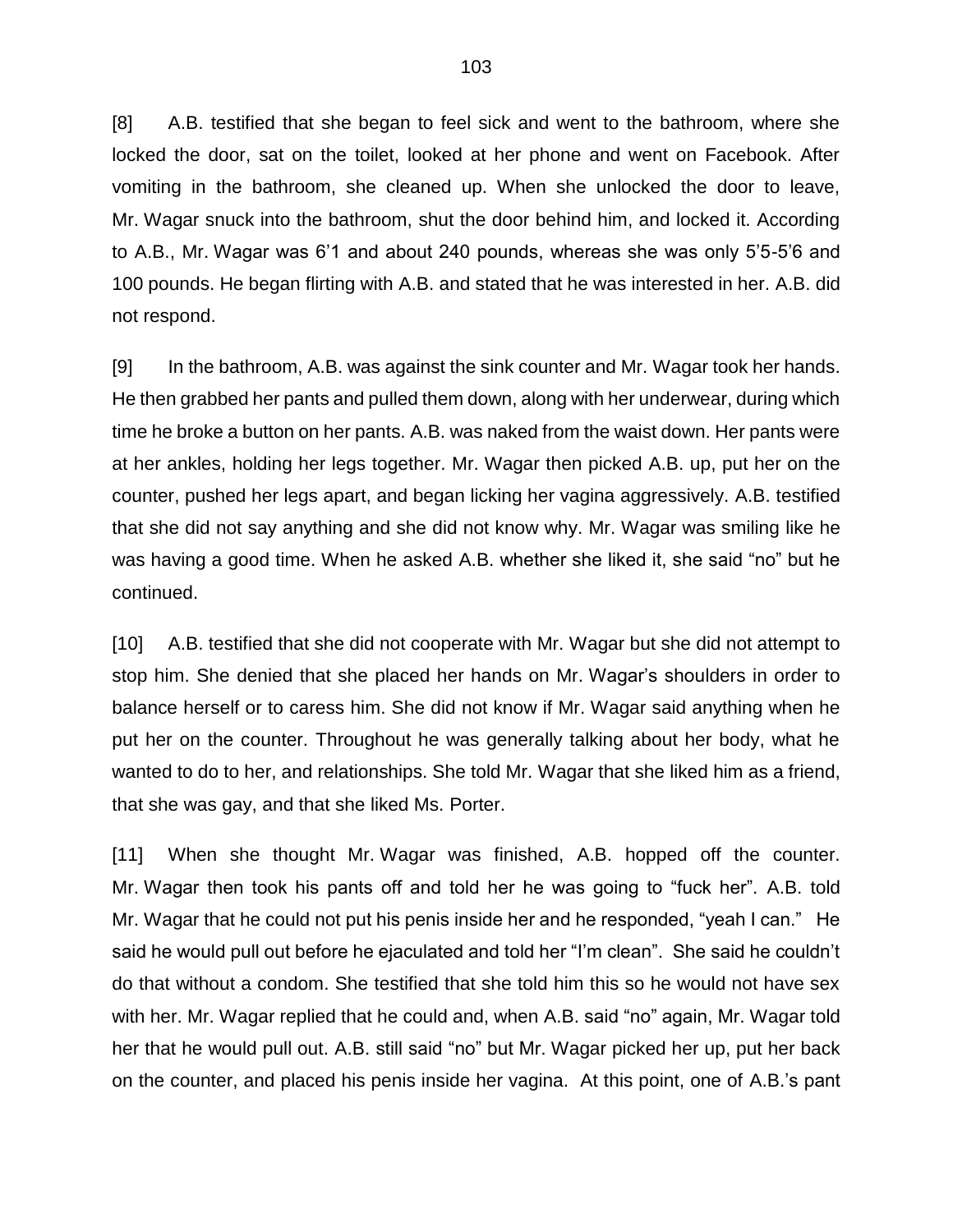[8] A.B. testified that she began to feel sick and went to the bathroom, where she locked the door, sat on the toilet, looked at her phone and went on Facebook. After vomiting in the bathroom, she cleaned up. When she unlocked the door to leave, Mr. Wagar snuck into the bathroom, shut the door behind him, and locked it. According to A.B., Mr. Wagar was 6'1 and about 240 pounds, whereas she was only 5'5-5'6 and 100 pounds. He began flirting with A.B. and stated that he was interested in her. A.B. did not respond.

[9] In the bathroom, A.B. was against the sink counter and Mr. Wagar took her hands. He then grabbed her pants and pulled them down, along with her underwear, during which time he broke a button on her pants. A.B. was naked from the waist down. Her pants were at her ankles, holding her legs together. Mr. Wagar then picked A.B. up, put her on the counter, pushed her legs apart, and began licking her vagina aggressively. A.B. testified that she did not say anything and she did not know why. Mr. Wagar was smiling like he was having a good time. When he asked A.B. whether she liked it, she said "no" but he continued.

[10] A.B. testified that she did not cooperate with Mr. Wagar but she did not attempt to stop him. She denied that she placed her hands on Mr. Wagar's shoulders in order to balance herself or to caress him. She did not know if Mr. Wagar said anything when he put her on the counter. Throughout he was generally talking about her body, what he wanted to do to her, and relationships. She told Mr. Wagar that she liked him as a friend, that she was gay, and that she liked Ms. Porter.

[11] When she thought Mr. Wagar was finished, A.B. hopped off the counter. Mr. Wagar then took his pants off and told her he was going to "fuck her". A.B. told Mr. Wagar that he could not put his penis inside her and he responded, "yeah I can." He said he would pull out before he ejaculated and told her "I'm clean". She said he couldn't do that without a condom. She testified that she told him this so he would not have sex with her. Mr. Wagar replied that he could and, when A.B. said "no" again, Mr. Wagar told her that he would pull out. A.B. still said "no" but Mr. Wagar picked her up, put her back on the counter, and placed his penis inside her vagina. At this point, one of A.B.'s pant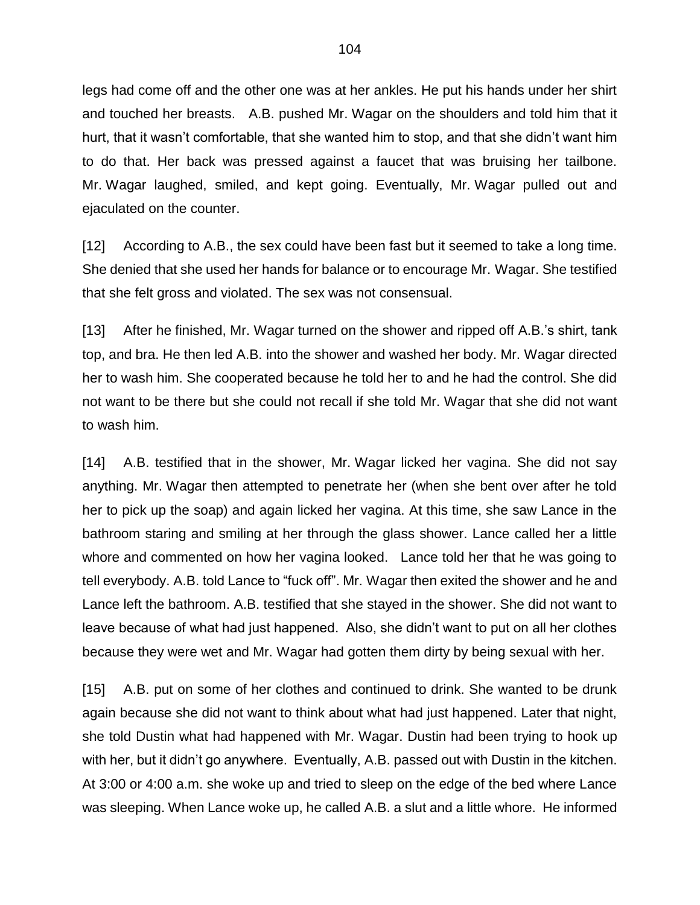legs had come off and the other one was at her ankles. He put his hands under her shirt and touched her breasts. A.B. pushed Mr. Wagar on the shoulders and told him that it hurt, that it wasn't comfortable, that she wanted him to stop, and that she didn't want him to do that. Her back was pressed against a faucet that was bruising her tailbone. Mr. Wagar laughed, smiled, and kept going. Eventually, Mr. Wagar pulled out and ejaculated on the counter.

[12] According to A.B., the sex could have been fast but it seemed to take a long time. She denied that she used her hands for balance or to encourage Mr. Wagar. She testified that she felt gross and violated. The sex was not consensual.

[13] After he finished, Mr. Wagar turned on the shower and ripped off A.B.'s shirt, tank top, and bra. He then led A.B. into the shower and washed her body. Mr. Wagar directed her to wash him. She cooperated because he told her to and he had the control. She did not want to be there but she could not recall if she told Mr. Wagar that she did not want to wash him.

[14] A.B. testified that in the shower, Mr. Wagar licked her vagina. She did not say anything. Mr. Wagar then attempted to penetrate her (when she bent over after he told her to pick up the soap) and again licked her vagina. At this time, she saw Lance in the bathroom staring and smiling at her through the glass shower. Lance called her a little whore and commented on how her vagina looked. Lance told her that he was going to tell everybody. A.B. told Lance to "fuck off". Mr. Wagar then exited the shower and he and Lance left the bathroom. A.B. testified that she stayed in the shower. She did not want to leave because of what had just happened. Also, she didn't want to put on all her clothes because they were wet and Mr. Wagar had gotten them dirty by being sexual with her.

[15] A.B. put on some of her clothes and continued to drink. She wanted to be drunk again because she did not want to think about what had just happened. Later that night, she told Dustin what had happened with Mr. Wagar. Dustin had been trying to hook up with her, but it didn't go anywhere. Eventually, A.B. passed out with Dustin in the kitchen. At 3:00 or 4:00 a.m. she woke up and tried to sleep on the edge of the bed where Lance was sleeping. When Lance woke up, he called A.B. a slut and a little whore. He informed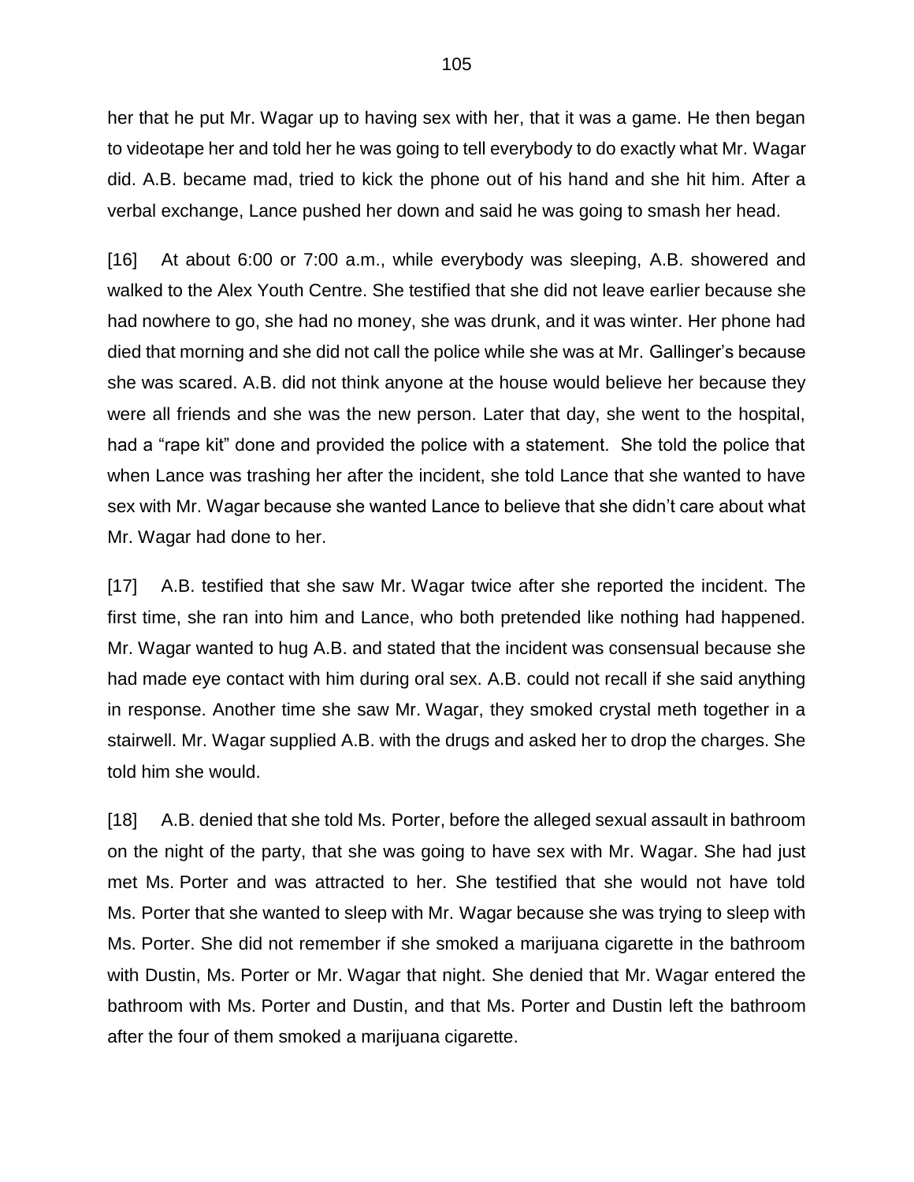her that he put Mr. Wagar up to having sex with her, that it was a game. He then began to videotape her and told her he was going to tell everybody to do exactly what Mr. Wagar did. A.B. became mad, tried to kick the phone out of his hand and she hit him. After a verbal exchange, Lance pushed her down and said he was going to smash her head.

[16] At about 6:00 or 7:00 a.m., while everybody was sleeping, A.B. showered and walked to the Alex Youth Centre. She testified that she did not leave earlier because she had nowhere to go, she had no money, she was drunk, and it was winter. Her phone had died that morning and she did not call the police while she was at Mr. Gallinger's because she was scared. A.B. did not think anyone at the house would believe her because they were all friends and she was the new person. Later that day, she went to the hospital, had a "rape kit" done and provided the police with a statement. She told the police that when Lance was trashing her after the incident, she told Lance that she wanted to have sex with Mr. Wagar because she wanted Lance to believe that she didn't care about what Mr. Wagar had done to her.

[17] A.B. testified that she saw Mr. Wagar twice after she reported the incident. The first time, she ran into him and Lance, who both pretended like nothing had happened. Mr. Wagar wanted to hug A.B. and stated that the incident was consensual because she had made eye contact with him during oral sex. A.B. could not recall if she said anything in response. Another time she saw Mr. Wagar, they smoked crystal meth together in a stairwell. Mr. Wagar supplied A.B. with the drugs and asked her to drop the charges. She told him she would.

[18] A.B. denied that she told Ms. Porter, before the alleged sexual assault in bathroom on the night of the party, that she was going to have sex with Mr. Wagar. She had just met Ms. Porter and was attracted to her. She testified that she would not have told Ms. Porter that she wanted to sleep with Mr. Wagar because she was trying to sleep with Ms. Porter. She did not remember if she smoked a marijuana cigarette in the bathroom with Dustin, Ms. Porter or Mr. Wagar that night. She denied that Mr. Wagar entered the bathroom with Ms. Porter and Dustin, and that Ms. Porter and Dustin left the bathroom after the four of them smoked a marijuana cigarette.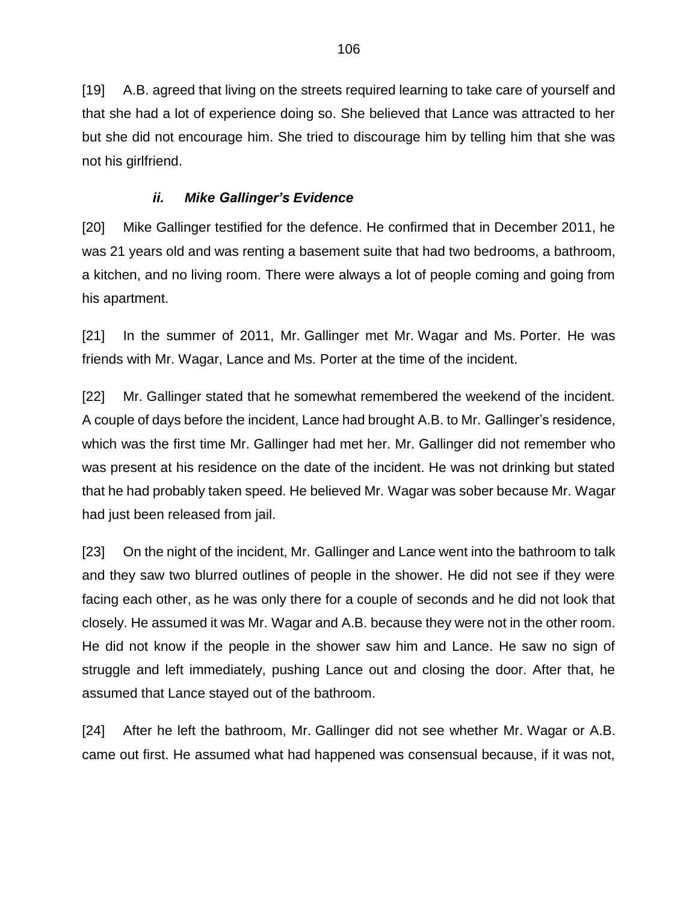[19] A.B. agreed that living on the streets required learning to take care of yourself and that she had a lot of experience doing so. She believed that Lance was attracted to her but she did not encourage him. She tried to discourage him by telling him that she was not his girlfriend.

### *ii. Mike Gallinger's Evidence*

[20] Mike Gallinger testified for the defence. He confirmed that in December 2011, he was 21 years old and was renting a basement suite that had two bedrooms, a bathroom, a kitchen, and no living room. There were always a lot of people coming and going from his apartment.

[21] In the summer of 2011, Mr. Gallinger met Mr. Wagar and Ms. Porter. He was friends with Mr. Wagar, Lance and Ms. Porter at the time of the incident.

[22] Mr. Gallinger stated that he somewhat remembered the weekend of the incident. A couple of days before the incident, Lance had brought A.B. to Mr. Gallinger's residence, which was the first time Mr. Gallinger had met her. Mr. Gallinger did not remember who was present at his residence on the date of the incident. He was not drinking but stated that he had probably taken speed. He believed Mr. Wagar was sober because Mr. Wagar had just been released from jail.

[23] On the night of the incident, Mr. Gallinger and Lance went into the bathroom to talk and they saw two blurred outlines of people in the shower. He did not see if they were facing each other, as he was only there for a couple of seconds and he did not look that closely. He assumed it was Mr. Wagar and A.B. because they were not in the other room. He did not know if the people in the shower saw him and Lance. He saw no sign of struggle and left immediately, pushing Lance out and closing the door. After that, he assumed that Lance stayed out of the bathroom.

[24] After he left the bathroom, Mr. Gallinger did not see whether Mr. Wagar or A.B. came out first. He assumed what had happened was consensual because, if it was not,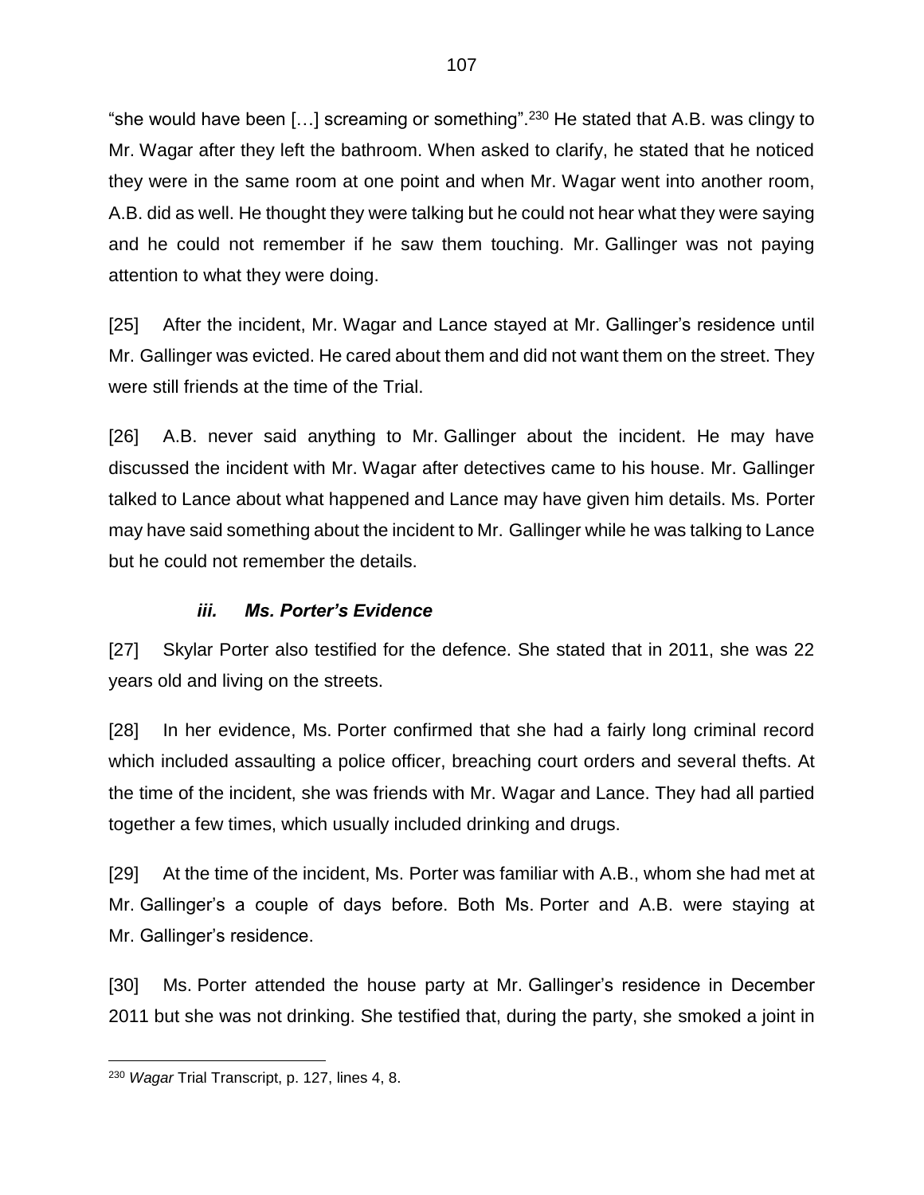"she would have been […] screaming or something".[230] He stated that A.B. was clingy to Mr. Wagar after they left the bathroom. When asked to clarify, he stated that he noticed they were in the same room at one point and when Mr. Wagar went into another room, A.B. did as well. He thought they were talking but he could not hear what they were saying and he could not remember if he saw them touching. Mr. Gallinger was not paying attention to what they were doing.

[25] After the incident, Mr. Wagar and Lance stayed at Mr. Gallinger's residence until Mr. Gallinger was evicted. He cared about them and did not want them on the street. They were still friends at the time of the Trial.

[26] A.B. never said anything to Mr. Gallinger about the incident. He may have discussed the incident with Mr. Wagar after detectives came to his house. Mr. Gallinger talked to Lance about what happened and Lance may have given him details. Ms. Porter may have said something about the incident to Mr. Gallinger while he was talking to Lance but he could not remember the details.

### *iii. Ms. Porter's Evidence*

[27] Skylar Porter also testified for the defence. She stated that in 2011, she was 22 years old and living on the streets.

[28] In her evidence, Ms. Porter confirmed that she had a fairly long criminal record which included assaulting a police officer, breaching court orders and several thefts. At the time of the incident, she was friends with Mr. Wagar and Lance. They had all partied together a few times, which usually included drinking and drugs.

[29] At the time of the incident, Ms. Porter was familiar with A.B., whom she had met at Mr. Gallinger's a couple of days before. Both Ms. Porter and A.B. were staying at Mr. Gallinger's residence.

[30] Ms. Porter attended the house party at Mr. Gallinger's residence in December 2011 but she was not drinking. She testified that, during the party, she smoked a joint in

---

[230] *Wagar* Trial Transcript, p. 127, lines 4, 8.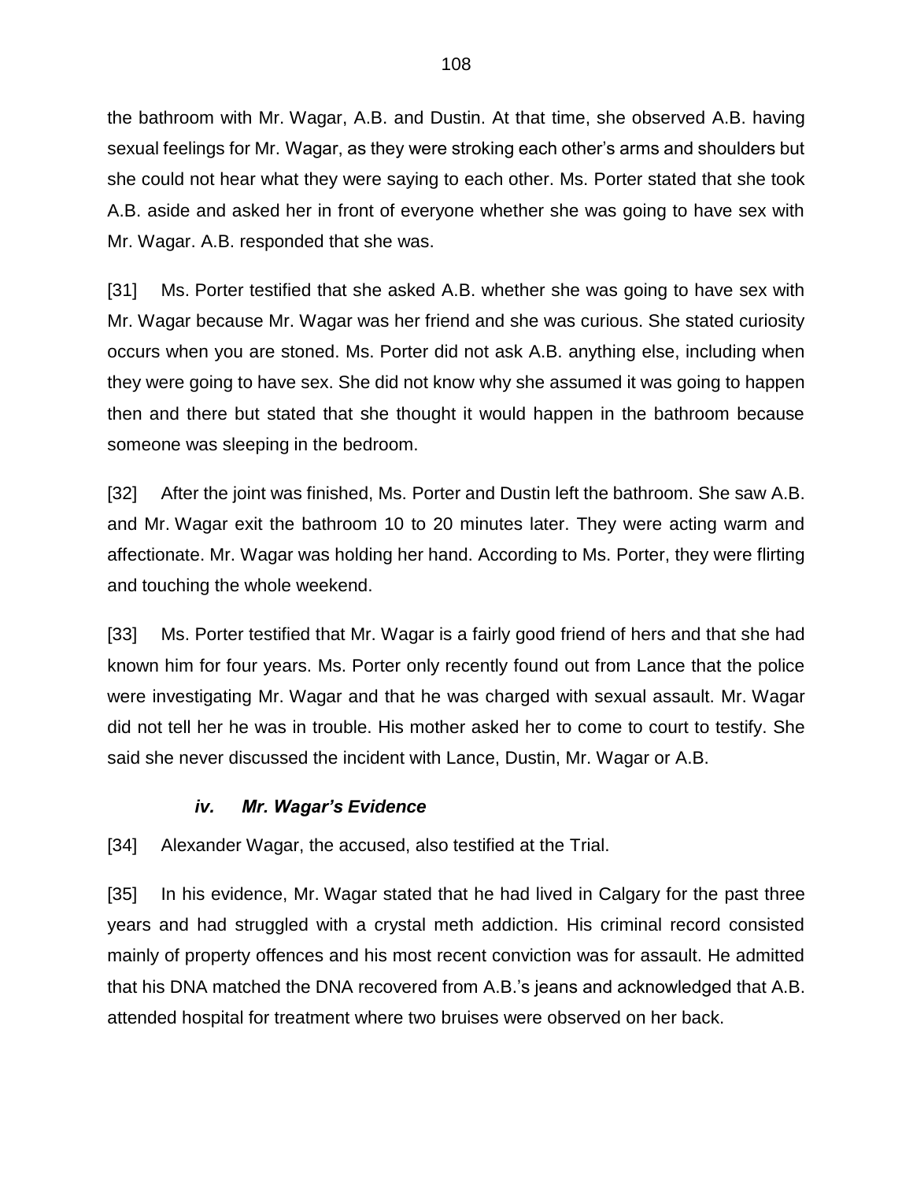the bathroom with Mr. Wagar, A.B. and Dustin. At that time, she observed A.B. having sexual feelings for Mr. Wagar, as they were stroking each other's arms and shoulders but she could not hear what they were saying to each other. Ms. Porter stated that she took A.B. aside and asked her in front of everyone whether she was going to have sex with Mr. Wagar. A.B. responded that she was.

[31] Ms. Porter testified that she asked A.B. whether she was going to have sex with Mr. Wagar because Mr. Wagar was her friend and she was curious. She stated curiosity occurs when you are stoned. Ms. Porter did not ask A.B. anything else, including when they were going to have sex. She did not know why she assumed it was going to happen then and there but stated that she thought it would happen in the bathroom because someone was sleeping in the bedroom.

[32] After the joint was finished, Ms. Porter and Dustin left the bathroom. She saw A.B. and Mr. Wagar exit the bathroom 10 to 20 minutes later. They were acting warm and affectionate. Mr. Wagar was holding her hand. According to Ms. Porter, they were flirting and touching the whole weekend.

[33] Ms. Porter testified that Mr. Wagar is a fairly good friend of hers and that she had known him for four years. Ms. Porter only recently found out from Lance that the police were investigating Mr. Wagar and that he was charged with sexual assault. Mr. Wagar did not tell her he was in trouble. His mother asked her to come to court to testify. She said she never discussed the incident with Lance, Dustin, Mr. Wagar or A.B.

### *iv. Mr. Wagar's Evidence*

[34] Alexander Wagar, the accused, also testified at the Trial.

[35] In his evidence, Mr. Wagar stated that he had lived in Calgary for the past three years and had struggled with a crystal meth addiction. His criminal record consisted mainly of property offences and his most recent conviction was for assault. He admitted that his DNA matched the DNA recovered from A.B.'s jeans and acknowledged that A.B. attended hospital for treatment where two bruises were observed on her back.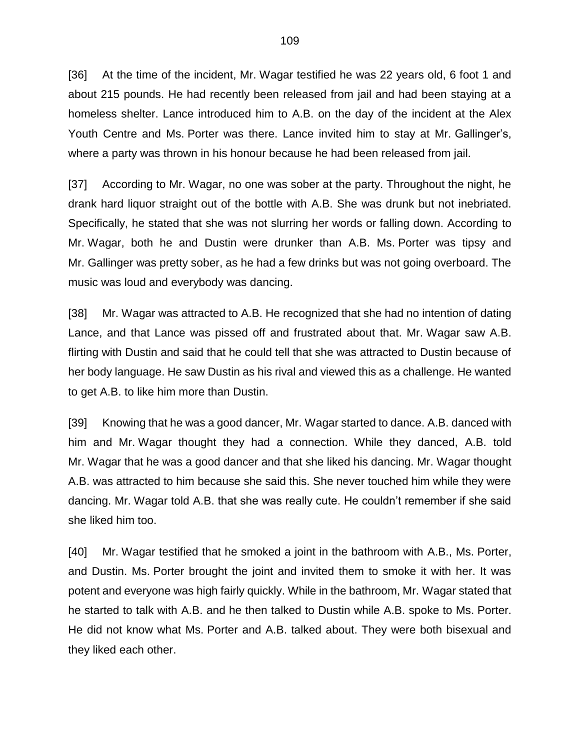[36] At the time of the incident, Mr. Wagar testified he was 22 years old, 6 foot 1 and about 215 pounds. He had recently been released from jail and had been staying at a homeless shelter. Lance introduced him to A.B. on the day of the incident at the Alex Youth Centre and Ms. Porter was there. Lance invited him to stay at Mr. Gallinger's, where a party was thrown in his honour because he had been released from jail.

[37] According to Mr. Wagar, no one was sober at the party. Throughout the night, he drank hard liquor straight out of the bottle with A.B. She was drunk but not inebriated. Specifically, he stated that she was not slurring her words or falling down. According to Mr. Wagar, both he and Dustin were drunker than A.B. Ms. Porter was tipsy and Mr. Gallinger was pretty sober, as he had a few drinks but was not going overboard. The music was loud and everybody was dancing.

[38] Mr. Wagar was attracted to A.B. He recognized that she had no intention of dating Lance, and that Lance was pissed off and frustrated about that. Mr. Wagar saw A.B. flirting with Dustin and said that he could tell that she was attracted to Dustin because of her body language. He saw Dustin as his rival and viewed this as a challenge. He wanted to get A.B. to like him more than Dustin.

[39] Knowing that he was a good dancer, Mr. Wagar started to dance. A.B. danced with him and Mr. Wagar thought they had a connection. While they danced, A.B. told Mr. Wagar that he was a good dancer and that she liked his dancing. Mr. Wagar thought A.B. was attracted to him because she said this. She never touched him while they were dancing. Mr. Wagar told A.B. that she was really cute. He couldn't remember if she said she liked him too.

[40] Mr. Wagar testified that he smoked a joint in the bathroom with A.B., Ms. Porter, and Dustin. Ms. Porter brought the joint and invited them to smoke it with her. It was potent and everyone was high fairly quickly. While in the bathroom, Mr. Wagar stated that he started to talk with A.B. and he then talked to Dustin while A.B. spoke to Ms. Porter. He did not know what Ms. Porter and A.B. talked about. They were both bisexual and they liked each other.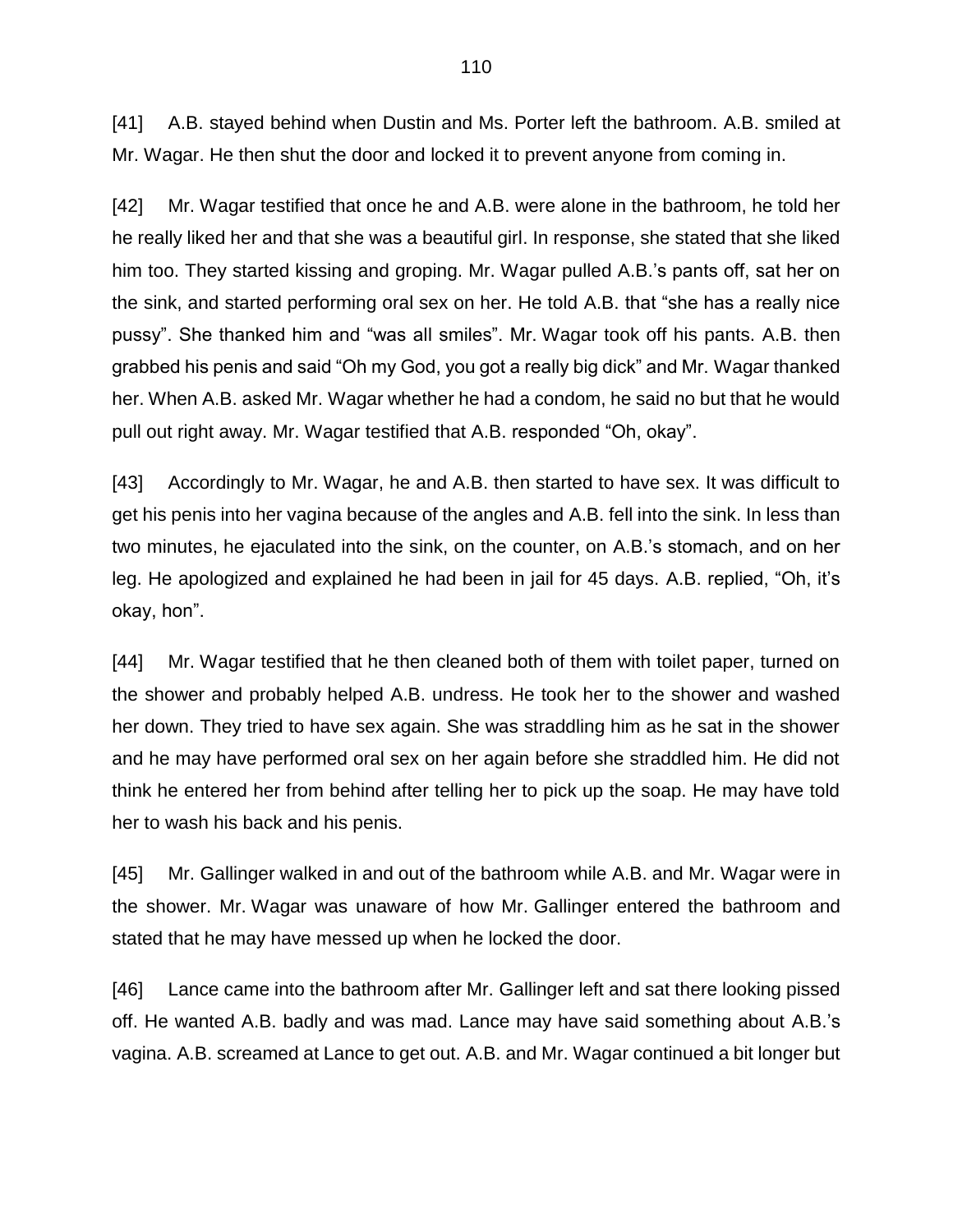[41] A.B. stayed behind when Dustin and Ms. Porter left the bathroom. A.B. smiled at Mr. Wagar. He then shut the door and locked it to prevent anyone from coming in.

[42] Mr. Wagar testified that once he and A.B. were alone in the bathroom, he told her he really liked her and that she was a beautiful girl. In response, she stated that she liked him too. They started kissing and groping. Mr. Wagar pulled A.B.'s pants off, sat her on the sink, and started performing oral sex on her. He told A.B. that "she has a really nice pussy". She thanked him and "was all smiles". Mr. Wagar took off his pants. A.B. then grabbed his penis and said "Oh my God, you got a really big dick" and Mr. Wagar thanked her. When A.B. asked Mr. Wagar whether he had a condom, he said no but that he would pull out right away. Mr. Wagar testified that A.B. responded "Oh, okay".

[43] Accordingly to Mr. Wagar, he and A.B. then started to have sex. It was difficult to get his penis into her vagina because of the angles and A.B. fell into the sink. In less than two minutes, he ejaculated into the sink, on the counter, on A.B.'s stomach, and on her leg. He apologized and explained he had been in jail for 45 days. A.B. replied, "Oh, it's okay, hon".

[44] Mr. Wagar testified that he then cleaned both of them with toilet paper, turned on the shower and probably helped A.B. undress. He took her to the shower and washed her down. They tried to have sex again. She was straddling him as he sat in the shower and he may have performed oral sex on her again before she straddled him. He did not think he entered her from behind after telling her to pick up the soap. He may have told her to wash his back and his penis.

[45] Mr. Gallinger walked in and out of the bathroom while A.B. and Mr. Wagar were in the shower. Mr. Wagar was unaware of how Mr. Gallinger entered the bathroom and stated that he may have messed up when he locked the door.

[46] Lance came into the bathroom after Mr. Gallinger left and sat there looking pissed off. He wanted A.B. badly and was mad. Lance may have said something about A.B.'s vagina. A.B. screamed at Lance to get out. A.B. and Mr. Wagar continued a bit longer but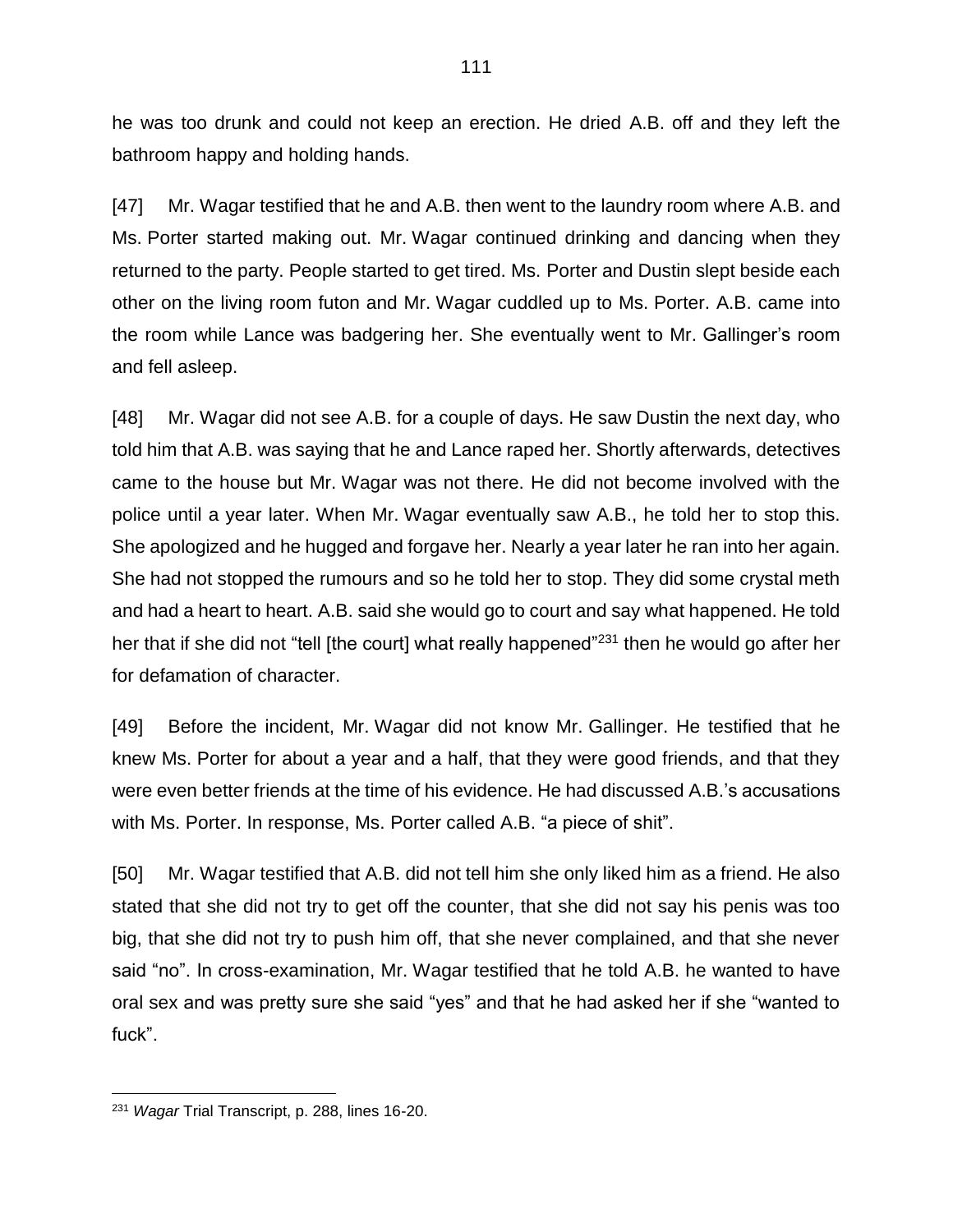he was too drunk and could not keep an erection. He dried A.B. off and they left the bathroom happy and holding hands.

[47] Mr. Wagar testified that he and A.B. then went to the laundry room where A.B. and Ms. Porter started making out. Mr. Wagar continued drinking and dancing when they returned to the party. People started to get tired. Ms. Porter and Dustin slept beside each other on the living room futon and Mr. Wagar cuddled up to Ms. Porter. A.B. came into the room while Lance was badgering her. She eventually went to Mr. Gallinger's room and fell asleep.

[48] Mr. Wagar did not see A.B. for a couple of days. He saw Dustin the next day, who told him that A.B. was saying that he and Lance raped her. Shortly afterwards, detectives came to the house but Mr. Wagar was not there. He did not become involved with the police until a year later. When Mr. Wagar eventually saw A.B., he told her to stop this. She apologized and he hugged and forgave her. Nearly a year later he ran into her again. She had not stopped the rumours and so he told her to stop. They did some crystal meth and had a heart to heart. A.B. said she would go to court and say what happened. He told her that if she did not "tell [the court] what really happened"[231] then he would go after her for defamation of character.

[49] Before the incident, Mr. Wagar did not know Mr. Gallinger. He testified that he knew Ms. Porter for about a year and a half, that they were good friends, and that they were even better friends at the time of his evidence. He had discussed A.B.'s accusations with Ms. Porter. In response, Ms. Porter called A.B. "a piece of shit".

[50] Mr. Wagar testified that A.B. did not tell him she only liked him as a friend. He also stated that she did not try to get off the counter, that she did not say his penis was too big, that she did not try to push him off, that she never complained, and that she never said "no". In cross-examination, Mr. Wagar testified that he told A.B. he wanted to have oral sex and was pretty sure she said "yes" and that he had asked her if she "wanted to fuck".

---

[231] *Wagar* Trial Transcript, p. 288, lines 16-20.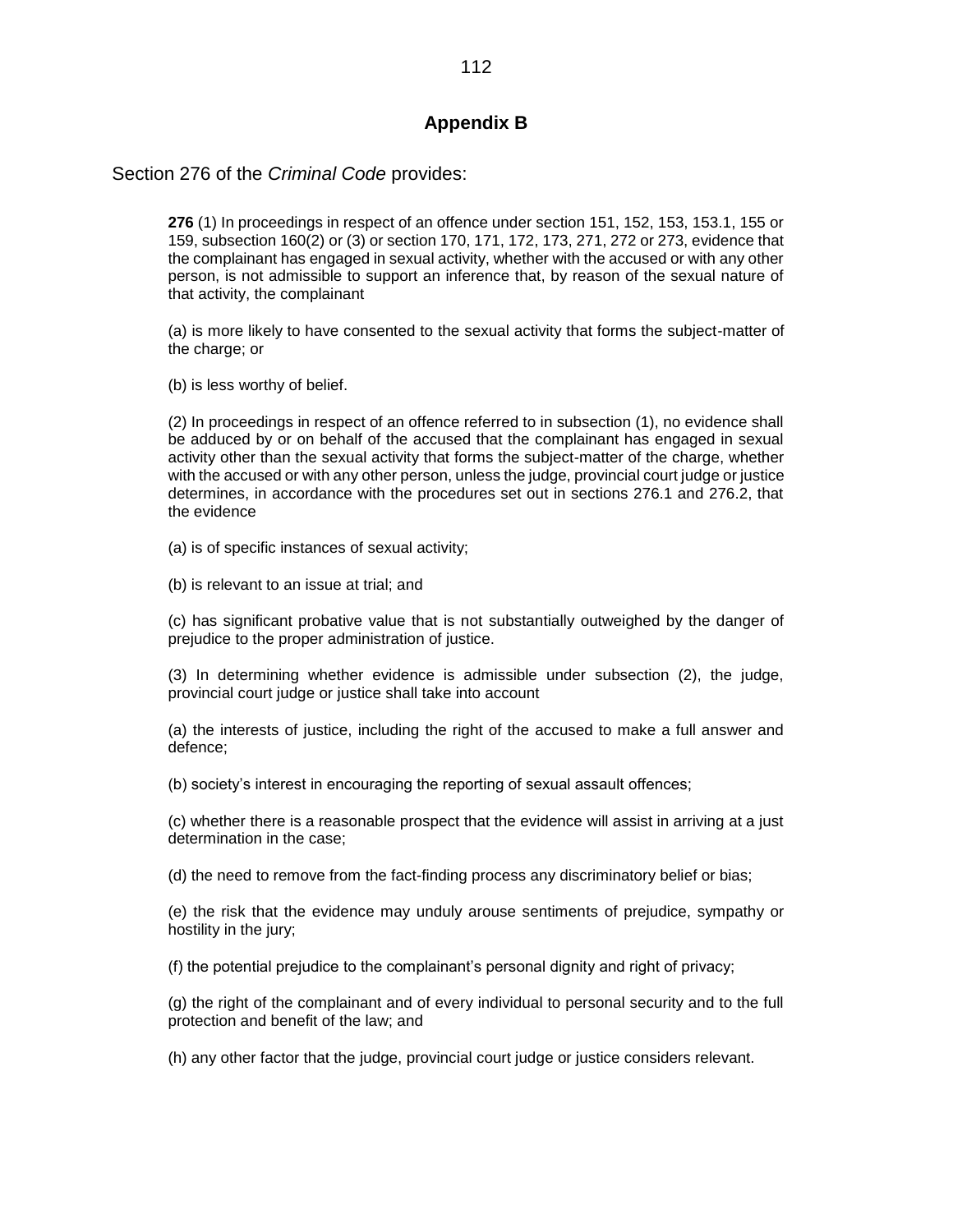## Appendix B

Section 276 of the *Criminal Code* provides:

**276** (1) In proceedings in respect of an offence under section 151, 152, 153, 153.1, 155 or 159, subsection 160(2) or (3) or section 170, 171, 172, 173, 271, 272 or 273, evidence that the complainant has engaged in sexual activity, whether with the accused or with any other person, is not admissible to support an inference that, by reason of the sexual nature of that activity, the complainant

(a) is more likely to have consented to the sexual activity that forms the subject-matter of the charge; or

(b) is less worthy of belief.

(2) In proceedings in respect of an offence referred to in subsection (1), no evidence shall be adduced by or on behalf of the accused that the complainant has engaged in sexual activity other than the sexual activity that forms the subject-matter of the charge, whether with the accused or with any other person, unless the judge, provincial court judge or justice determines, in accordance with the procedures set out in sections 276.1 and 276.2, that the evidence

(a) is of specific instances of sexual activity;

(b) is relevant to an issue at trial; and

(c) has significant probative value that is not substantially outweighed by the danger of prejudice to the proper administration of justice.

(3) In determining whether evidence is admissible under subsection (2), the judge, provincial court judge or justice shall take into account

(a) the interests of justice, including the right of the accused to make a full answer and defence;

(b) society's interest in encouraging the reporting of sexual assault offences;

(c) whether there is a reasonable prospect that the evidence will assist in arriving at a just determination in the case;

(d) the need to remove from the fact-finding process any discriminatory belief or bias;

(e) the risk that the evidence may unduly arouse sentiments of prejudice, sympathy or hostility in the jury;

(f) the potential prejudice to the complainant's personal dignity and right of privacy;

(g) the right of the complainant and of every individual to personal security and to the full protection and benefit of the law; and

(h) any other factor that the judge, provincial court judge or justice considers relevant.